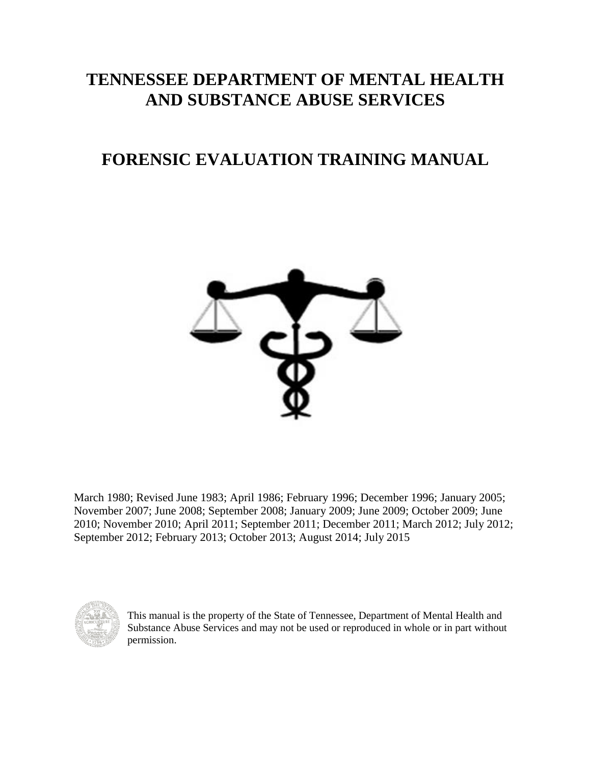# TENNESSEE DEPARTMENT OF MENTAL HEALTH AND SUBSTANCE ABUSE SERVICES

# FORENSIC EVALUATION TRAINING MANUAL

March 1980; Revised June 1983; April 1986; February 1996; December 1996; January 2005; November 2007; June 2008; September 2008; January 2009; June 2009; October 2009; June 2010; November 2010; April 2011; September 2011; December 2011; March 2012; July 2012; September 2012; February 2013; October 2013; August 2014; July 2015

This manual is the property of the State of Tennessee, Department of Mental Health and Substance Abuse Services and may not be used or reproduced in whole or in part without permission.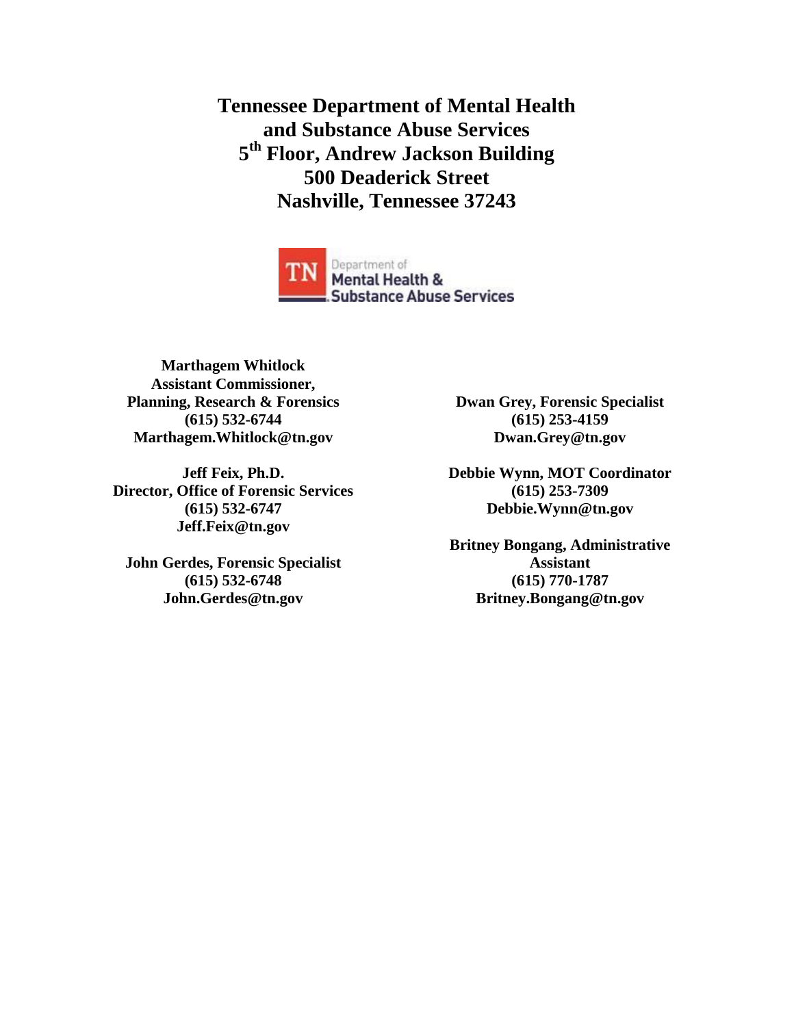**Tennessee Department of Mental Health**
**and Substance Abuse Services**
**5th Floor, Andrew Jackson Building**
**500 Deaderick Street**
**Nashville, Tennessee 37243**

TN Department of Mental Health & Substance Abuse Services

**Marthagem Whitlock**
**Assistant Commissioner,**
**Planning, Research & Forensics**
**(615) 532-6744**
**Marthagem.Whitlock@tn.gov**

**Jeff Feix, Ph.D.**
**Director, Office of Forensic Services**
**(615) 532-6747**
**Jeff.Feix@tn.gov**

**John Gerdes, Forensic Specialist**
**(615) 532-6748**
**John.Gerdes@tn.gov**

**Dwan Grey, Forensic Specialist**
**(615) 253-4159**
**Dwan.Grey@tn.gov**

**Debbie Wynn, MOT Coordinator**
**(615) 253-7309**
**Debbie.Wynn@tn.gov**

**Britney Bongang, Administrative Assistant**
**(615) 770-1787**
**Britney.Bongang@tn.gov**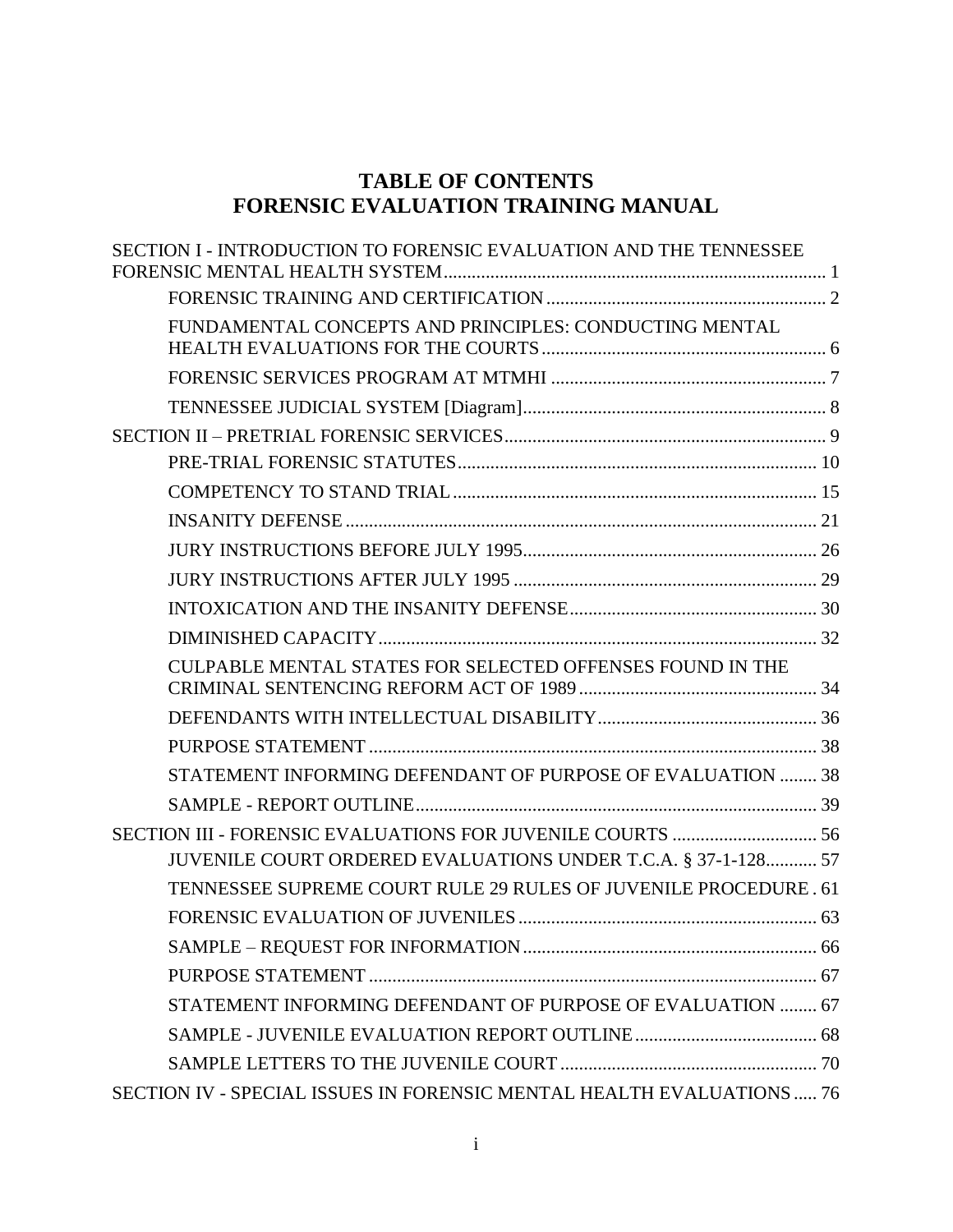# TABLE OF CONTENTS
# FORENSIC EVALUATION TRAINING MANUAL

SECTION I - INTRODUCTION TO FORENSIC EVALUATION AND THE TENNESSEE FORENSIC MENTAL HEALTH SYSTEM ........ 1

- FORENSIC TRAINING AND CERTIFICATION ........ 2
- FUNDAMENTAL CONCEPTS AND PRINCIPLES: CONDUCTING MENTAL HEALTH EVALUATIONS FOR THE COURTS ........ 6
- FORENSIC SERVICES PROGRAM AT MTMHI ........ 7
- TENNESSEE JUDICIAL SYSTEM [Diagram] ........ 8

SECTION II – PRETRIAL FORENSIC SERVICES ........ 9

- PRE-TRIAL FORENSIC STATUTES ........ 10
- COMPETENCY TO STAND TRIAL ........ 15
- INSANITY DEFENSE ........ 21
- JURY INSTRUCTIONS BEFORE JULY 1995 ........ 26
- JURY INSTRUCTIONS AFTER JULY 1995 ........ 29
- INTOXICATION AND THE INSANITY DEFENSE ........ 30
- DIMINISHED CAPACITY ........ 32
- CULPABLE MENTAL STATES FOR SELECTED OFFENSES FOUND IN THE CRIMINAL SENTENCING REFORM ACT OF 1989 ........ 34
- DEFENDANTS WITH INTELLECTUAL DISABILITY ........ 36
- PURPOSE STATEMENT ........ 38
- STATEMENT INFORMING DEFENDANT OF PURPOSE OF EVALUATION ........ 38
- SAMPLE - REPORT OUTLINE ........ 39

SECTION III - FORENSIC EVALUATIONS FOR JUVENILE COURTS ........ 56

- JUVENILE COURT ORDERED EVALUATIONS UNDER T.C.A. § 37-1-128 ........ 57
- TENNESSEE SUPREME COURT RULE 29 RULES OF JUVENILE PROCEDURE . 61
- FORENSIC EVALUATION OF JUVENILES ........ 63
- SAMPLE – REQUEST FOR INFORMATION ........ 66
- PURPOSE STATEMENT ........ 67
- STATEMENT INFORMING DEFENDANT OF PURPOSE OF EVALUATION ........ 67
- SAMPLE - JUVENILE EVALUATION REPORT OUTLINE ........ 68
- SAMPLE LETTERS TO THE JUVENILE COURT ........ 70

SECTION IV - SPECIAL ISSUES IN FORENSIC MENTAL HEALTH EVALUATIONS ........ 76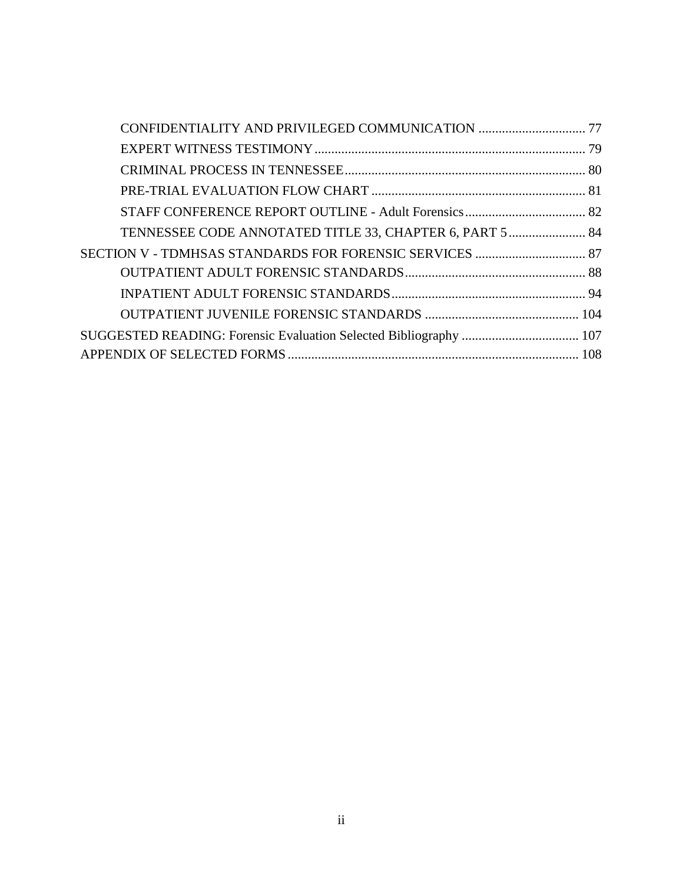CONFIDENTIALITY AND PRIVILEGED COMMUNICATION ................................ 77

EXPERT WITNESS TESTIMONY ................................................................................ 79

CRIMINAL PROCESS IN TENNESSEE ........................................................................ 80

PRE-TRIAL EVALUATION FLOW CHART ................................................................ 81

STAFF CONFERENCE REPORT OUTLINE - Adult Forensics .................................... 82

TENNESSEE CODE ANNOTATED TITLE 33, CHAPTER 6, PART 5 ....................... 84

SECTION V - TDMHSAS STANDARDS FOR FORENSIC SERVICES ................................. 87

OUTPATIENT ADULT FORENSIC STANDARDS ...................................................... 88

INPATIENT ADULT FORENSIC STANDARDS .......................................................... 94

OUTPATIENT JUVENILE FORENSIC STANDARDS .............................................. 104

SUGGESTED READING: Forensic Evaluation Selected Bibliography ................................... 107

APPENDIX OF SELECTED FORMS ...................................................................................... 108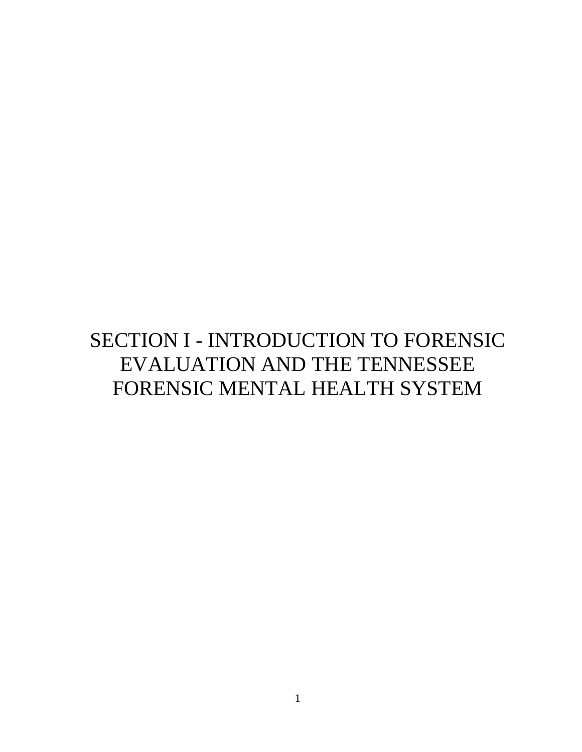# SECTION I - INTRODUCTION TO FORENSIC EVALUATION AND THE TENNESSEE FORENSIC MENTAL HEALTH SYSTEM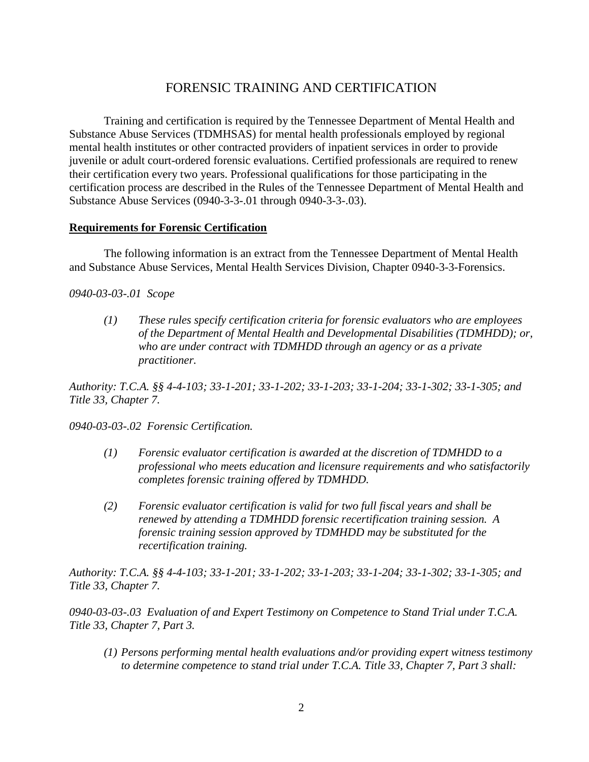# FORENSIC TRAINING AND CERTIFICATION

Training and certification is required by the Tennessee Department of Mental Health and Substance Abuse Services (TDMHSAS) for mental health professionals employed by regional mental health institutes or other contracted providers of inpatient services in order to provide juvenile or adult court-ordered forensic evaluations. Certified professionals are required to renew their certification every two years. Professional qualifications for those participating in the certification process are described in the Rules of the Tennessee Department of Mental Health and Substance Abuse Services (0940-3-3-.01 through 0940-3-3-.03).

## Requirements for Forensic Certification

The following information is an extract from the Tennessee Department of Mental Health and Substance Abuse Services, Mental Health Services Division, Chapter 0940-3-3-Forensics.

*0940-03-03-.01 Scope*

> *(1) These rules specify certification criteria for forensic evaluators who are employees of the Department of Mental Health and Developmental Disabilities (TDMHDD); or, who are under contract with TDMHDD through an agency or as a private practitioner.*

*Authority: T.C.A. §§ 4-4-103; 33-1-201; 33-1-202; 33-1-203; 33-1-204; 33-1-302; 33-1-305; and Title 33, Chapter 7.*

*0940-03-03-.02 Forensic Certification.*

> *(1) Forensic evaluator certification is awarded at the discretion of TDMHDD to a professional who meets education and licensure requirements and who satisfactorily completes forensic training offered by TDMHDD.*
>
> *(2) Forensic evaluator certification is valid for two full fiscal years and shall be renewed by attending a TDMHDD forensic recertification training session. A forensic training session approved by TDMHDD may be substituted for the recertification training.*

*Authority: T.C.A. §§ 4-4-103; 33-1-201; 33-1-202; 33-1-203; 33-1-204; 33-1-302; 33-1-305; and Title 33, Chapter 7.*

*0940-03-03-.03 Evaluation of and Expert Testimony on Competence to Stand Trial under T.C.A. Title 33, Chapter 7, Part 3.*

> *(1) Persons performing mental health evaluations and/or providing expert witness testimony to determine competence to stand trial under T.C.A. Title 33, Chapter 7, Part 3 shall:*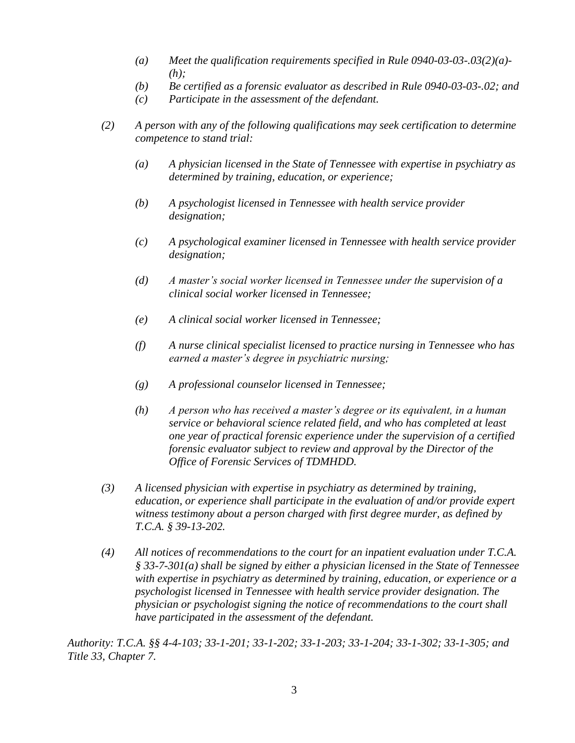*(a) Meet the qualification requirements specified in Rule 0940-03-03-.03(2)(a)-(h);*

*(b) Be certified as a forensic evaluator as described in Rule 0940-03-03-.02; and*

*(c) Participate in the assessment of the defendant.*

*(2) A person with any of the following qualifications may seek certification to determine competence to stand trial:*

*(a) A physician licensed in the State of Tennessee with expertise in psychiatry as determined by training, education, or experience;*

*(b) A psychologist licensed in Tennessee with health service provider designation;*

*(c) A psychological examiner licensed in Tennessee with health service provider designation;*

*(d) A master's social worker licensed in Tennessee under the supervision of a clinical social worker licensed in Tennessee;*

*(e) A clinical social worker licensed in Tennessee;*

*(f) A nurse clinical specialist licensed to practice nursing in Tennessee who has earned a master's degree in psychiatric nursing;*

*(g) A professional counselor licensed in Tennessee;*

*(h) A person who has received a master's degree or its equivalent, in a human service or behavioral science related field, and who has completed at least one year of practical forensic experience under the supervision of a certified forensic evaluator subject to review and approval by the Director of the Office of Forensic Services of TDMHDD.*

*(3) A licensed physician with expertise in psychiatry as determined by training, education, or experience shall participate in the evaluation of and/or provide expert witness testimony about a person charged with first degree murder, as defined by T.C.A. § 39-13-202.*

*(4) All notices of recommendations to the court for an inpatient evaluation under T.C.A. § 33-7-301(a) shall be signed by either a physician licensed in the State of Tennessee with expertise in psychiatry as determined by training, education, or experience or a psychologist licensed in Tennessee with health service provider designation. The physician or psychologist signing the notice of recommendations to the court shall have participated in the assessment of the defendant.*

*Authority: T.C.A. §§ 4-4-103; 33-1-201; 33-1-202; 33-1-203; 33-1-204; 33-1-302; 33-1-305; and Title 33, Chapter 7.*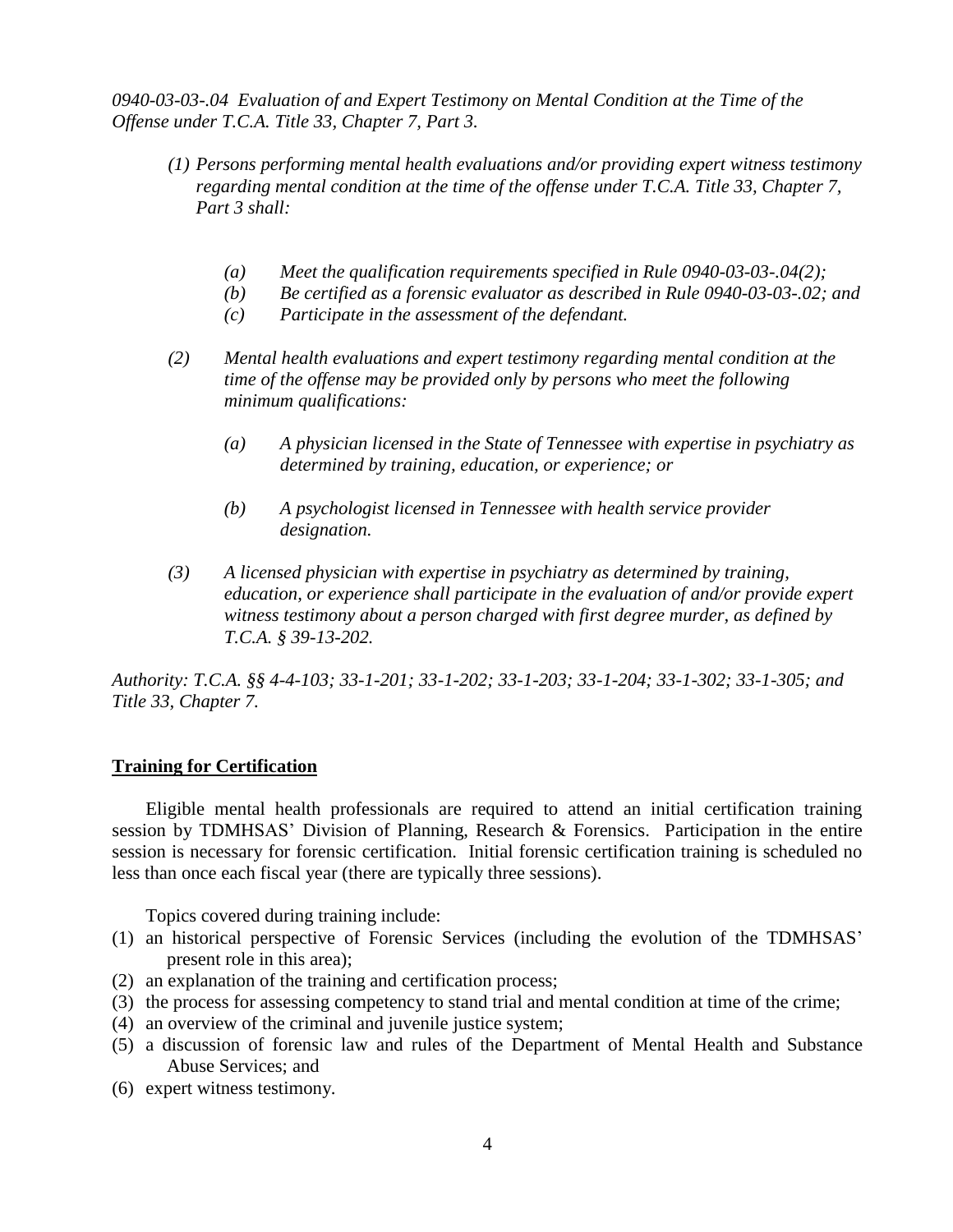*0940-03-03-.04 Evaluation of and Expert Testimony on Mental Condition at the Time of the Offense under T.C.A. Title 33, Chapter 7, Part 3.*

*(1) Persons performing mental health evaluations and/or providing expert witness testimony regarding mental condition at the time of the offense under T.C.A. Title 33, Chapter 7, Part 3 shall:*

*(a) Meet the qualification requirements specified in Rule 0940-03-03-.04(2);*
*(b) Be certified as a forensic evaluator as described in Rule 0940-03-03-.02; and*
*(c) Participate in the assessment of the defendant.*

*(2) Mental health evaluations and expert testimony regarding mental condition at the time of the offense may be provided only by persons who meet the following minimum qualifications:*

*(a) A physician licensed in the State of Tennessee with expertise in psychiatry as determined by training, education, or experience; or*

*(b) A psychologist licensed in Tennessee with health service provider designation.*

*(3) A licensed physician with expertise in psychiatry as determined by training, education, or experience shall participate in the evaluation of and/or provide expert witness testimony about a person charged with first degree murder, as defined by T.C.A. § 39-13-202.*

*Authority: T.C.A. §§ 4-4-103; 33-1-201; 33-1-202; 33-1-203; 33-1-204; 33-1-302; 33-1-305; and Title 33, Chapter 7.*

## Training for Certification

Eligible mental health professionals are required to attend an initial certification training session by TDMHSAS' Division of Planning, Research & Forensics. Participation in the entire session is necessary for forensic certification. Initial forensic certification training is scheduled no less than once each fiscal year (there are typically three sessions).

Topics covered during training include:

(1) an historical perspective of Forensic Services (including the evolution of the TDMHSAS' present role in this area);
(2) an explanation of the training and certification process;
(3) the process for assessing competency to stand trial and mental condition at time of the crime;
(4) an overview of the criminal and juvenile justice system;
(5) a discussion of forensic law and rules of the Department of Mental Health and Substance Abuse Services; and
(6) expert witness testimony.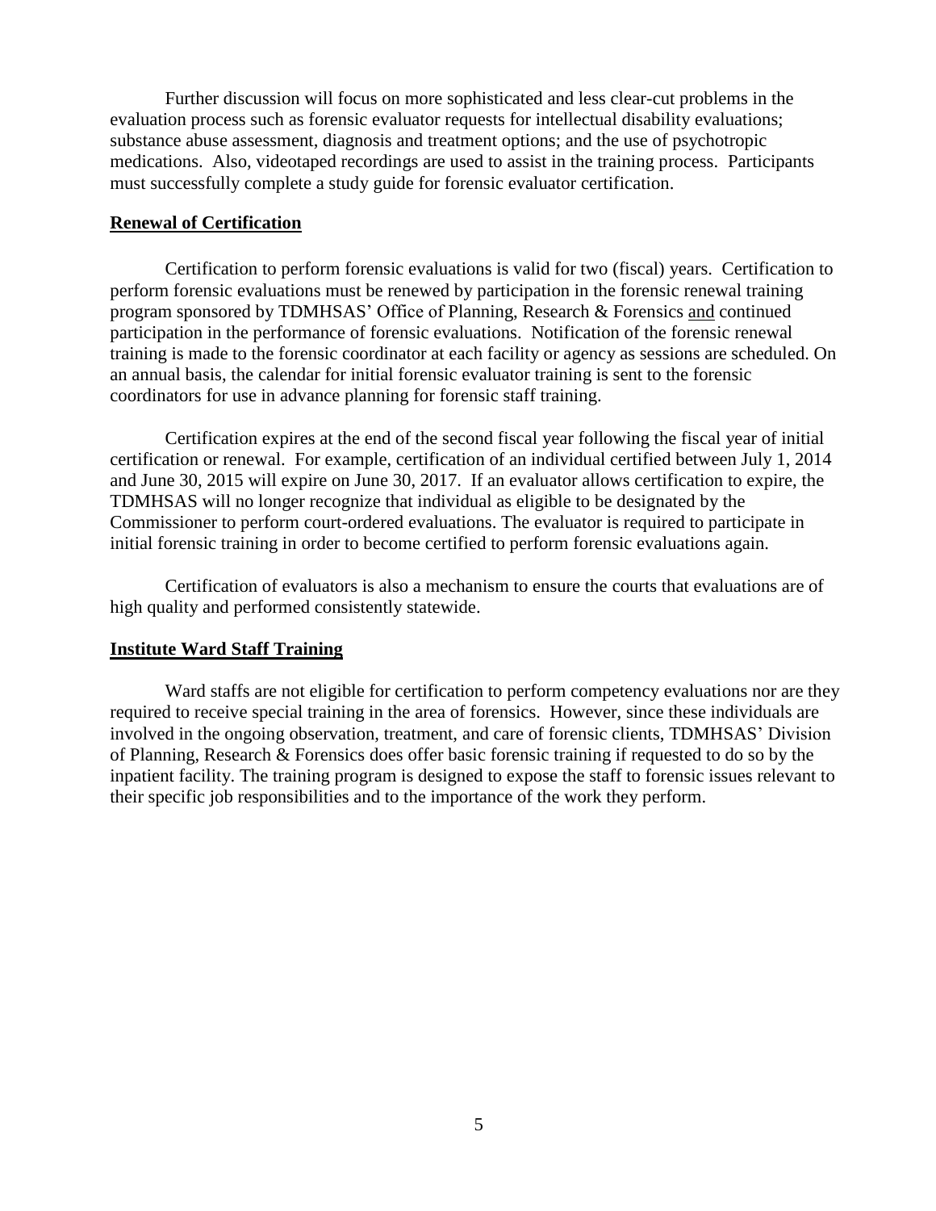Further discussion will focus on more sophisticated and less clear-cut problems in the evaluation process such as forensic evaluator requests for intellectual disability evaluations; substance abuse assessment, diagnosis and treatment options; and the use of psychotropic medications. Also, videotaped recordings are used to assist in the training process. Participants must successfully complete a study guide for forensic evaluator certification.

## Renewal of Certification

Certification to perform forensic evaluations is valid for two (fiscal) years. Certification to perform forensic evaluations must be renewed by participation in the forensic renewal training program sponsored by TDMHSAS' Office of Planning, Research & Forensics and continued participation in the performance of forensic evaluations. Notification of the forensic renewal training is made to the forensic coordinator at each facility or agency as sessions are scheduled. On an annual basis, the calendar for initial forensic evaluator training is sent to the forensic coordinators for use in advance planning for forensic staff training.

Certification expires at the end of the second fiscal year following the fiscal year of initial certification or renewal. For example, certification of an individual certified between July 1, 2014 and June 30, 2015 will expire on June 30, 2017. If an evaluator allows certification to expire, the TDMHSAS will no longer recognize that individual as eligible to be designated by the Commissioner to perform court-ordered evaluations. The evaluator is required to participate in initial forensic training in order to become certified to perform forensic evaluations again.

Certification of evaluators is also a mechanism to ensure the courts that evaluations are of high quality and performed consistently statewide.

## Institute Ward Staff Training

Ward staffs are not eligible for certification to perform competency evaluations nor are they required to receive special training in the area of forensics. However, since these individuals are involved in the ongoing observation, treatment, and care of forensic clients, TDMHSAS' Division of Planning, Research & Forensics does offer basic forensic training if requested to do so by the inpatient facility. The training program is designed to expose the staff to forensic issues relevant to their specific job responsibilities and to the importance of the work they perform.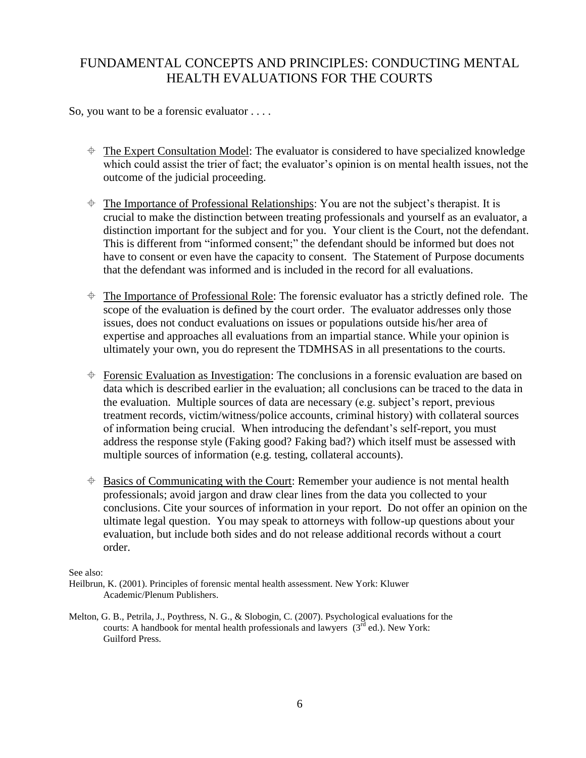# FUNDAMENTAL CONCEPTS AND PRINCIPLES: CONDUCTING MENTAL HEALTH EVALUATIONS FOR THE COURTS

So, you want to be a forensic evaluator . . . .

- The Expert Consultation Model: The evaluator is considered to have specialized knowledge which could assist the trier of fact; the evaluator's opinion is on mental health issues, not the outcome of the judicial proceeding.

- The Importance of Professional Relationships: You are not the subject's therapist. It is crucial to make the distinction between treating professionals and yourself as an evaluator, a distinction important for the subject and for you. Your client is the Court, not the defendant. This is different from "informed consent;" the defendant should be informed but does not have to consent or even have the capacity to consent. The Statement of Purpose documents that the defendant was informed and is included in the record for all evaluations.

- The Importance of Professional Role: The forensic evaluator has a strictly defined role. The scope of the evaluation is defined by the court order. The evaluator addresses only those issues, does not conduct evaluations on issues or populations outside his/her area of expertise and approaches all evaluations from an impartial stance. While your opinion is ultimately your own, you do represent the TDMHSAS in all presentations to the courts.

- Forensic Evaluation as Investigation: The conclusions in a forensic evaluation are based on data which is described earlier in the evaluation; all conclusions can be traced to the data in the evaluation. Multiple sources of data are necessary (e.g. subject's report, previous treatment records, victim/witness/police accounts, criminal history) with collateral sources of information being crucial. When introducing the defendant's self-report, you must address the response style (Faking good? Faking bad?) which itself must be assessed with multiple sources of information (e.g. testing, collateral accounts).

- Basics of Communicating with the Court: Remember your audience is not mental health professionals; avoid jargon and draw clear lines from the data you collected to your conclusions. Cite your sources of information in your report. Do not offer an opinion on the ultimate legal question. You may speak to attorneys with follow-up questions about your evaluation, but include both sides and do not release additional records without a court order.

See also:

Heilbrun, K. (2001). Principles of forensic mental health assessment. New York: Kluwer Academic/Plenum Publishers.

Melton, G. B., Petrila, J., Poythress, N. G., & Slobogin, C. (2007). Psychological evaluations for the courts: A handbook for mental health professionals and lawyers (3rd ed.). New York: Guilford Press.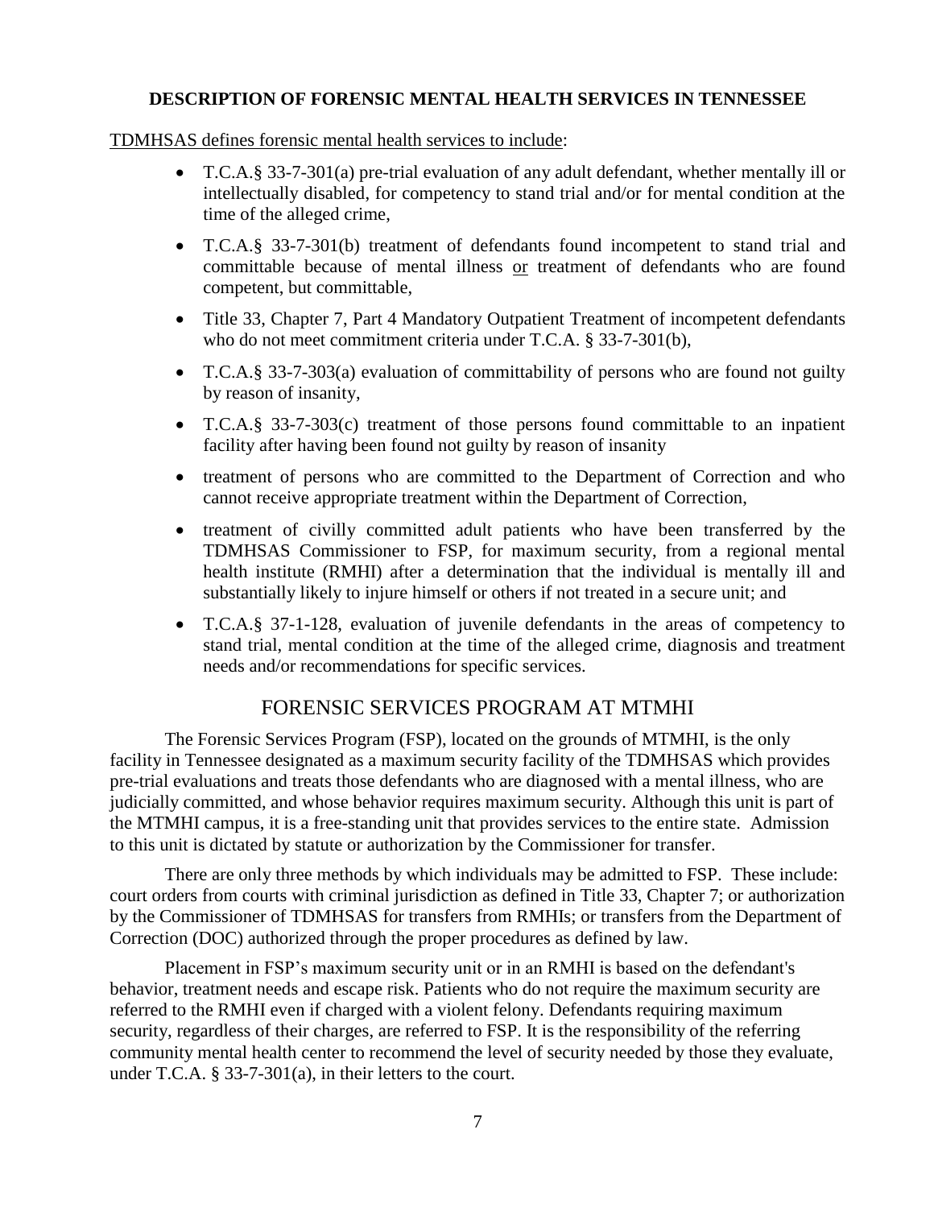## DESCRIPTION OF FORENSIC MENTAL HEALTH SERVICES IN TENNESSEE

<u>TDMHSAS defines forensic mental health services to include</u>:

- T.C.A.§ 33-7-301(a) pre-trial evaluation of any adult defendant, whether mentally ill or intellectually disabled, for competency to stand trial and/or for mental condition at the time of the alleged crime,
- T.C.A.§ 33-7-301(b) treatment of defendants found incompetent to stand trial and committable because of mental illness <u>or</u> treatment of defendants who are found competent, but committable,
- Title 33, Chapter 7, Part 4 Mandatory Outpatient Treatment of incompetent defendants who do not meet commitment criteria under T.C.A. § 33-7-301(b),
- T.C.A.§ 33-7-303(a) evaluation of committability of persons who are found not guilty by reason of insanity,
- T.C.A.§ 33-7-303(c) treatment of those persons found committable to an inpatient facility after having been found not guilty by reason of insanity
- treatment of persons who are committed to the Department of Correction and who cannot receive appropriate treatment within the Department of Correction,
- treatment of civilly committed adult patients who have been transferred by the TDMHSAS Commissioner to FSP, for maximum security, from a regional mental health institute (RMHI) after a determination that the individual is mentally ill and substantially likely to injure himself or others if not treated in a secure unit; and
- T.C.A.§ 37-1-128, evaluation of juvenile defendants in the areas of competency to stand trial, mental condition at the time of the alleged crime, diagnosis and treatment needs and/or recommendations for specific services.

## FORENSIC SERVICES PROGRAM AT MTMHI

The Forensic Services Program (FSP), located on the grounds of MTMHI, is the only facility in Tennessee designated as a maximum security facility of the TDMHSAS which provides pre-trial evaluations and treats those defendants who are diagnosed with a mental illness, who are judicially committed, and whose behavior requires maximum security. Although this unit is part of the MTMHI campus, it is a free-standing unit that provides services to the entire state. Admission to this unit is dictated by statute or authorization by the Commissioner for transfer.

There are only three methods by which individuals may be admitted to FSP. These include: court orders from courts with criminal jurisdiction as defined in Title 33, Chapter 7; or authorization by the Commissioner of TDMHSAS for transfers from RMHIs; or transfers from the Department of Correction (DOC) authorized through the proper procedures as defined by law.

Placement in FSP's maximum security unit or in an RMHI is based on the defendant's behavior, treatment needs and escape risk. Patients who do not require the maximum security are referred to the RMHI even if charged with a violent felony. Defendants requiring maximum security, regardless of their charges, are referred to FSP. It is the responsibility of the referring community mental health center to recommend the level of security needed by those they evaluate, under T.C.A. § 33-7-301(a), in their letters to the court.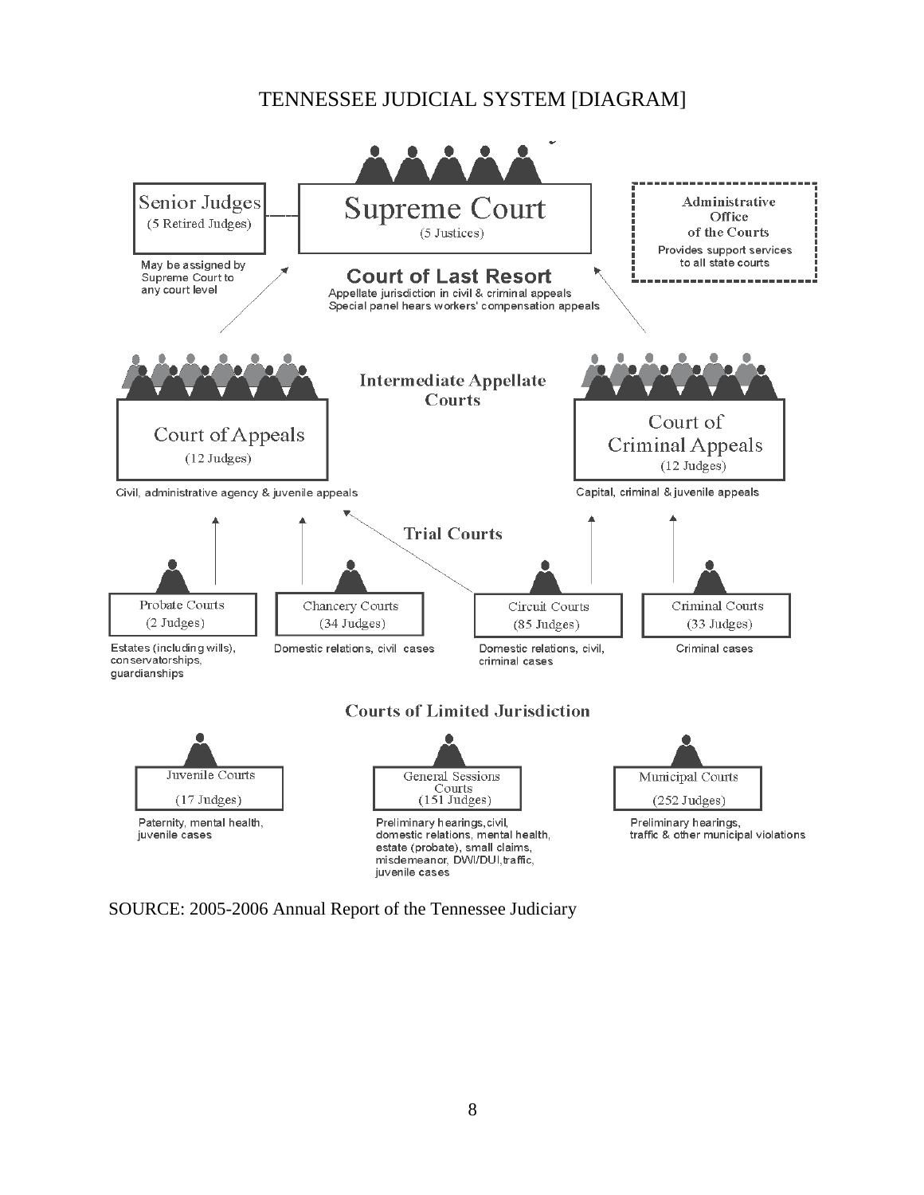# TENNESSEE JUDICIAL SYSTEM [DIAGRAM]

**Senior Judges** (5 Retired Judges)
May be assigned by Supreme Court to any court level

**Supreme Court** (5 Justices)

**Administrative Office of the Courts**
Provides support services to all state courts

## Court of Last Resort

Appellate jurisdiction in civil & criminal appeals
Special panel hears workers' compensation appeals

## Intermediate Appellate Courts

**Court of Appeals** (12 Judges)
Civil, administrative agency & juvenile appeals

**Court of Criminal Appeals** (12 Judges)
Capital, criminal & juvenile appeals

## Trial Courts

**Probate Courts** (2 Judges)
Estates (including wills), conservatorships, guardianships

**Chancery Courts** (34 Judges)
Domestic relations, civil cases

**Circuit Courts** (85 Judges)
Domestic relations, civil, criminal cases

**Criminal Courts** (33 Judges)
Criminal cases

## Courts of Limited Jurisdiction

**Juvenile Courts** (17 Judges)
Paternity, mental health, juvenile cases

**General Sessions Courts** (151 Judges)
Preliminary hearings, civil, domestic relations, mental health, estate (probate), small claims, misdemeanor, DWI/DUI, traffic, juvenile cases

**Municipal Courts** (252 Judges)
Preliminary hearings, traffic & other municipal violations

SOURCE: 2005-2006 Annual Report of the Tennessee Judiciary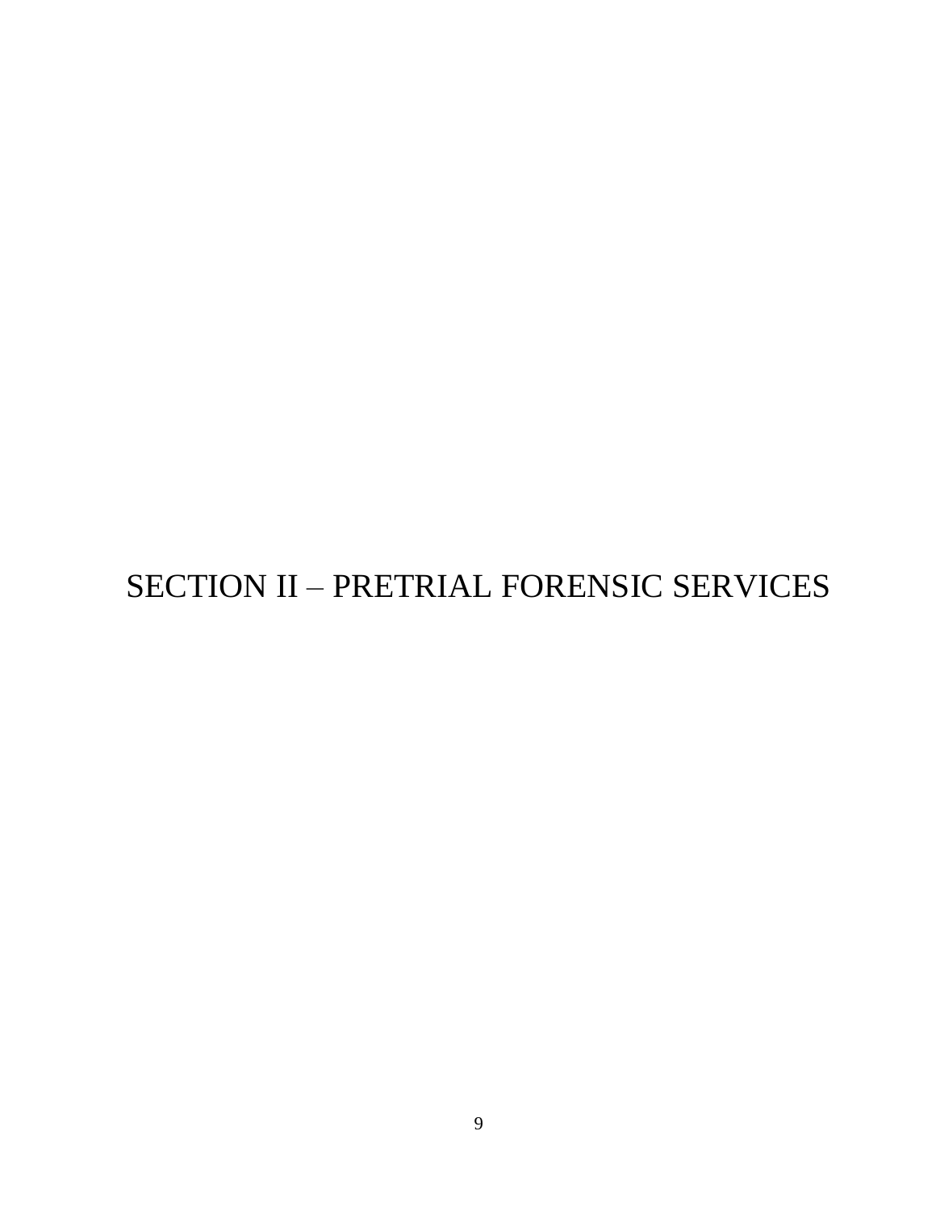# SECTION II – PRETRIAL FORENSIC SERVICES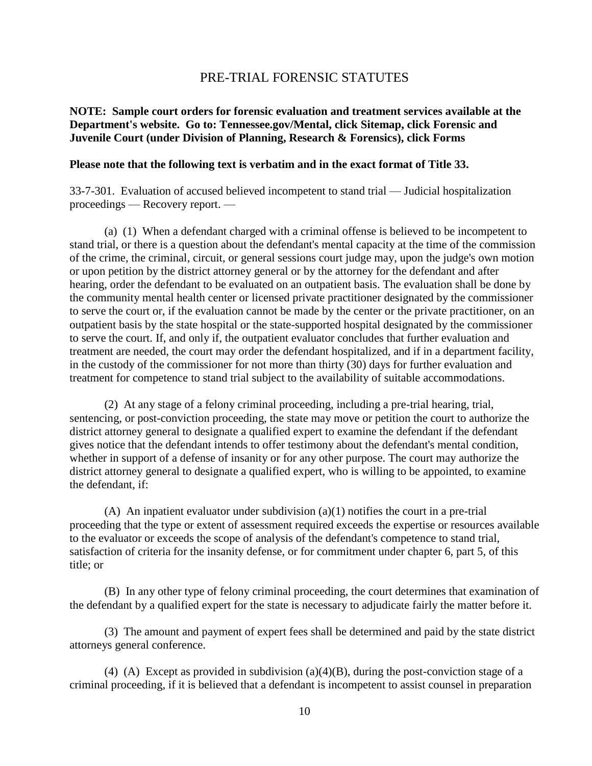# PRE-TRIAL FORENSIC STATUTES

**NOTE: Sample court orders for forensic evaluation and treatment services available at the Department's website. Go to: Tennessee.gov/Mental, click Sitemap, click Forensic and Juvenile Court (under Division of Planning, Research & Forensics), click Forms**

**Please note that the following text is verbatim and in the exact format of Title 33.**

33-7-301. Evaluation of accused believed incompetent to stand trial — Judicial hospitalization proceedings — Recovery report. —

(a) (1) When a defendant charged with a criminal offense is believed to be incompetent to stand trial, or there is a question about the defendant's mental capacity at the time of the commission of the crime, the criminal, circuit, or general sessions court judge may, upon the judge's own motion or upon petition by the district attorney general or by the attorney for the defendant and after hearing, order the defendant to be evaluated on an outpatient basis. The evaluation shall be done by the community mental health center or licensed private practitioner designated by the commissioner to serve the court or, if the evaluation cannot be made by the center or the private practitioner, on an outpatient basis by the state hospital or the state-supported hospital designated by the commissioner to serve the court. If, and only if, the outpatient evaluator concludes that further evaluation and treatment are needed, the court may order the defendant hospitalized, and if in a department facility, in the custody of the commissioner for not more than thirty (30) days for further evaluation and treatment for competence to stand trial subject to the availability of suitable accommodations.

(2) At any stage of a felony criminal proceeding, including a pre-trial hearing, trial, sentencing, or post-conviction proceeding, the state may move or petition the court to authorize the district attorney general to designate a qualified expert to examine the defendant if the defendant gives notice that the defendant intends to offer testimony about the defendant's mental condition, whether in support of a defense of insanity or for any other purpose. The court may authorize the district attorney general to designate a qualified expert, who is willing to be appointed, to examine the defendant, if:

(A) An inpatient evaluator under subdivision (a)(1) notifies the court in a pre-trial proceeding that the type or extent of assessment required exceeds the expertise or resources available to the evaluator or exceeds the scope of analysis of the defendant's competence to stand trial, satisfaction of criteria for the insanity defense, or for commitment under chapter 6, part 5, of this title; or

(B) In any other type of felony criminal proceeding, the court determines that examination of the defendant by a qualified expert for the state is necessary to adjudicate fairly the matter before it.

(3) The amount and payment of expert fees shall be determined and paid by the state district attorneys general conference.

(4) (A) Except as provided in subdivision (a)(4)(B), during the post-conviction stage of a criminal proceeding, if it is believed that a defendant is incompetent to assist counsel in preparation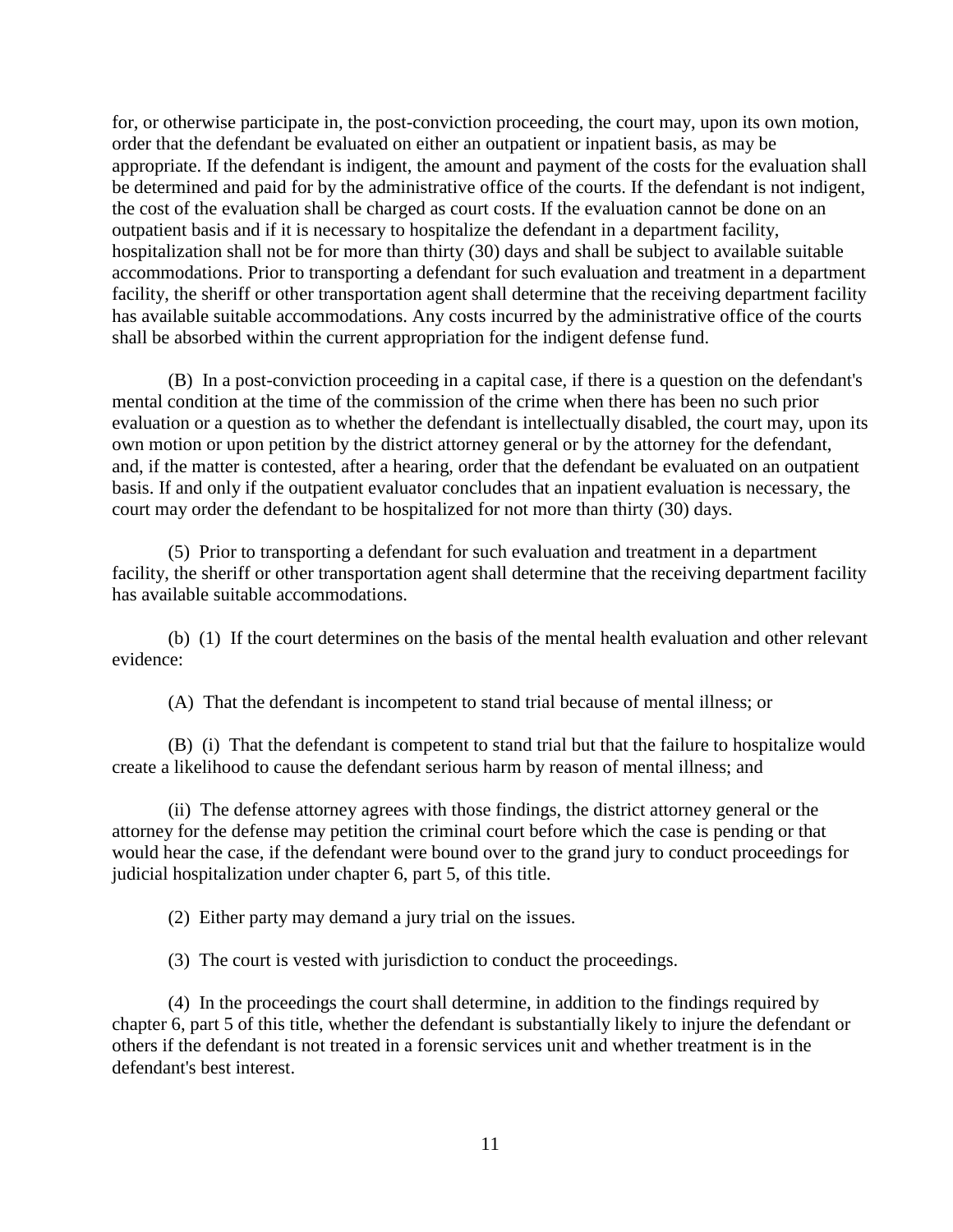for, or otherwise participate in, the post-conviction proceeding, the court may, upon its own motion, order that the defendant be evaluated on either an outpatient or inpatient basis, as may be appropriate. If the defendant is indigent, the amount and payment of the costs for the evaluation shall be determined and paid for by the administrative office of the courts. If the defendant is not indigent, the cost of the evaluation shall be charged as court costs. If the evaluation cannot be done on an outpatient basis and if it is necessary to hospitalize the defendant in a department facility, hospitalization shall not be for more than thirty (30) days and shall be subject to available suitable accommodations. Prior to transporting a defendant for such evaluation and treatment in a department facility, the sheriff or other transportation agent shall determine that the receiving department facility has available suitable accommodations. Any costs incurred by the administrative office of the courts shall be absorbed within the current appropriation for the indigent defense fund.

(B) In a post-conviction proceeding in a capital case, if there is a question on the defendant's mental condition at the time of the commission of the crime when there has been no such prior evaluation or a question as to whether the defendant is intellectually disabled, the court may, upon its own motion or upon petition by the district attorney general or by the attorney for the defendant, and, if the matter is contested, after a hearing, order that the defendant be evaluated on an outpatient basis. If and only if the outpatient evaluator concludes that an inpatient evaluation is necessary, the court may order the defendant to be hospitalized for not more than thirty (30) days.

(5) Prior to transporting a defendant for such evaluation and treatment in a department facility, the sheriff or other transportation agent shall determine that the receiving department facility has available suitable accommodations.

(b) (1) If the court determines on the basis of the mental health evaluation and other relevant evidence:

(A) That the defendant is incompetent to stand trial because of mental illness; or

(B) (i) That the defendant is competent to stand trial but that the failure to hospitalize would create a likelihood to cause the defendant serious harm by reason of mental illness; and

(ii) The defense attorney agrees with those findings, the district attorney general or the attorney for the defense may petition the criminal court before which the case is pending or that would hear the case, if the defendant were bound over to the grand jury to conduct proceedings for judicial hospitalization under chapter 6, part 5, of this title.

(2) Either party may demand a jury trial on the issues.

(3) The court is vested with jurisdiction to conduct the proceedings.

(4) In the proceedings the court shall determine, in addition to the findings required by chapter 6, part 5 of this title, whether the defendant is substantially likely to injure the defendant or others if the defendant is not treated in a forensic services unit and whether treatment is in the defendant's best interest.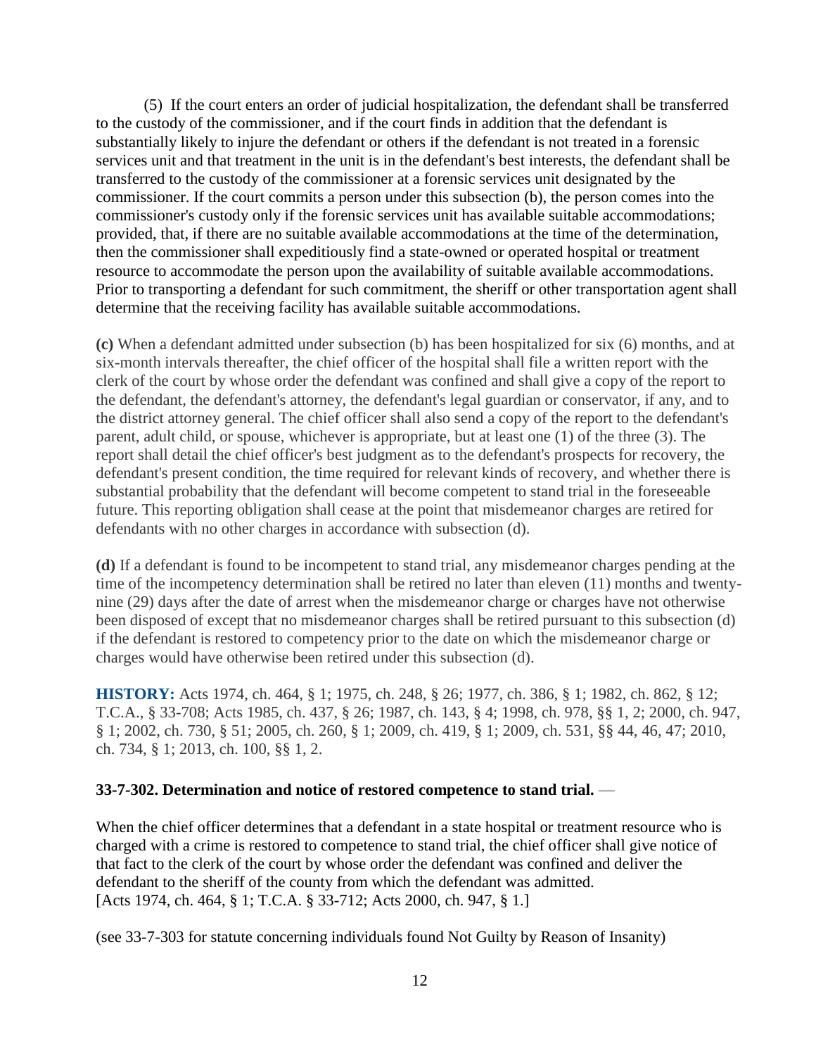(5) If the court enters an order of judicial hospitalization, the defendant shall be transferred to the custody of the commissioner, and if the court finds in addition that the defendant is substantially likely to injure the defendant or others if the defendant is not treated in a forensic services unit and that treatment in the unit is in the defendant's best interests, the defendant shall be transferred to the custody of the commissioner at a forensic services unit designated by the commissioner. If the court commits a person under this subsection (b), the person comes into the commissioner's custody only if the forensic services unit has available suitable accommodations; provided, that, if there are no suitable available accommodations at the time of the determination, then the commissioner shall expeditiously find a state-owned or operated hospital or treatment resource to accommodate the person upon the availability of suitable available accommodations. Prior to transporting a defendant for such commitment, the sheriff or other transportation agent shall determine that the receiving facility has available suitable accommodations.

**(c)** When a defendant admitted under subsection (b) has been hospitalized for six (6) months, and at six-month intervals thereafter, the chief officer of the hospital shall file a written report with the clerk of the court by whose order the defendant was confined and shall give a copy of the report to the defendant, the defendant's attorney, the defendant's legal guardian or conservator, if any, and to the district attorney general. The chief officer shall also send a copy of the report to the defendant's parent, adult child, or spouse, whichever is appropriate, but at least one (1) of the three (3). The report shall detail the chief officer's best judgment as to the defendant's prospects for recovery, the defendant's present condition, the time required for relevant kinds of recovery, and whether there is substantial probability that the defendant will become competent to stand trial in the foreseeable future. This reporting obligation shall cease at the point that misdemeanor charges are retired for defendants with no other charges in accordance with subsection (d).

**(d)** If a defendant is found to be incompetent to stand trial, any misdemeanor charges pending at the time of the incompetency determination shall be retired no later than eleven (11) months and twenty-nine (29) days after the date of arrest when the misdemeanor charge or charges have not otherwise been disposed of except that no misdemeanor charges shall be retired pursuant to this subsection (d) if the defendant is restored to competency prior to the date on which the misdemeanor charge or charges would have otherwise been retired under this subsection (d).

**HISTORY:** Acts 1974, ch. 464, § 1; 1975, ch. 248, § 26; 1977, ch. 386, § 1; 1982, ch. 862, § 12; T.C.A., § 33-708; Acts 1985, ch. 437, § 26; 1987, ch. 143, § 4; 1998, ch. 978, §§ 1, 2; 2000, ch. 947, § 1; 2002, ch. 730, § 51; 2005, ch. 260, § 1; 2009, ch. 419, § 1; 2009, ch. 531, §§ 44, 46, 47; 2010, ch. 734, § 1; 2013, ch. 100, §§ 1, 2.

**33-7-302. Determination and notice of restored competence to stand trial.** —

When the chief officer determines that a defendant in a state hospital or treatment resource who is charged with a crime is restored to competence to stand trial, the chief officer shall give notice of that fact to the clerk of the court by whose order the defendant was confined and deliver the defendant to the sheriff of the county from which the defendant was admitted.
[Acts 1974, ch. 464, § 1; T.C.A. § 33-712; Acts 2000, ch. 947, § 1.]

(see 33-7-303 for statute concerning individuals found Not Guilty by Reason of Insanity)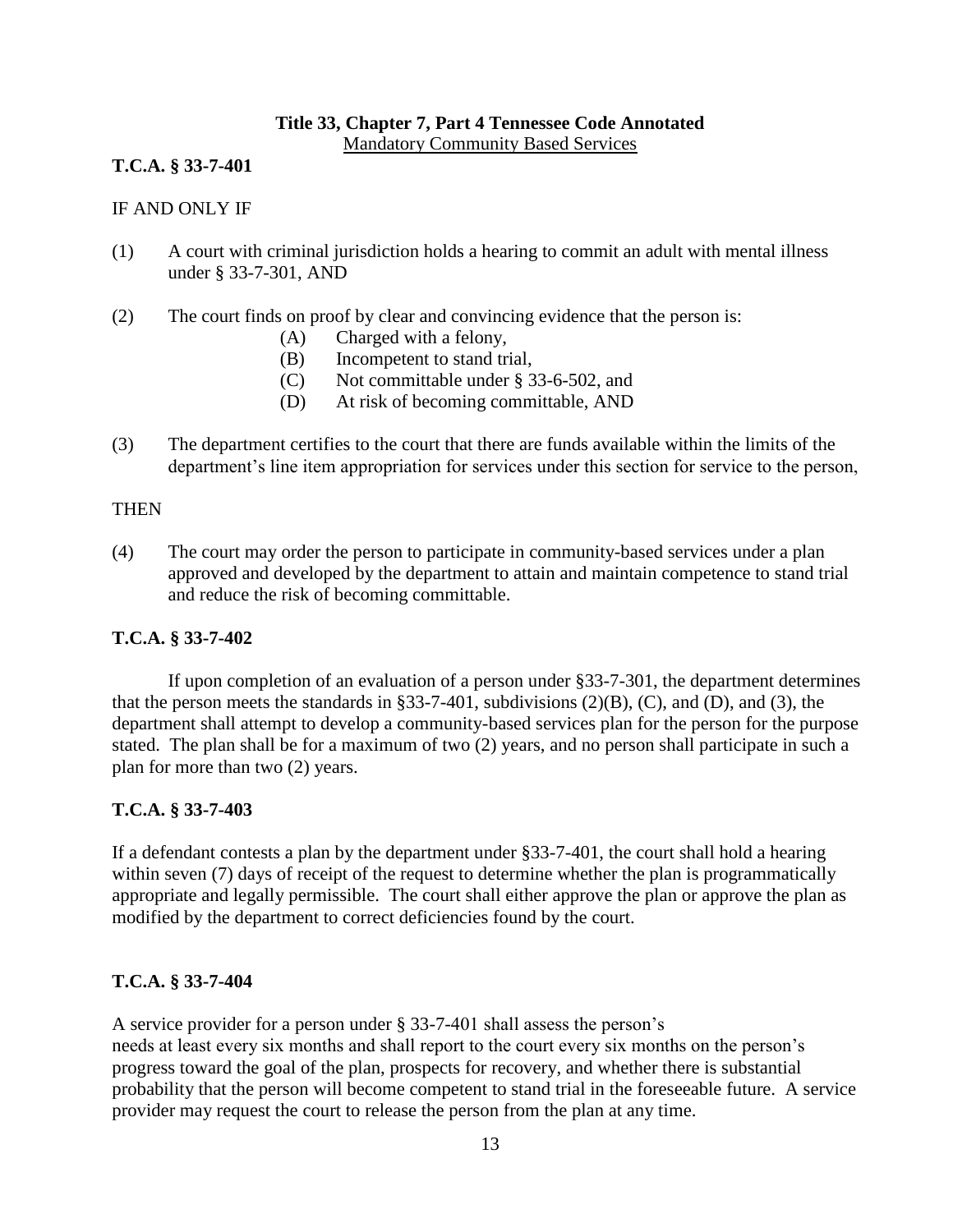**Title 33, Chapter 7, Part 4 Tennessee Code Annotated**
Mandatory Community Based Services

**T.C.A. § 33-7-401**

IF AND ONLY IF

(1) A court with criminal jurisdiction holds a hearing to commit an adult with mental illness under § 33-7-301, AND

(2) The court finds on proof by clear and convincing evidence that the person is:
   - (A) Charged with a felony,
   - (B) Incompetent to stand trial,
   - (C) Not committable under § 33-6-502, and
   - (D) At risk of becoming committable, AND

(3) The department certifies to the court that there are funds available within the limits of the department's line item appropriation for services under this section for service to the person,

THEN

(4) The court may order the person to participate in community-based services under a plan approved and developed by the department to attain and maintain competence to stand trial and reduce the risk of becoming committable.

**T.C.A. § 33-7-402**

If upon completion of an evaluation of a person under §33-7-301, the department determines that the person meets the standards in §33-7-401, subdivisions (2)(B), (C), and (D), and (3), the department shall attempt to develop a community-based services plan for the person for the purpose stated. The plan shall be for a maximum of two (2) years, and no person shall participate in such a plan for more than two (2) years.

**T.C.A. § 33-7-403**

If a defendant contests a plan by the department under §33-7-401, the court shall hold a hearing within seven (7) days of receipt of the request to determine whether the plan is programmatically appropriate and legally permissible. The court shall either approve the plan or approve the plan as modified by the department to correct deficiencies found by the court.

**T.C.A. § 33-7-404**

A service provider for a person under § 33-7-401 shall assess the person's needs at least every six months and shall report to the court every six months on the person's progress toward the goal of the plan, prospects for recovery, and whether there is substantial probability that the person will become competent to stand trial in the foreseeable future. A service provider may request the court to release the person from the plan at any time.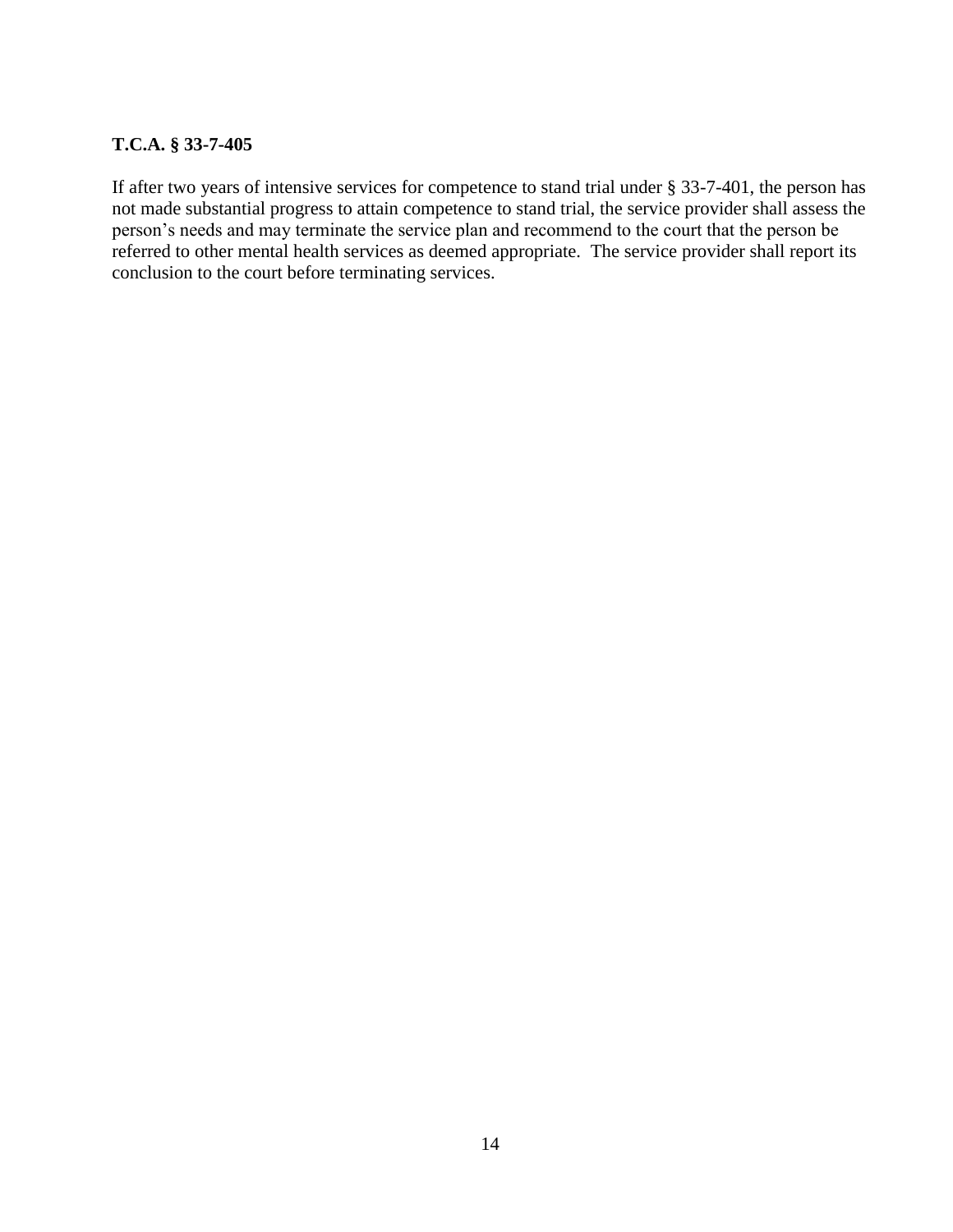**T.C.A. § 33-7-405**

If after two years of intensive services for competence to stand trial under § 33-7-401, the person has not made substantial progress to attain competence to stand trial, the service provider shall assess the person’s needs and may terminate the service plan and recommend to the court that the person be referred to other mental health services as deemed appropriate. The service provider shall report its conclusion to the court before terminating services.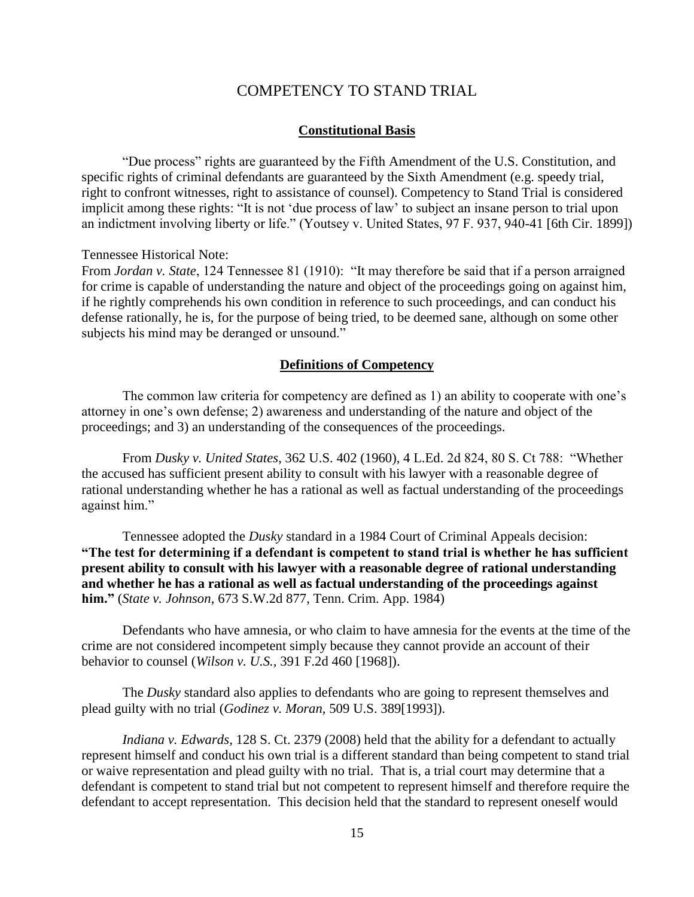# COMPETENCY TO STAND TRIAL

## Constitutional Basis

"Due process" rights are guaranteed by the Fifth Amendment of the U.S. Constitution, and specific rights of criminal defendants are guaranteed by the Sixth Amendment (e.g. speedy trial, right to confront witnesses, right to assistance of counsel). Competency to Stand Trial is considered implicit among these rights: "It is not 'due process of law' to subject an insane person to trial upon an indictment involving liberty or life." (Youtsey v. United States, 97 F. 937, 940-41 [6th Cir. 1899])

Tennessee Historical Note:
From *Jordan v. State*, 124 Tennessee 81 (1910): "It may therefore be said that if a person arraigned for crime is capable of understanding the nature and object of the proceedings going on against him, if he rightly comprehends his own condition in reference to such proceedings, and can conduct his defense rationally, he is, for the purpose of being tried, to be deemed sane, although on some other subjects his mind may be deranged or unsound."

## Definitions of Competency

The common law criteria for competency are defined as 1) an ability to cooperate with one's attorney in one's own defense; 2) awareness and understanding of the nature and object of the proceedings; and 3) an understanding of the consequences of the proceedings.

From *Dusky v. United States*, 362 U.S. 402 (1960), 4 L.Ed. 2d 824, 80 S. Ct 788: "Whether the accused has sufficient present ability to consult with his lawyer with a reasonable degree of rational understanding whether he has a rational as well as factual understanding of the proceedings against him."

Tennessee adopted the *Dusky* standard in a 1984 Court of Criminal Appeals decision: **"The test for determining if a defendant is competent to stand trial is whether he has sufficient present ability to consult with his lawyer with a reasonable degree of rational understanding and whether he has a rational as well as factual understanding of the proceedings against him."** (*State v. Johnson*, 673 S.W.2d 877, Tenn. Crim. App. 1984)

Defendants who have amnesia, or who claim to have amnesia for the events at the time of the crime are not considered incompetent simply because they cannot provide an account of their behavior to counsel (*Wilson v. U.S.*, 391 F.2d 460 [1968]).

The *Dusky* standard also applies to defendants who are going to represent themselves and plead guilty with no trial (*Godinez v. Moran*, 509 U.S. 389[1993]).

*Indiana v. Edwards*, 128 S. Ct. 2379 (2008) held that the ability for a defendant to actually represent himself and conduct his own trial is a different standard than being competent to stand trial or waive representation and plead guilty with no trial. That is, a trial court may determine that a defendant is competent to stand trial but not competent to represent himself and therefore require the defendant to accept representation. This decision held that the standard to represent oneself would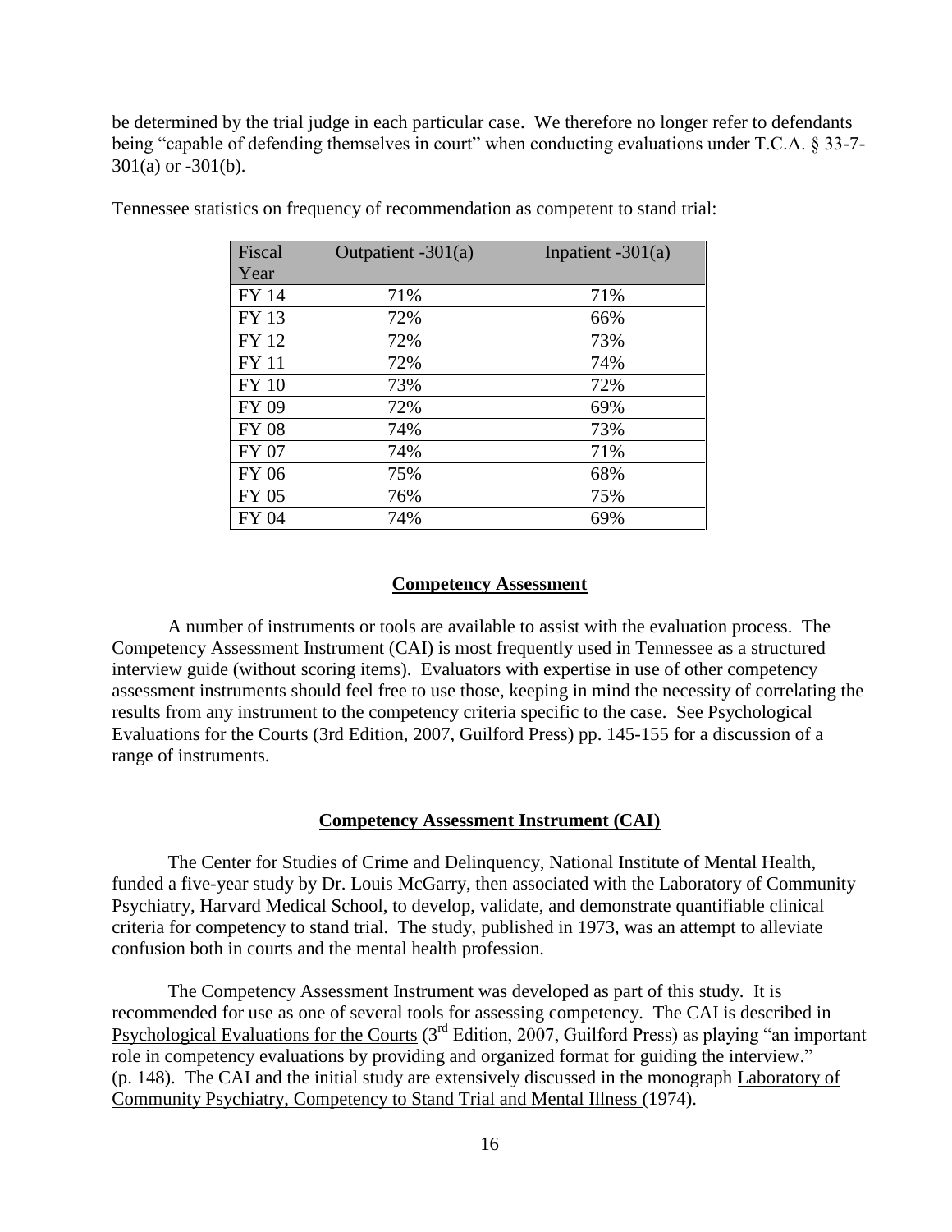be determined by the trial judge in each particular case. We therefore no longer refer to defendants being "capable of defending themselves in court" when conducting evaluations under T.C.A. § 33-7-301(a) or -301(b).

Tennessee statistics on frequency of recommendation as competent to stand trial:

| Fiscal Year | Outpatient -301(a) | Inpatient -301(a) |
|---|---|---|
| FY 14 | 71% | 71% |
| FY 13 | 72% | 66% |
| FY 12 | 72% | 73% |
| FY 11 | 72% | 74% |
| FY 10 | 73% | 72% |
| FY 09 | 72% | 69% |
| FY 08 | 74% | 73% |
| FY 07 | 74% | 71% |
| FY 06 | 75% | 68% |
| FY 05 | 76% | 75% |
| FY 04 | 74% | 69% |

## Competency Assessment

A number of instruments or tools are available to assist with the evaluation process. The Competency Assessment Instrument (CAI) is most frequently used in Tennessee as a structured interview guide (without scoring items). Evaluators with expertise in use of other competency assessment instruments should feel free to use those, keeping in mind the necessity of correlating the results from any instrument to the competency criteria specific to the case. See Psychological Evaluations for the Courts (3rd Edition, 2007, Guilford Press) pp. 145-155 for a discussion of a range of instruments.

## Competency Assessment Instrument (CAI)

The Center for Studies of Crime and Delinquency, National Institute of Mental Health, funded a five-year study by Dr. Louis McGarry, then associated with the Laboratory of Community Psychiatry, Harvard Medical School, to develop, validate, and demonstrate quantifiable clinical criteria for competency to stand trial. The study, published in 1973, was an attempt to alleviate confusion both in courts and the mental health profession.

The Competency Assessment Instrument was developed as part of this study. It is recommended for use as one of several tools for assessing competency. The CAI is described in Psychological Evaluations for the Courts (3rd Edition, 2007, Guilford Press) as playing "an important role in competency evaluations by providing and organized format for guiding the interview." (p. 148). The CAI and the initial study are extensively discussed in the monograph Laboratory of Community Psychiatry, Competency to Stand Trial and Mental Illness (1974).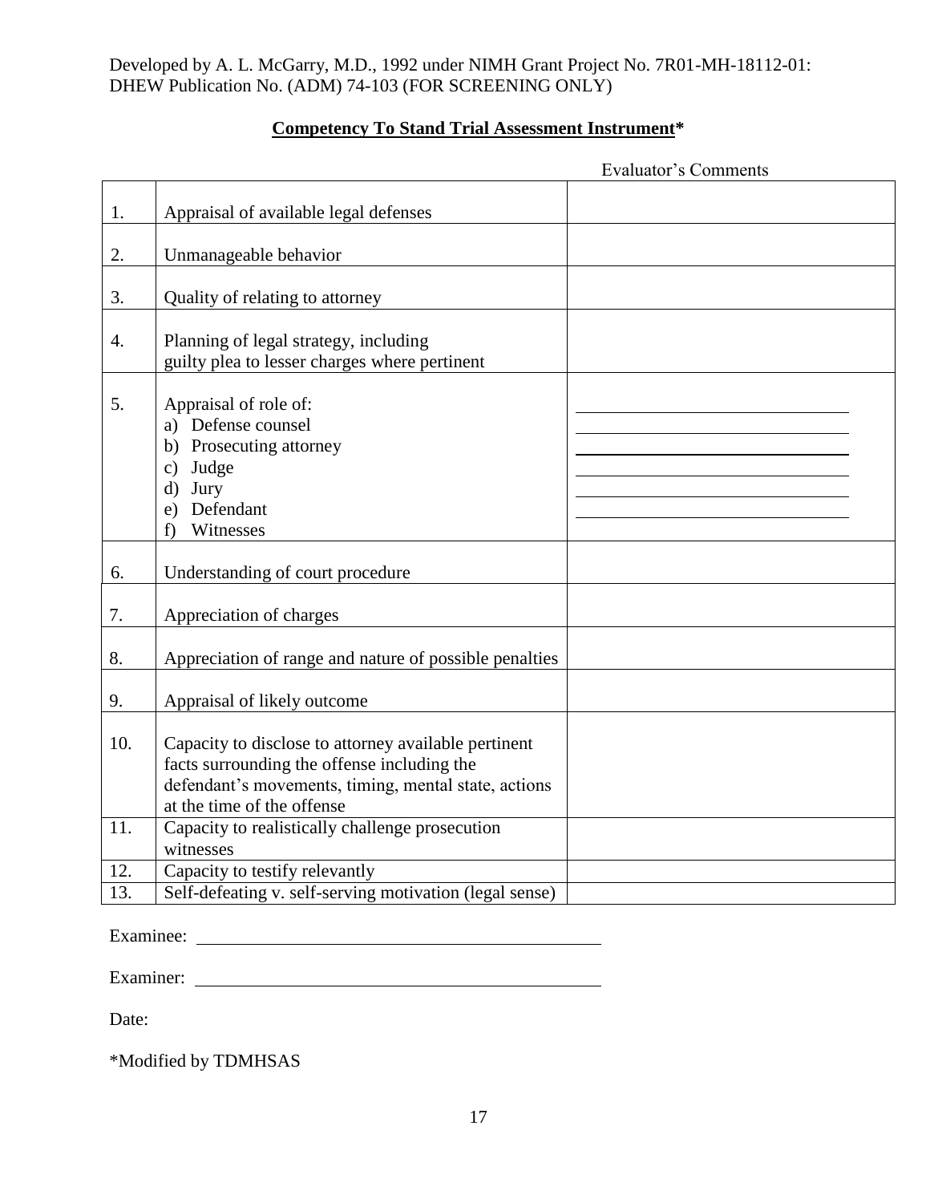Developed by A. L. McGarry, M.D., 1992 under NIMH Grant Project No. 7R01-MH-18112-01: DHEW Publication No. (ADM) 74-103 (FOR SCREENING ONLY)

## **Competency To Stand Trial Assessment Instrument***

| | | Evaluator's Comments |
|---|---|---|
| 1. | Appraisal of available legal defenses | |
| 2. | Unmanageable behavior | |
| 3. | Quality of relating to attorney | |
| 4. | Planning of legal strategy, including guilty plea to lesser charges where pertinent | |
| 5. | Appraisal of role of:<br>a) Defense counsel<br>b) Prosecuting attorney<br>c) Judge<br>d) Jury<br>e) Defendant<br>f) Witnesses | |
| 6. | Understanding of court procedure | |
| 7. | Appreciation of charges | |
| 8. | Appreciation of range and nature of possible penalties | |
| 9. | Appraisal of likely outcome | |
| 10. | Capacity to disclose to attorney available pertinent facts surrounding the offense including the defendant's movements, timing, mental state, actions at the time of the offense | |
| 11. | Capacity to realistically challenge prosecution witnesses | |
| 12. | Capacity to testify relevantly | |
| 13. | Self-defeating v. self-serving motivation (legal sense) | |

Examinee: ______________________________

Examiner: ______________________________

Date:

*Modified by TDMHSAS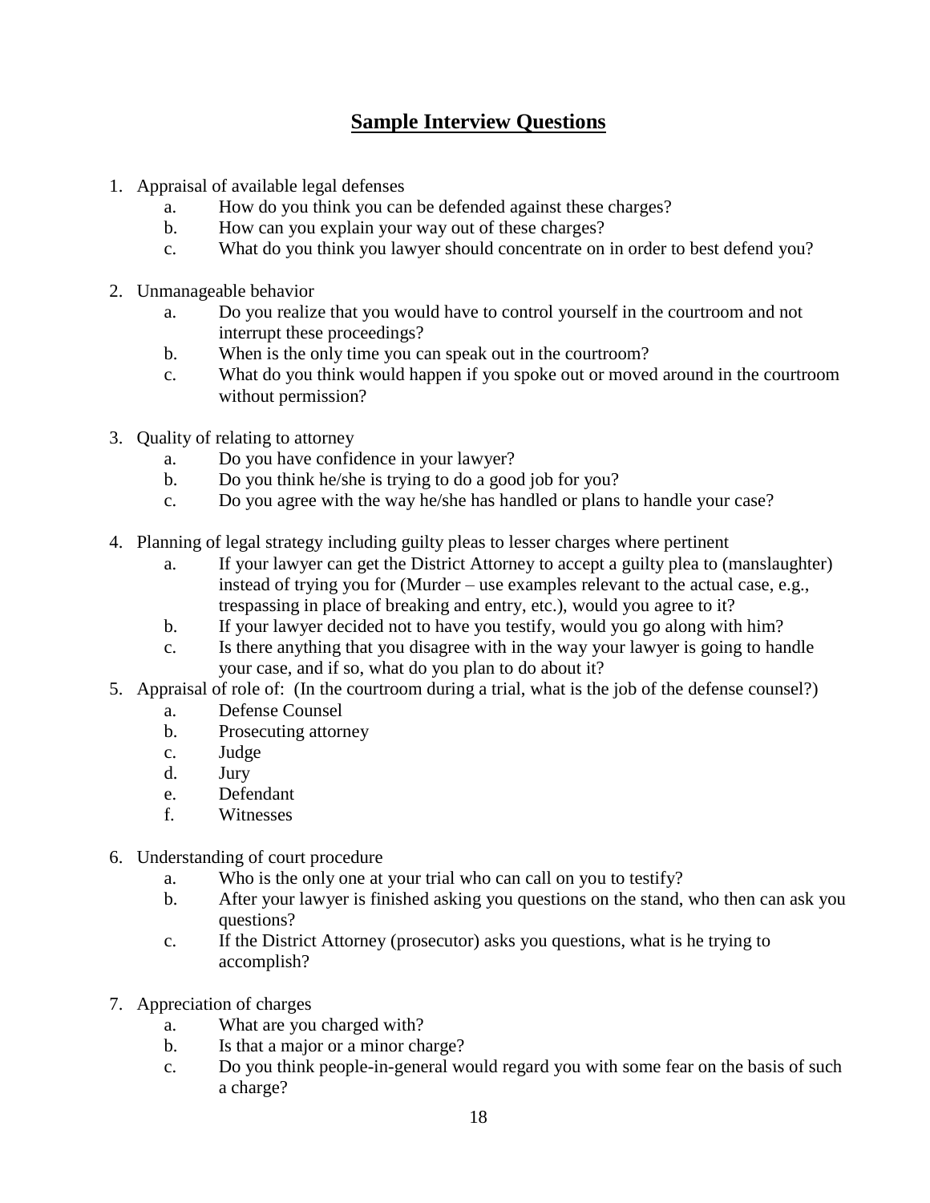## Sample Interview Questions

1. Appraisal of available legal defenses
   a. How do you think you can be defended against these charges?
   b. How can you explain your way out of these charges?
   c. What do you think you lawyer should concentrate on in order to best defend you?

2. Unmanageable behavior
   a. Do you realize that you would have to control yourself in the courtroom and not interrupt these proceedings?
   b. When is the only time you can speak out in the courtroom?
   c. What do you think would happen if you spoke out or moved around in the courtroom without permission?

3. Quality of relating to attorney
   a. Do you have confidence in your lawyer?
   b. Do you think he/she is trying to do a good job for you?
   c. Do you agree with the way he/she has handled or plans to handle your case?

4. Planning of legal strategy including guilty pleas to lesser charges where pertinent
   a. If your lawyer can get the District Attorney to accept a guilty plea to (manslaughter) instead of trying you for (Murder – use examples relevant to the actual case, e.g., trespassing in place of breaking and entry, etc.), would you agree to it?
   b. If your lawyer decided not to have you testify, would you go along with him?
   c. Is there anything that you disagree with in the way your lawyer is going to handle your case, and if so, what do you plan to do about it?

5. Appraisal of role of: (In the courtroom during a trial, what is the job of the defense counsel?)
   a. Defense Counsel
   b. Prosecuting attorney
   c. Judge
   d. Jury
   e. Defendant
   f. Witnesses

6. Understanding of court procedure
   a. Who is the only one at your trial who can call on you to testify?
   b. After your lawyer is finished asking you questions on the stand, who then can ask you questions?
   c. If the District Attorney (prosecutor) asks you questions, what is he trying to accomplish?

7. Appreciation of charges
   a. What are you charged with?
   b. Is that a major or a minor charge?
   c. Do you think people-in-general would regard you with some fear on the basis of such a charge?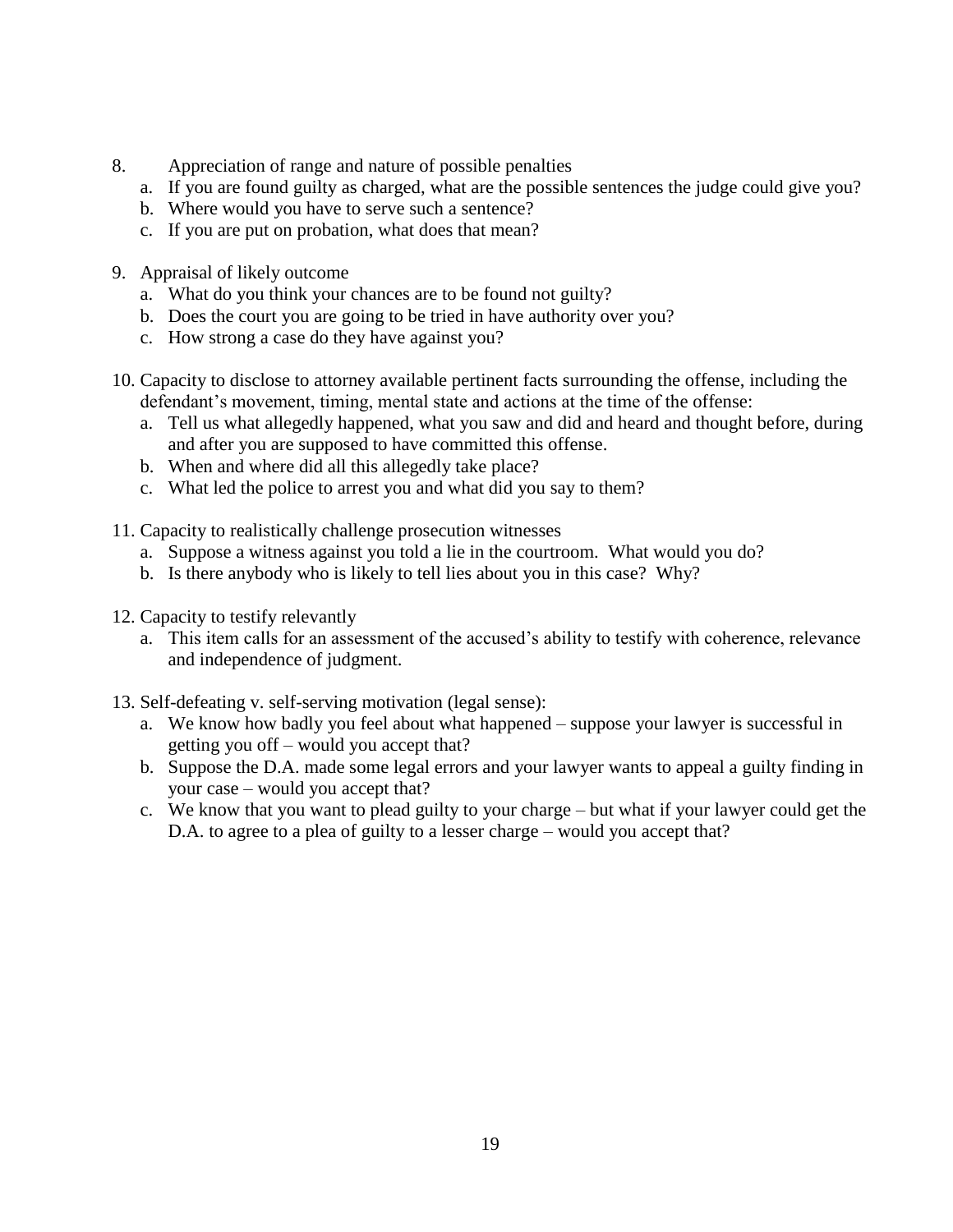8. Appreciation of range and nature of possible penalties
   a. If you are found guilty as charged, what are the possible sentences the judge could give you?
   b. Where would you have to serve such a sentence?
   c. If you are put on probation, what does that mean?

9. Appraisal of likely outcome
   a. What do you think your chances are to be found not guilty?
   b. Does the court you are going to be tried in have authority over you?
   c. How strong a case do they have against you?

10. Capacity to disclose to attorney available pertinent facts surrounding the offense, including the defendant's movement, timing, mental state and actions at the time of the offense:
    a. Tell us what allegedly happened, what you saw and did and heard and thought before, during and after you are supposed to have committed this offense.
    b. When and where did all this allegedly take place?
    c. What led the police to arrest you and what did you say to them?

11. Capacity to realistically challenge prosecution witnesses
    a. Suppose a witness against you told a lie in the courtroom. What would you do?
    b. Is there anybody who is likely to tell lies about you in this case? Why?

12. Capacity to testify relevantly
    a. This item calls for an assessment of the accused's ability to testify with coherence, relevance and independence of judgment.

13. Self-defeating v. self-serving motivation (legal sense):
    a. We know how badly you feel about what happened – suppose your lawyer is successful in getting you off – would you accept that?
    b. Suppose the D.A. made some legal errors and your lawyer wants to appeal a guilty finding in your case – would you accept that?
    c. We know that you want to plead guilty to your charge – but what if your lawyer could get the D.A. to agree to a plea of guilty to a lesser charge – would you accept that?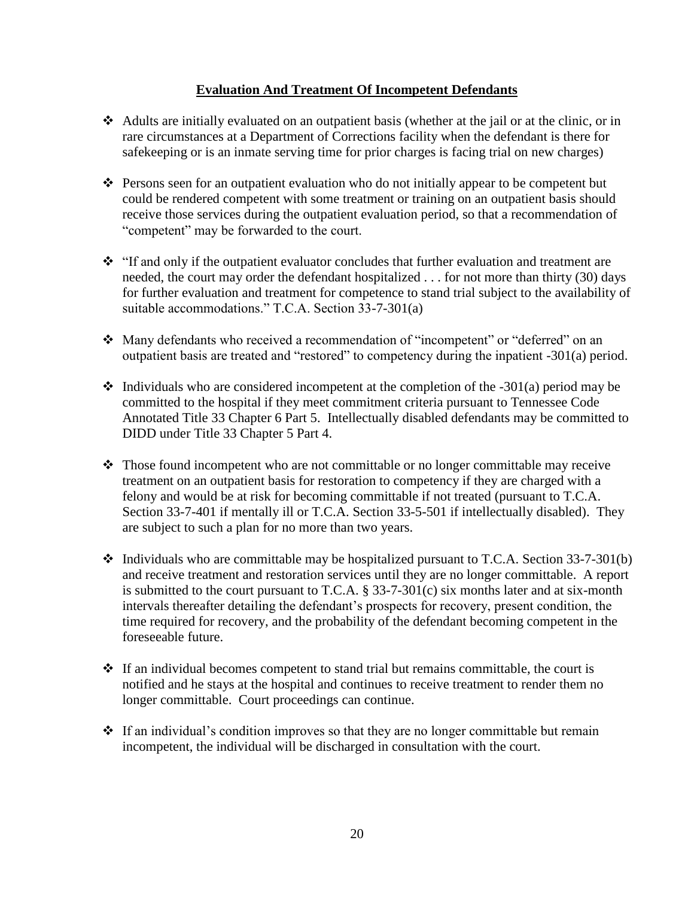## Evaluation And Treatment Of Incompetent Defendants

- Adults are initially evaluated on an outpatient basis (whether at the jail or at the clinic, or in rare circumstances at a Department of Corrections facility when the defendant is there for safekeeping or is an inmate serving time for prior charges is facing trial on new charges)

- Persons seen for an outpatient evaluation who do not initially appear to be competent but could be rendered competent with some treatment or training on an outpatient basis should receive those services during the outpatient evaluation period, so that a recommendation of "competent" may be forwarded to the court.

- "If and only if the outpatient evaluator concludes that further evaluation and treatment are needed, the court may order the defendant hospitalized . . . for not more than thirty (30) days for further evaluation and treatment for competence to stand trial subject to the availability of suitable accommodations." T.C.A. Section 33-7-301(a)

- Many defendants who received a recommendation of "incompetent" or "deferred" on an outpatient basis are treated and "restored" to competency during the inpatient -301(a) period.

- Individuals who are considered incompetent at the completion of the -301(a) period may be committed to the hospital if they meet commitment criteria pursuant to Tennessee Code Annotated Title 33 Chapter 6 Part 5. Intellectually disabled defendants may be committed to DIDD under Title 33 Chapter 5 Part 4.

- Those found incompetent who are not committable or no longer committable may receive treatment on an outpatient basis for restoration to competency if they are charged with a felony and would be at risk for becoming committable if not treated (pursuant to T.C.A. Section 33-7-401 if mentally ill or T.C.A. Section 33-5-501 if intellectually disabled). They are subject to such a plan for no more than two years.

- Individuals who are committable may be hospitalized pursuant to T.C.A. Section 33-7-301(b) and receive treatment and restoration services until they are no longer committable. A report is submitted to the court pursuant to T.C.A. § 33-7-301(c) six months later and at six-month intervals thereafter detailing the defendant's prospects for recovery, present condition, the time required for recovery, and the probability of the defendant becoming competent in the foreseeable future.

- If an individual becomes competent to stand trial but remains committable, the court is notified and he stays at the hospital and continues to receive treatment to render them no longer committable. Court proceedings can continue.

- If an individual's condition improves so that they are no longer committable but remain incompetent, the individual will be discharged in consultation with the court.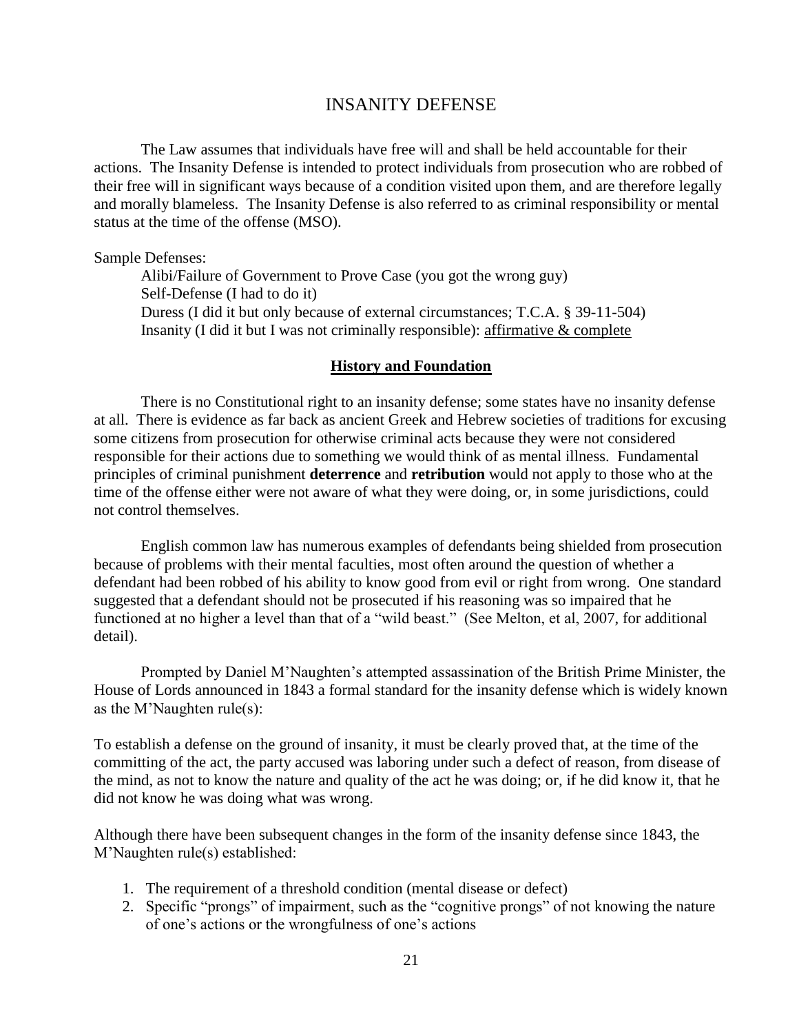# INSANITY DEFENSE

The Law assumes that individuals have free will and shall be held accountable for their actions. The Insanity Defense is intended to protect individuals from prosecution who are robbed of their free will in significant ways because of a condition visited upon them, and are therefore legally and morally blameless. The Insanity Defense is also referred to as criminal responsibility or mental status at the time of the offense (MSO).

Sample Defenses:

Alibi/Failure of Government to Prove Case (you got the wrong guy)
Self-Defense (I had to do it)
Duress (I did it but only because of external circumstances; T.C.A. § 39-11-504)
Insanity (I did it but I was not criminally responsible): affirmative & complete

## History and Foundation

There is no Constitutional right to an insanity defense; some states have no insanity defense at all. There is evidence as far back as ancient Greek and Hebrew societies of traditions for excusing some citizens from prosecution for otherwise criminal acts because they were not considered responsible for their actions due to something we would think of as mental illness. Fundamental principles of criminal punishment **deterrence** and **retribution** would not apply to those who at the time of the offense either were not aware of what they were doing, or, in some jurisdictions, could not control themselves.

English common law has numerous examples of defendants being shielded from prosecution because of problems with their mental faculties, most often around the question of whether a defendant had been robbed of his ability to know good from evil or right from wrong. One standard suggested that a defendant should not be prosecuted if his reasoning was so impaired that he functioned at no higher a level than that of a "wild beast." (See Melton, et al, 2007, for additional detail).

Prompted by Daniel M'Naughten's attempted assassination of the British Prime Minister, the House of Lords announced in 1843 a formal standard for the insanity defense which is widely known as the M'Naughten rule(s):

To establish a defense on the ground of insanity, it must be clearly proved that, at the time of the committing of the act, the party accused was laboring under such a defect of reason, from disease of the mind, as not to know the nature and quality of the act he was doing; or, if he did know it, that he did not know he was doing what was wrong.

Although there have been subsequent changes in the form of the insanity defense since 1843, the M'Naughten rule(s) established:

1. The requirement of a threshold condition (mental disease or defect)
2. Specific "prongs" of impairment, such as the "cognitive prongs" of not knowing the nature of one's actions or the wrongfulness of one's actions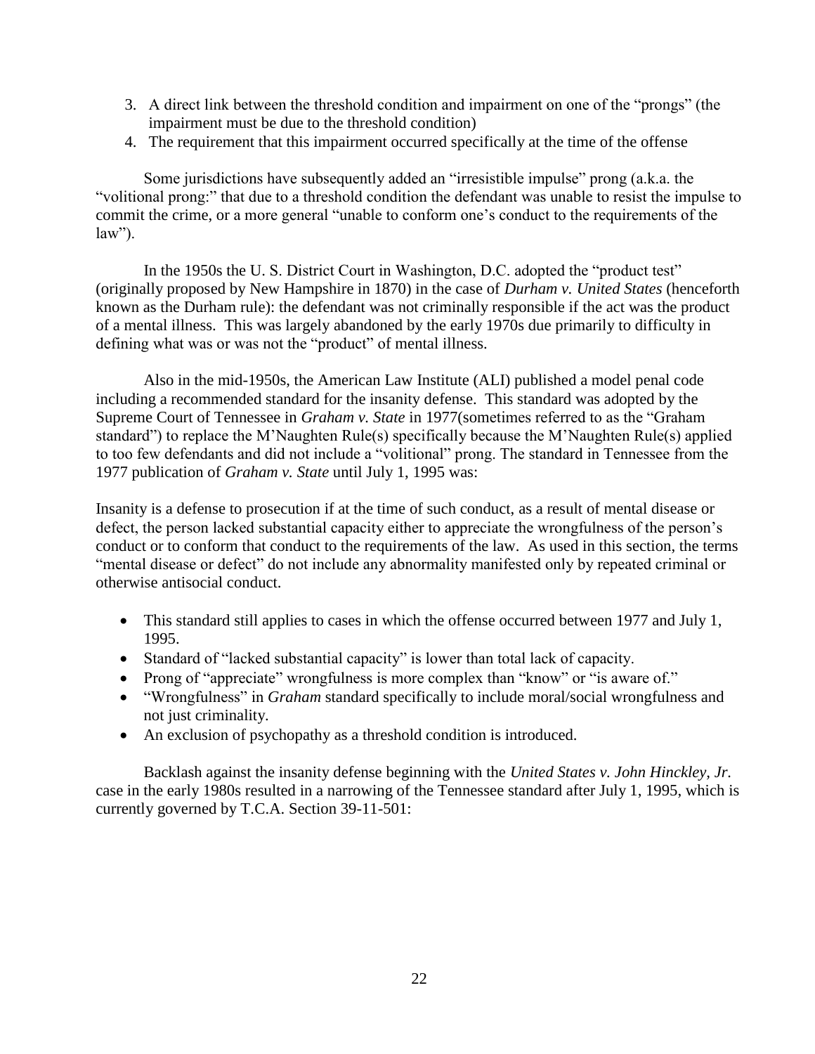3. A direct link between the threshold condition and impairment on one of the "prongs" (the impairment must be due to the threshold condition)
4. The requirement that this impairment occurred specifically at the time of the offense

Some jurisdictions have subsequently added an "irresistible impulse" prong (a.k.a. the "volitional prong:" that due to a threshold condition the defendant was unable to resist the impulse to commit the crime, or a more general "unable to conform one's conduct to the requirements of the law").

In the 1950s the U. S. District Court in Washington, D.C. adopted the "product test" (originally proposed by New Hampshire in 1870) in the case of *Durham v. United States* (henceforth known as the Durham rule): the defendant was not criminally responsible if the act was the product of a mental illness. This was largely abandoned by the early 1970s due primarily to difficulty in defining what was or was not the "product" of mental illness.

Also in the mid-1950s, the American Law Institute (ALI) published a model penal code including a recommended standard for the insanity defense. This standard was adopted by the Supreme Court of Tennessee in *Graham v. State* in 1977(sometimes referred to as the "Graham standard") to replace the M'Naughten Rule(s) specifically because the M'Naughten Rule(s) applied to too few defendants and did not include a "volitional" prong. The standard in Tennessee from the 1977 publication of *Graham v. State* until July 1, 1995 was:

Insanity is a defense to prosecution if at the time of such conduct, as a result of mental disease or defect, the person lacked substantial capacity either to appreciate the wrongfulness of the person's conduct or to conform that conduct to the requirements of the law. As used in this section, the terms "mental disease or defect" do not include any abnormality manifested only by repeated criminal or otherwise antisocial conduct.

- This standard still applies to cases in which the offense occurred between 1977 and July 1, 1995.
- Standard of "lacked substantial capacity" is lower than total lack of capacity.
- Prong of "appreciate" wrongfulness is more complex than "know" or "is aware of."
- "Wrongfulness" in *Graham* standard specifically to include moral/social wrongfulness and not just criminality.
- An exclusion of psychopathy as a threshold condition is introduced.

Backlash against the insanity defense beginning with the *United States v. John Hinckley, Jr.* case in the early 1980s resulted in a narrowing of the Tennessee standard after July 1, 1995, which is currently governed by T.C.A. Section 39-11-501: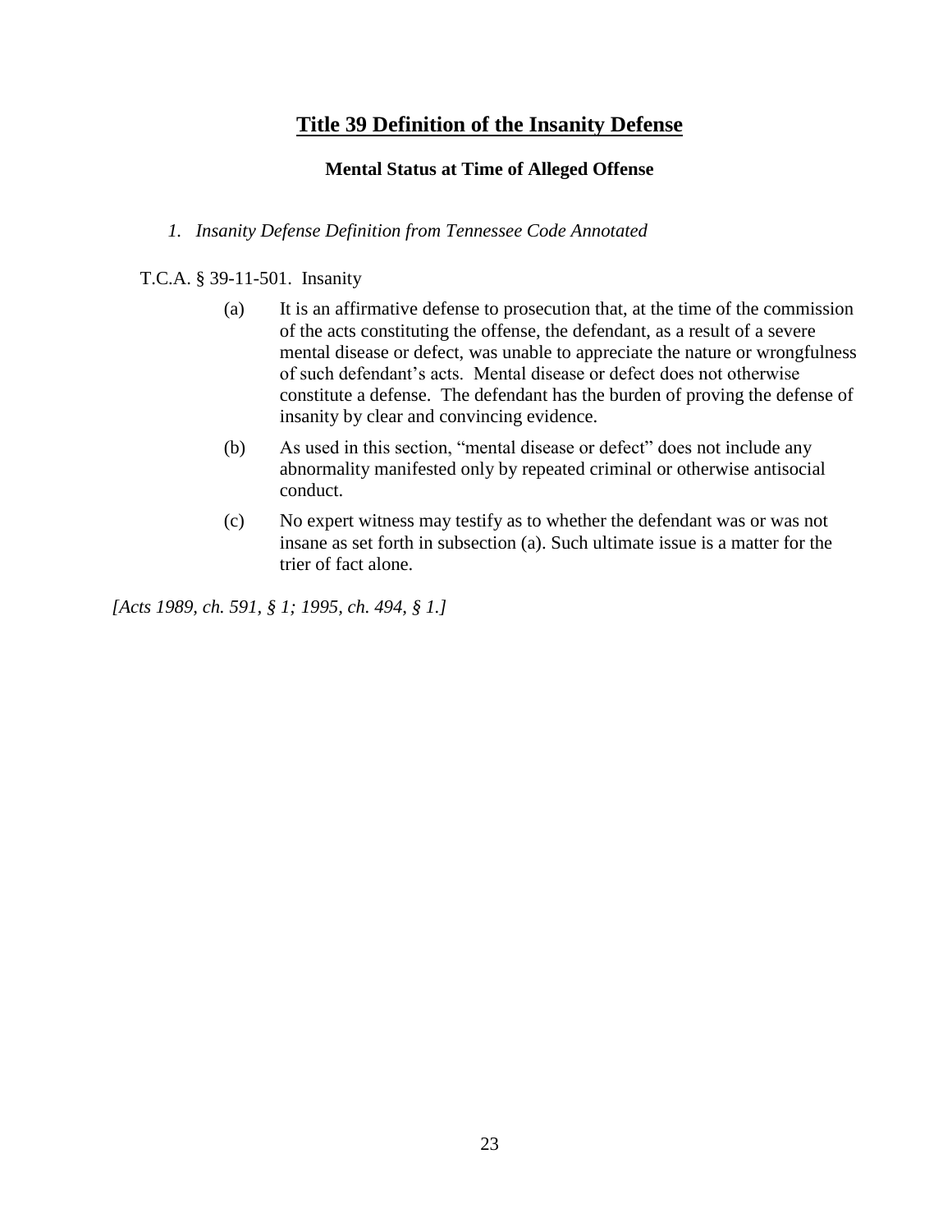# Title 39 Definition of the Insanity Defense

### Mental Status at Time of Alleged Offense

1. *Insanity Defense Definition from Tennessee Code Annotated*

T.C.A. § 39-11-501. Insanity

(a) It is an affirmative defense to prosecution that, at the time of the commission of the acts constituting the offense, the defendant, as a result of a severe mental disease or defect, was unable to appreciate the nature or wrongfulness of such defendant's acts. Mental disease or defect does not otherwise constitute a defense. The defendant has the burden of proving the defense of insanity by clear and convincing evidence.

(b) As used in this section, "mental disease or defect" does not include any abnormality manifested only by repeated criminal or otherwise antisocial conduct.

(c) No expert witness may testify as to whether the defendant was or was not insane as set forth in subsection (a). Such ultimate issue is a matter for the trier of fact alone.

*[Acts 1989, ch. 591, § 1; 1995, ch. 494, § 1.]*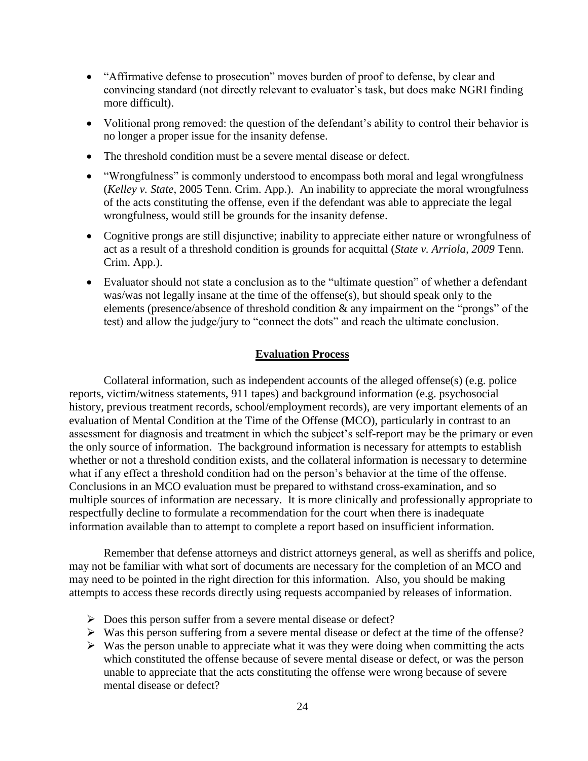- "Affirmative defense to prosecution" moves burden of proof to defense, by clear and convincing standard (not directly relevant to evaluator's task, but does make NGRI finding more difficult).
- Volitional prong removed: the question of the defendant's ability to control their behavior is no longer a proper issue for the insanity defense.
- The threshold condition must be a severe mental disease or defect.
- "Wrongfulness" is commonly understood to encompass both moral and legal wrongfulness (*Kelley v. State*, 2005 Tenn. Crim. App.). An inability to appreciate the moral wrongfulness of the acts constituting the offense, even if the defendant was able to appreciate the legal wrongfulness, would still be grounds for the insanity defense.
- Cognitive prongs are still disjunctive; inability to appreciate either nature or wrongfulness of act as a result of a threshold condition is grounds for acquittal (*State v. Arriola, 2009* Tenn. Crim. App.).
- Evaluator should not state a conclusion as to the "ultimate question" of whether a defendant was/was not legally insane at the time of the offense(s), but should speak only to the elements (presence/absence of threshold condition & any impairment on the "prongs" of the test) and allow the judge/jury to "connect the dots" and reach the ultimate conclusion.

## Evaluation Process

Collateral information, such as independent accounts of the alleged offense(s) (e.g. police reports, victim/witness statements, 911 tapes) and background information (e.g. psychosocial history, previous treatment records, school/employment records), are very important elements of an evaluation of Mental Condition at the Time of the Offense (MCO), particularly in contrast to an assessment for diagnosis and treatment in which the subject's self-report may be the primary or even the only source of information. The background information is necessary for attempts to establish whether or not a threshold condition exists, and the collateral information is necessary to determine what if any effect a threshold condition had on the person's behavior at the time of the offense. Conclusions in an MCO evaluation must be prepared to withstand cross-examination, and so multiple sources of information are necessary. It is more clinically and professionally appropriate to respectfully decline to formulate a recommendation for the court when there is inadequate information available than to attempt to complete a report based on insufficient information.

Remember that defense attorneys and district attorneys general, as well as sheriffs and police, may not be familiar with what sort of documents are necessary for the completion of an MCO and may need to be pointed in the right direction for this information. Also, you should be making attempts to access these records directly using requests accompanied by releases of information.

- Does this person suffer from a severe mental disease or defect?
- Was this person suffering from a severe mental disease or defect at the time of the offense?
- Was the person unable to appreciate what it was they were doing when committing the acts which constituted the offense because of severe mental disease or defect, or was the person unable to appreciate that the acts constituting the offense were wrong because of severe mental disease or defect?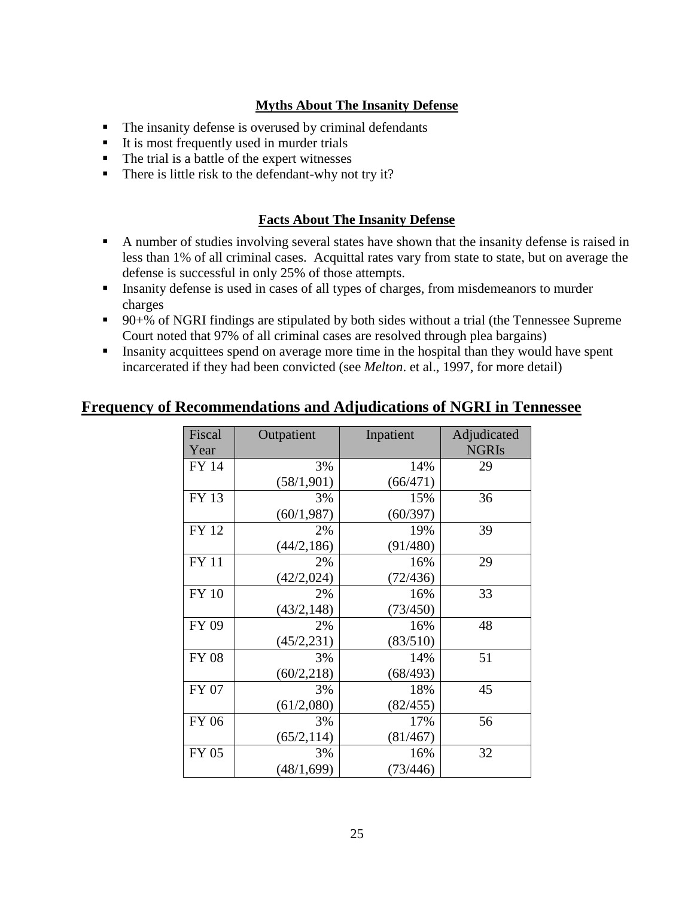**Myths About The Insanity Defense**

- The insanity defense is overused by criminal defendants
- It is most frequently used in murder trials
- The trial is a battle of the expert witnesses
- There is little risk to the defendant-why not try it?

**Facts About The Insanity Defense**

- A number of studies involving several states have shown that the insanity defense is raised in less than 1% of all criminal cases. Acquittal rates vary from state to state, but on average the defense is successful in only 25% of those attempts.
- Insanity defense is used in cases of all types of charges, from misdemeanors to murder charges
- 90+% of NGRI findings are stipulated by both sides without a trial (the Tennessee Supreme Court noted that 97% of all criminal cases are resolved through plea bargains)
- Insanity acquittees spend on average more time in the hospital than they would have spent incarcerated if they had been convicted (see *Melton*. et al., 1997, for more detail)

## Frequency of Recommendations and Adjudications of NGRI in Tennessee

| Fiscal Year | Outpatient | Inpatient | Adjudicated NGRIs |
|---|---|---|---|
| FY 14 | 3% (58/1,901) | 14% (66/471) | 29 |
| FY 13 | 3% (60/1,987) | 15% (60/397) | 36 |
| FY 12 | 2% (44/2,186) | 19% (91/480) | 39 |
| FY 11 | 2% (42/2,024) | 16% (72/436) | 29 |
| FY 10 | 2% (43/2,148) | 16% (73/450) | 33 |
| FY 09 | 2% (45/2,231) | 16% (83/510) | 48 |
| FY 08 | 3% (60/2,218) | 14% (68/493) | 51 |
| FY 07 | 3% (61/2,080) | 18% (82/455) | 45 |
| FY 06 | 3% (65/2,114) | 17% (81/467) | 56 |
| FY 05 | 3% (48/1,699) | 16% (73/446) | 32 |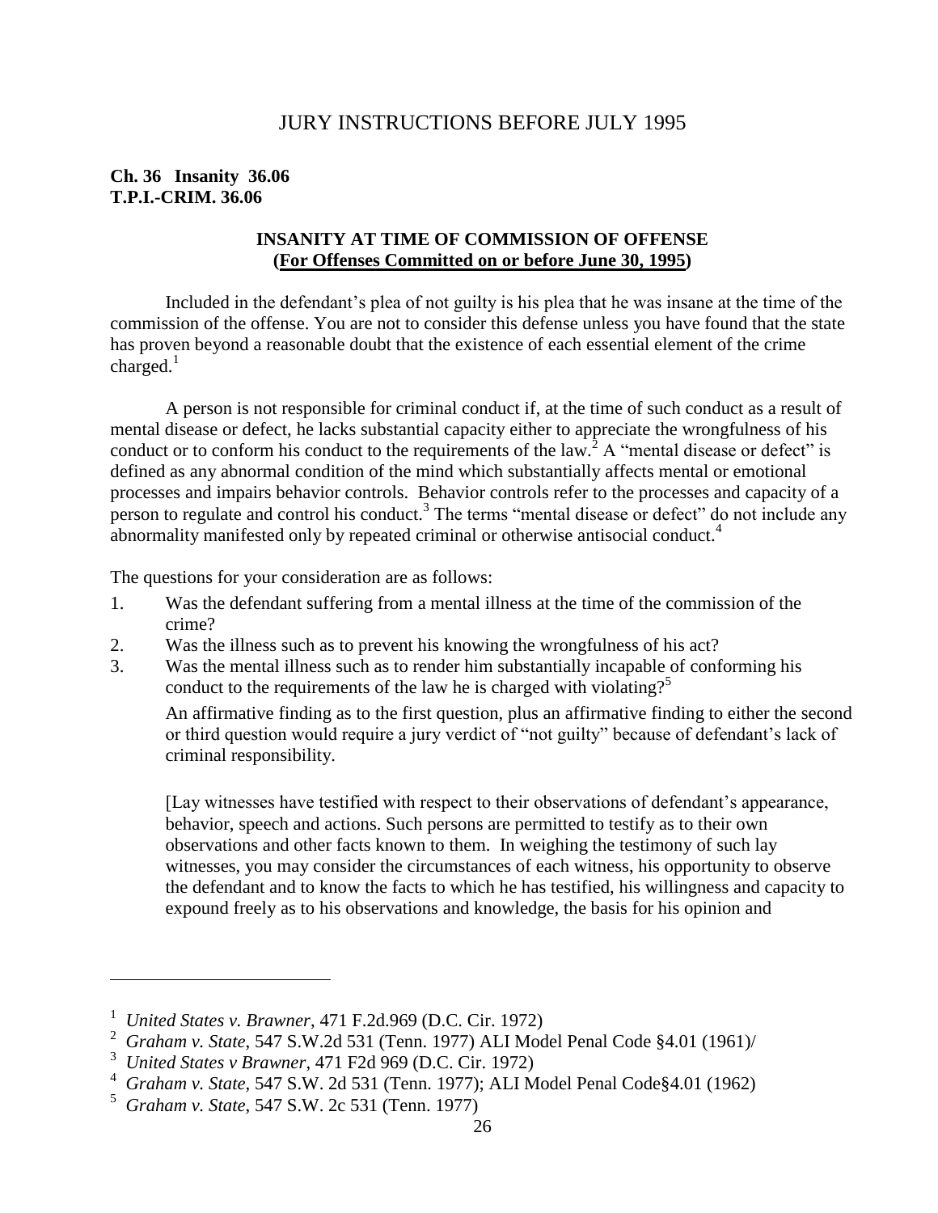# JURY INSTRUCTIONS BEFORE JULY 1995

**Ch. 36 Insanity 36.06**
**T.P.I.-CRIM. 36.06**

### INSANITY AT TIME OF COMMISSION OF OFFENSE
### (For Offenses Committed on or before June 30, 1995)

Included in the defendant's plea of not guilty is his plea that he was insane at the time of the commission of the offense. You are not to consider this defense unless you have found that the state has proven beyond a reasonable doubt that the existence of each essential element of the crime charged.[1]

A person is not responsible for criminal conduct if, at the time of such conduct as a result of mental disease or defect, he lacks substantial capacity either to appreciate the wrongfulness of his conduct or to conform his conduct to the requirements of the law.[2] A "mental disease or defect" is defined as any abnormal condition of the mind which substantially affects mental or emotional processes and impairs behavior controls. Behavior controls refer to the processes and capacity of a person to regulate and control his conduct.[3] The terms "mental disease or defect" do not include any abnormality manifested only by repeated criminal or otherwise antisocial conduct.[4]

The questions for your consideration are as follows:

1. Was the defendant suffering from a mental illness at the time of the commission of the crime?
2. Was the illness such as to prevent his knowing the wrongfulness of his act?
3. Was the mental illness such as to render him substantially incapable of conforming his conduct to the requirements of the law he is charged with violating?[5]

An affirmative finding as to the first question, plus an affirmative finding to either the second or third question would require a jury verdict of "not guilty" because of defendant's lack of criminal responsibility.

[Lay witnesses have testified with respect to their observations of defendant's appearance, behavior, speech and actions. Such persons are permitted to testify as to their own observations and other facts known to them. In weighing the testimony of such lay witnesses, you may consider the circumstances of each witness, his opportunity to observe the defendant and to know the facts to which he has testified, his willingness and capacity to expound freely as to his observations and knowledge, the basis for his opinion and

---

[1] *United States v. Brawner*, 471 F.2d.969 (D.C. Cir. 1972)

[2] *Graham v. State*, 547 S.W.2d 531 (Tenn. 1977) ALI Model Penal Code §4.01 (1961)/

[3] *United States v Brawner*, 471 F2d 969 (D.C. Cir. 1972)

[4] *Graham v. State*, 547 S.W. 2d 531 (Tenn. 1977); ALI Model Penal Code§4.01 (1962)

[5] *Graham v. State*, 547 S.W. 2c 531 (Tenn. 1977)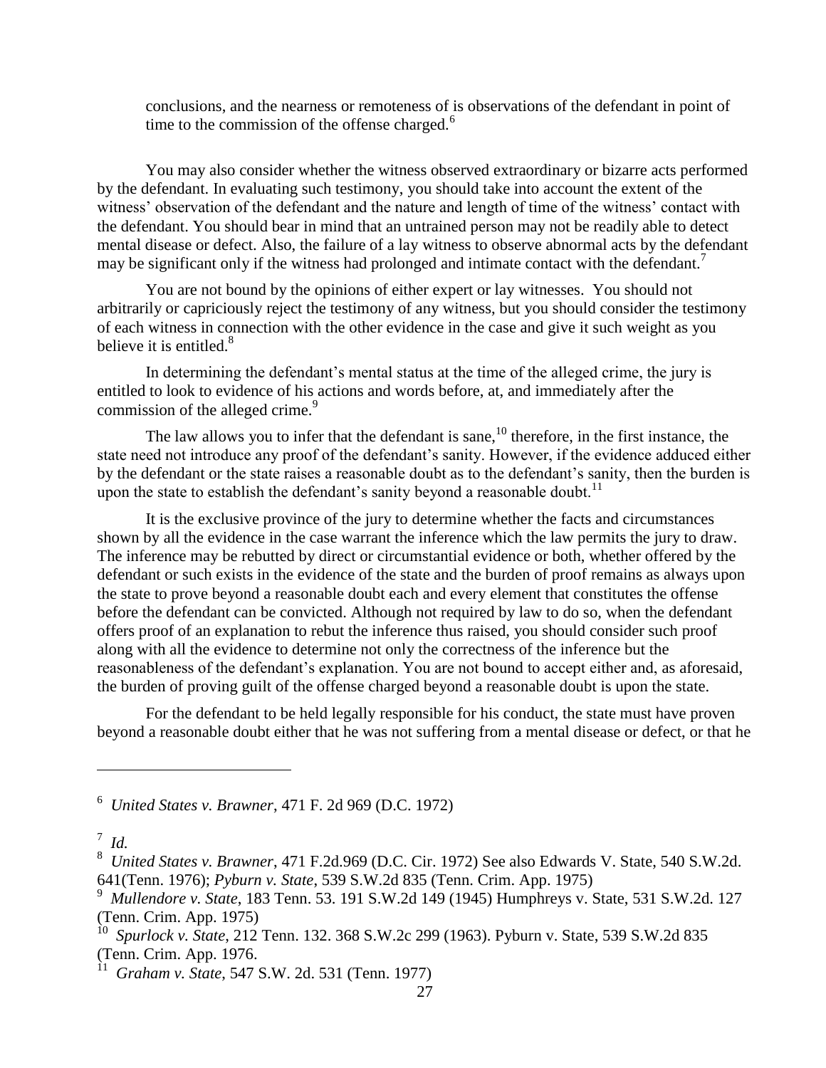conclusions, and the nearness or remoteness of is observations of the defendant in point of time to the commission of the offense charged.[6]

You may also consider whether the witness observed extraordinary or bizarre acts performed by the defendant. In evaluating such testimony, you should take into account the extent of the witness' observation of the defendant and the nature and length of time of the witness' contact with the defendant. You should bear in mind that an untrained person may not be readily able to detect mental disease or defect. Also, the failure of a lay witness to observe abnormal acts by the defendant may be significant only if the witness had prolonged and intimate contact with the defendant.[7]

You are not bound by the opinions of either expert or lay witnesses. You should not arbitrarily or capriciously reject the testimony of any witness, but you should consider the testimony of each witness in connection with the other evidence in the case and give it such weight as you believe it is entitled.[8]

In determining the defendant's mental status at the time of the alleged crime, the jury is entitled to look to evidence of his actions and words before, at, and immediately after the commission of the alleged crime.[9]

The law allows you to infer that the defendant is sane,[10] therefore, in the first instance, the state need not introduce any proof of the defendant's sanity. However, if the evidence adduced either by the defendant or the state raises a reasonable doubt as to the defendant's sanity, then the burden is upon the state to establish the defendant's sanity beyond a reasonable doubt.[11]

It is the exclusive province of the jury to determine whether the facts and circumstances shown by all the evidence in the case warrant the inference which the law permits the jury to draw. The inference may be rebutted by direct or circumstantial evidence or both, whether offered by the defendant or such exists in the evidence of the state and the burden of proof remains as always upon the state to prove beyond a reasonable doubt each and every element that constitutes the offense before the defendant can be convicted. Although not required by law to do so, when the defendant offers proof of an explanation to rebut the inference thus raised, you should consider such proof along with all the evidence to determine not only the correctness of the inference but the reasonableness of the defendant's explanation. You are not bound to accept either and, as aforesaid, the burden of proving guilt of the offense charged beyond a reasonable doubt is upon the state.

For the defendant to be held legally responsible for his conduct, the state must have proven beyond a reasonable doubt either that he was not suffering from a mental disease or defect, or that he

---

[6] *United States v. Brawner*, 471 F. 2d 969 (D.C. 1972)

[7] *Id.*

[8] *United States v. Brawner*, 471 F.2d.969 (D.C. Cir. 1972) See also Edwards V. State, 540 S.W.2d. 641(Tenn. 1976); *Pyburn v. State*, 539 S.W.2d 835 (Tenn. Crim. App. 1975)

[9] *Mullendore v. State*, 183 Tenn. 53. 191 S.W.2d 149 (1945) Humphreys v. State, 531 S.W.2d. 127 (Tenn. Crim. App. 1975)

[10] *Spurlock v. State*, 212 Tenn. 132. 368 S.W.2c 299 (1963). Pyburn v. State, 539 S.W.2d 835 (Tenn. Crim. App. 1976.

[11] *Graham v. State*, 547 S.W. 2d. 531 (Tenn. 1977)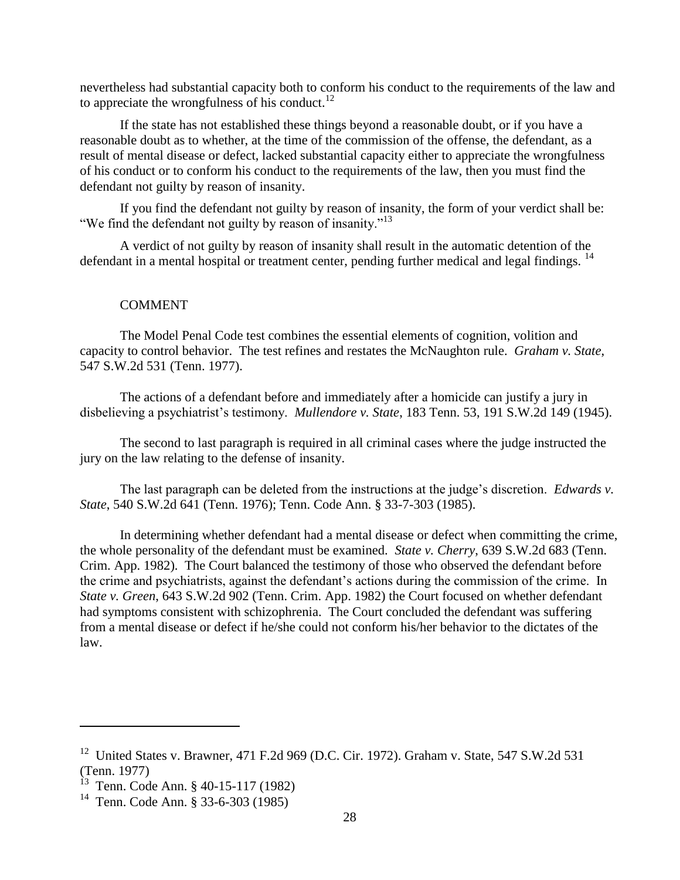nevertheless had substantial capacity both to conform his conduct to the requirements of the law and to appreciate the wrongfulness of his conduct.[12]

If the state has not established these things beyond a reasonable doubt, or if you have a reasonable doubt as to whether, at the time of the commission of the offense, the defendant, as a result of mental disease or defect, lacked substantial capacity either to appreciate the wrongfulness of his conduct or to conform his conduct to the requirements of the law, then you must find the defendant not guilty by reason of insanity.

If you find the defendant not guilty by reason of insanity, the form of your verdict shall be: "We find the defendant not guilty by reason of insanity."[13]

A verdict of not guilty by reason of insanity shall result in the automatic detention of the defendant in a mental hospital or treatment center, pending further medical and legal findings.[14]

COMMENT

The Model Penal Code test combines the essential elements of cognition, volition and capacity to control behavior. The test refines and restates the McNaughton rule. *Graham v. State*, 547 S.W.2d 531 (Tenn. 1977).

The actions of a defendant before and immediately after a homicide can justify a jury in disbelieving a psychiatrist's testimony. *Mullendore v. State*, 183 Tenn. 53, 191 S.W.2d 149 (1945).

The second to last paragraph is required in all criminal cases where the judge instructed the jury on the law relating to the defense of insanity.

The last paragraph can be deleted from the instructions at the judge's discretion. *Edwards v. State*, 540 S.W.2d 641 (Tenn. 1976); Tenn. Code Ann. § 33-7-303 (1985).

In determining whether defendant had a mental disease or defect when committing the crime, the whole personality of the defendant must be examined. *State v. Cherry*, 639 S.W.2d 683 (Tenn. Crim. App. 1982). The Court balanced the testimony of those who observed the defendant before the crime and psychiatrists, against the defendant's actions during the commission of the crime. In *State v. Green*, 643 S.W.2d 902 (Tenn. Crim. App. 1982) the Court focused on whether defendant had symptoms consistent with schizophrenia. The Court concluded the defendant was suffering from a mental disease or defect if he/she could not conform his/her behavior to the dictates of the law.

---

[12] United States v. Brawner, 471 F.2d 969 (D.C. Cir. 1972). Graham v. State, 547 S.W.2d 531 (Tenn. 1977)

[13] Tenn. Code Ann. § 40-15-117 (1982)

[14] Tenn. Code Ann. § 33-6-303 (1985)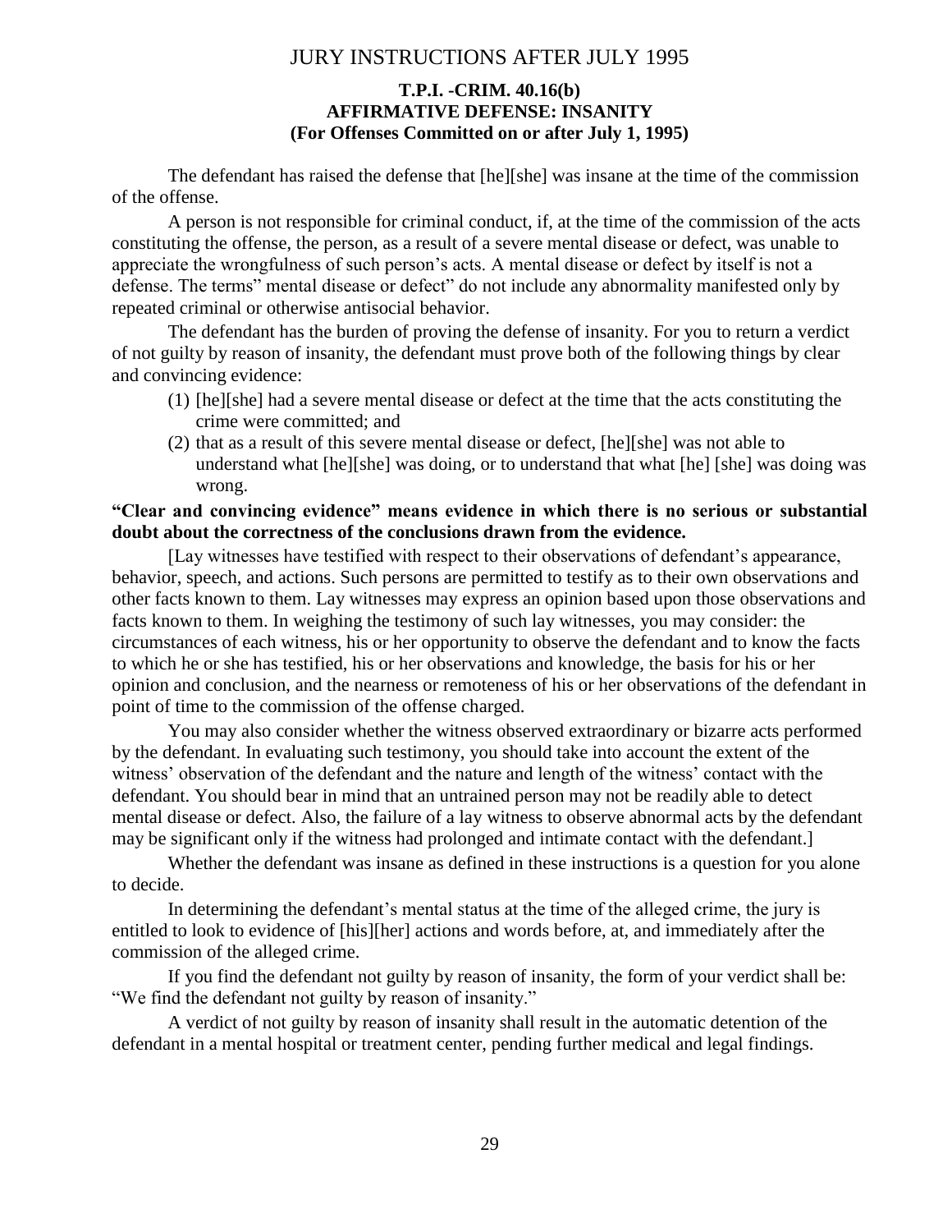# JURY INSTRUCTIONS AFTER JULY 1995

### T.P.I. -CRIM. 40.16(b)
### AFFIRMATIVE DEFENSE: INSANITY
### (For Offenses Committed on or after July 1, 1995)

The defendant has raised the defense that [he][she] was insane at the time of the commission of the offense.

A person is not responsible for criminal conduct, if, at the time of the commission of the acts constituting the offense, the person, as a result of a severe mental disease or defect, was unable to appreciate the wrongfulness of such person's acts. A mental disease or defect by itself is not a defense. The terms" mental disease or defect" do not include any abnormality manifested only by repeated criminal or otherwise antisocial behavior.

The defendant has the burden of proving the defense of insanity. For you to return a verdict of not guilty by reason of insanity, the defendant must prove both of the following things by clear and convincing evidence:

(1) [he][she] had a severe mental disease or defect at the time that the acts constituting the crime were committed; and
(2) that as a result of this severe mental disease or defect, [he][she] was not able to understand what [he][she] was doing, or to understand that what [he] [she] was doing was wrong.

**"Clear and convincing evidence" means evidence in which there is no serious or substantial doubt about the correctness of the conclusions drawn from the evidence.**

[Lay witnesses have testified with respect to their observations of defendant's appearance, behavior, speech, and actions. Such persons are permitted to testify as to their own observations and other facts known to them. Lay witnesses may express an opinion based upon those observations and facts known to them. In weighing the testimony of such lay witnesses, you may consider: the circumstances of each witness, his or her opportunity to observe the defendant and to know the facts to which he or she has testified, his or her observations and knowledge, the basis for his or her opinion and conclusion, and the nearness or remoteness of his or her observations of the defendant in point of time to the commission of the offense charged.

You may also consider whether the witness observed extraordinary or bizarre acts performed by the defendant. In evaluating such testimony, you should take into account the extent of the witness' observation of the defendant and the nature and length of the witness' contact with the defendant. You should bear in mind that an untrained person may not be readily able to detect mental disease or defect. Also, the failure of a lay witness to observe abnormal acts by the defendant may be significant only if the witness had prolonged and intimate contact with the defendant.]

Whether the defendant was insane as defined in these instructions is a question for you alone to decide.

In determining the defendant's mental status at the time of the alleged crime, the jury is entitled to look to evidence of [his][her] actions and words before, at, and immediately after the commission of the alleged crime.

If you find the defendant not guilty by reason of insanity, the form of your verdict shall be: "We find the defendant not guilty by reason of insanity."

A verdict of not guilty by reason of insanity shall result in the automatic detention of the defendant in a mental hospital or treatment center, pending further medical and legal findings.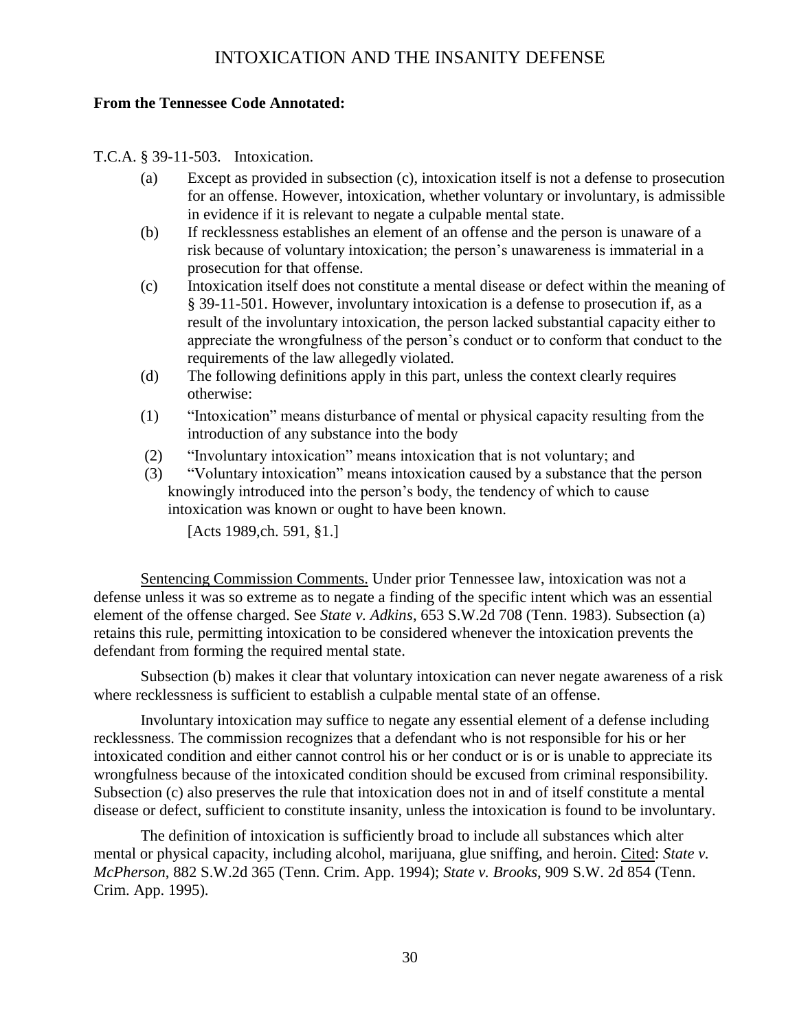# INTOXICATION AND THE INSANITY DEFENSE

**From the Tennessee Code Annotated:**

T.C.A. § 39-11-503. Intoxication.

(a) Except as provided in subsection (c), intoxication itself is not a defense to prosecution for an offense. However, intoxication, whether voluntary or involuntary, is admissible in evidence if it is relevant to negate a culpable mental state.

(b) If recklessness establishes an element of an offense and the person is unaware of a risk because of voluntary intoxication; the person's unawareness is immaterial in a prosecution for that offense.

(c) Intoxication itself does not constitute a mental disease or defect within the meaning of § 39-11-501. However, involuntary intoxication is a defense to prosecution if, as a result of the involuntary intoxication, the person lacked substantial capacity either to appreciate the wrongfulness of the person's conduct or to conform that conduct to the requirements of the law allegedly violated.

(d) The following definitions apply in this part, unless the context clearly requires otherwise:

(1) "Intoxication" means disturbance of mental or physical capacity resulting from the introduction of any substance into the body

(2) "Involuntary intoxication" means intoxication that is not voluntary; and

(3) "Voluntary intoxication" means intoxication caused by a substance that the person knowingly introduced into the person's body, the tendency of which to cause intoxication was known or ought to have been known.

[Acts 1989,ch. 591, §1.]

Sentencing Commission Comments. Under prior Tennessee law, intoxication was not a defense unless it was so extreme as to negate a finding of the specific intent which was an essential element of the offense charged. See *State v. Adkins*, 653 S.W.2d 708 (Tenn. 1983). Subsection (a) retains this rule, permitting intoxication to be considered whenever the intoxication prevents the defendant from forming the required mental state.

Subsection (b) makes it clear that voluntary intoxication can never negate awareness of a risk where recklessness is sufficient to establish a culpable mental state of an offense.

Involuntary intoxication may suffice to negate any essential element of a defense including recklessness. The commission recognizes that a defendant who is not responsible for his or her intoxicated condition and either cannot control his or her conduct or is or is unable to appreciate its wrongfulness because of the intoxicated condition should be excused from criminal responsibility. Subsection (c) also preserves the rule that intoxication does not in and of itself constitute a mental disease or defect, sufficient to constitute insanity, unless the intoxication is found to be involuntary.

The definition of intoxication is sufficiently broad to include all substances which alter mental or physical capacity, including alcohol, marijuana, glue sniffing, and heroin. Cited: *State v. McPherson*, 882 S.W.2d 365 (Tenn. Crim. App. 1994); *State v. Brooks*, 909 S.W. 2d 854 (Tenn. Crim. App. 1995).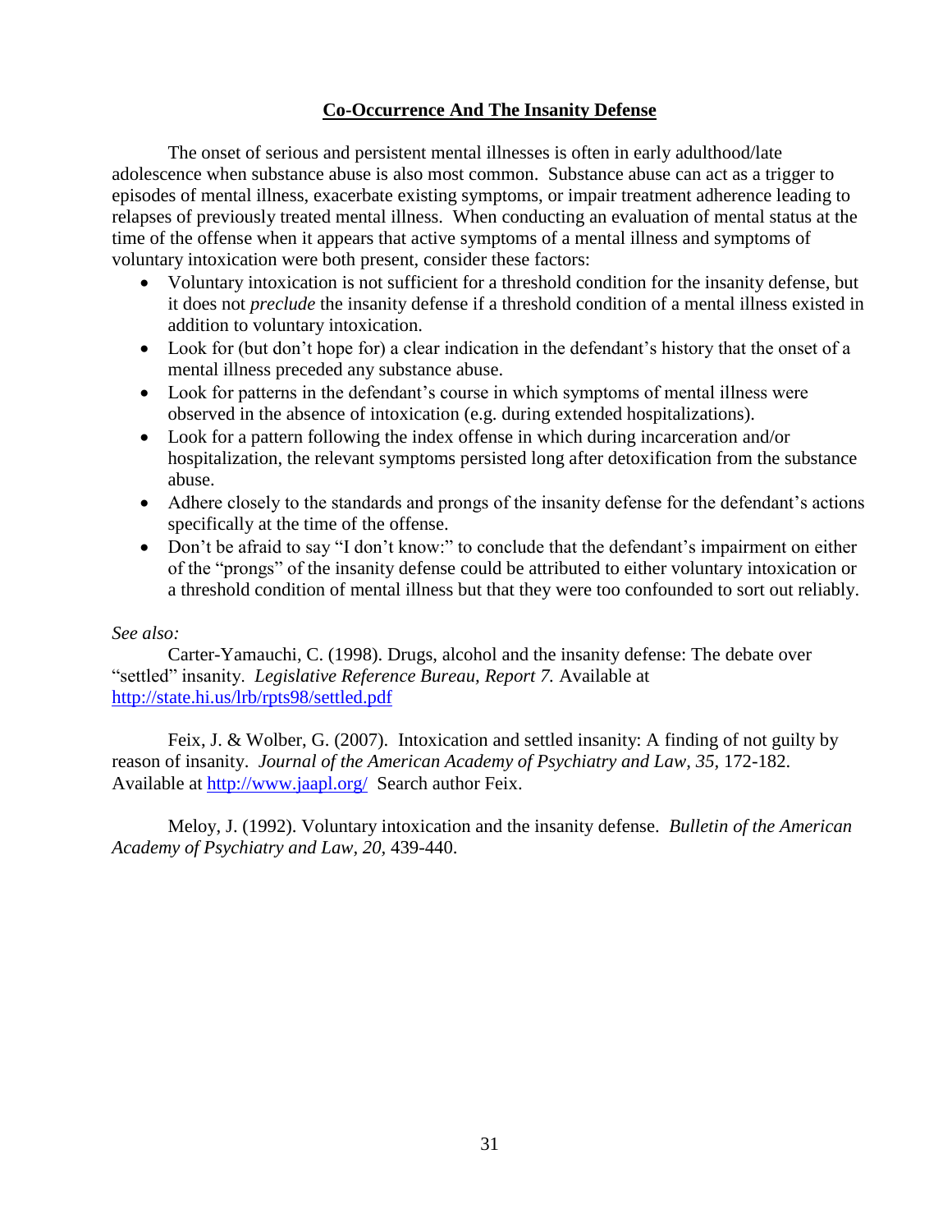## Co-Occurrence And The Insanity Defense

The onset of serious and persistent mental illnesses is often in early adulthood/late adolescence when substance abuse is also most common. Substance abuse can act as a trigger to episodes of mental illness, exacerbate existing symptoms, or impair treatment adherence leading to relapses of previously treated mental illness. When conducting an evaluation of mental status at the time of the offense when it appears that active symptoms of a mental illness and symptoms of voluntary intoxication were both present, consider these factors:

- Voluntary intoxication is not sufficient for a threshold condition for the insanity defense, but it does not *preclude* the insanity defense if a threshold condition of a mental illness existed in addition to voluntary intoxication.
- Look for (but don't hope for) a clear indication in the defendant's history that the onset of a mental illness preceded any substance abuse.
- Look for patterns in the defendant's course in which symptoms of mental illness were observed in the absence of intoxication (e.g. during extended hospitalizations).
- Look for a pattern following the index offense in which during incarceration and/or hospitalization, the relevant symptoms persisted long after detoxification from the substance abuse.
- Adhere closely to the standards and prongs of the insanity defense for the defendant's actions specifically at the time of the offense.
- Don't be afraid to say "I don't know:" to conclude that the defendant's impairment on either of the "prongs" of the insanity defense could be attributed to either voluntary intoxication or a threshold condition of mental illness but that they were too confounded to sort out reliably.

*See also:*

Carter-Yamauchi, C. (1998). Drugs, alcohol and the insanity defense: The debate over "settled" insanity. *Legislative Reference Bureau, Report 7.* Available at http://state.hi.us/lrb/rpts98/settled.pdf

Feix, J. & Wolber, G. (2007). Intoxication and settled insanity: A finding of not guilty by reason of insanity. *Journal of the American Academy of Psychiatry and Law, 35*, 172-182. Available at http://www.jaapl.org/ Search author Feix.

Meloy, J. (1992). Voluntary intoxication and the insanity defense. *Bulletin of the American Academy of Psychiatry and Law, 20,* 439-440.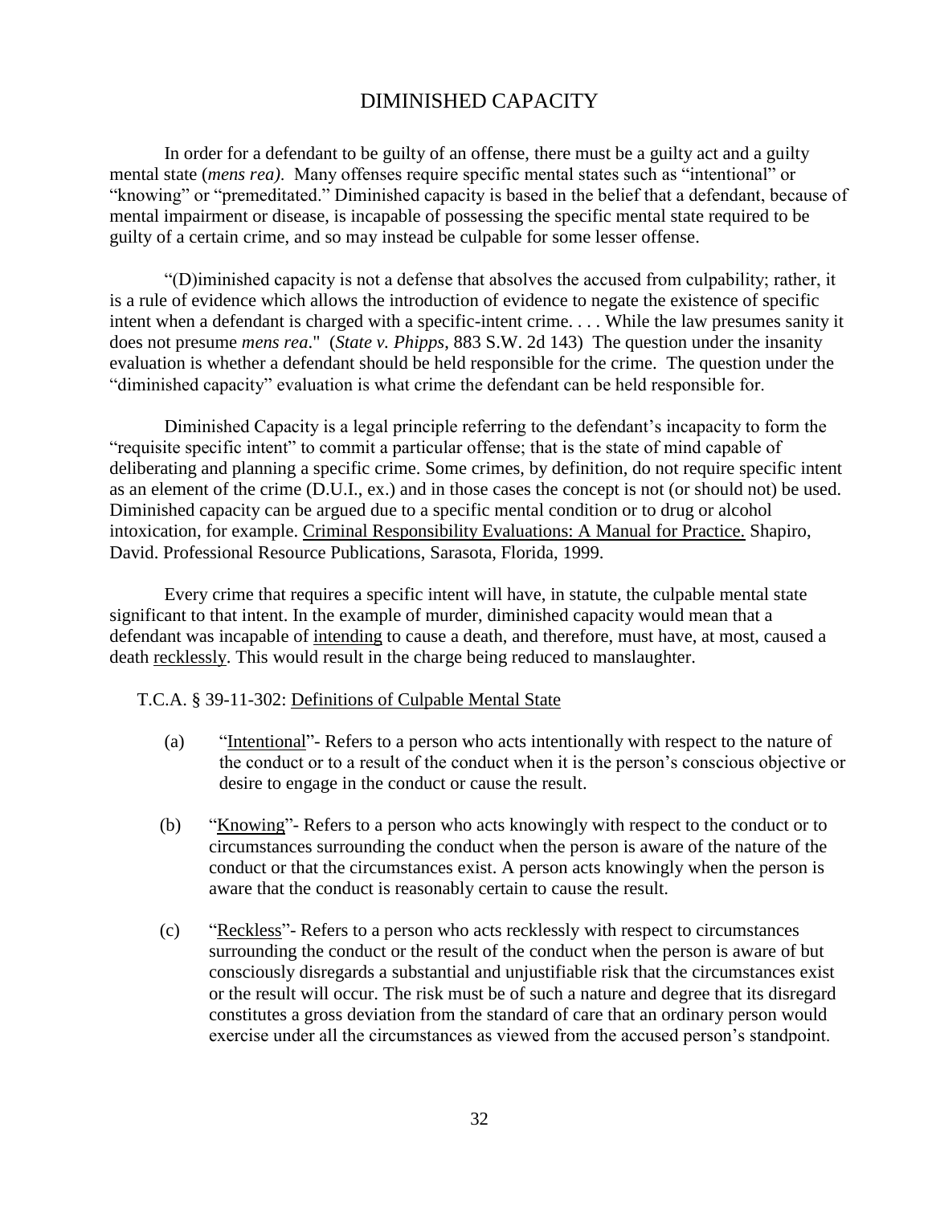# DIMINISHED CAPACITY

In order for a defendant to be guilty of an offense, there must be a guilty act and a guilty mental state (*mens rea)*. Many offenses require specific mental states such as "intentional" or "knowing" or "premeditated." Diminished capacity is based in the belief that a defendant, because of mental impairment or disease, is incapable of possessing the specific mental state required to be guilty of a certain crime, and so may instead be culpable for some lesser offense.

"(D)iminished capacity is not a defense that absolves the accused from culpability; rather, it is a rule of evidence which allows the introduction of evidence to negate the existence of specific intent when a defendant is charged with a specific-intent crime. . . . While the law presumes sanity it does not presume *mens rea*." (*State v. Phipps*, 883 S.W. 2d 143) The question under the insanity evaluation is whether a defendant should be held responsible for the crime. The question under the "diminished capacity" evaluation is what crime the defendant can be held responsible for.

Diminished Capacity is a legal principle referring to the defendant's incapacity to form the "requisite specific intent" to commit a particular offense; that is the state of mind capable of deliberating and planning a specific crime. Some crimes, by definition, do not require specific intent as an element of the crime (D.U.I., ex.) and in those cases the concept is not (or should not) be used. Diminished capacity can be argued due to a specific mental condition or to drug or alcohol intoxication, for example. Criminal Responsibility Evaluations: A Manual for Practice. Shapiro, David. Professional Resource Publications, Sarasota, Florida, 1999.

Every crime that requires a specific intent will have, in statute, the culpable mental state significant to that intent. In the example of murder, diminished capacity would mean that a defendant was incapable of intending to cause a death, and therefore, must have, at most, caused a death recklessly. This would result in the charge being reduced to manslaughter.

T.C.A. § 39-11-302: Definitions of Culpable Mental State

(a) "Intentional"- Refers to a person who acts intentionally with respect to the nature of the conduct or to a result of the conduct when it is the person's conscious objective or desire to engage in the conduct or cause the result.

(b) "Knowing"- Refers to a person who acts knowingly with respect to the conduct or to circumstances surrounding the conduct when the person is aware of the nature of the conduct or that the circumstances exist. A person acts knowingly when the person is aware that the conduct is reasonably certain to cause the result.

(c) "Reckless"- Refers to a person who acts recklessly with respect to circumstances surrounding the conduct or the result of the conduct when the person is aware of but consciously disregards a substantial and unjustifiable risk that the circumstances exist or the result will occur. The risk must be of such a nature and degree that its disregard constitutes a gross deviation from the standard of care that an ordinary person would exercise under all the circumstances as viewed from the accused person's standpoint.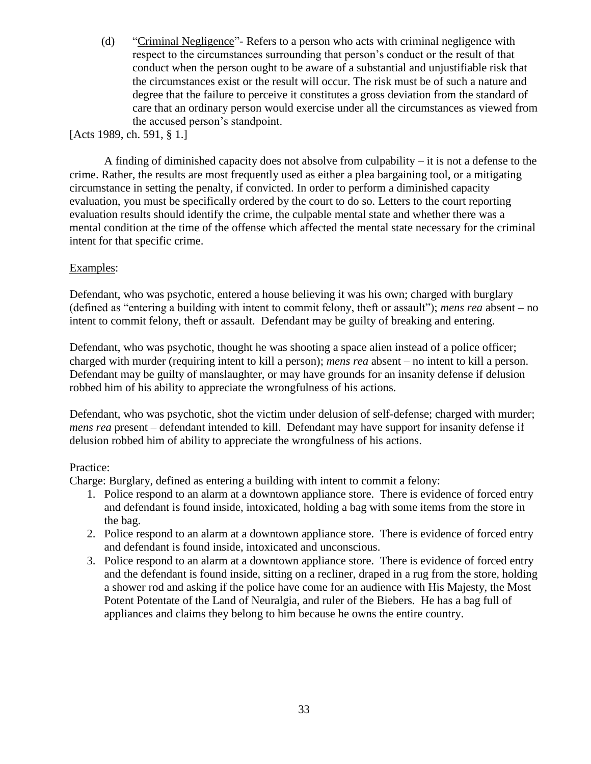(d) "Criminal Negligence"- Refers to a person who acts with criminal negligence with respect to the circumstances surrounding that person's conduct or the result of that conduct when the person ought to be aware of a substantial and unjustifiable risk that the circumstances exist or the result will occur. The risk must be of such a nature and degree that the failure to perceive it constitutes a gross deviation from the standard of care that an ordinary person would exercise under all the circumstances as viewed from the accused person's standpoint.

[Acts 1989, ch. 591, § 1.]

A finding of diminished capacity does not absolve from culpability – it is not a defense to the crime. Rather, the results are most frequently used as either a plea bargaining tool, or a mitigating circumstance in setting the penalty, if convicted. In order to perform a diminished capacity evaluation, you must be specifically ordered by the court to do so. Letters to the court reporting evaluation results should identify the crime, the culpable mental state and whether there was a mental condition at the time of the offense which affected the mental state necessary for the criminal intent for that specific crime.

Examples:

Defendant, who was psychotic, entered a house believing it was his own; charged with burglary (defined as "entering a building with intent to commit felony, theft or assault"); *mens rea* absent – no intent to commit felony, theft or assault. Defendant may be guilty of breaking and entering.

Defendant, who was psychotic, thought he was shooting a space alien instead of a police officer; charged with murder (requiring intent to kill a person); *mens rea* absent – no intent to kill a person. Defendant may be guilty of manslaughter, or may have grounds for an insanity defense if delusion robbed him of his ability to appreciate the wrongfulness of his actions.

Defendant, who was psychotic, shot the victim under delusion of self-defense; charged with murder; *mens rea* present – defendant intended to kill. Defendant may have support for insanity defense if delusion robbed him of ability to appreciate the wrongfulness of his actions.

Practice:

Charge: Burglary, defined as entering a building with intent to commit a felony:

1. Police respond to an alarm at a downtown appliance store. There is evidence of forced entry and defendant is found inside, intoxicated, holding a bag with some items from the store in the bag.
2. Police respond to an alarm at a downtown appliance store. There is evidence of forced entry and defendant is found inside, intoxicated and unconscious.
3. Police respond to an alarm at a downtown appliance store. There is evidence of forced entry and the defendant is found inside, sitting on a recliner, draped in a rug from the store, holding a shower rod and asking if the police have come for an audience with His Majesty, the Most Potent Potentate of the Land of Neuralgia, and ruler of the Biebers. He has a bag full of appliances and claims they belong to him because he owns the entire country.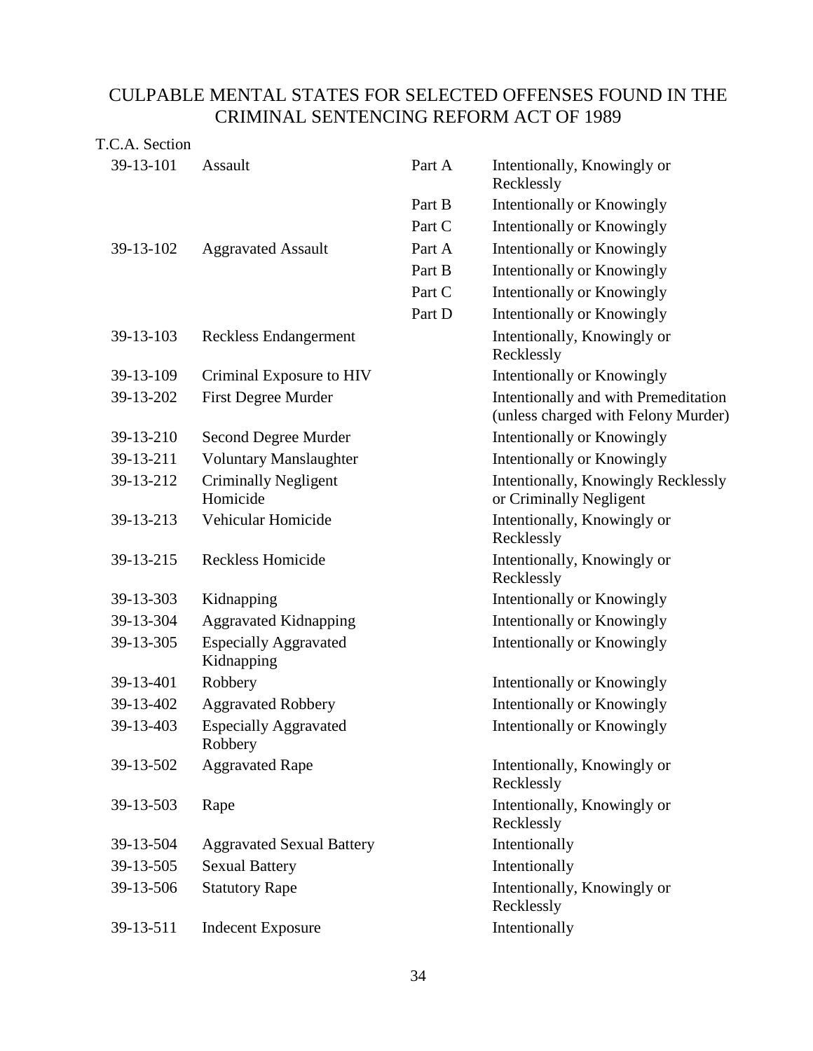# CULPABLE MENTAL STATES FOR SELECTED OFFENSES FOUND IN THE CRIMINAL SENTENCING REFORM ACT OF 1989

| T.C.A. Section | | | |
|---|---|---|---|
| 39-13-101 | Assault | Part A | Intentionally, Knowingly or Recklessly |
| | | Part B | Intentionally or Knowingly |
| | | Part C | Intentionally or Knowingly |
| 39-13-102 | Aggravated Assault | Part A | Intentionally or Knowingly |
| | | Part B | Intentionally or Knowingly |
| | | Part C | Intentionally or Knowingly |
| | | Part D | Intentionally or Knowingly |
| 39-13-103 | Reckless Endangerment | | Intentionally, Knowingly or Recklessly |
| 39-13-109 | Criminal Exposure to HIV | | Intentionally or Knowingly |
| 39-13-202 | First Degree Murder | | Intentionally and with Premeditation (unless charged with Felony Murder) |
| 39-13-210 | Second Degree Murder | | Intentionally or Knowingly |
| 39-13-211 | Voluntary Manslaughter | | Intentionally or Knowingly |
| 39-13-212 | Criminally Negligent Homicide | | Intentionally, Knowingly Recklessly or Criminally Negligent |
| 39-13-213 | Vehicular Homicide | | Intentionally, Knowingly or Recklessly |
| 39-13-215 | Reckless Homicide | | Intentionally, Knowingly or Recklessly |
| 39-13-303 | Kidnapping | | Intentionally or Knowingly |
| 39-13-304 | Aggravated Kidnapping | | Intentionally or Knowingly |
| 39-13-305 | Especially Aggravated Kidnapping | | Intentionally or Knowingly |
| 39-13-401 | Robbery | | Intentionally or Knowingly |
| 39-13-402 | Aggravated Robbery | | Intentionally or Knowingly |
| 39-13-403 | Especially Aggravated Robbery | | Intentionally or Knowingly |
| 39-13-502 | Aggravated Rape | | Intentionally, Knowingly or Recklessly |
| 39-13-503 | Rape | | Intentionally, Knowingly or Recklessly |
| 39-13-504 | Aggravated Sexual Battery | | Intentionally |
| 39-13-505 | Sexual Battery | | Intentionally |
| 39-13-506 | Statutory Rape | | Intentionally, Knowingly or Recklessly |
| 39-13-511 | Indecent Exposure | | Intentionally |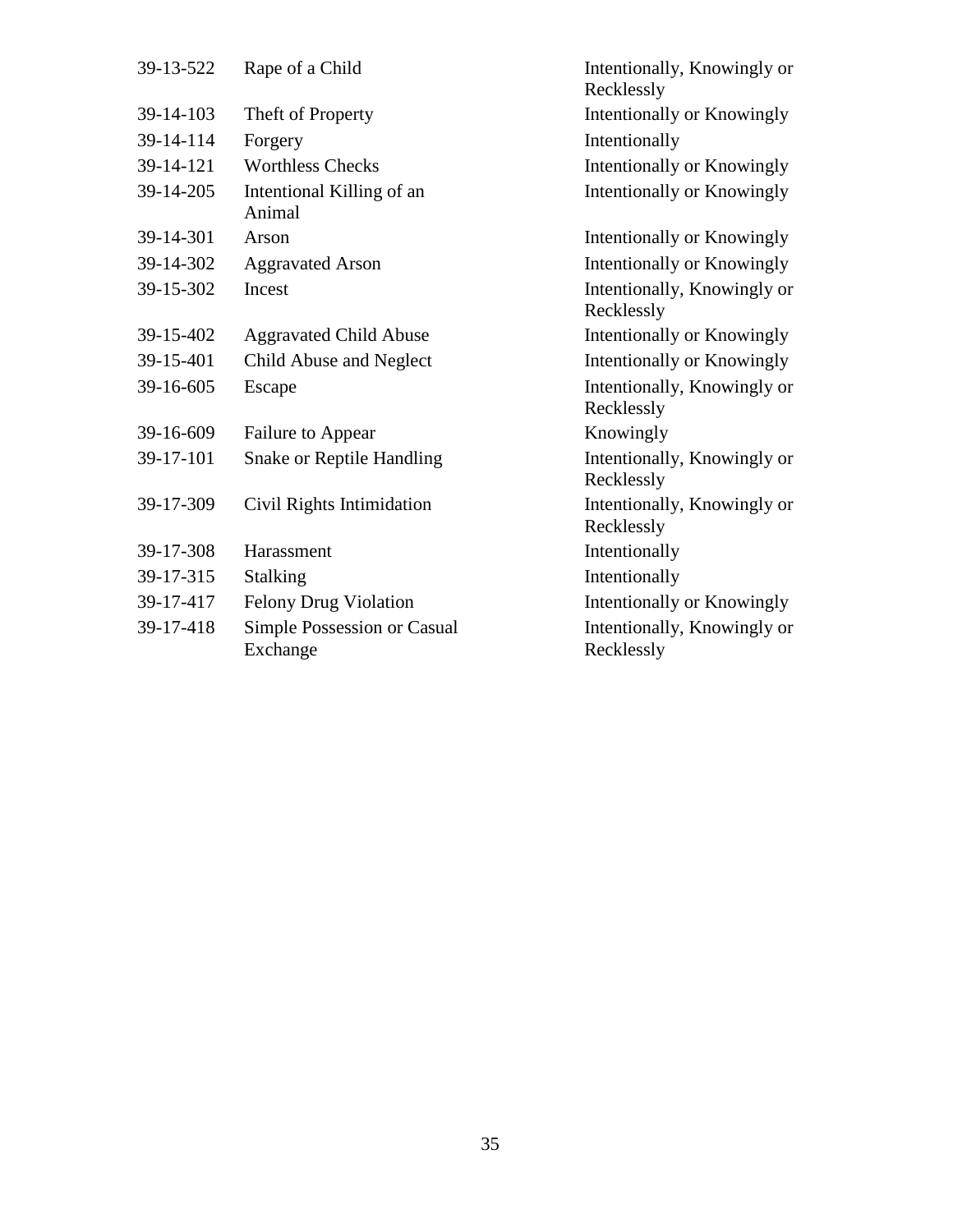| | | |
|---|---|---|
| 39-13-522 | Rape of a Child | Intentionally, Knowingly or Recklessly |
| 39-14-103 | Theft of Property | Intentionally or Knowingly |
| 39-14-114 | Forgery | Intentionally |
| 39-14-121 | Worthless Checks | Intentionally or Knowingly |
| 39-14-205 | Intentional Killing of an Animal | Intentionally or Knowingly |
| 39-14-301 | Arson | Intentionally or Knowingly |
| 39-14-302 | Aggravated Arson | Intentionally or Knowingly |
| 39-15-302 | Incest | Intentionally, Knowingly or Recklessly |
| 39-15-402 | Aggravated Child Abuse | Intentionally or Knowingly |
| 39-15-401 | Child Abuse and Neglect | Intentionally or Knowingly |
| 39-16-605 | Escape | Intentionally, Knowingly or Recklessly |
| 39-16-609 | Failure to Appear | Knowingly |
| 39-17-101 | Snake or Reptile Handling | Intentionally, Knowingly or Recklessly |
| 39-17-309 | Civil Rights Intimidation | Intentionally, Knowingly or Recklessly |
| 39-17-308 | Harassment | Intentionally |
| 39-17-315 | Stalking | Intentionally |
| 39-17-417 | Felony Drug Violation | Intentionally or Knowingly |
| 39-17-418 | Simple Possession or Casual Exchange | Intentionally, Knowingly or Recklessly |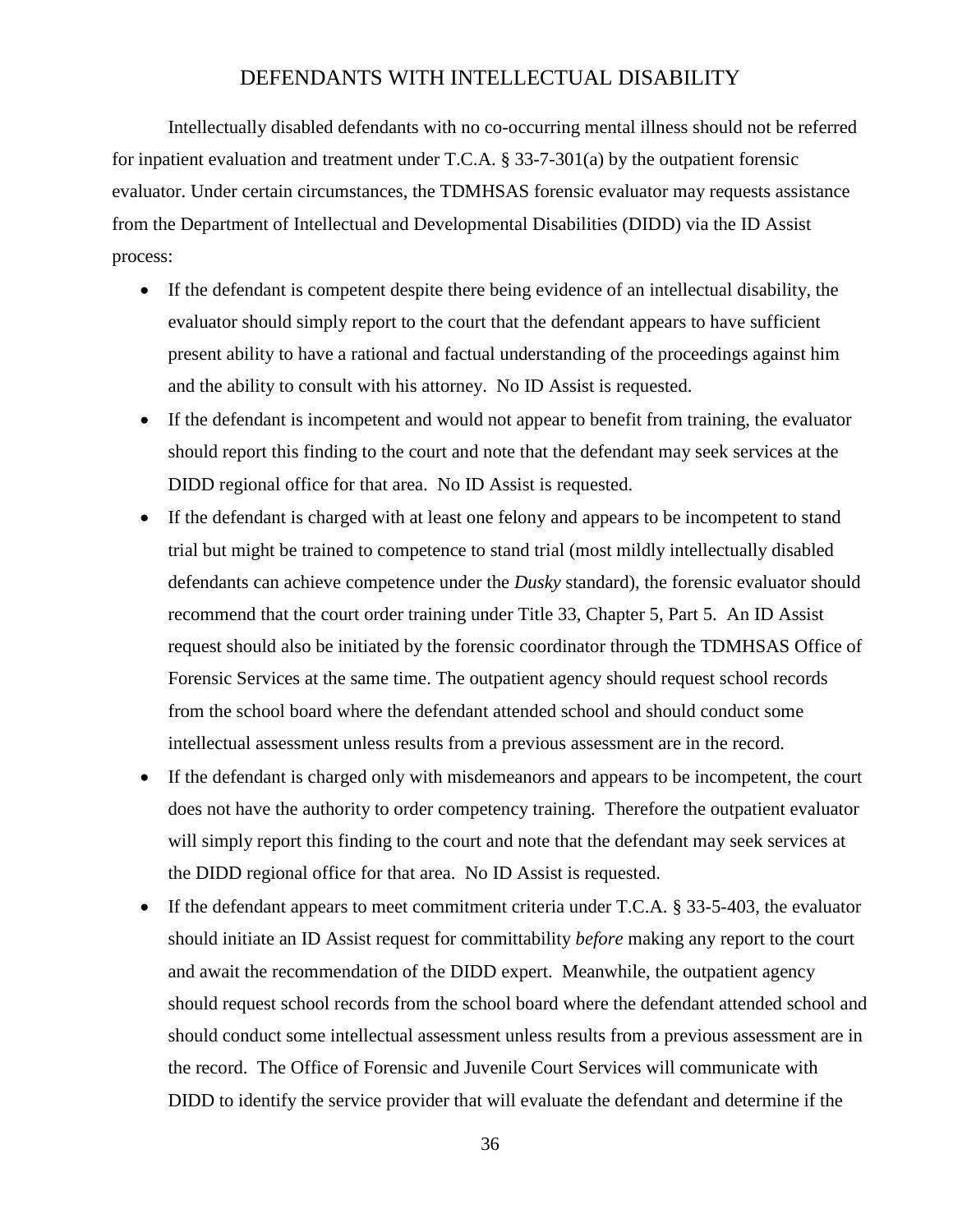# DEFENDANTS WITH INTELLECTUAL DISABILITY

Intellectually disabled defendants with no co-occurring mental illness should not be referred for inpatient evaluation and treatment under T.C.A. § 33-7-301(a) by the outpatient forensic evaluator. Under certain circumstances, the TDMHSAS forensic evaluator may requests assistance from the Department of Intellectual and Developmental Disabilities (DIDD) via the ID Assist process:

- If the defendant is competent despite there being evidence of an intellectual disability, the evaluator should simply report to the court that the defendant appears to have sufficient present ability to have a rational and factual understanding of the proceedings against him and the ability to consult with his attorney. No ID Assist is requested.
- If the defendant is incompetent and would not appear to benefit from training, the evaluator should report this finding to the court and note that the defendant may seek services at the DIDD regional office for that area. No ID Assist is requested.
- If the defendant is charged with at least one felony and appears to be incompetent to stand trial but might be trained to competence to stand trial (most mildly intellectually disabled defendants can achieve competence under the *Dusky* standard), the forensic evaluator should recommend that the court order training under Title 33, Chapter 5, Part 5. An ID Assist request should also be initiated by the forensic coordinator through the TDMHSAS Office of Forensic Services at the same time. The outpatient agency should request school records from the school board where the defendant attended school and should conduct some intellectual assessment unless results from a previous assessment are in the record.
- If the defendant is charged only with misdemeanors and appears to be incompetent, the court does not have the authority to order competency training. Therefore the outpatient evaluator will simply report this finding to the court and note that the defendant may seek services at the DIDD regional office for that area. No ID Assist is requested.
- If the defendant appears to meet commitment criteria under T.C.A. § 33-5-403, the evaluator should initiate an ID Assist request for committability *before* making any report to the court and await the recommendation of the DIDD expert. Meanwhile, the outpatient agency should request school records from the school board where the defendant attended school and should conduct some intellectual assessment unless results from a previous assessment are in the record. The Office of Forensic and Juvenile Court Services will communicate with DIDD to identify the service provider that will evaluate the defendant and determine if the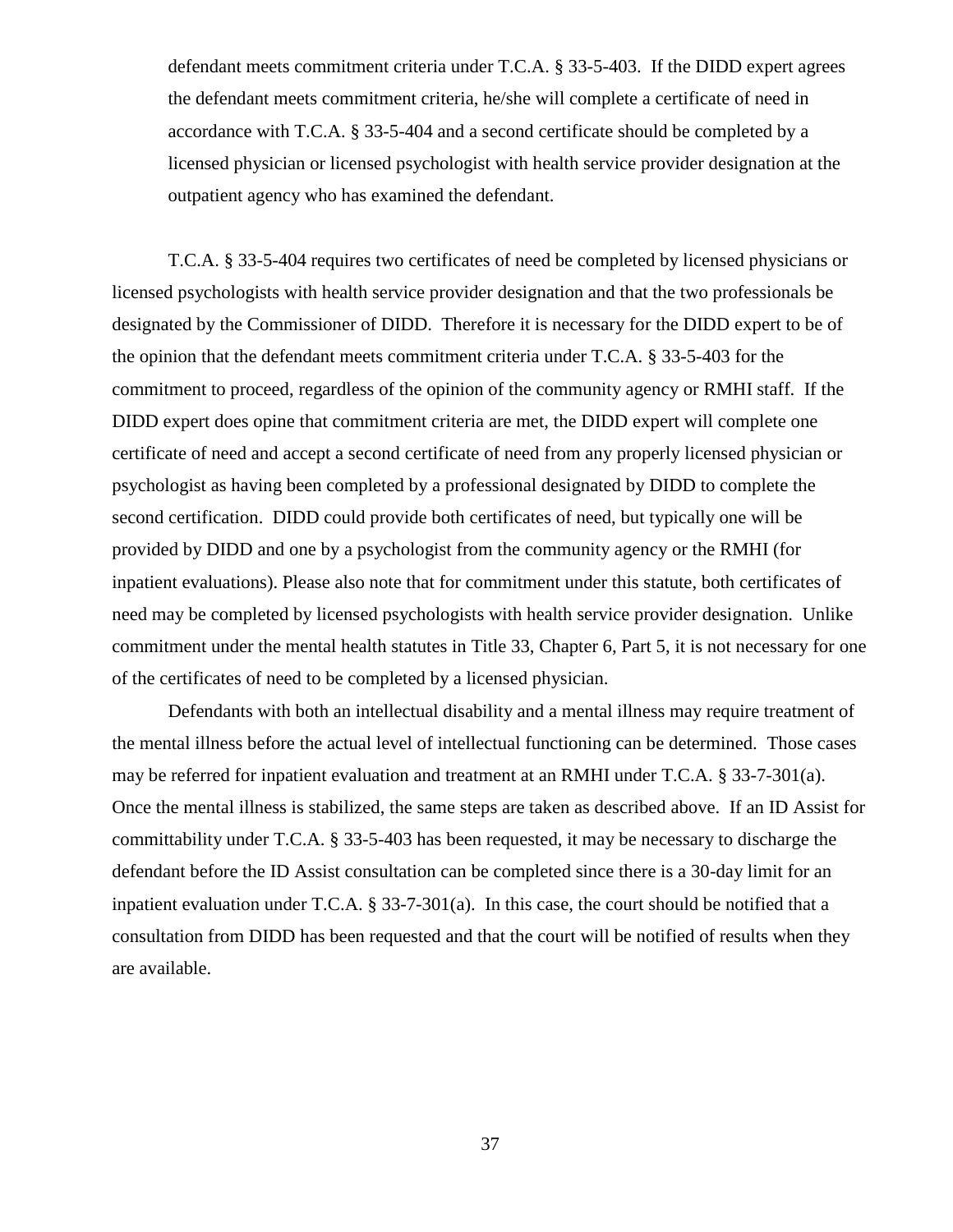defendant meets commitment criteria under T.C.A. § 33-5-403. If the DIDD expert agrees the defendant meets commitment criteria, he/she will complete a certificate of need in accordance with T.C.A. § 33-5-404 and a second certificate should be completed by a licensed physician or licensed psychologist with health service provider designation at the outpatient agency who has examined the defendant.

T.C.A. § 33-5-404 requires two certificates of need be completed by licensed physicians or licensed psychologists with health service provider designation and that the two professionals be designated by the Commissioner of DIDD. Therefore it is necessary for the DIDD expert to be of the opinion that the defendant meets commitment criteria under T.C.A. § 33-5-403 for the commitment to proceed, regardless of the opinion of the community agency or RMHI staff. If the DIDD expert does opine that commitment criteria are met, the DIDD expert will complete one certificate of need and accept a second certificate of need from any properly licensed physician or psychologist as having been completed by a professional designated by DIDD to complete the second certification. DIDD could provide both certificates of need, but typically one will be provided by DIDD and one by a psychologist from the community agency or the RMHI (for inpatient evaluations). Please also note that for commitment under this statute, both certificates of need may be completed by licensed psychologists with health service provider designation. Unlike commitment under the mental health statutes in Title 33, Chapter 6, Part 5, it is not necessary for one of the certificates of need to be completed by a licensed physician.

Defendants with both an intellectual disability and a mental illness may require treatment of the mental illness before the actual level of intellectual functioning can be determined. Those cases may be referred for inpatient evaluation and treatment at an RMHI under T.C.A. § 33-7-301(a). Once the mental illness is stabilized, the same steps are taken as described above. If an ID Assist for committability under T.C.A. § 33-5-403 has been requested, it may be necessary to discharge the defendant before the ID Assist consultation can be completed since there is a 30-day limit for an inpatient evaluation under T.C.A. § 33-7-301(a). In this case, the court should be notified that a consultation from DIDD has been requested and that the court will be notified of results when they are available.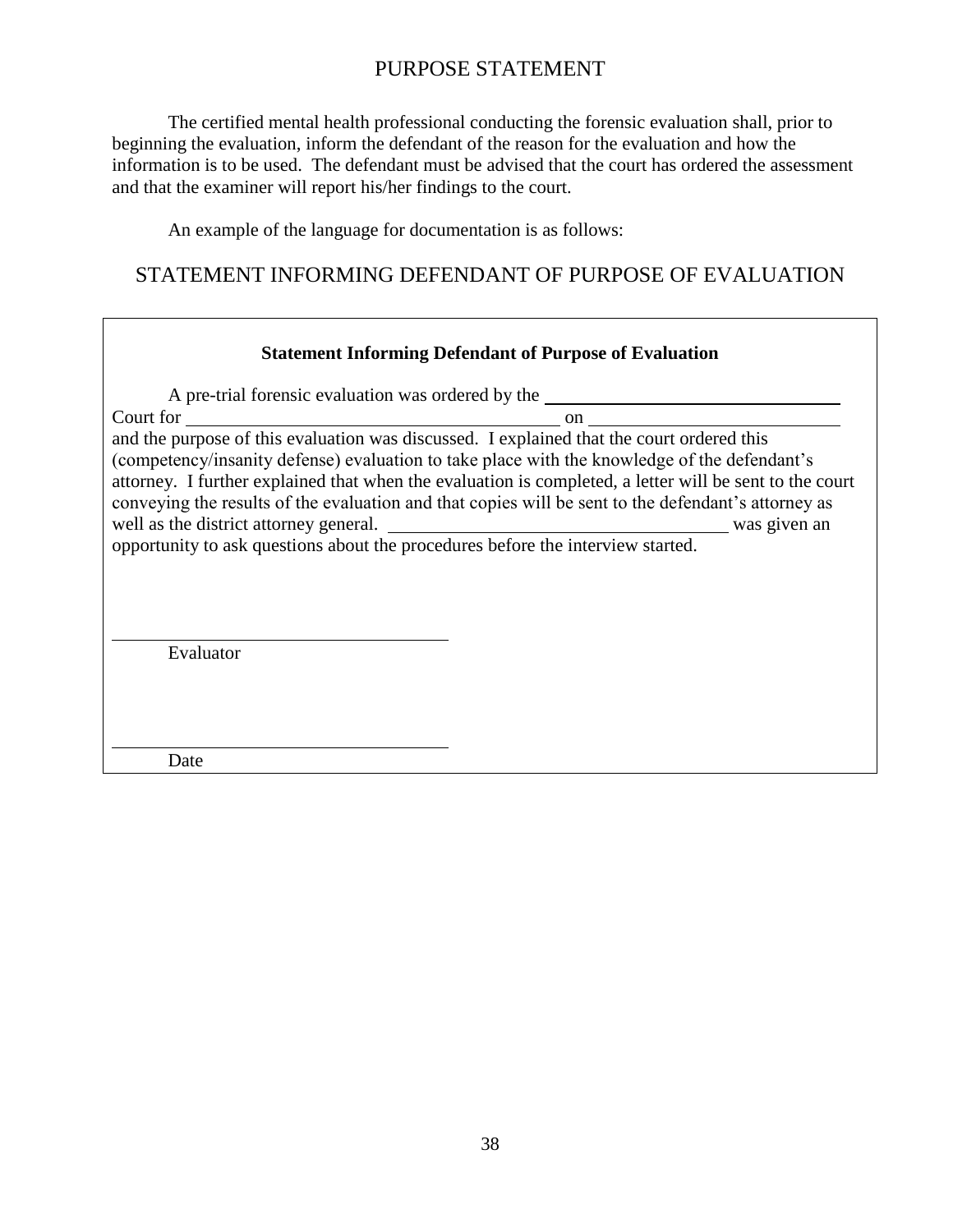# PURPOSE STATEMENT

The certified mental health professional conducting the forensic evaluation shall, prior to beginning the evaluation, inform the defendant of the reason for the evaluation and how the information is to be used. The defendant must be advised that the court has ordered the assessment and that the examiner will report his/her findings to the court.

An example of the language for documentation is as follows:

## STATEMENT INFORMING DEFENDANT OF PURPOSE OF EVALUATION

**Statement Informing Defendant of Purpose of Evaluation**

A pre-trial forensic evaluation was ordered by the ________________________________ Court for ________________________________________ on ___________________________ and the purpose of this evaluation was discussed. I explained that the court ordered this (competency/insanity defense) evaluation to take place with the knowledge of the defendant's attorney. I further explained that when the evaluation is completed, a letter will be sent to the court conveying the results of the evaluation and that copies will be sent to the defendant's attorney as well as the district attorney general. ____________________________________ was given an opportunity to ask questions about the procedures before the interview started.

____________________________________
Evaluator

____________________________________
Date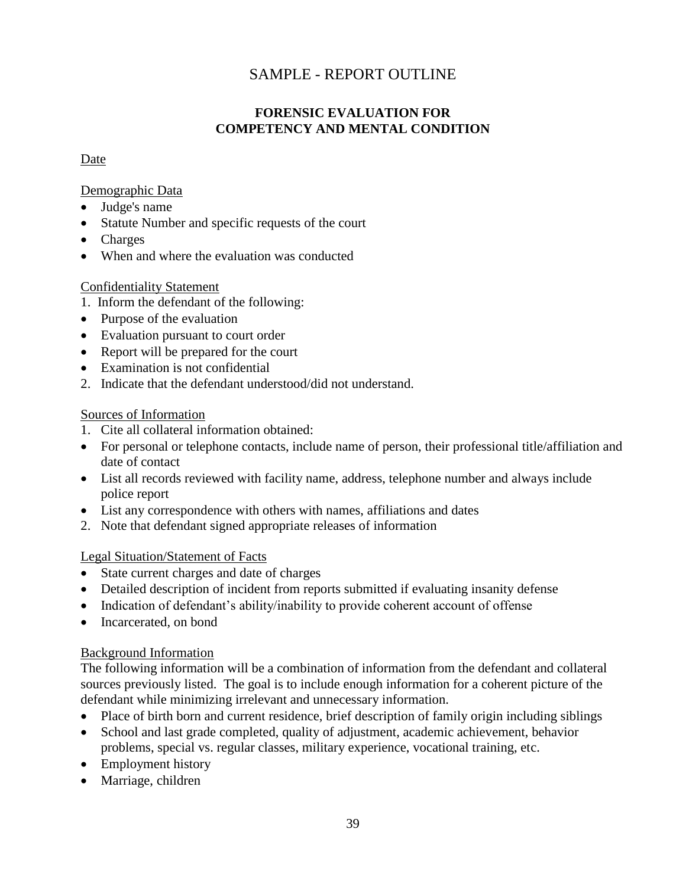# SAMPLE - REPORT OUTLINE

## FORENSIC EVALUATION FOR COMPETENCY AND MENTAL CONDITION

Date

Demographic Data

- Judge's name
- Statute Number and specific requests of the court
- Charges
- When and where the evaluation was conducted

Confidentiality Statement

1. Inform the defendant of the following:
- Purpose of the evaluation
- Evaluation pursuant to court order
- Report will be prepared for the court
- Examination is not confidential
2. Indicate that the defendant understood/did not understand.

Sources of Information

1. Cite all collateral information obtained:
- For personal or telephone contacts, include name of person, their professional title/affiliation and date of contact
- List all records reviewed with facility name, address, telephone number and always include police report
- List any correspondence with others with names, affiliations and dates
2. Note that defendant signed appropriate releases of information

Legal Situation/Statement of Facts

- State current charges and date of charges
- Detailed description of incident from reports submitted if evaluating insanity defense
- Indication of defendant's ability/inability to provide coherent account of offense
- Incarcerated, on bond

Background Information

The following information will be a combination of information from the defendant and collateral sources previously listed. The goal is to include enough information for a coherent picture of the defendant while minimizing irrelevant and unnecessary information.

- Place of birth born and current residence, brief description of family origin including siblings
- School and last grade completed, quality of adjustment, academic achievement, behavior problems, special vs. regular classes, military experience, vocational training, etc.
- Employment history
- Marriage, children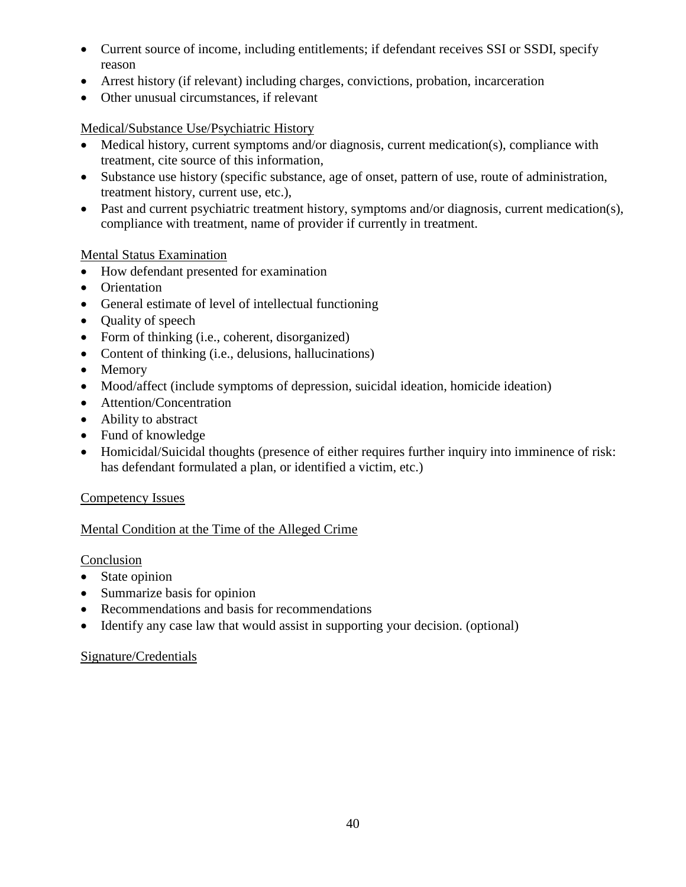- Current source of income, including entitlements; if defendant receives SSI or SSDI, specify reason
- Arrest history (if relevant) including charges, convictions, probation, incarceration
- Other unusual circumstances, if relevant

<u>Medical/Substance Use/Psychiatric History</u>

- Medical history, current symptoms and/or diagnosis, current medication(s), compliance with treatment, cite source of this information,
- Substance use history (specific substance, age of onset, pattern of use, route of administration, treatment history, current use, etc.),
- Past and current psychiatric treatment history, symptoms and/or diagnosis, current medication(s), compliance with treatment, name of provider if currently in treatment.

<u>Mental Status Examination</u>

- How defendant presented for examination
- Orientation
- General estimate of level of intellectual functioning
- Quality of speech
- Form of thinking (i.e., coherent, disorganized)
- Content of thinking (i.e., delusions, hallucinations)
- Memory
- Mood/affect (include symptoms of depression, suicidal ideation, homicide ideation)
- Attention/Concentration
- Ability to abstract
- Fund of knowledge
- Homicidal/Suicidal thoughts (presence of either requires further inquiry into imminence of risk: has defendant formulated a plan, or identified a victim, etc.)

<u>Competency Issues</u>

<u>Mental Condition at the Time of the Alleged Crime</u>

<u>Conclusion</u>

- State opinion
- Summarize basis for opinion
- Recommendations and basis for recommendations
- Identify any case law that would assist in supporting your decision. (optional)

<u>Signature/Credentials</u>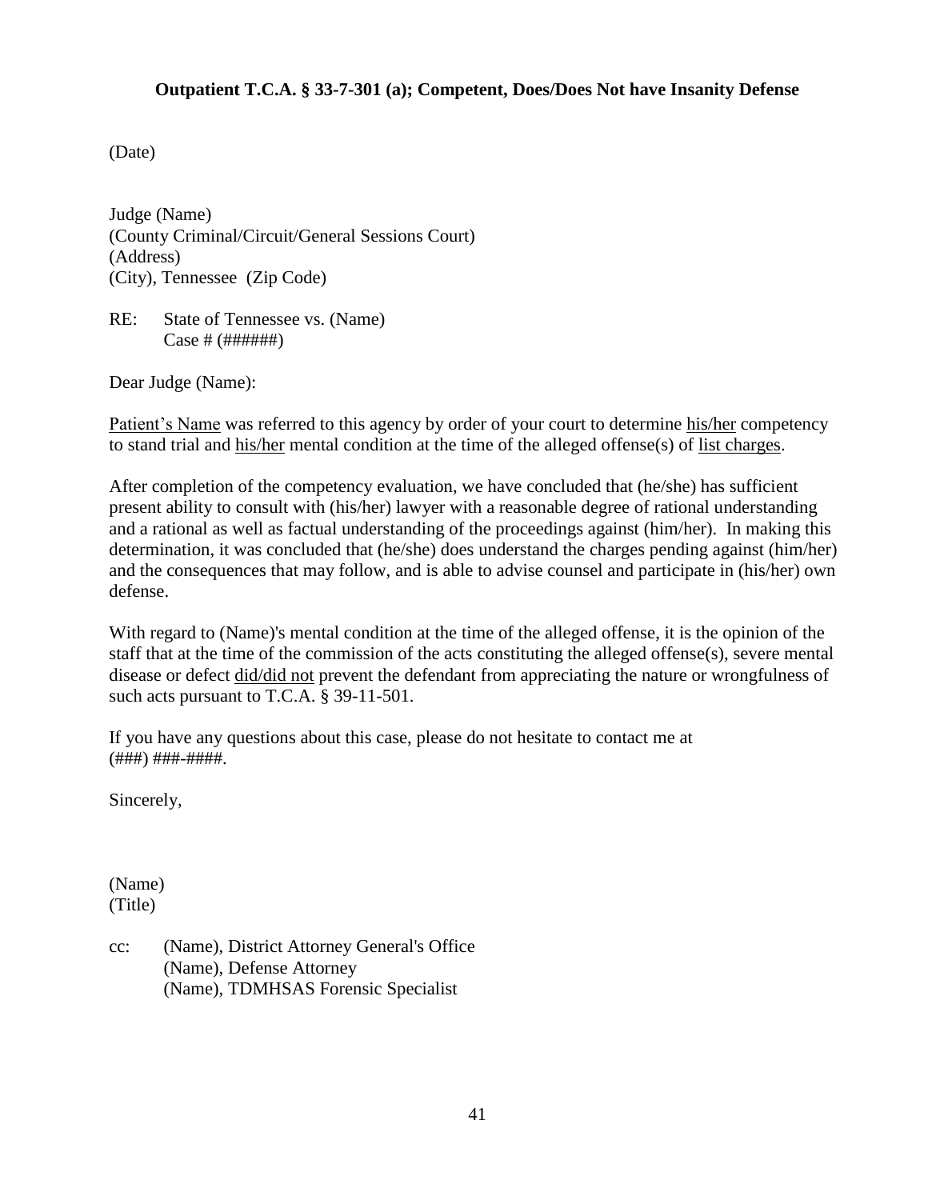**Outpatient T.C.A. § 33-7-301 (a); Competent, Does/Does Not have Insanity Defense**

(Date)

Judge (Name)
(County Criminal/Circuit/General Sessions Court)
(Address)
(City), Tennessee (Zip Code)

RE: State of Tennessee vs. (Name)
Case # (######)

Dear Judge (Name):

Patient's Name was referred to this agency by order of your court to determine his/her competency to stand trial and his/her mental condition at the time of the alleged offense(s) of list charges.

After completion of the competency evaluation, we have concluded that (he/she) has sufficient present ability to consult with (his/her) lawyer with a reasonable degree of rational understanding and a rational as well as factual understanding of the proceedings against (him/her). In making this determination, it was concluded that (he/she) does understand the charges pending against (him/her) and the consequences that may follow, and is able to advise counsel and participate in (his/her) own defense.

With regard to (Name)'s mental condition at the time of the alleged offense, it is the opinion of the staff that at the time of the commission of the acts constituting the alleged offense(s), severe mental disease or defect did/did not prevent the defendant from appreciating the nature or wrongfulness of such acts pursuant to T.C.A. § 39-11-501.

If you have any questions about this case, please do not hesitate to contact me at (###) ###-####.

Sincerely,

(Name)
(Title)

cc: (Name), District Attorney General's Office
(Name), Defense Attorney
(Name), TDMHSAS Forensic Specialist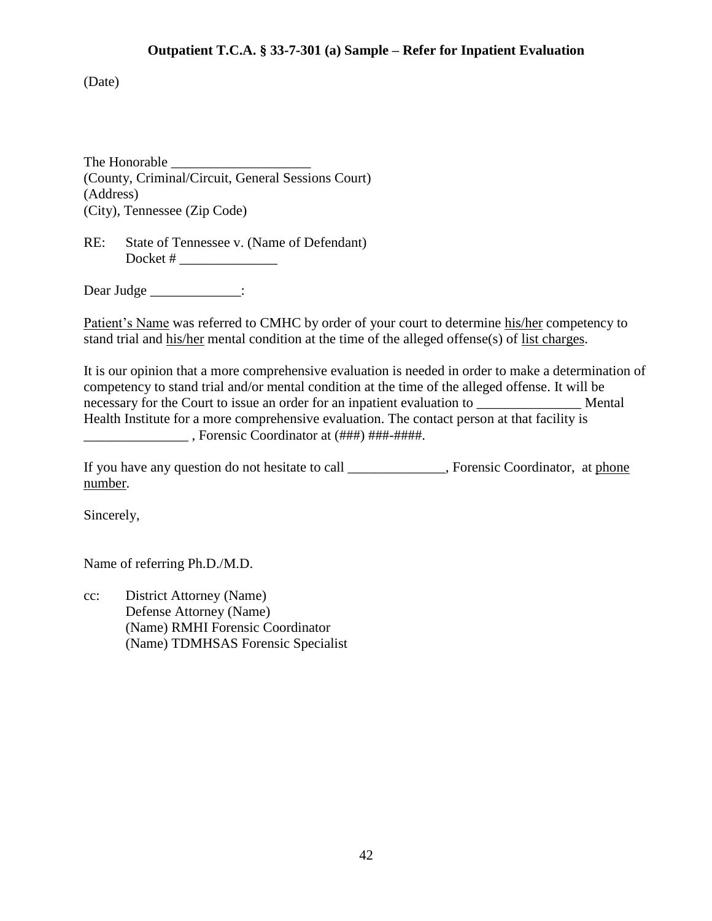**Outpatient T.C.A. § 33-7-301 (a) Sample – Refer for Inpatient Evaluation**

(Date)

The Honorable ____________________
(County, Criminal/Circuit, General Sessions Court)
(Address)
(City), Tennessee (Zip Code)

RE: State of Tennessee v. (Name of Defendant)
Docket # ______________

Dear Judge _____________:

Patient's Name was referred to CMHC by order of your court to determine his/her competency to stand trial and his/her mental condition at the time of the alleged offense(s) of list charges.

It is our opinion that a more comprehensive evaluation is needed in order to make a determination of competency to stand trial and/or mental condition at the time of the alleged offense. It will be necessary for the Court to issue an order for an inpatient evaluation to _______________ Mental Health Institute for a more comprehensive evaluation. The contact person at that facility is _______________ , Forensic Coordinator at (###) ###-####.

If you have any question do not hesitate to call ______________, Forensic Coordinator, at phone number.

Sincerely,

Name of referring Ph.D./M.D.

cc: District Attorney (Name)
Defense Attorney (Name)
(Name) RMHI Forensic Coordinator
(Name) TDMHSAS Forensic Specialist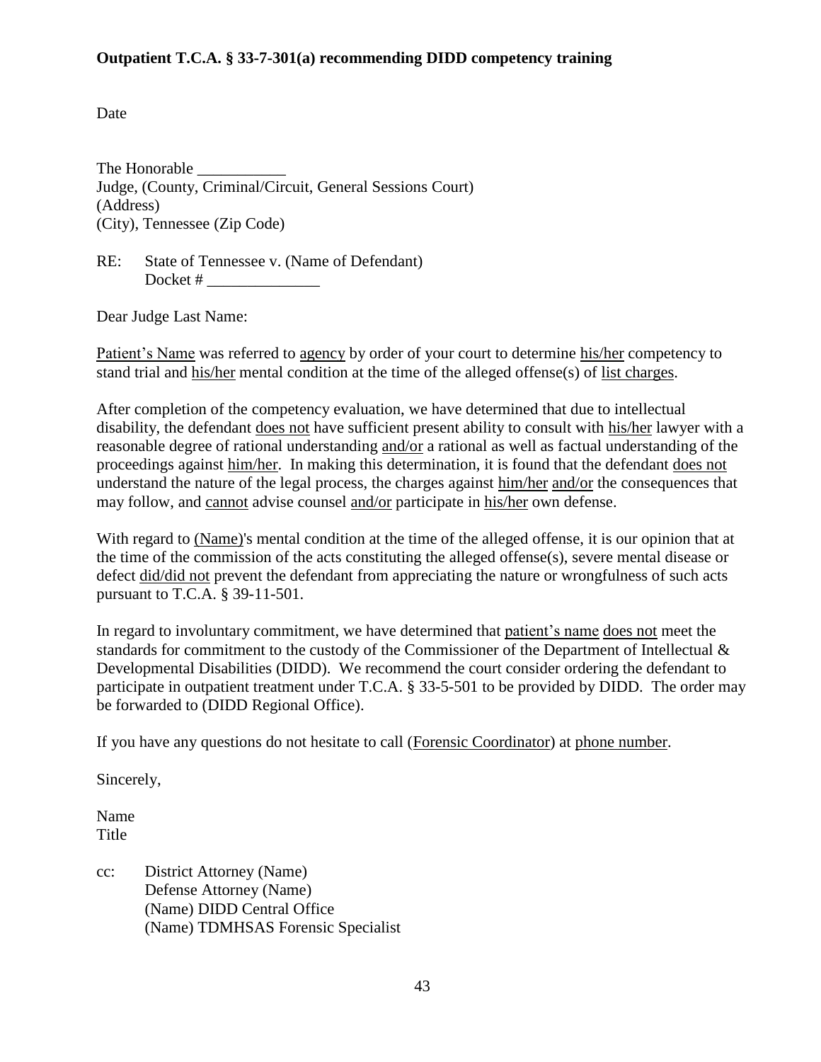**Outpatient T.C.A. § 33-7-301(a) recommending DIDD competency training**

Date

The Honorable ___________
Judge, (County, Criminal/Circuit, General Sessions Court)
(Address)
(City), Tennessee (Zip Code)

RE: State of Tennessee v. (Name of Defendant)
Docket # ______________

Dear Judge Last Name:

Patient's Name was referred to agency by order of your court to determine his/her competency to stand trial and his/her mental condition at the time of the alleged offense(s) of list charges.

After completion of the competency evaluation, we have determined that due to intellectual disability, the defendant does not have sufficient present ability to consult with his/her lawyer with a reasonable degree of rational understanding and/or a rational as well as factual understanding of the proceedings against him/her. In making this determination, it is found that the defendant does not understand the nature of the legal process, the charges against him/her and/or the consequences that may follow, and cannot advise counsel and/or participate in his/her own defense.

With regard to (Name)'s mental condition at the time of the alleged offense, it is our opinion that at the time of the commission of the acts constituting the alleged offense(s), severe mental disease or defect did/did not prevent the defendant from appreciating the nature or wrongfulness of such acts pursuant to T.C.A. § 39-11-501.

In regard to involuntary commitment, we have determined that patient's name does not meet the standards for commitment to the custody of the Commissioner of the Department of Intellectual & Developmental Disabilities (DIDD). We recommend the court consider ordering the defendant to participate in outpatient treatment under T.C.A. § 33-5-501 to be provided by DIDD. The order may be forwarded to (DIDD Regional Office).

If you have any questions do not hesitate to call (Forensic Coordinator) at phone number.

Sincerely,

Name
Title

cc: District Attorney (Name)
Defense Attorney (Name)
(Name) DIDD Central Office
(Name) TDMHSAS Forensic Specialist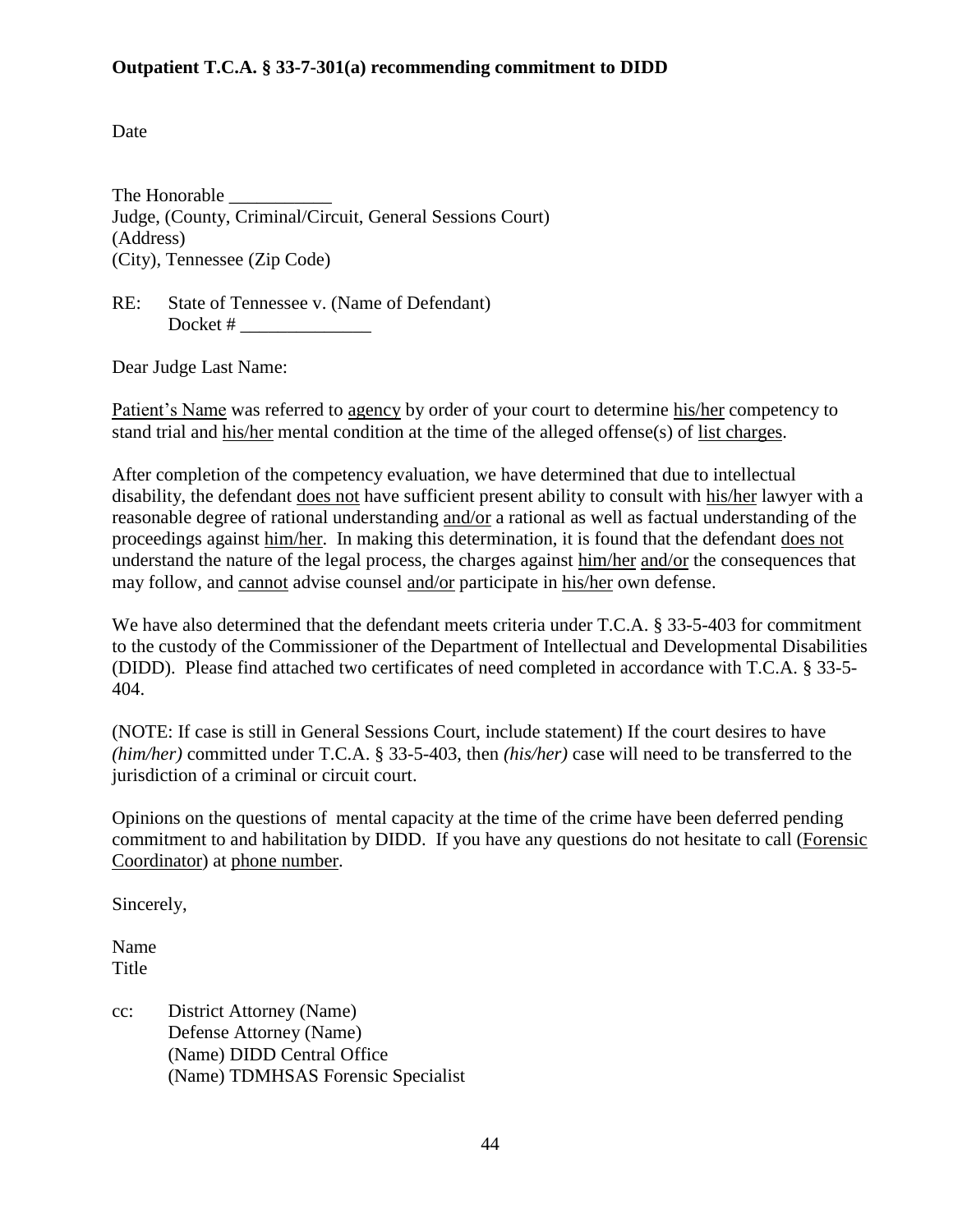**Outpatient T.C.A. § 33-7-301(a) recommending commitment to DIDD**

Date

The Honorable ___________
Judge, (County, Criminal/Circuit, General Sessions Court)
(Address)
(City), Tennessee (Zip Code)

RE: State of Tennessee v. (Name of Defendant)
Docket # ______________

Dear Judge Last Name:

Patient's Name was referred to agency by order of your court to determine his/her competency to stand trial and his/her mental condition at the time of the alleged offense(s) of list charges.

After completion of the competency evaluation, we have determined that due to intellectual disability, the defendant does not have sufficient present ability to consult with his/her lawyer with a reasonable degree of rational understanding and/or a rational as well as factual understanding of the proceedings against him/her. In making this determination, it is found that the defendant does not understand the nature of the legal process, the charges against him/her and/or the consequences that may follow, and cannot advise counsel and/or participate in his/her own defense.

We have also determined that the defendant meets criteria under T.C.A. § 33-5-403 for commitment to the custody of the Commissioner of the Department of Intellectual and Developmental Disabilities (DIDD). Please find attached two certificates of need completed in accordance with T.C.A. § 33-5-404.

(NOTE: If case is still in General Sessions Court, include statement) If the court desires to have *(him/her)* committed under T.C.A. § 33-5-403, then *(his/her)* case will need to be transferred to the jurisdiction of a criminal or circuit court.

Opinions on the questions of mental capacity at the time of the crime have been deferred pending commitment to and habilitation by DIDD. If you have any questions do not hesitate to call (Forensic Coordinator) at phone number.

Sincerely,

Name
Title

cc: District Attorney (Name)
Defense Attorney (Name)
(Name) DIDD Central Office
(Name) TDMHSAS Forensic Specialist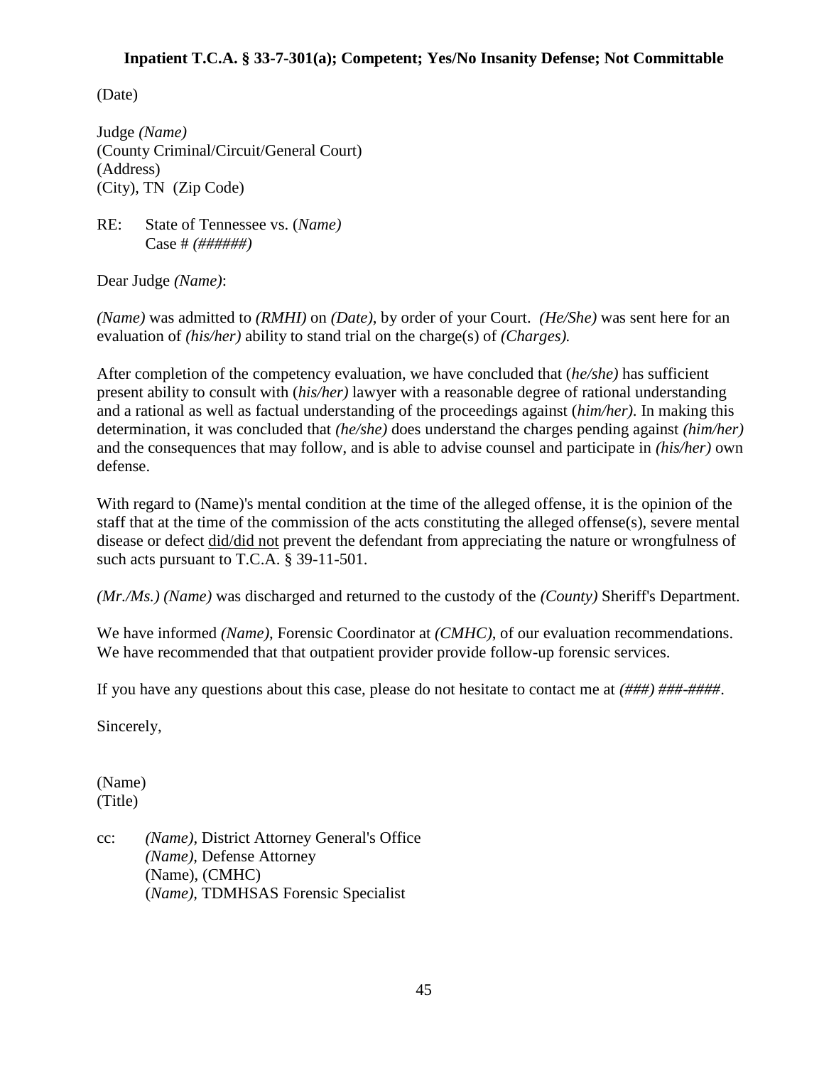**Inpatient T.C.A. § 33-7-301(a); Competent; Yes/No Insanity Defense; Not Committable**

(Date)

Judge *(Name)*
(County Criminal/Circuit/General Court)
(Address)
(City), TN (Zip Code)

RE: State of Tennessee vs. (*Name)*
Case # *(######)*

Dear Judge *(Name)*:

*(Name)* was admitted to *(RMHI)* on *(Date)*, by order of your Court. *(He/She)* was sent here for an evaluation of *(his/her)* ability to stand trial on the charge(s) of *(Charges).*

After completion of the competency evaluation, we have concluded that (*he/she)* has sufficient present ability to consult with (*his/her)* lawyer with a reasonable degree of rational understanding and a rational as well as factual understanding of the proceedings against (*him/her)*. In making this determination, it was concluded that *(he/she)* does understand the charges pending against *(him/her)* and the consequences that may follow, and is able to advise counsel and participate in *(his/her)* own defense.

With regard to (Name)'s mental condition at the time of the alleged offense, it is the opinion of the staff that at the time of the commission of the acts constituting the alleged offense(s), severe mental disease or defect <u>did/did not</u> prevent the defendant from appreciating the nature or wrongfulness of such acts pursuant to T.C.A. § 39-11-501.

*(Mr./Ms.) (Name)* was discharged and returned to the custody of the *(County)* Sheriff's Department.

We have informed *(Name)*, Forensic Coordinator at *(CMHC)*, of our evaluation recommendations. We have recommended that that outpatient provider provide follow-up forensic services.

If you have any questions about this case, please do not hesitate to contact me at *(###) ###-####*.

Sincerely,

(Name)
(Title)

cc: *(Name)*, District Attorney General's Office
*(Name),* Defense Attorney
(Name), (CMHC)
(*Name),* TDMHSAS Forensic Specialist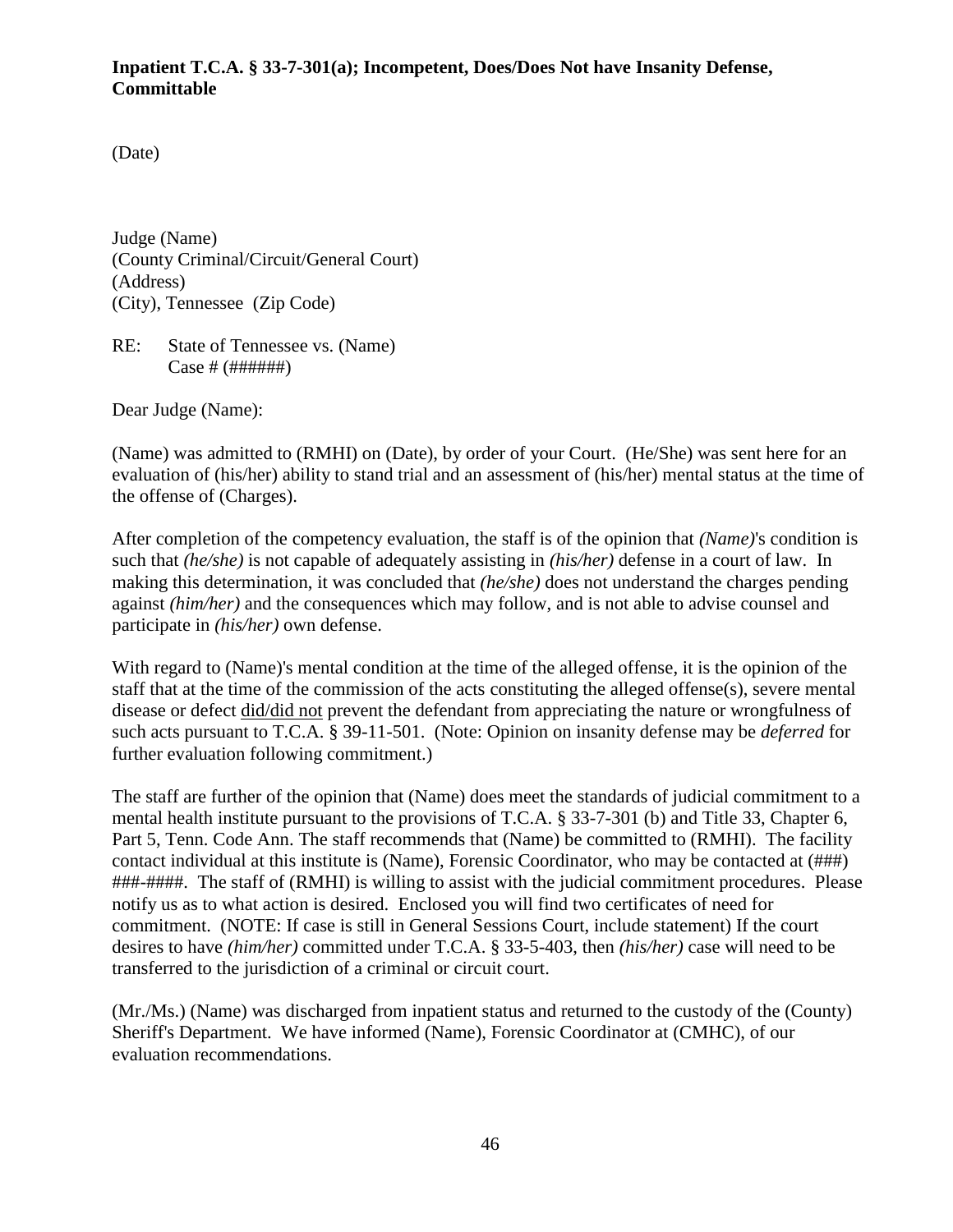**Inpatient T.C.A. § 33-7-301(a); Incompetent, Does/Does Not have Insanity Defense, Committable**

(Date)

Judge (Name)
(County Criminal/Circuit/General Court)
(Address)
(City), Tennessee (Zip Code)

RE: State of Tennessee vs. (Name)
Case # (######)

Dear Judge (Name):

(Name) was admitted to (RMHI) on (Date), by order of your Court. (He/She) was sent here for an evaluation of (his/her) ability to stand trial and an assessment of (his/her) mental status at the time of the offense of (Charges).

After completion of the competency evaluation, the staff is of the opinion that *(Name)*'s condition is such that *(he/she)* is not capable of adequately assisting in *(his/her)* defense in a court of law. In making this determination, it was concluded that *(he/she)* does not understand the charges pending against *(him/her)* and the consequences which may follow, and is not able to advise counsel and participate in *(his/her)* own defense.

With regard to (Name)'s mental condition at the time of the alleged offense, it is the opinion of the staff that at the time of the commission of the acts constituting the alleged offense(s), severe mental disease or defect <u>did/did not</u> prevent the defendant from appreciating the nature or wrongfulness of such acts pursuant to T.C.A. § 39-11-501. (Note: Opinion on insanity defense may be *deferred* for further evaluation following commitment.)

The staff are further of the opinion that (Name) does meet the standards of judicial commitment to a mental health institute pursuant to the provisions of T.C.A. § 33-7-301 (b) and Title 33, Chapter 6, Part 5, Tenn. Code Ann. The staff recommends that (Name) be committed to (RMHI). The facility contact individual at this institute is (Name), Forensic Coordinator, who may be contacted at (###) ###-####. The staff of (RMHI) is willing to assist with the judicial commitment procedures. Please notify us as to what action is desired. Enclosed you will find two certificates of need for commitment. (NOTE: If case is still in General Sessions Court, include statement) If the court desires to have *(him/her)* committed under T.C.A. § 33-5-403, then *(his/her)* case will need to be transferred to the jurisdiction of a criminal or circuit court.

(Mr./Ms.) (Name) was discharged from inpatient status and returned to the custody of the (County) Sheriff's Department. We have informed (Name), Forensic Coordinator at (CMHC), of our evaluation recommendations.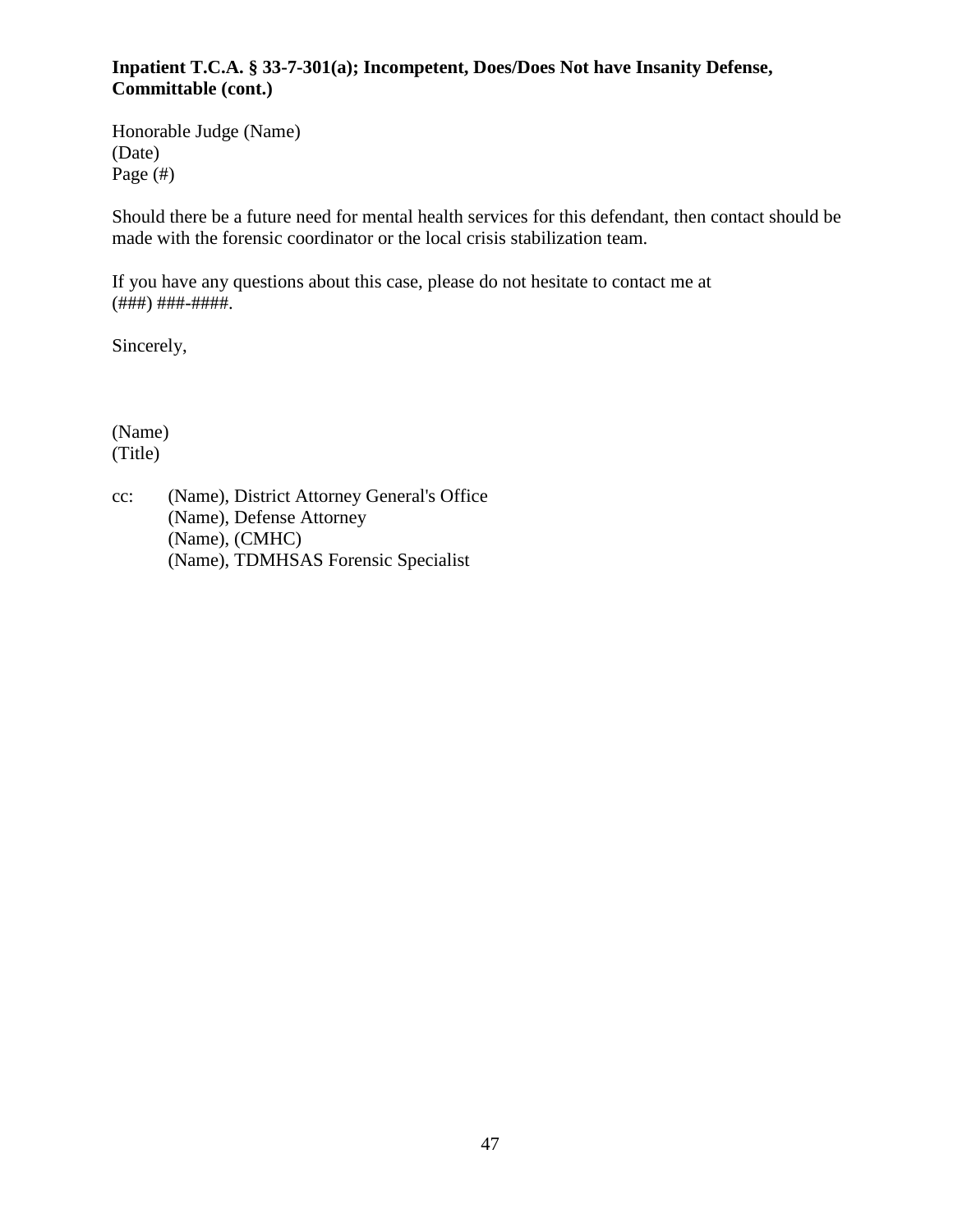**Inpatient T.C.A. § 33-7-301(a); Incompetent, Does/Does Not have Insanity Defense, Committable (cont.)**

Honorable Judge (Name)
(Date)
Page (#)

Should there be a future need for mental health services for this defendant, then contact should be made with the forensic coordinator or the local crisis stabilization team.

If you have any questions about this case, please do not hesitate to contact me at (###) ###-####.

Sincerely,

(Name)
(Title)

cc: (Name), District Attorney General's Office
(Name), Defense Attorney
(Name), (CMHC)
(Name), TDMHSAS Forensic Specialist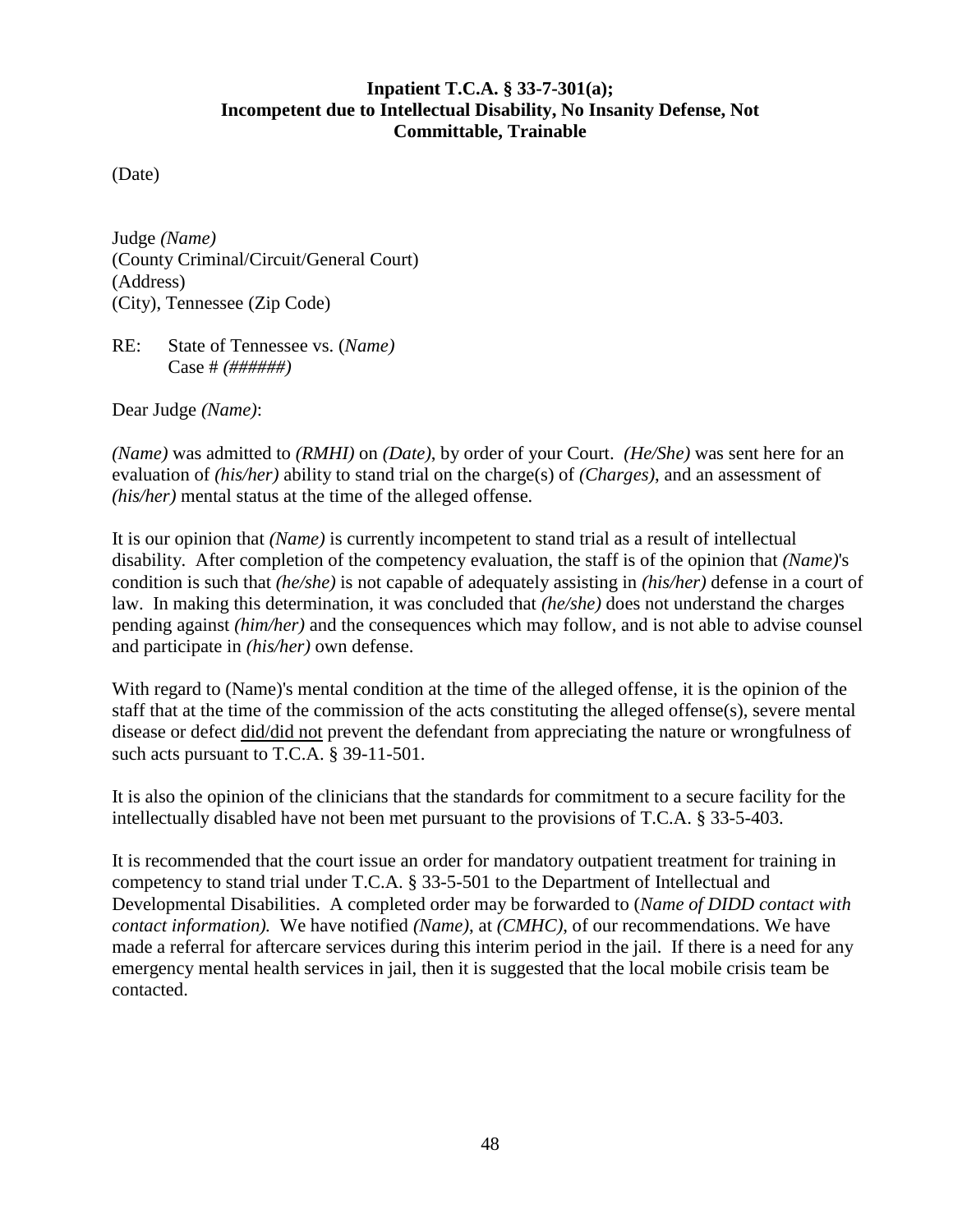**Inpatient T.C.A. § 33-7-301(a);**
**Incompetent due to Intellectual Disability, No Insanity Defense, Not Committable, Trainable**

(Date)

Judge *(Name)*
(County Criminal/Circuit/General Court)
(Address)
(City), Tennessee (Zip Code)

RE: State of Tennessee vs. (*Name)*
Case # *(######)*

Dear Judge *(Name)*:

*(Name)* was admitted to *(RMHI)* on *(Date)*, by order of your Court. *(He/She)* was sent here for an evaluation of *(his/her)* ability to stand trial on the charge(s) of *(Charges)*, and an assessment of *(his/her)* mental status at the time of the alleged offense.

It is our opinion that *(Name)* is currently incompetent to stand trial as a result of intellectual disability. After completion of the competency evaluation, the staff is of the opinion that *(Name)*'s condition is such that *(he/she)* is not capable of adequately assisting in *(his/her)* defense in a court of law. In making this determination, it was concluded that *(he/she)* does not understand the charges pending against *(him/her)* and the consequences which may follow, and is not able to advise counsel and participate in *(his/her)* own defense.

With regard to (Name)'s mental condition at the time of the alleged offense, it is the opinion of the staff that at the time of the commission of the acts constituting the alleged offense(s), severe mental disease or defect did/did not prevent the defendant from appreciating the nature or wrongfulness of such acts pursuant to T.C.A. § 39-11-501.

It is also the opinion of the clinicians that the standards for commitment to a secure facility for the intellectually disabled have not been met pursuant to the provisions of T.C.A. § 33-5-403.

It is recommended that the court issue an order for mandatory outpatient treatment for training in competency to stand trial under T.C.A. § 33-5-501 to the Department of Intellectual and Developmental Disabilities. A completed order may be forwarded to (*Name of DIDD contact with contact information).* We have notified *(Name)*, at *(CMHC)*, of our recommendations. We have made a referral for aftercare services during this interim period in the jail. If there is a need for any emergency mental health services in jail, then it is suggested that the local mobile crisis team be contacted.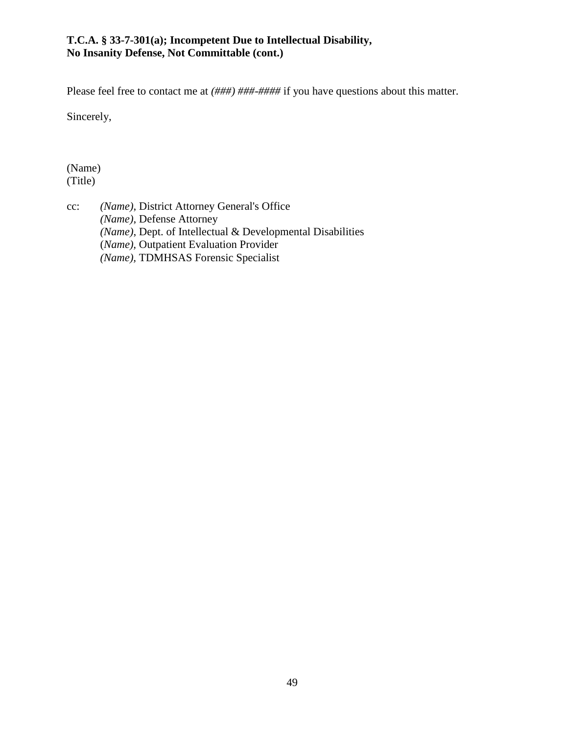**T.C.A. § 33-7-301(a); Incompetent Due to Intellectual Disability,**
**No Insanity Defense, Not Committable (cont.)**

Please feel free to contact me at *(###) ###-####* if you have questions about this matter.

Sincerely,

(Name)
(Title)

cc: *(Name)*, District Attorney General's Office
*(Name)*, Defense Attorney
*(Name)*, Dept. of Intellectual & Developmental Disabilities
(*Name)*, Outpatient Evaluation Provider
*(Name)*, TDMHSAS Forensic Specialist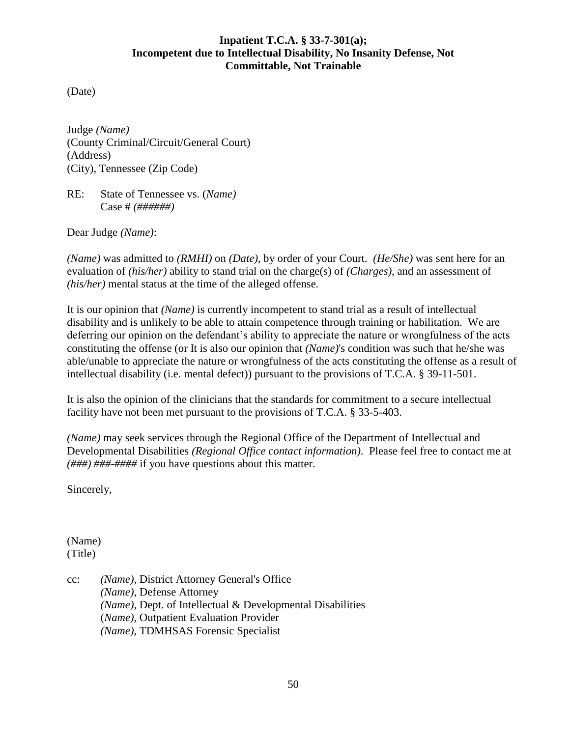**Inpatient T.C.A. § 33-7-301(a);**
**Incompetent due to Intellectual Disability, No Insanity Defense, Not Committable, Not Trainable**

(Date)

Judge *(Name)*
(County Criminal/Circuit/General Court)
(Address)
(City), Tennessee (Zip Code)

RE: State of Tennessee vs. (*Name)*
Case # *(######)*

Dear Judge *(Name)*:

*(Name)* was admitted to *(RMHI)* on *(Date)*, by order of your Court. *(He/She)* was sent here for an evaluation of *(his/her)* ability to stand trial on the charge(s) of *(Charges)*, and an assessment of *(his/her)* mental status at the time of the alleged offense.

It is our opinion that *(Name)* is currently incompetent to stand trial as a result of intellectual disability and is unlikely to be able to attain competence through training or habilitation. We are deferring our opinion on the defendant's ability to appreciate the nature or wrongfulness of the acts constituting the offense (or It is also our opinion that *(Name)*'s condition was such that he/she was able/unable to appreciate the nature or wrongfulness of the acts constituting the offense as a result of intellectual disability (i.e. mental defect)) pursuant to the provisions of T.C.A. § 39-11-501.

It is also the opinion of the clinicians that the standards for commitment to a secure intellectual facility have not been met pursuant to the provisions of T.C.A. § 33-5-403.

*(Name)* may seek services through the Regional Office of the Department of Intellectual and Developmental Disabilities *(Regional Office contact information)*. Please feel free to contact me at *(###) ###-####* if you have questions about this matter.

Sincerely,

(Name)
(Title)

cc: *(Name)*, District Attorney General's Office
*(Name)*, Defense Attorney
*(Name)*, Dept. of Intellectual & Developmental Disabilities
(*Name),* Outpatient Evaluation Provider
*(Name),* TDMHSAS Forensic Specialist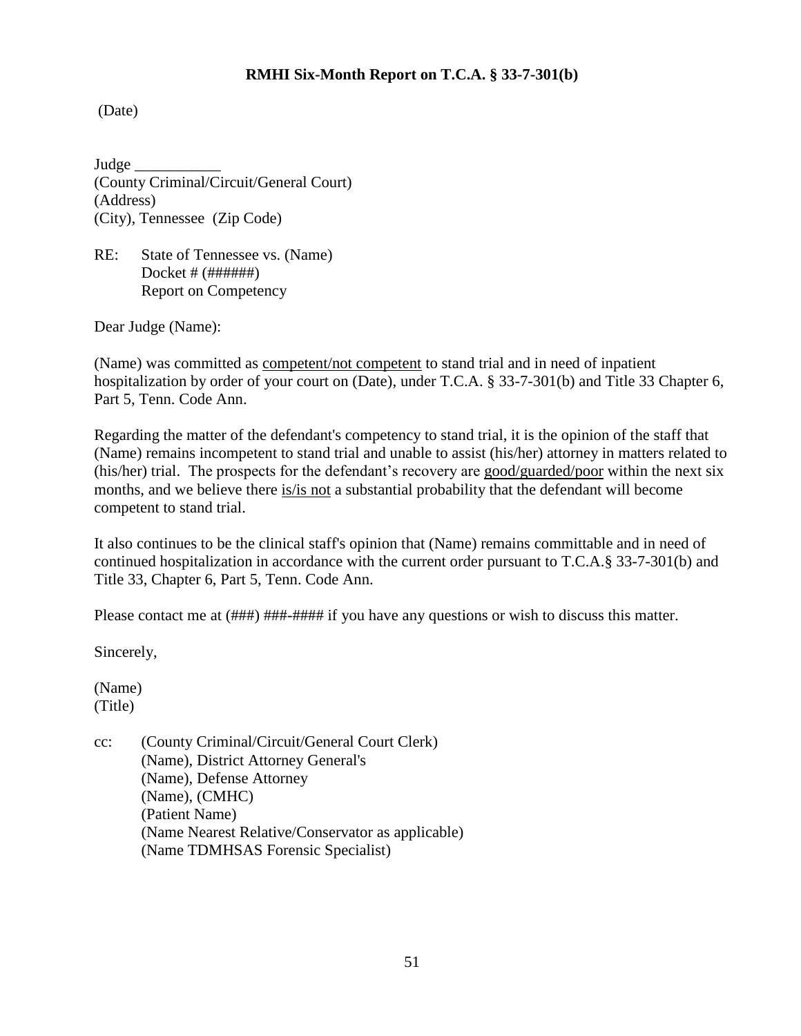**RMHI Six-Month Report on T.C.A. § 33-7-301(b)**

(Date)

Judge ___________
(County Criminal/Circuit/General Court)
(Address)
(City), Tennessee (Zip Code)

RE: State of Tennessee vs. (Name)
Docket # (######)
Report on Competency

Dear Judge (Name):

(Name) was committed as competent/not competent to stand trial and in need of inpatient hospitalization by order of your court on (Date), under T.C.A. § 33-7-301(b) and Title 33 Chapter 6, Part 5, Tenn. Code Ann.

Regarding the matter of the defendant's competency to stand trial, it is the opinion of the staff that (Name) remains incompetent to stand trial and unable to assist (his/her) attorney in matters related to (his/her) trial. The prospects for the defendant's recovery are good/guarded/poor within the next six months, and we believe there is/is not a substantial probability that the defendant will become competent to stand trial.

It also continues to be the clinical staff's opinion that (Name) remains committable and in need of continued hospitalization in accordance with the current order pursuant to T.C.A.§ 33-7-301(b) and Title 33, Chapter 6, Part 5, Tenn. Code Ann.

Please contact me at (###) ###-#### if you have any questions or wish to discuss this matter.

Sincerely,

(Name)
(Title)

cc: (County Criminal/Circuit/General Court Clerk)
(Name), District Attorney General's
(Name), Defense Attorney
(Name), (CMHC)
(Patient Name)
(Name Nearest Relative/Conservator as applicable)
(Name TDMHSAS Forensic Specialist)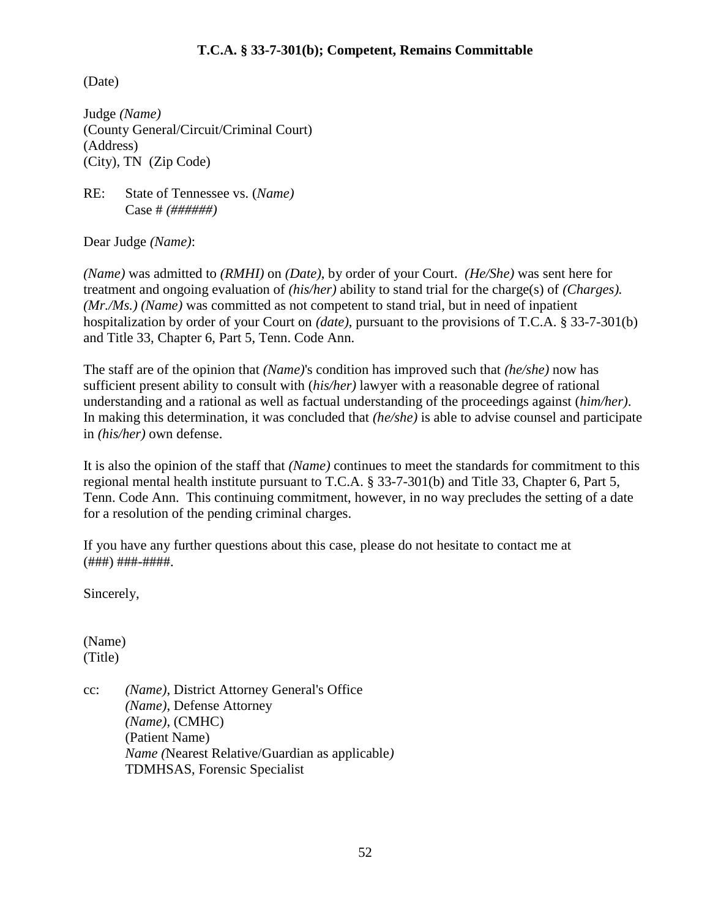### T.C.A. § 33-7-301(b); Competent, Remains Committable

(Date)

Judge *(Name)*
(County General/Circuit/Criminal Court)
(Address)
(City), TN (Zip Code)

RE: State of Tennessee vs. (*Name)*
Case # *(######)*

Dear Judge *(Name)*:

*(Name)* was admitted to *(RMHI)* on *(Date)*, by order of your Court. *(He/She)* was sent here for treatment and ongoing evaluation of *(his/her)* ability to stand trial for the charge(s) of *(Charges). (Mr./Ms.) (Name)* was committed as not competent to stand trial, but in need of inpatient hospitalization by order of your Court on *(date)*, pursuant to the provisions of T.C.A. § 33-7-301(b) and Title 33, Chapter 6, Part 5, Tenn. Code Ann.

The staff are of the opinion that *(Name)*'s condition has improved such that *(he/she)* now has sufficient present ability to consult with (*his/her)* lawyer with a reasonable degree of rational understanding and a rational as well as factual understanding of the proceedings against (*him/her)*. In making this determination, it was concluded that *(he/she)* is able to advise counsel and participate in *(his/her)* own defense.

It is also the opinion of the staff that *(Name)* continues to meet the standards for commitment to this regional mental health institute pursuant to T.C.A. § 33-7-301(b) and Title 33, Chapter 6, Part 5, Tenn. Code Ann. This continuing commitment, however, in no way precludes the setting of a date for a resolution of the pending criminal charges.

If you have any further questions about this case, please do not hesitate to contact me at (###) ###-####.

Sincerely,

(Name)
(Title)

cc: *(Name)*, District Attorney General's Office
*(Name)*, Defense Attorney
*(Name)*, (CMHC)
(Patient Name)
*Name (*Nearest Relative/Guardian as applicable*)*
TDMHSAS, Forensic Specialist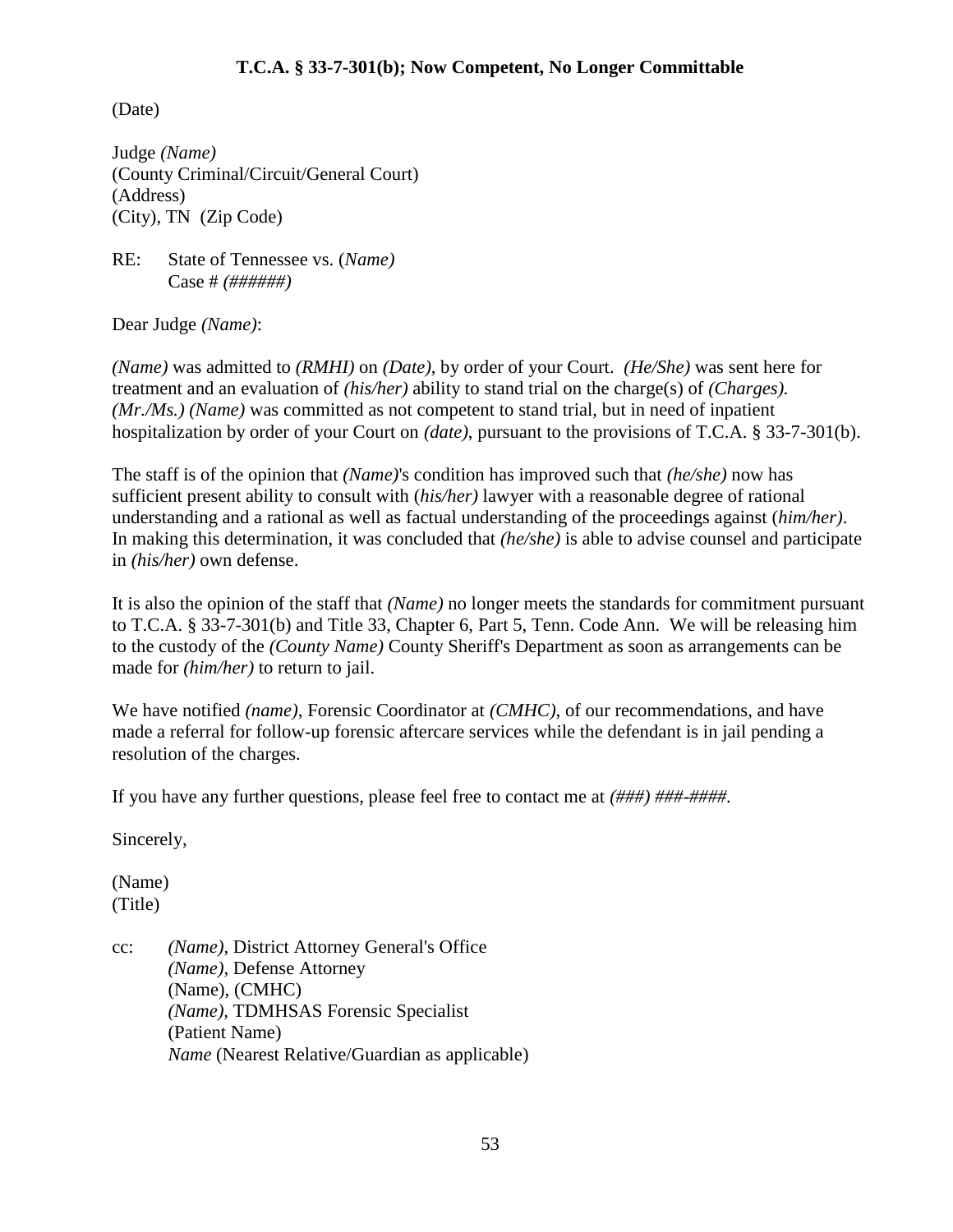## T.C.A. § 33-7-301(b); Now Competent, No Longer Committable

(Date)

Judge *(Name)*
(County Criminal/Circuit/General Court)
(Address)
(City), TN (Zip Code)

RE: State of Tennessee vs. (*Name)*
Case # *(######)*

Dear Judge *(Name)*:

*(Name)* was admitted to *(RMHI)* on *(Date)*, by order of your Court. *(He/She)* was sent here for treatment and an evaluation of *(his/her)* ability to stand trial on the charge(s) of *(Charges). (Mr./Ms.) (Name)* was committed as not competent to stand trial, but in need of inpatient hospitalization by order of your Court on *(date)*, pursuant to the provisions of T.C.A. § 33-7-301(b).

The staff is of the opinion that *(Name)*'s condition has improved such that *(he/she)* now has sufficient present ability to consult with (*his/her)* lawyer with a reasonable degree of rational understanding and a rational as well as factual understanding of the proceedings against (*him/her)*. In making this determination, it was concluded that *(he/she)* is able to advise counsel and participate in *(his/her)* own defense.

It is also the opinion of the staff that *(Name)* no longer meets the standards for commitment pursuant to T.C.A. § 33-7-301(b) and Title 33, Chapter 6, Part 5, Tenn. Code Ann. We will be releasing him to the custody of the *(County Name)* County Sheriff's Department as soon as arrangements can be made for *(him/her)* to return to jail.

We have notified *(name)*, Forensic Coordinator at *(CMHC)*, of our recommendations, and have made a referral for follow-up forensic aftercare services while the defendant is in jail pending a resolution of the charges.

If you have any further questions, please feel free to contact me at *(###) ###-####.*

Sincerely,

(Name)
(Title)

cc: *(Name)*, District Attorney General's Office
*(Name)*, Defense Attorney
(Name), (CMHC)
*(Name)*, TDMHSAS Forensic Specialist
(Patient Name)
*Name* (Nearest Relative/Guardian as applicable)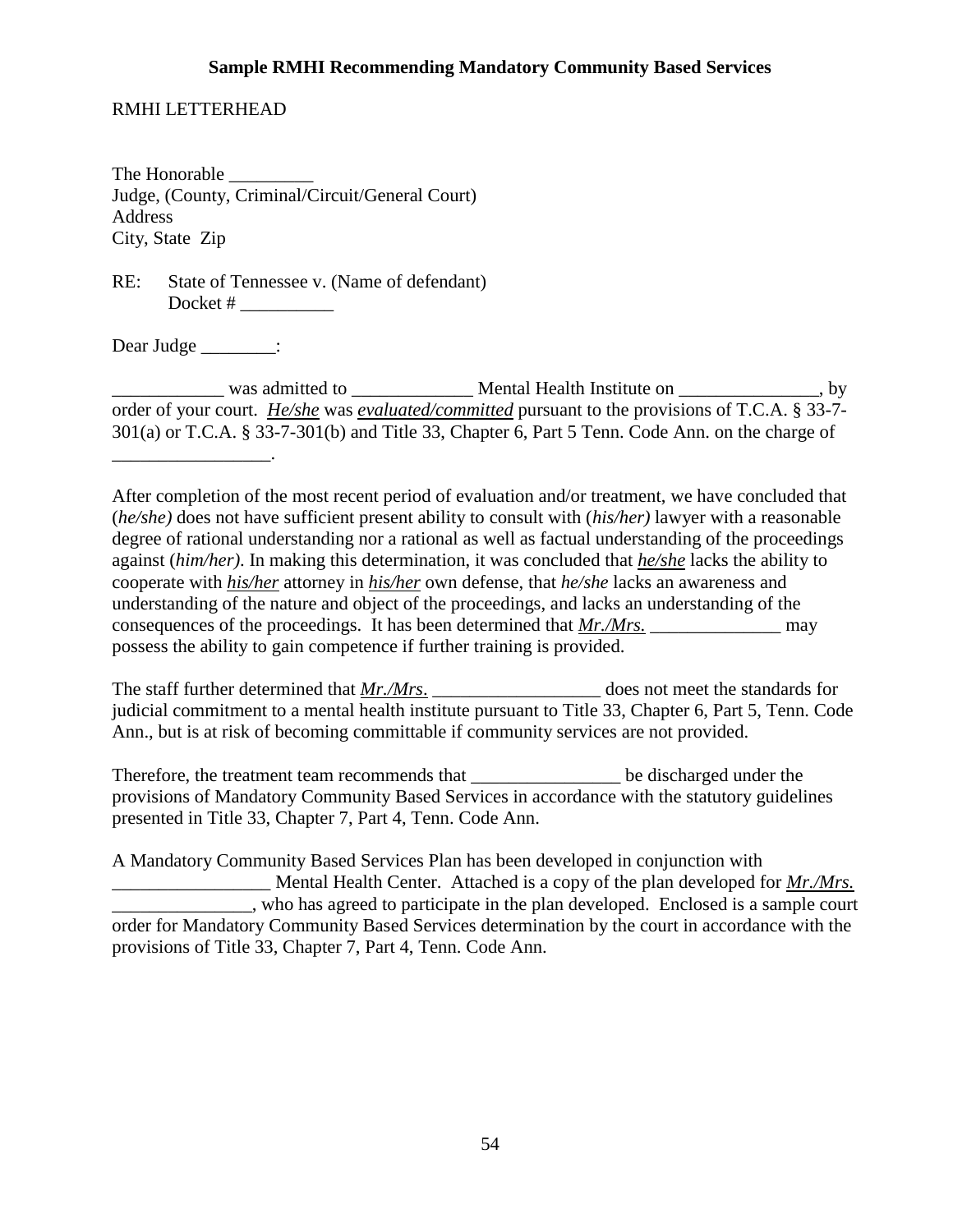**Sample RMHI Recommending Mandatory Community Based Services**

RMHI LETTERHEAD

The Honorable _________  
Judge, (County, Criminal/Circuit/General Court)  
Address  
City, State Zip

RE: State of Tennessee v. (Name of defendant)  
Docket # __________

Dear Judge ________:

____________ was admitted to _____________ Mental Health Institute on _______________, by order of your court. *He/she* was *evaluated/committed* pursuant to the provisions of T.C.A. § 33-7-301(a) or T.C.A. § 33-7-301(b) and Title 33, Chapter 6, Part 5 Tenn. Code Ann. on the charge of _________________.

After completion of the most recent period of evaluation and/or treatment, we have concluded that (*he/she)* does not have sufficient present ability to consult with (*his/her)* lawyer with a reasonable degree of rational understanding nor a rational as well as factual understanding of the proceedings against (*him/her).* In making this determination, it was concluded that *he/she* lacks the ability to cooperate with *his/her* attorney in *his/her* own defense, that *he/she* lacks an awareness and understanding of the nature and object of the proceedings, and lacks an understanding of the consequences of the proceedings. It has been determined that *Mr./Mrs.* ______________ may possess the ability to gain competence if further training is provided.

The staff further determined that *Mr./Mrs*. __________________ does not meet the standards for judicial commitment to a mental health institute pursuant to Title 33, Chapter 6, Part 5, Tenn. Code Ann., but is at risk of becoming committable if community services are not provided.

Therefore, the treatment team recommends that ________________ be discharged under the provisions of Mandatory Community Based Services in accordance with the statutory guidelines presented in Title 33, Chapter 7, Part 4, Tenn. Code Ann.

A Mandatory Community Based Services Plan has been developed in conjunction with _________________ Mental Health Center. Attached is a copy of the plan developed for *Mr./Mrs.* _______________, who has agreed to participate in the plan developed. Enclosed is a sample court order for Mandatory Community Based Services determination by the court in accordance with the provisions of Title 33, Chapter 7, Part 4, Tenn. Code Ann.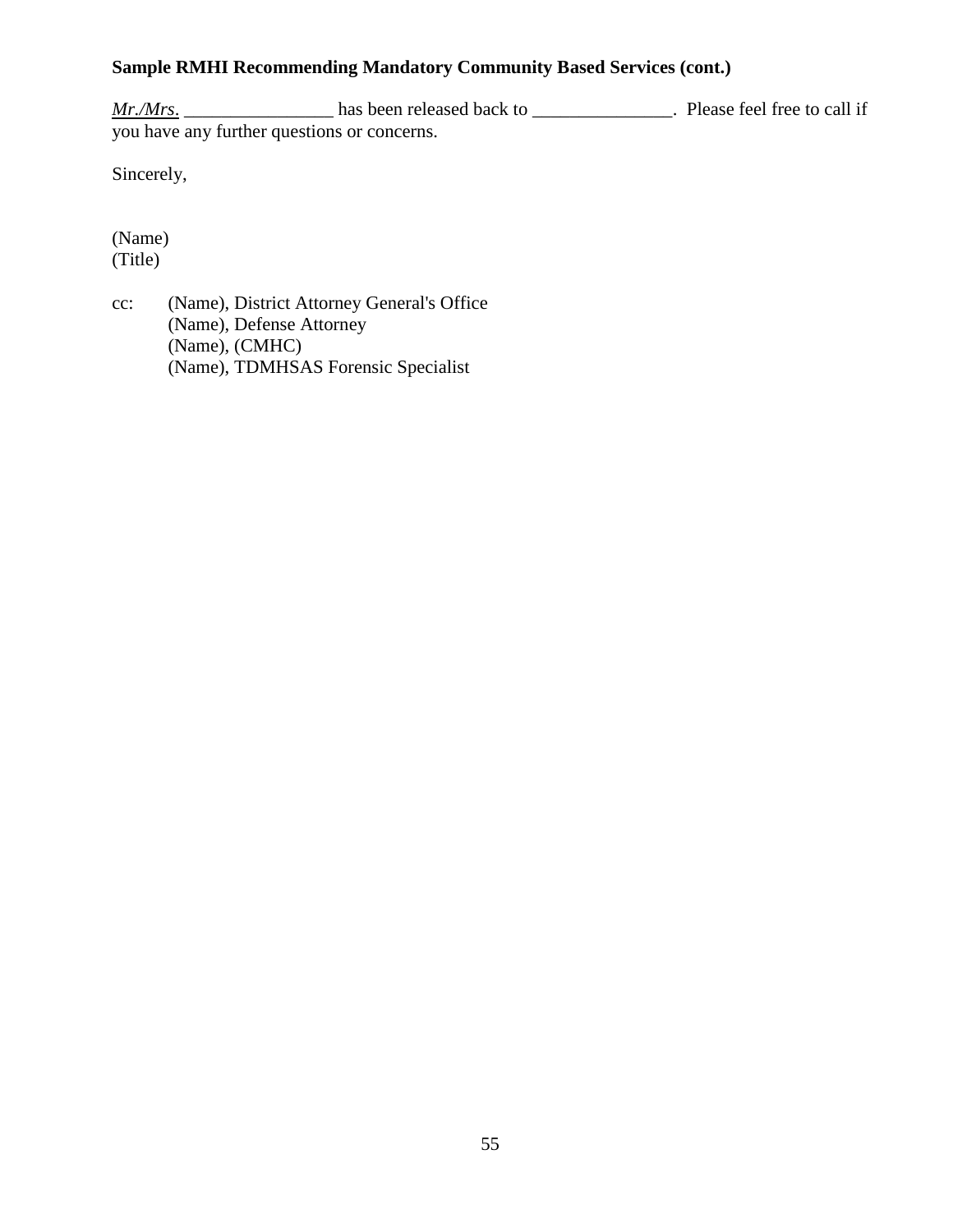**Sample RMHI Recommending Mandatory Community Based Services (cont.)**

*Mr./Mrs*. ________________ has been released back to _______________. Please feel free to call if you have any further questions or concerns.

Sincerely,

(Name)
(Title)

cc: (Name), District Attorney General's Office
(Name), Defense Attorney
(Name), (CMHC)
(Name), TDMHSAS Forensic Specialist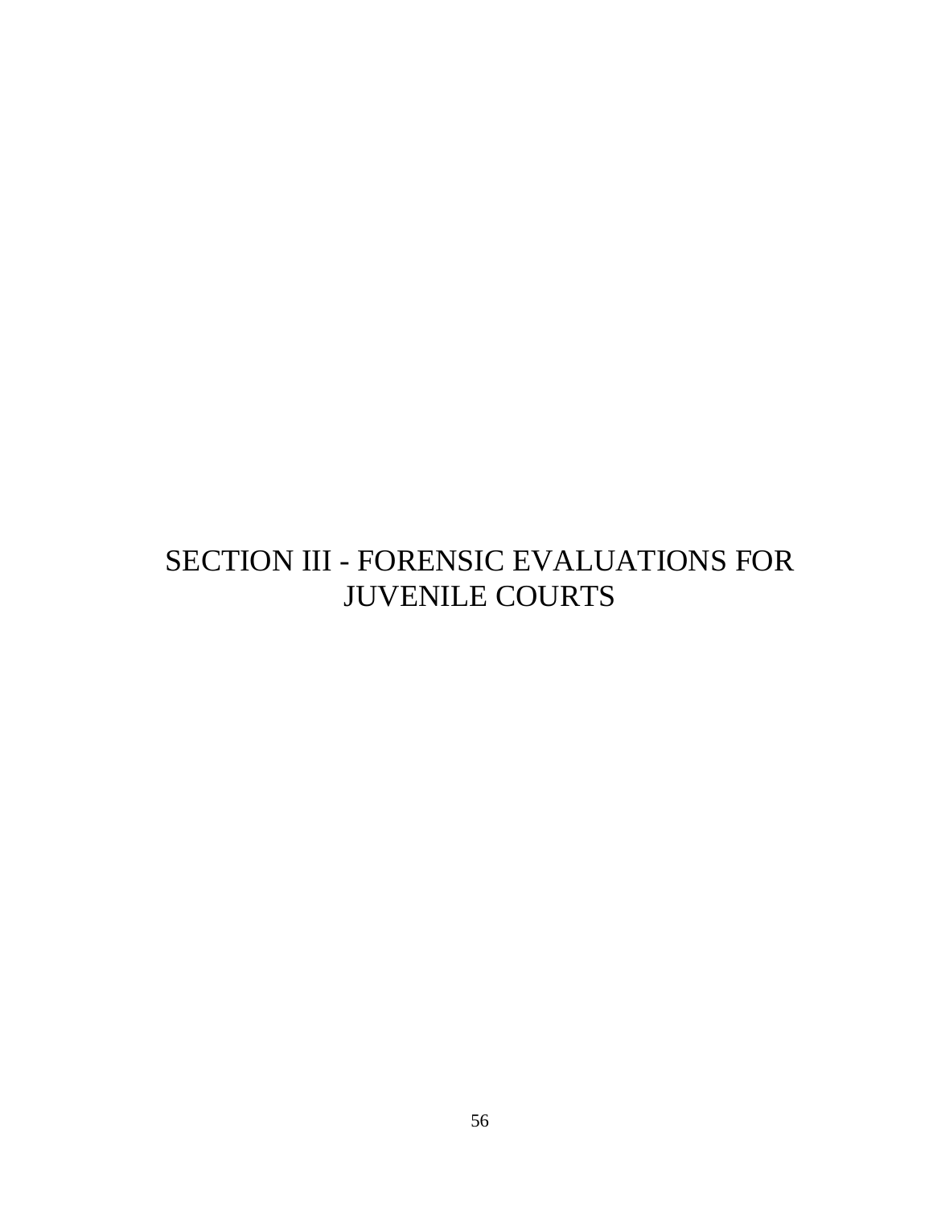# SECTION III - FORENSIC EVALUATIONS FOR JUVENILE COURTS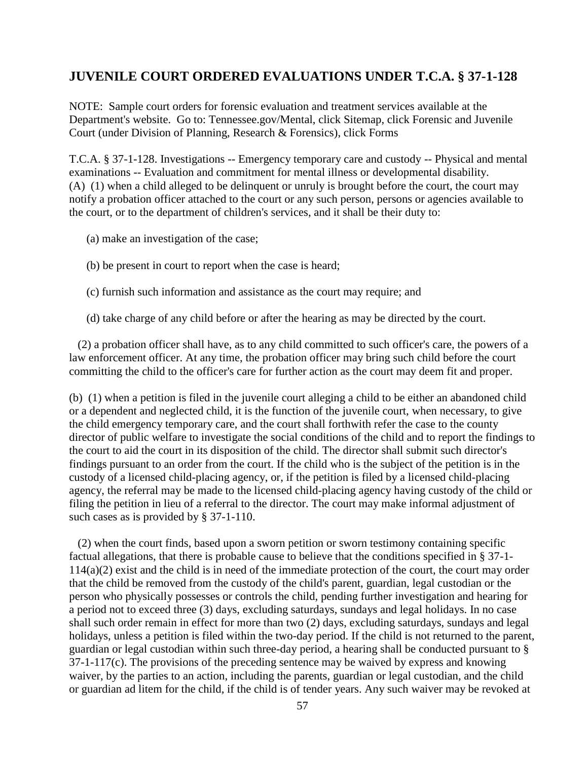## JUVENILE COURT ORDERED EVALUATIONS UNDER T.C.A. § 37-1-128

NOTE: Sample court orders for forensic evaluation and treatment services available at the Department's website. Go to: Tennessee.gov/Mental, click Sitemap, click Forensic and Juvenile Court (under Division of Planning, Research & Forensics), click Forms

T.C.A. § 37-1-128. Investigations -- Emergency temporary care and custody -- Physical and mental examinations -- Evaluation and commitment for mental illness or developmental disability.
(A) (1) when a child alleged to be delinquent or unruly is brought before the court, the court may notify a probation officer attached to the court or any such person, persons or agencies available to the court, or to the department of children's services, and it shall be their duty to:

(a) make an investigation of the case;

(b) be present in court to report when the case is heard;

(c) furnish such information and assistance as the court may require; and

(d) take charge of any child before or after the hearing as may be directed by the court.

(2) a probation officer shall have, as to any child committed to such officer's care, the powers of a law enforcement officer. At any time, the probation officer may bring such child before the court committing the child to the officer's care for further action as the court may deem fit and proper.

(b) (1) when a petition is filed in the juvenile court alleging a child to be either an abandoned child or a dependent and neglected child, it is the function of the juvenile court, when necessary, to give the child emergency temporary care, and the court shall forthwith refer the case to the county director of public welfare to investigate the social conditions of the child and to report the findings to the court to aid the court in its disposition of the child. The director shall submit such director's findings pursuant to an order from the court. If the child who is the subject of the petition is in the custody of a licensed child-placing agency, or, if the petition is filed by a licensed child-placing agency, the referral may be made to the licensed child-placing agency having custody of the child or filing the petition in lieu of a referral to the director. The court may make informal adjustment of such cases as is provided by § 37-1-110.

(2) when the court finds, based upon a sworn petition or sworn testimony containing specific factual allegations, that there is probable cause to believe that the conditions specified in § 37-1-114(a)(2) exist and the child is in need of the immediate protection of the court, the court may order that the child be removed from the custody of the child's parent, guardian, legal custodian or the person who physically possesses or controls the child, pending further investigation and hearing for a period not to exceed three (3) days, excluding saturdays, sundays and legal holidays. In no case shall such order remain in effect for more than two (2) days, excluding saturdays, sundays and legal holidays, unless a petition is filed within the two-day period. If the child is not returned to the parent, guardian or legal custodian within such three-day period, a hearing shall be conducted pursuant to § 37-1-117(c). The provisions of the preceding sentence may be waived by express and knowing waiver, by the parties to an action, including the parents, guardian or legal custodian, and the child or guardian ad litem for the child, if the child is of tender years. Any such waiver may be revoked at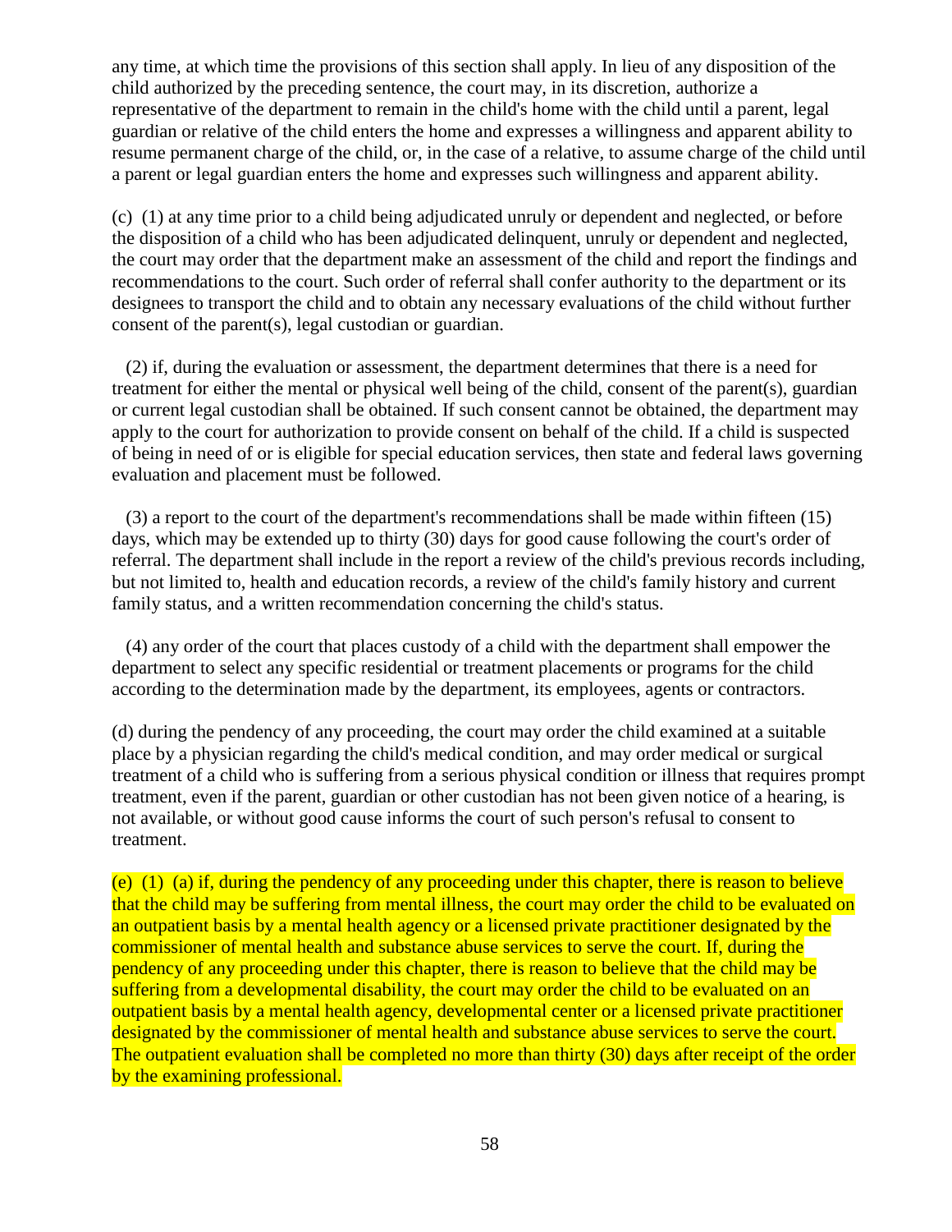any time, at which time the provisions of this section shall apply. In lieu of any disposition of the child authorized by the preceding sentence, the court may, in its discretion, authorize a representative of the department to remain in the child's home with the child until a parent, legal guardian or relative of the child enters the home and expresses a willingness and apparent ability to resume permanent charge of the child, or, in the case of a relative, to assume charge of the child until a parent or legal guardian enters the home and expresses such willingness and apparent ability.

(c) (1) at any time prior to a child being adjudicated unruly or dependent and neglected, or before the disposition of a child who has been adjudicated delinquent, unruly or dependent and neglected, the court may order that the department make an assessment of the child and report the findings and recommendations to the court. Such order of referral shall confer authority to the department or its designees to transport the child and to obtain any necessary evaluations of the child without further consent of the parent(s), legal custodian or guardian.

(2) if, during the evaluation or assessment, the department determines that there is a need for treatment for either the mental or physical well being of the child, consent of the parent(s), guardian or current legal custodian shall be obtained. If such consent cannot be obtained, the department may apply to the court for authorization to provide consent on behalf of the child. If a child is suspected of being in need of or is eligible for special education services, then state and federal laws governing evaluation and placement must be followed.

(3) a report to the court of the department's recommendations shall be made within fifteen (15) days, which may be extended up to thirty (30) days for good cause following the court's order of referral. The department shall include in the report a review of the child's previous records including, but not limited to, health and education records, a review of the child's family history and current family status, and a written recommendation concerning the child's status.

(4) any order of the court that places custody of a child with the department shall empower the department to select any specific residential or treatment placements or programs for the child according to the determination made by the department, its employees, agents or contractors.

(d) during the pendency of any proceeding, the court may order the child examined at a suitable place by a physician regarding the child's medical condition, and may order medical or surgical treatment of a child who is suffering from a serious physical condition or illness that requires prompt treatment, even if the parent, guardian or other custodian has not been given notice of a hearing, is not available, or without good cause informs the court of such person's refusal to consent to treatment.

(e) (1) (a) if, during the pendency of any proceeding under this chapter, there is reason to believe that the child may be suffering from mental illness, the court may order the child to be evaluated on an outpatient basis by a mental health agency or a licensed private practitioner designated by the commissioner of mental health and substance abuse services to serve the court. If, during the pendency of any proceeding under this chapter, there is reason to believe that the child may be suffering from a developmental disability, the court may order the child to be evaluated on an outpatient basis by a mental health agency, developmental center or a licensed private practitioner designated by the commissioner of mental health and substance abuse services to serve the court. The outpatient evaluation shall be completed no more than thirty (30) days after receipt of the order by the examining professional.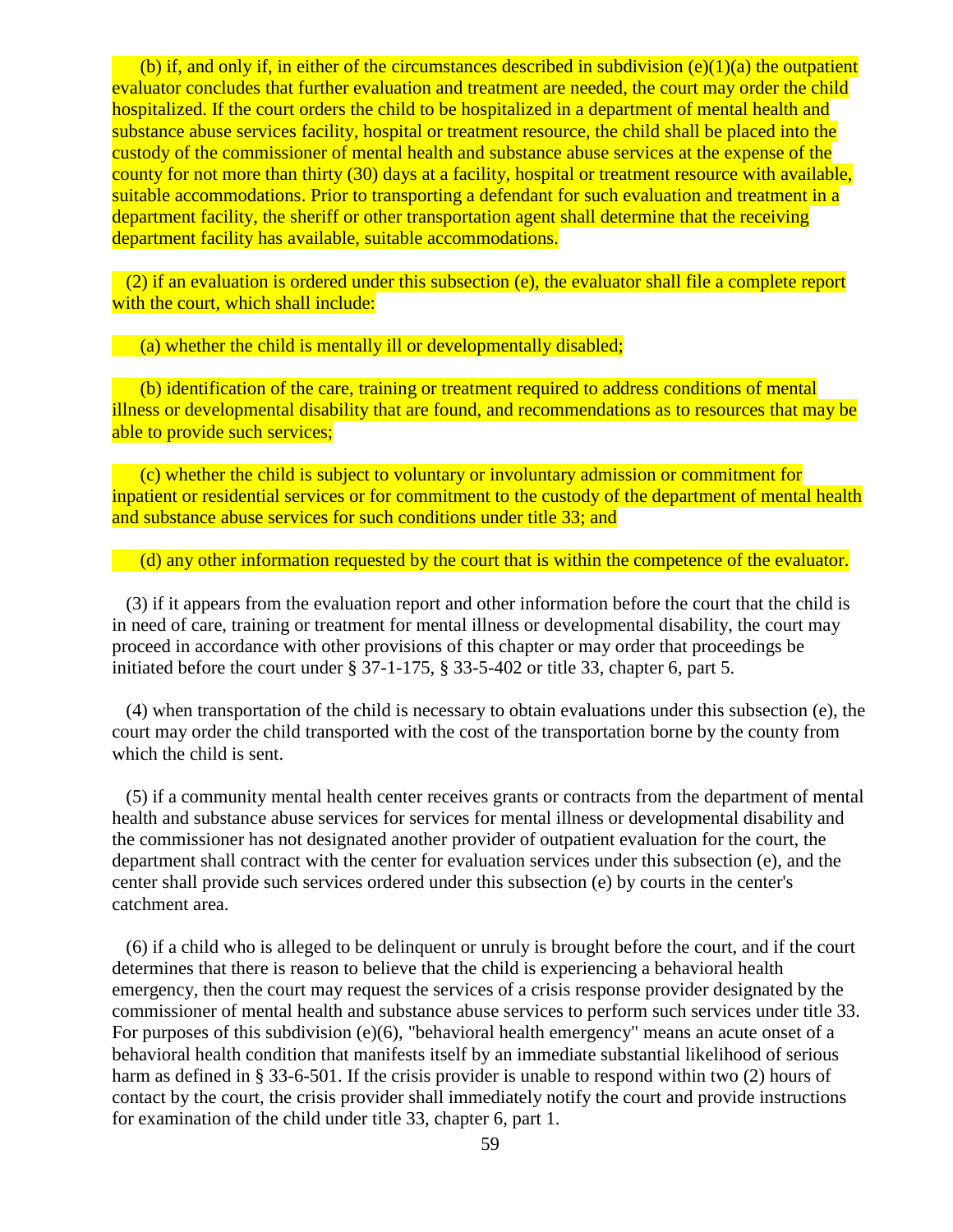(b) if, and only if, in either of the circumstances described in subdivision (e)(1)(a) the outpatient evaluator concludes that further evaluation and treatment are needed, the court may order the child hospitalized. If the court orders the child to be hospitalized in a department of mental health and substance abuse services facility, hospital or treatment resource, the child shall be placed into the custody of the commissioner of mental health and substance abuse services at the expense of the county for not more than thirty (30) days at a facility, hospital or treatment resource with available, suitable accommodations. Prior to transporting a defendant for such evaluation and treatment in a department facility, the sheriff or other transportation agent shall determine that the receiving department facility has available, suitable accommodations.

(2) if an evaluation is ordered under this subsection (e), the evaluator shall file a complete report with the court, which shall include:

(a) whether the child is mentally ill or developmentally disabled;

(b) identification of the care, training or treatment required to address conditions of mental illness or developmental disability that are found, and recommendations as to resources that may be able to provide such services;

(c) whether the child is subject to voluntary or involuntary admission or commitment for inpatient or residential services or for commitment to the custody of the department of mental health and substance abuse services for such conditions under title 33; and

(d) any other information requested by the court that is within the competence of the evaluator.

(3) if it appears from the evaluation report and other information before the court that the child is in need of care, training or treatment for mental illness or developmental disability, the court may proceed in accordance with other provisions of this chapter or may order that proceedings be initiated before the court under § 37-1-175, § 33-5-402 or title 33, chapter 6, part 5.

(4) when transportation of the child is necessary to obtain evaluations under this subsection (e), the court may order the child transported with the cost of the transportation borne by the county from which the child is sent.

(5) if a community mental health center receives grants or contracts from the department of mental health and substance abuse services for services for mental illness or developmental disability and the commissioner has not designated another provider of outpatient evaluation for the court, the department shall contract with the center for evaluation services under this subsection (e), and the center shall provide such services ordered under this subsection (e) by courts in the center's catchment area.

(6) if a child who is alleged to be delinquent or unruly is brought before the court, and if the court determines that there is reason to believe that the child is experiencing a behavioral health emergency, then the court may request the services of a crisis response provider designated by the commissioner of mental health and substance abuse services to perform such services under title 33. For purposes of this subdivision (e)(6), "behavioral health emergency" means an acute onset of a behavioral health condition that manifests itself by an immediate substantial likelihood of serious harm as defined in § 33-6-501. If the crisis provider is unable to respond within two (2) hours of contact by the court, the crisis provider shall immediately notify the court and provide instructions for examination of the child under title 33, chapter 6, part 1.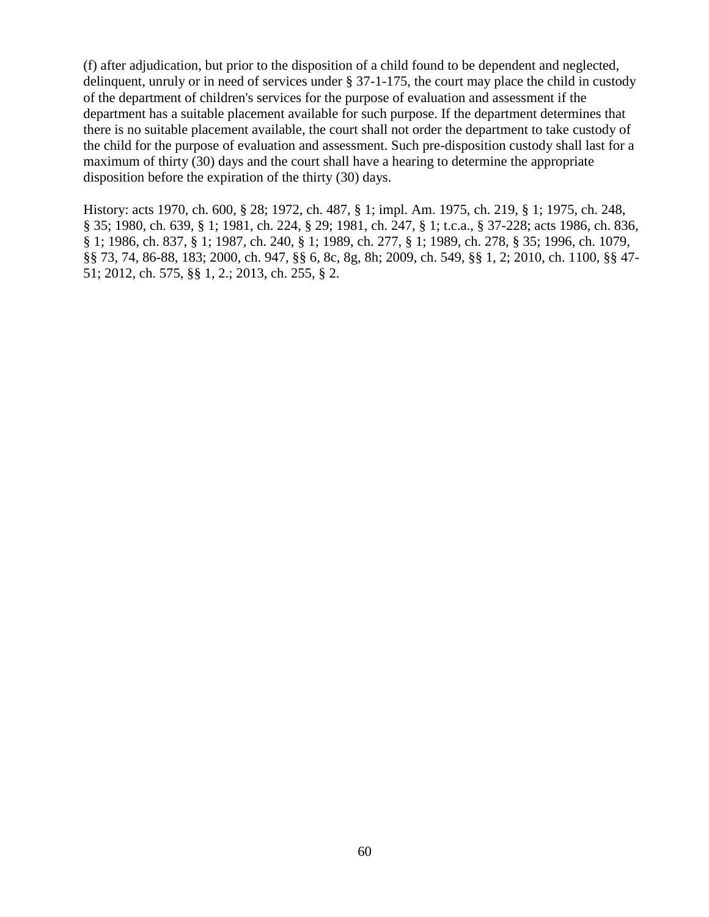(f) after adjudication, but prior to the disposition of a child found to be dependent and neglected, delinquent, unruly or in need of services under § 37-1-175, the court may place the child in custody of the department of children's services for the purpose of evaluation and assessment if the department has a suitable placement available for such purpose. If the department determines that there is no suitable placement available, the court shall not order the department to take custody of the child for the purpose of evaluation and assessment. Such pre-disposition custody shall last for a maximum of thirty (30) days and the court shall have a hearing to determine the appropriate disposition before the expiration of the thirty (30) days.

History: acts 1970, ch. 600, § 28; 1972, ch. 487, § 1; impl. Am. 1975, ch. 219, § 1; 1975, ch. 248, § 35; 1980, ch. 639, § 1; 1981, ch. 224, § 29; 1981, ch. 247, § 1; t.c.a., § 37-228; acts 1986, ch. 836, § 1; 1986, ch. 837, § 1; 1987, ch. 240, § 1; 1989, ch. 277, § 1; 1989, ch. 278, § 35; 1996, ch. 1079, §§ 73, 74, 86-88, 183; 2000, ch. 947, §§ 6, 8c, 8g, 8h; 2009, ch. 549, §§ 1, 2; 2010, ch. 1100, §§ 47-51; 2012, ch. 575, §§ 1, 2.; 2013, ch. 255, § 2.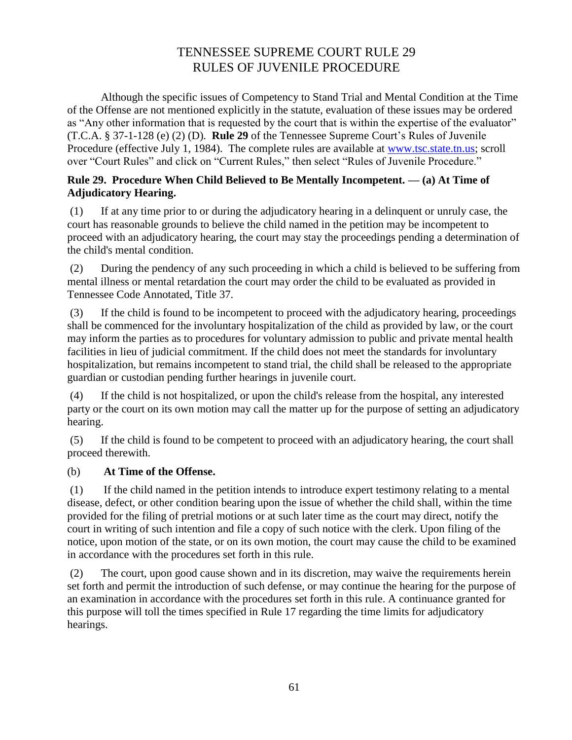# TENNESSEE SUPREME COURT RULE 29
# RULES OF JUVENILE PROCEDURE

Although the specific issues of Competency to Stand Trial and Mental Condition at the Time of the Offense are not mentioned explicitly in the statute, evaluation of these issues may be ordered as "Any other information that is requested by the court that is within the expertise of the evaluator" (T.C.A. § 37-1-128 (e) (2) (D). **Rule 29** of the Tennessee Supreme Court's Rules of Juvenile Procedure (effective July 1, 1984). The complete rules are available at [www.tsc.state.tn.us](www.tsc.state.tn.us); scroll over "Court Rules" and click on "Current Rules," then select "Rules of Juvenile Procedure."

**Rule 29. Procedure When Child Believed to Be Mentally Incompetent. — (a) At Time of Adjudicatory Hearing.**

(1) If at any time prior to or during the adjudicatory hearing in a delinquent or unruly case, the court has reasonable grounds to believe the child named in the petition may be incompetent to proceed with an adjudicatory hearing, the court may stay the proceedings pending a determination of the child's mental condition.

(2) During the pendency of any such proceeding in which a child is believed to be suffering from mental illness or mental retardation the court may order the child to be evaluated as provided in Tennessee Code Annotated, Title 37.

(3) If the child is found to be incompetent to proceed with the adjudicatory hearing, proceedings shall be commenced for the involuntary hospitalization of the child as provided by law, or the court may inform the parties as to procedures for voluntary admission to public and private mental health facilities in lieu of judicial commitment. If the child does not meet the standards for involuntary hospitalization, but remains incompetent to stand trial, the child shall be released to the appropriate guardian or custodian pending further hearings in juvenile court.

(4) If the child is not hospitalized, or upon the child's release from the hospital, any interested party or the court on its own motion may call the matter up for the purpose of setting an adjudicatory hearing.

(5) If the child is found to be competent to proceed with an adjudicatory hearing, the court shall proceed therewith.

(b) **At Time of the Offense.**

(1) If the child named in the petition intends to introduce expert testimony relating to a mental disease, defect, or other condition bearing upon the issue of whether the child shall, within the time provided for the filing of pretrial motions or at such later time as the court may direct, notify the court in writing of such intention and file a copy of such notice with the clerk. Upon filing of the notice, upon motion of the state, or on its own motion, the court may cause the child to be examined in accordance with the procedures set forth in this rule.

(2) The court, upon good cause shown and in its discretion, may waive the requirements herein set forth and permit the introduction of such defense, or may continue the hearing for the purpose of an examination in accordance with the procedures set forth in this rule. A continuance granted for this purpose will toll the times specified in Rule 17 regarding the time limits for adjudicatory hearings.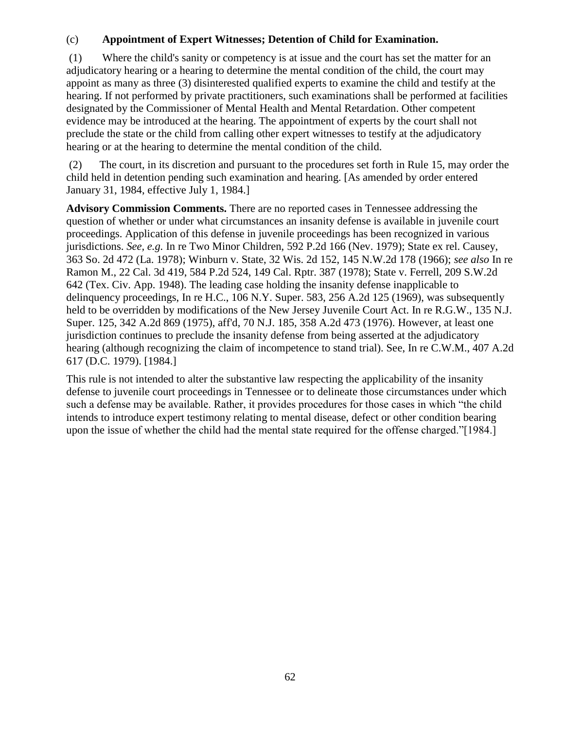(c) **Appointment of Expert Witnesses; Detention of Child for Examination.**

(1) Where the child's sanity or competency is at issue and the court has set the matter for an adjudicatory hearing or a hearing to determine the mental condition of the child, the court may appoint as many as three (3) disinterested qualified experts to examine the child and testify at the hearing. If not performed by private practitioners, such examinations shall be performed at facilities designated by the Commissioner of Mental Health and Mental Retardation. Other competent evidence may be introduced at the hearing. The appointment of experts by the court shall not preclude the state or the child from calling other expert witnesses to testify at the adjudicatory hearing or at the hearing to determine the mental condition of the child.

(2) The court, in its discretion and pursuant to the procedures set forth in Rule 15, may order the child held in detention pending such examination and hearing. [As amended by order entered January 31, 1984, effective July 1, 1984.]

**Advisory Commission Comments.** There are no reported cases in Tennessee addressing the question of whether or under what circumstances an insanity defense is available in juvenile court proceedings. Application of this defense in juvenile proceedings has been recognized in various jurisdictions. *See, e.g.* In re Two Minor Children, 592 P.2d 166 (Nev. 1979); State ex rel. Causey, 363 So. 2d 472 (La. 1978); Winburn v. State, 32 Wis. 2d 152, 145 N.W.2d 178 (1966); *see also* In re Ramon M., 22 Cal. 3d 419, 584 P.2d 524, 149 Cal. Rptr. 387 (1978); State v. Ferrell, 209 S.W.2d 642 (Tex. Civ. App. 1948). The leading case holding the insanity defense inapplicable to delinquency proceedings, In re H.C., 106 N.Y. Super. 583, 256 A.2d 125 (1969), was subsequently held to be overridden by modifications of the New Jersey Juvenile Court Act. In re R.G.W., 135 N.J. Super. 125, 342 A.2d 869 (1975), aff'd, 70 N.J. 185, 358 A.2d 473 (1976). However, at least one jurisdiction continues to preclude the insanity defense from being asserted at the adjudicatory hearing (although recognizing the claim of incompetence to stand trial). See, In re C.W.M., 407 A.2d 617 (D.C. 1979). [1984.]

This rule is not intended to alter the substantive law respecting the applicability of the insanity defense to juvenile court proceedings in Tennessee or to delineate those circumstances under which such a defense may be available. Rather, it provides procedures for those cases in which "the child intends to introduce expert testimony relating to mental disease, defect or other condition bearing upon the issue of whether the child had the mental state required for the offense charged."[1984.]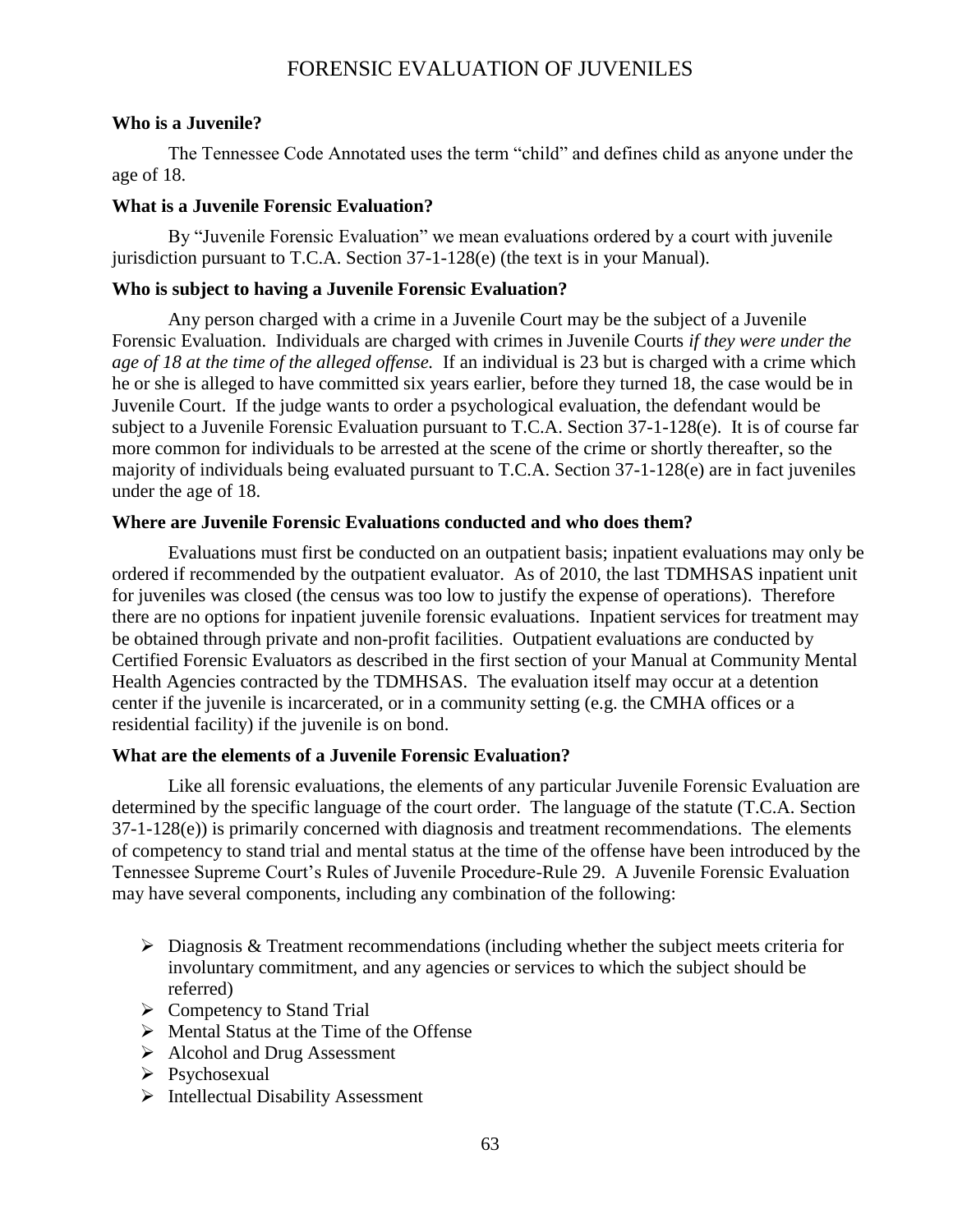# FORENSIC EVALUATION OF JUVENILES

### Who is a Juvenile?

The Tennessee Code Annotated uses the term "child" and defines child as anyone under the age of 18.

### What is a Juvenile Forensic Evaluation?

By "Juvenile Forensic Evaluation" we mean evaluations ordered by a court with juvenile jurisdiction pursuant to T.C.A. Section 37-1-128(e) (the text is in your Manual).

### Who is subject to having a Juvenile Forensic Evaluation?

Any person charged with a crime in a Juvenile Court may be the subject of a Juvenile Forensic Evaluation. Individuals are charged with crimes in Juvenile Courts *if they were under the age of 18 at the time of the alleged offense.* If an individual is 23 but is charged with a crime which he or she is alleged to have committed six years earlier, before they turned 18, the case would be in Juvenile Court. If the judge wants to order a psychological evaluation, the defendant would be subject to a Juvenile Forensic Evaluation pursuant to T.C.A. Section 37-1-128(e). It is of course far more common for individuals to be arrested at the scene of the crime or shortly thereafter, so the majority of individuals being evaluated pursuant to T.C.A. Section 37-1-128(e) are in fact juveniles under the age of 18.

### Where are Juvenile Forensic Evaluations conducted and who does them?

Evaluations must first be conducted on an outpatient basis; inpatient evaluations may only be ordered if recommended by the outpatient evaluator. As of 2010, the last TDMHSAS inpatient unit for juveniles was closed (the census was too low to justify the expense of operations). Therefore there are no options for inpatient juvenile forensic evaluations. Inpatient services for treatment may be obtained through private and non-profit facilities. Outpatient evaluations are conducted by Certified Forensic Evaluators as described in the first section of your Manual at Community Mental Health Agencies contracted by the TDMHSAS. The evaluation itself may occur at a detention center if the juvenile is incarcerated, or in a community setting (e.g. the CMHA offices or a residential facility) if the juvenile is on bond.

### What are the elements of a Juvenile Forensic Evaluation?

Like all forensic evaluations, the elements of any particular Juvenile Forensic Evaluation are determined by the specific language of the court order. The language of the statute (T.C.A. Section 37-1-128(e)) is primarily concerned with diagnosis and treatment recommendations. The elements of competency to stand trial and mental status at the time of the offense have been introduced by the Tennessee Supreme Court's Rules of Juvenile Procedure-Rule 29. A Juvenile Forensic Evaluation may have several components, including any combination of the following:

- Diagnosis & Treatment recommendations (including whether the subject meets criteria for involuntary commitment, and any agencies or services to which the subject should be referred)
- Competency to Stand Trial
- Mental Status at the Time of the Offense
- Alcohol and Drug Assessment
- Psychosexual
- Intellectual Disability Assessment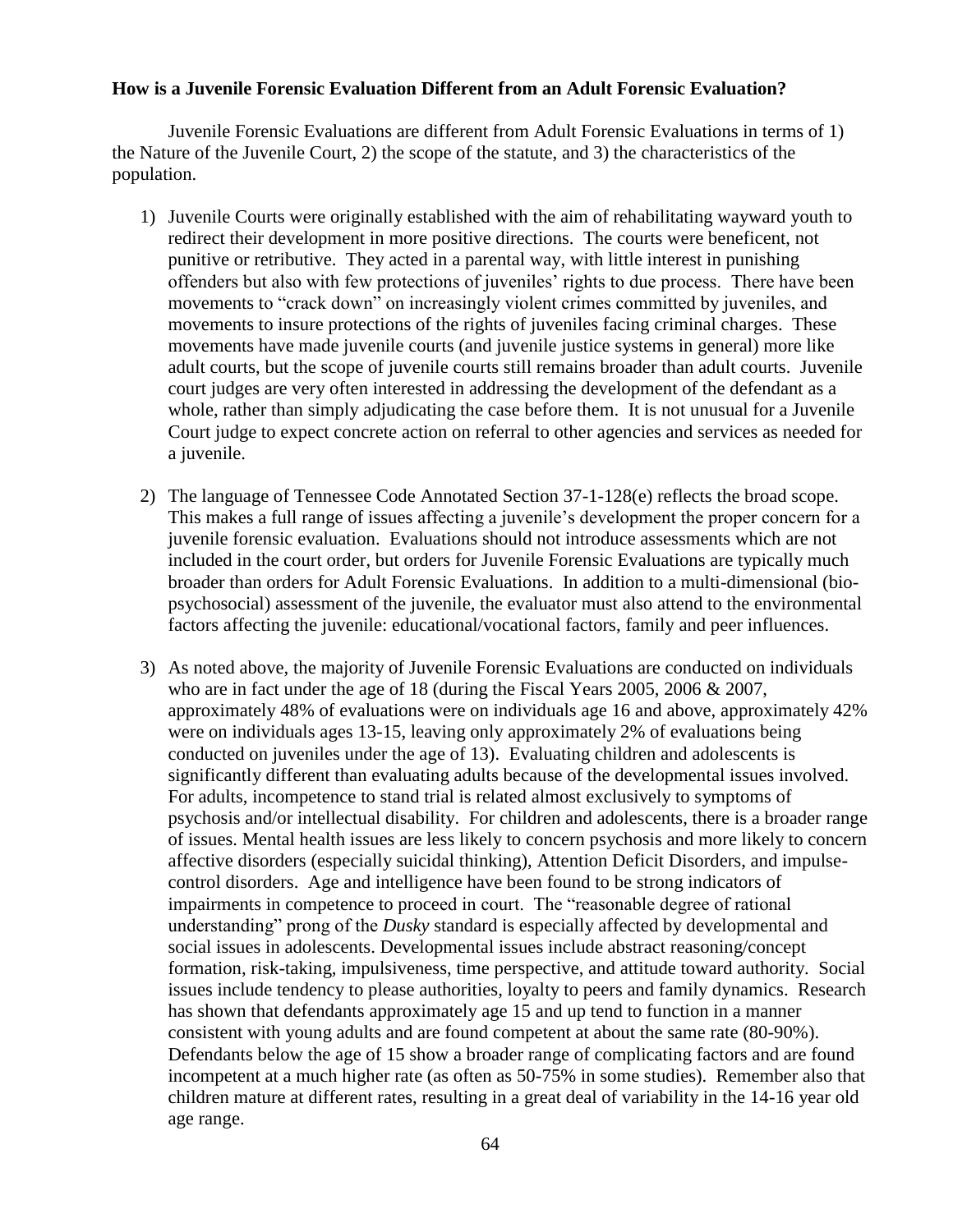**How is a Juvenile Forensic Evaluation Different from an Adult Forensic Evaluation?**

Juvenile Forensic Evaluations are different from Adult Forensic Evaluations in terms of 1) the Nature of the Juvenile Court, 2) the scope of the statute, and 3) the characteristics of the population.

1) Juvenile Courts were originally established with the aim of rehabilitating wayward youth to redirect their development in more positive directions. The courts were beneficent, not punitive or retributive. They acted in a parental way, with little interest in punishing offenders but also with few protections of juveniles' rights to due process. There have been movements to "crack down" on increasingly violent crimes committed by juveniles, and movements to insure protections of the rights of juveniles facing criminal charges. These movements have made juvenile courts (and juvenile justice systems in general) more like adult courts, but the scope of juvenile courts still remains broader than adult courts. Juvenile court judges are very often interested in addressing the development of the defendant as a whole, rather than simply adjudicating the case before them. It is not unusual for a Juvenile Court judge to expect concrete action on referral to other agencies and services as needed for a juvenile.

2) The language of Tennessee Code Annotated Section 37-1-128(e) reflects the broad scope. This makes a full range of issues affecting a juvenile's development the proper concern for a juvenile forensic evaluation. Evaluations should not introduce assessments which are not included in the court order, but orders for Juvenile Forensic Evaluations are typically much broader than orders for Adult Forensic Evaluations. In addition to a multi-dimensional (bio-psychosocial) assessment of the juvenile, the evaluator must also attend to the environmental factors affecting the juvenile: educational/vocational factors, family and peer influences.

3) As noted above, the majority of Juvenile Forensic Evaluations are conducted on individuals who are in fact under the age of 18 (during the Fiscal Years 2005, 2006 & 2007, approximately 48% of evaluations were on individuals age 16 and above, approximately 42% were on individuals ages 13-15, leaving only approximately 2% of evaluations being conducted on juveniles under the age of 13). Evaluating children and adolescents is significantly different than evaluating adults because of the developmental issues involved. For adults, incompetence to stand trial is related almost exclusively to symptoms of psychosis and/or intellectual disability. For children and adolescents, there is a broader range of issues. Mental health issues are less likely to concern psychosis and more likely to concern affective disorders (especially suicidal thinking), Attention Deficit Disorders, and impulse-control disorders. Age and intelligence have been found to be strong indicators of impairments in competence to proceed in court. The "reasonable degree of rational understanding" prong of the *Dusky* standard is especially affected by developmental and social issues in adolescents. Developmental issues include abstract reasoning/concept formation, risk-taking, impulsiveness, time perspective, and attitude toward authority. Social issues include tendency to please authorities, loyalty to peers and family dynamics. Research has shown that defendants approximately age 15 and up tend to function in a manner consistent with young adults and are found competent at about the same rate (80-90%). Defendants below the age of 15 show a broader range of complicating factors and are found incompetent at a much higher rate (as often as 50-75% in some studies). Remember also that children mature at different rates, resulting in a great deal of variability in the 14-16 year old age range.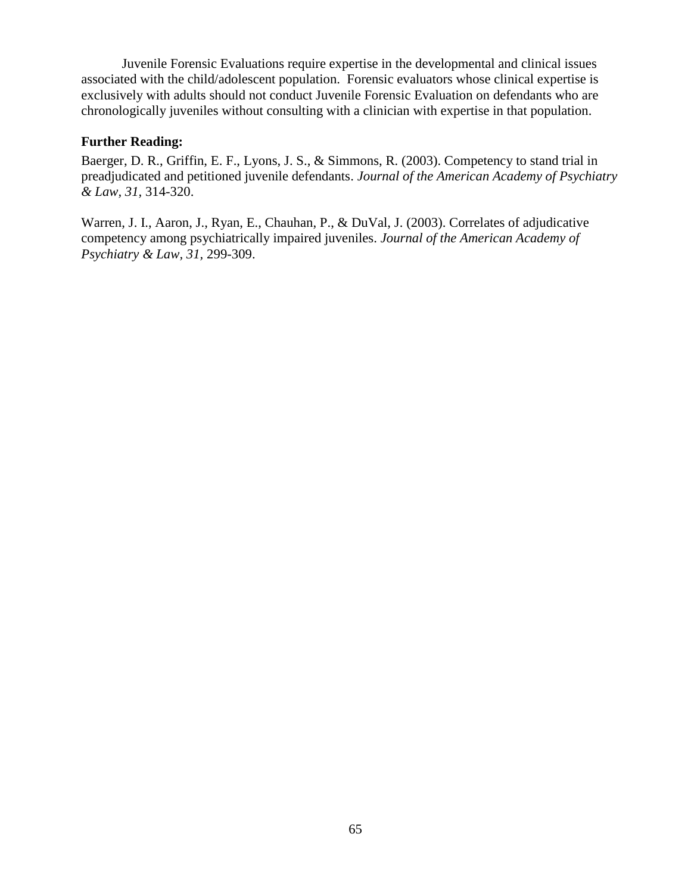Juvenile Forensic Evaluations require expertise in the developmental and clinical issues associated with the child/adolescent population. Forensic evaluators whose clinical expertise is exclusively with adults should not conduct Juvenile Forensic Evaluation on defendants who are chronologically juveniles without consulting with a clinician with expertise in that population.

**Further Reading:**

Baerger, D. R., Griffin, E. F., Lyons, J. S., & Simmons, R. (2003). Competency to stand trial in preadjudicated and petitioned juvenile defendants. *Journal of the American Academy of Psychiatry & Law, 31,* 314-320.

Warren, J. I., Aaron, J., Ryan, E., Chauhan, P., & DuVal, J. (2003). Correlates of adjudicative competency among psychiatrically impaired juveniles. *Journal of the American Academy of Psychiatry & Law, 31,* 299-309.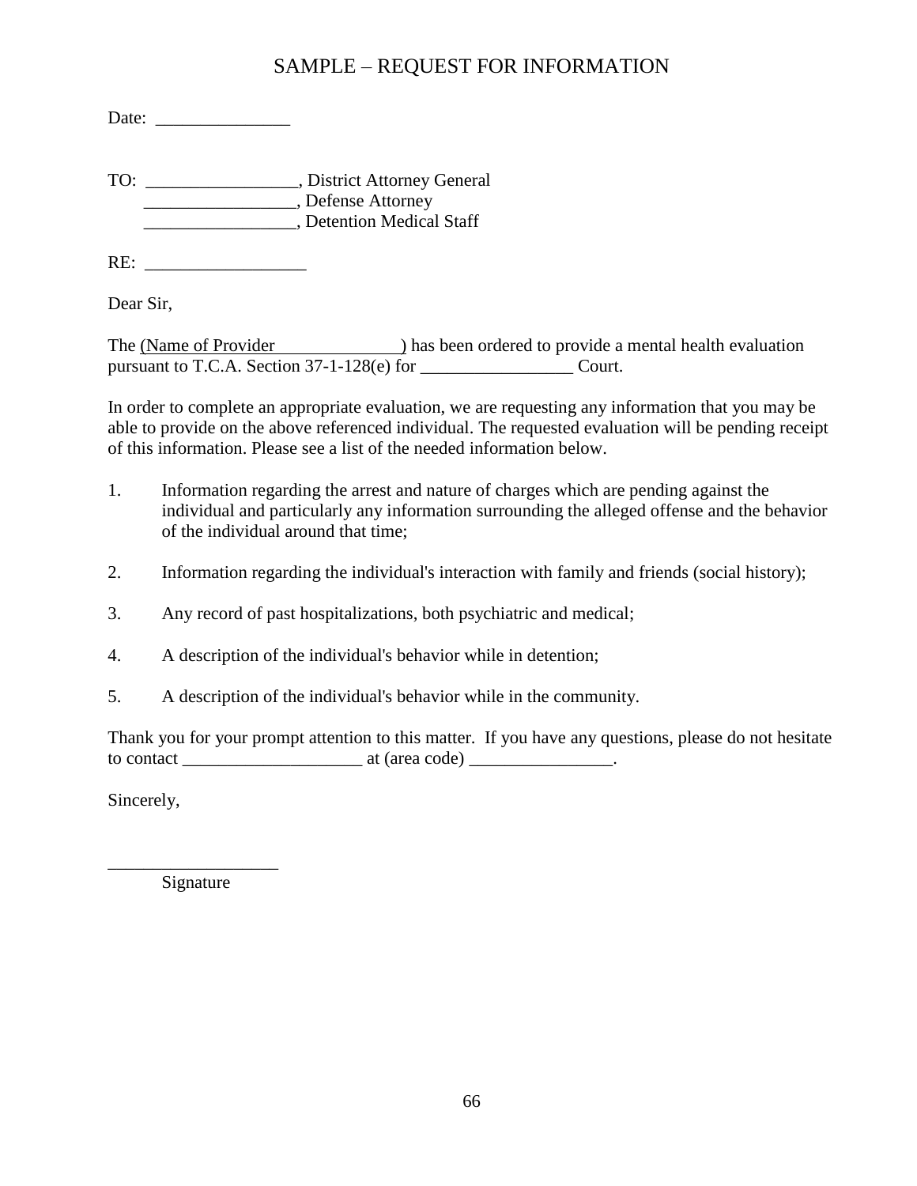# SAMPLE – REQUEST FOR INFORMATION

Date: _______________

TO: _________________, District Attorney General
_________________, Defense Attorney
_________________, Detention Medical Staff

RE: __________________

Dear Sir,

The (Name of Provider ______________) has been ordered to provide a mental health evaluation pursuant to T.C.A. Section 37-1-128(e) for _________________ Court.

In order to complete an appropriate evaluation, we are requesting any information that you may be able to provide on the above referenced individual. The requested evaluation will be pending receipt of this information. Please see a list of the needed information below.

1. Information regarding the arrest and nature of charges which are pending against the individual and particularly any information surrounding the alleged offense and the behavior of the individual around that time;

2. Information regarding the individual's interaction with family and friends (social history);

3. Any record of past hospitalizations, both psychiatric and medical;

4. A description of the individual's behavior while in detention;

5. A description of the individual's behavior while in the community.

Thank you for your prompt attention to this matter. If you have any questions, please do not hesitate to contact ____________________ at (area code) ________________.

Sincerely,

___________________
Signature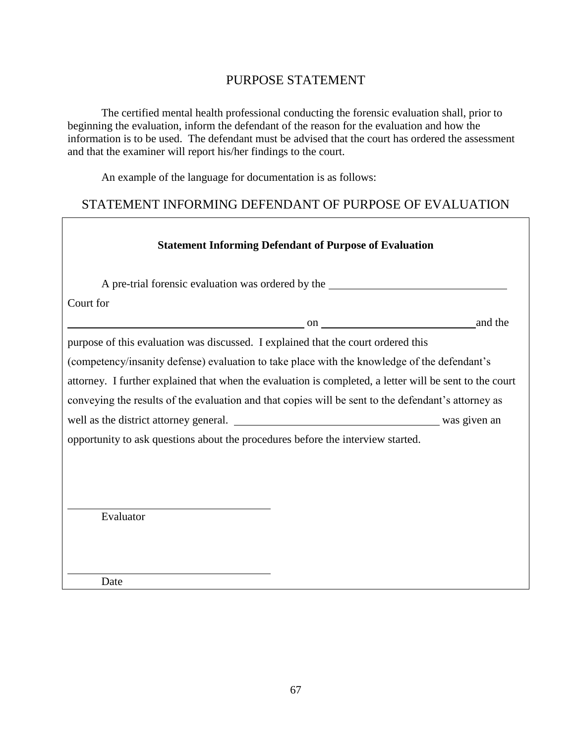# PURPOSE STATEMENT

The certified mental health professional conducting the forensic evaluation shall, prior to beginning the evaluation, inform the defendant of the reason for the evaluation and how the information is to be used. The defendant must be advised that the court has ordered the assessment and that the examiner will report his/her findings to the court.

An example of the language for documentation is as follows:

## STATEMENT INFORMING DEFENDANT OF PURPOSE OF EVALUATION

**Statement Informing Defendant of Purpose of Evaluation**

A pre-trial forensic evaluation was ordered by the ______________________________ Court for

__________________________________________ on __________________________ and the purpose of this evaluation was discussed. I explained that the court ordered this (competency/insanity defense) evaluation to take place with the knowledge of the defendant's attorney. I further explained that when the evaluation is completed, a letter will be sent to the court conveying the results of the evaluation and that copies will be sent to the defendant's attorney as well as the district attorney general. __________________________________ was given an opportunity to ask questions about the procedures before the interview started.

______________________________
Evaluator

______________________________
Date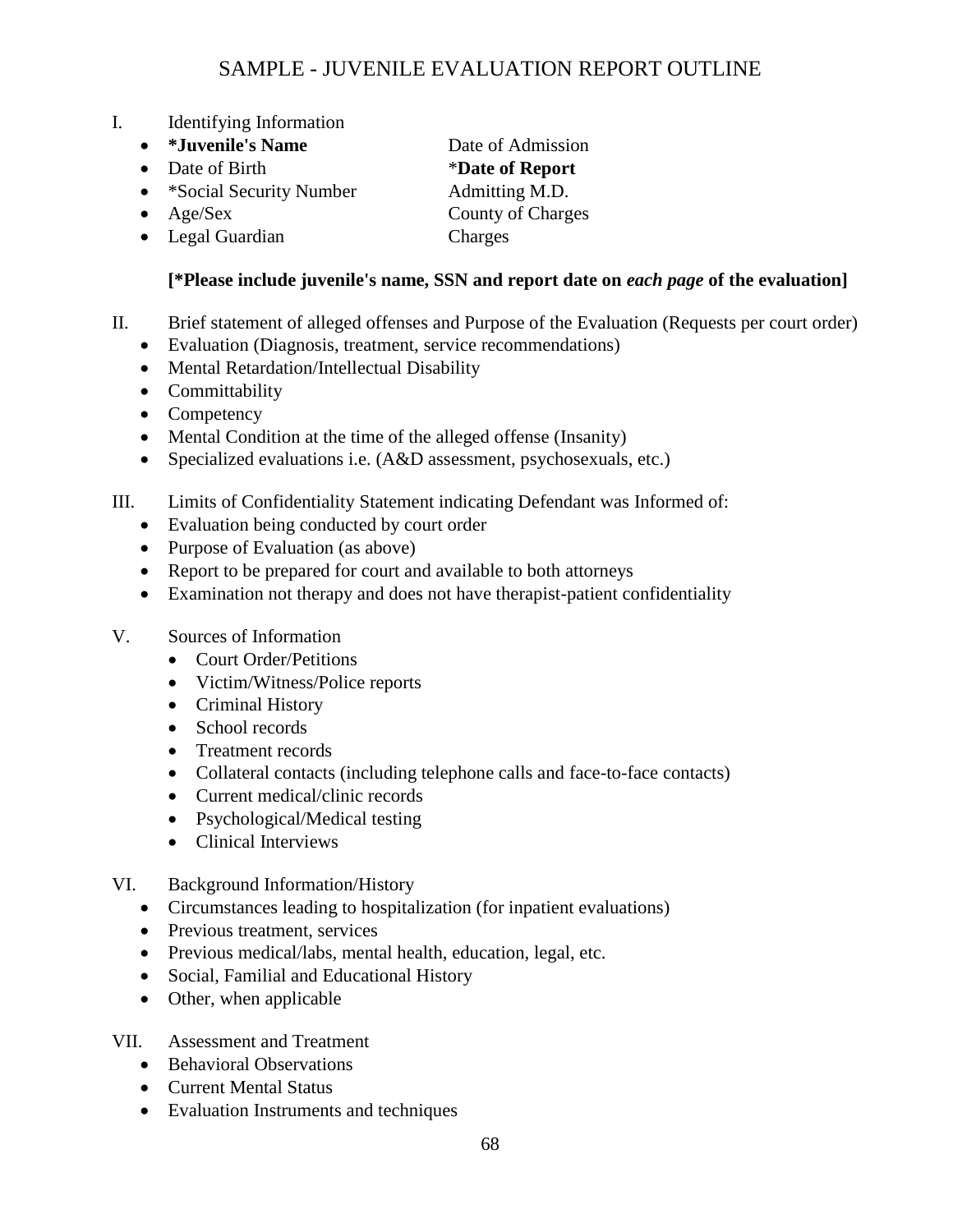# SAMPLE - JUVENILE EVALUATION REPORT OUTLINE

I. Identifying Information

- **\*Juvenile's Name**
- Date of Birth
- \*Social Security Number
- Age/Sex
- Legal Guardian

Date of Admission
\***Date of Report**
Admitting M.D.
County of Charges
Charges

**[\*Please include juvenile's name, SSN and report date on *each page* of the evaluation]**

II. Brief statement of alleged offenses and Purpose of the Evaluation (Requests per court order)

- Evaluation (Diagnosis, treatment, service recommendations)
- Mental Retardation/Intellectual Disability
- Committability
- Competency
- Mental Condition at the time of the alleged offense (Insanity)
- Specialized evaluations i.e. (A&D assessment, psychosexuals, etc.)

III. Limits of Confidentiality Statement indicating Defendant was Informed of:

- Evaluation being conducted by court order
- Purpose of Evaluation (as above)
- Report to be prepared for court and available to both attorneys
- Examination not therapy and does not have therapist-patient confidentiality

V. Sources of Information

- Court Order/Petitions
- Victim/Witness/Police reports
- Criminal History
- School records
- Treatment records
- Collateral contacts (including telephone calls and face-to-face contacts)
- Current medical/clinic records
- Psychological/Medical testing
- Clinical Interviews

VI. Background Information/History

- Circumstances leading to hospitalization (for inpatient evaluations)
- Previous treatment, services
- Previous medical/labs, mental health, education, legal, etc.
- Social, Familial and Educational History
- Other, when applicable

VII. Assessment and Treatment

- Behavioral Observations
- Current Mental Status
- Evaluation Instruments and techniques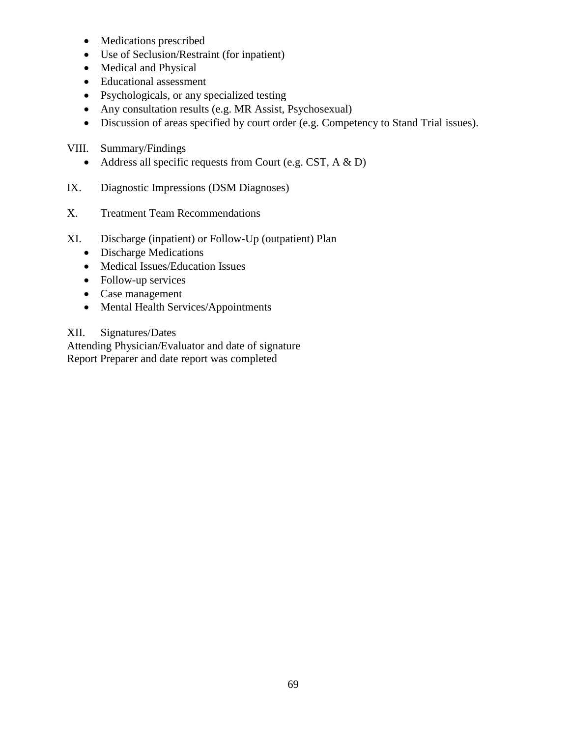- Medications prescribed
- Use of Seclusion/Restraint (for inpatient)
- Medical and Physical
- Educational assessment
- Psychologicals, or any specialized testing
- Any consultation results (e.g. MR Assist, Psychosexual)
- Discussion of areas specified by court order (e.g. Competency to Stand Trial issues).

VIII. Summary/Findings

- Address all specific requests from Court (e.g. CST, A & D)

IX. Diagnostic Impressions (DSM Diagnoses)

X. Treatment Team Recommendations

XI. Discharge (inpatient) or Follow-Up (outpatient) Plan

- Discharge Medications
- Medical Issues/Education Issues
- Follow-up services
- Case management
- Mental Health Services/Appointments

XII. Signatures/Dates

Attending Physician/Evaluator and date of signature
Report Preparer and date report was completed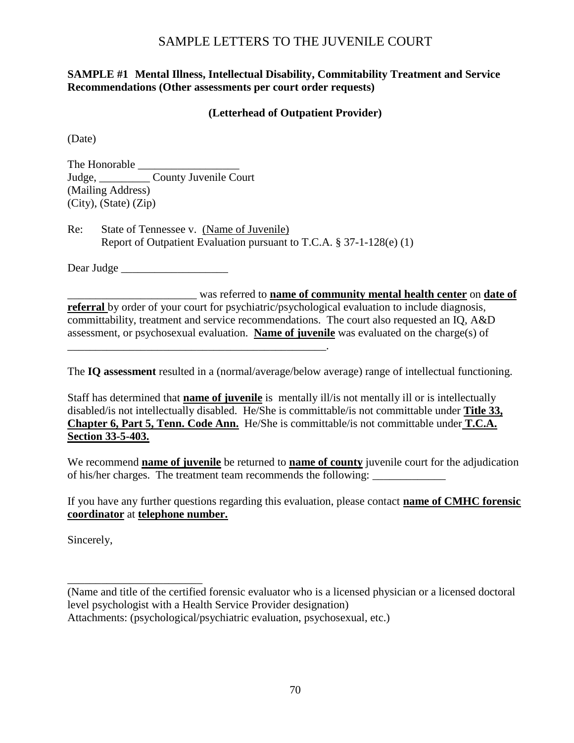# SAMPLE LETTERS TO THE JUVENILE COURT

**SAMPLE #1 Mental Illness, Intellectual Disability, Commitability Treatment and Service Recommendations (Other assessments per court order requests)**

**(Letterhead of Outpatient Provider)**

(Date)

The Honorable __________________
Judge, _________ County Juvenile Court
(Mailing Address)
(City), (State) (Zip)

Re: State of Tennessee v. <u>(Name of Juvenile)</u>
Report of Outpatient Evaluation pursuant to T.C.A. § 37-1-128(e) (1)

Dear Judge ___________________

_______________________ was referred to **<u>name of community mental health center</u>** on **<u>date of referral</u>** by order of your court for psychiatric/psychological evaluation to include diagnosis, committability, treatment and service recommendations. The court also requested an IQ, A&D assessment, or psychosexual evaluation. **<u>Name of juvenile</u>** was evaluated on the charge(s) of _______________________________________________.

The **IQ assessment** resulted in a (normal/average/below average) range of intellectual functioning.

Staff has determined that **<u>name of juvenile</u>** is mentally ill/is not mentally ill or is intellectually disabled/is not intellectually disabled. He/She is committable/is not committable under **<u>Title 33, Chapter 6, Part 5, Tenn. Code Ann.</u>** He/She is committable/is not committable under **<u>T.C.A. Section 33-5-403.</u>**

We recommend **<u>name of juvenile</u>** be returned to **<u>name of county</u>** juvenile court for the adjudication of his/her charges. The treatment team recommends the following: _____________

If you have any further questions regarding this evaluation, please contact **<u>name of CMHC forensic coordinator</u>** at **<u>telephone number.</u>**

Sincerely,

________________________
(Name and title of the certified forensic evaluator who is a licensed physician or a licensed doctoral level psychologist with a Health Service Provider designation)
Attachments: (psychological/psychiatric evaluation, psychosexual, etc.)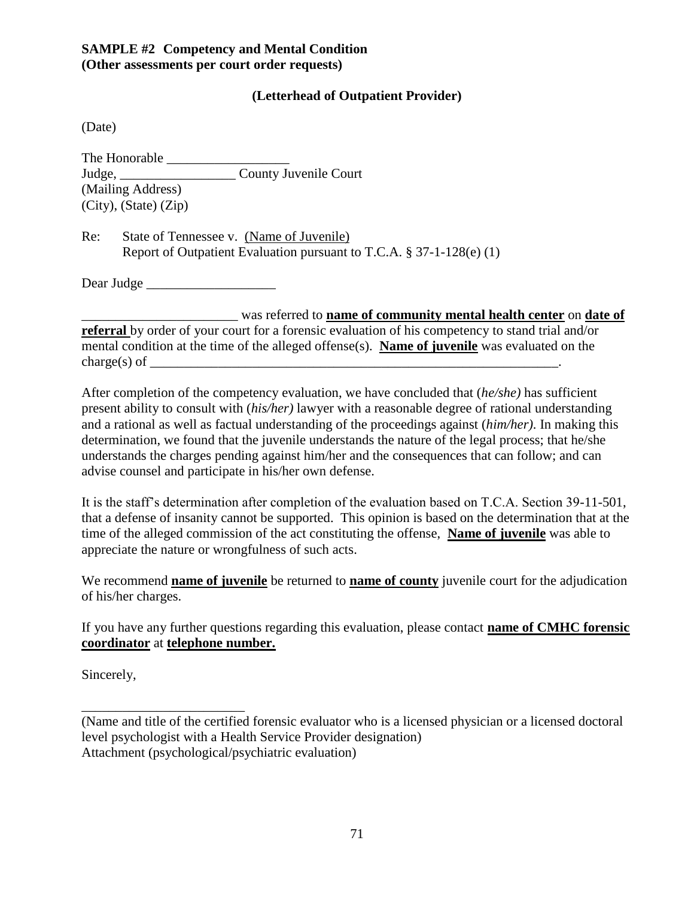**SAMPLE #2 Competency and Mental Condition**
**(Other assessments per court order requests)**

**(Letterhead of Outpatient Provider)**

(Date)

The Honorable ___________________
Judge, _________________ County Juvenile Court
(Mailing Address)
(City), (State) (Zip)

Re: State of Tennessee v. <u>(Name of Juvenile)</u>
Report of Outpatient Evaluation pursuant to T.C.A. § 37-1-128(e) (1)

Dear Judge ___________________

_______________________ was referred to **<u>name of community mental health center</u>** on **<u>date of referral</u>** by order of your court for a forensic evaluation of his competency to stand trial and/or mental condition at the time of the alleged offense(s). **<u>Name of juvenile</u>** was evaluated on the charge(s) of _______________________________________________________________.

After completion of the competency evaluation, we have concluded that (*he/she)* has sufficient present ability to consult with (*his/her)* lawyer with a reasonable degree of rational understanding and a rational as well as factual understanding of the proceedings against (*him/her)*. In making this determination, we found that the juvenile understands the nature of the legal process; that he/she understands the charges pending against him/her and the consequences that can follow; and can advise counsel and participate in his/her own defense.

It is the staff's determination after completion of the evaluation based on T.C.A. Section 39-11-501, that a defense of insanity cannot be supported. This opinion is based on the determination that at the time of the alleged commission of the act constituting the offense, **<u>Name of juvenile</u>** was able to appreciate the nature or wrongfulness of such acts.

We recommend **<u>name of juvenile</u>** be returned to **<u>name of county</u>** juvenile court for the adjudication of his/her charges.

If you have any further questions regarding this evaluation, please contact **<u>name of CMHC forensic coordinator</u>** at **<u>telephone number.</u>**

Sincerely,

________________________
(Name and title of the certified forensic evaluator who is a licensed physician or a licensed doctoral level psychologist with a Health Service Provider designation)
Attachment (psychological/psychiatric evaluation)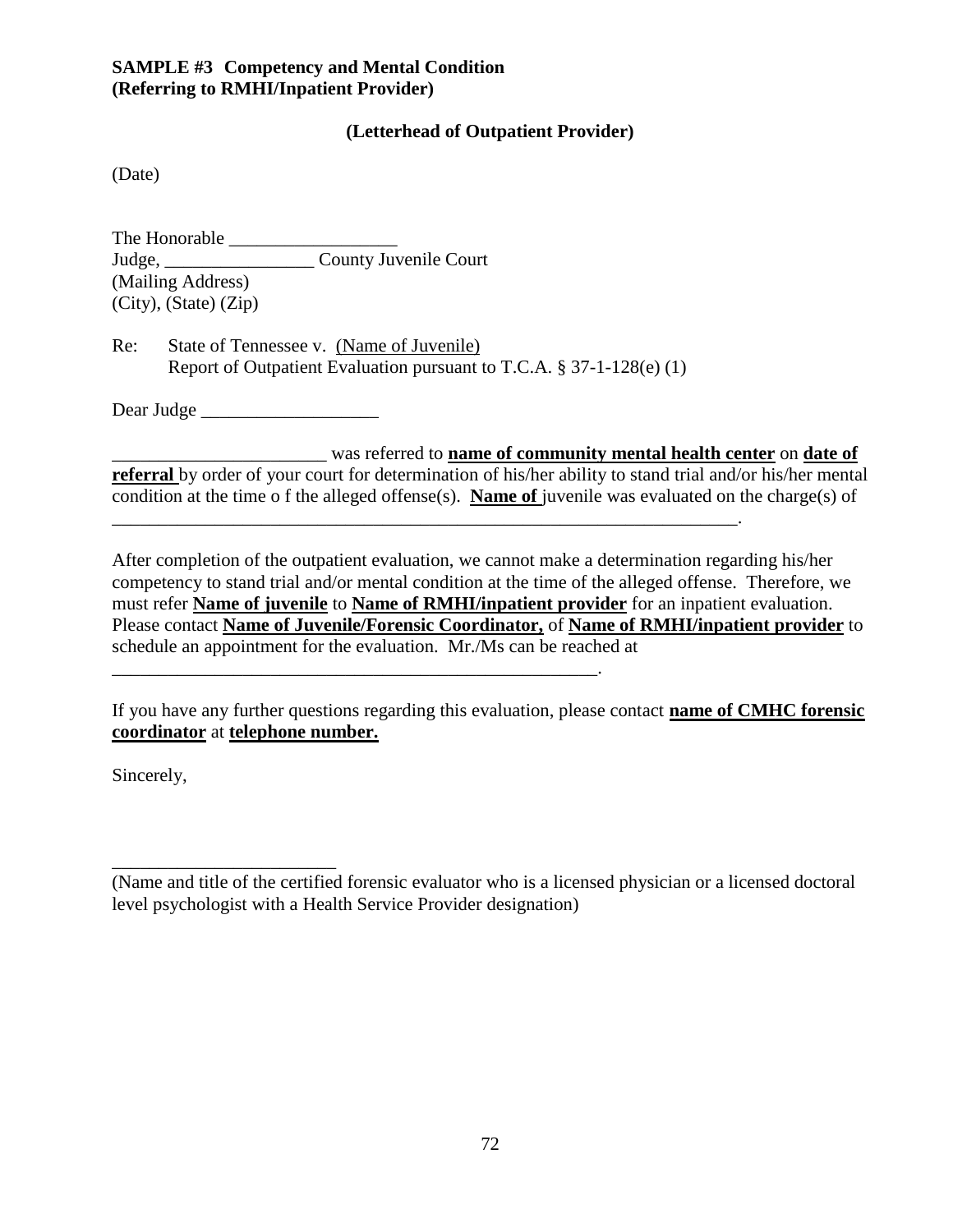**SAMPLE #3 Competency and Mental Condition**
**(Referring to RMHI/Inpatient Provider)**

**(Letterhead of Outpatient Provider)**

(Date)

The Honorable __________________
Judge, ________________ County Juvenile Court
(Mailing Address)
(City), (State) (Zip)

Re: State of Tennessee v. <u>(Name of Juvenile)</u>
Report of Outpatient Evaluation pursuant to T.C.A. § 37-1-128(e) (1)

Dear Judge ___________________

_______________________ was referred to **<u>name of community mental health center</u>** on **<u>date of referral</u>** by order of your court for determination of his/her ability to stand trial and/or his/her mental condition at the time o f the alleged offense(s). **<u>Name of</u>** juvenile was evaluated on the charge(s) of _____________________________________________________________________.

After completion of the outpatient evaluation, we cannot make a determination regarding his/her competency to stand trial and/or mental condition at the time of the alleged offense. Therefore, we must refer **<u>Name of juvenile</u>** to **<u>Name of RMHI/inpatient provider</u>** for an inpatient evaluation. Please contact **<u>Name of Juvenile/Forensic Coordinator,</u>** of **<u>Name of RMHI/inpatient provider</u>** to schedule an appointment for the evaluation. Mr./Ms can be reached at ______________________________________________________.

If you have any further questions regarding this evaluation, please contact **<u>name of CMHC forensic coordinator</u>** at **<u>telephone number.</u>**

Sincerely,

________________________
(Name and title of the certified forensic evaluator who is a licensed physician or a licensed doctoral level psychologist with a Health Service Provider designation)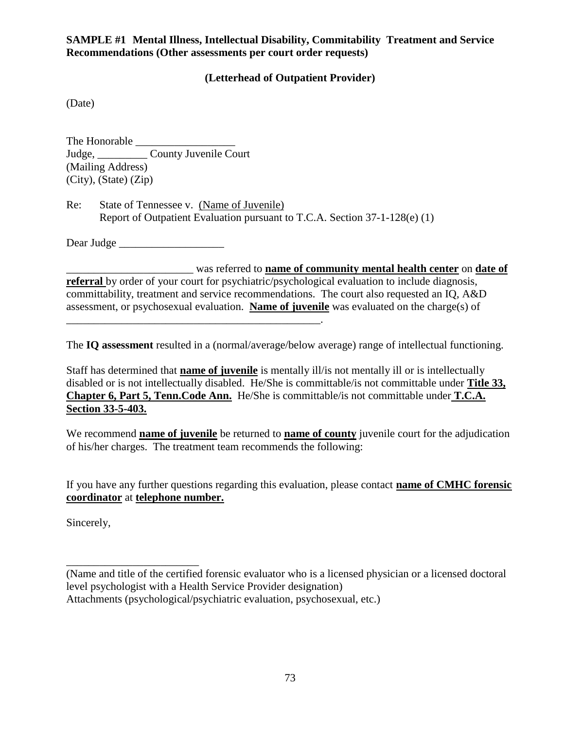**SAMPLE #1 Mental Illness, Intellectual Disability, Commitability Treatment and Service Recommendations (Other assessments per court order requests)**

**(Letterhead of Outpatient Provider)**

(Date)

The Honorable __________________
Judge, _________ County Juvenile Court
(Mailing Address)
(City), (State) (Zip)

Re: State of Tennessee v. (Name of Juvenile)
Report of Outpatient Evaluation pursuant to T.C.A. Section 37-1-128(e) (1)

Dear Judge ___________________

_______________________ was referred to **name of community mental health center** on **date of referral** by order of your court for psychiatric/psychological evaluation to include diagnosis, committability, treatment and service recommendations. The court also requested an IQ, A&D assessment, or psychosexual evaluation. **Name of juvenile** was evaluated on the charge(s) of _______________________________________________.

The **IQ assessment** resulted in a (normal/average/below average) range of intellectual functioning.

Staff has determined that **name of juvenile** is mentally ill/is not mentally ill or is intellectually disabled or is not intellectually disabled. He/She is committable/is not committable under **Title 33, Chapter 6, Part 5, Tenn.Code Ann.** He/She is committable/is not committable under **T.C.A. Section 33-5-403.**

We recommend **name of juvenile** be returned to **name of county** juvenile court for the adjudication of his/her charges. The treatment team recommends the following:

If you have any further questions regarding this evaluation, please contact **name of CMHC forensic coordinator** at **telephone number.**

Sincerely,

________________________
(Name and title of the certified forensic evaluator who is a licensed physician or a licensed doctoral level psychologist with a Health Service Provider designation)
Attachments (psychological/psychiatric evaluation, psychosexual, etc.)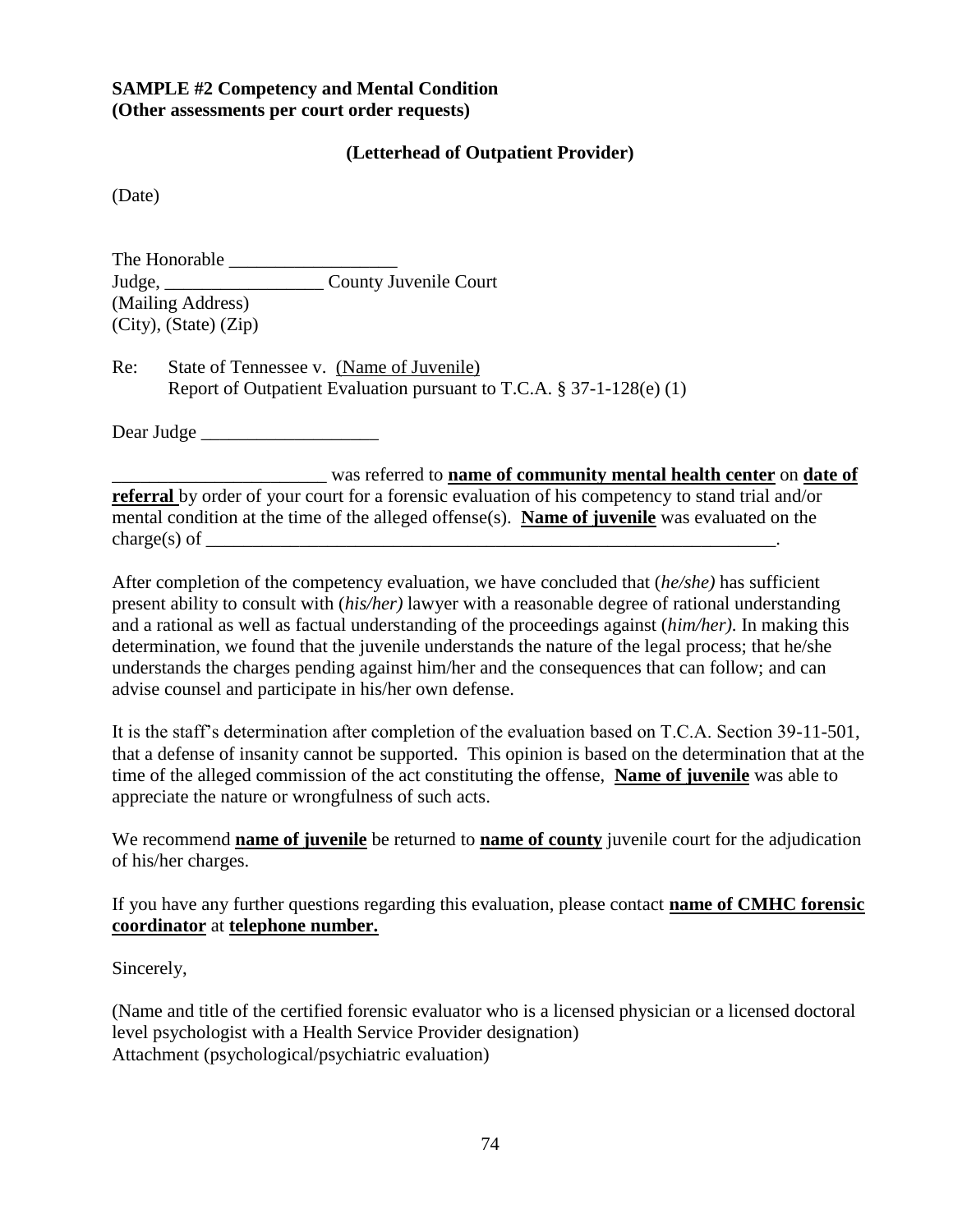**SAMPLE #2 Competency and Mental Condition**
**(Other assessments per court order requests)**

**(Letterhead of Outpatient Provider)**

(Date)

The Honorable __________________
Judge, _________________ County Juvenile Court
(Mailing Address)
(City), (State) (Zip)

Re: State of Tennessee v. <u>(Name of Juvenile)</u>
Report of Outpatient Evaluation pursuant to T.C.A. § 37-1-128(e) (1)

Dear Judge ___________________

_______________________ was referred to **<u>name of community mental health center</u>** on **<u>date of referral</u>** by order of your court for a forensic evaluation of his competency to stand trial and/or mental condition at the time of the alleged offense(s). **<u>Name of juvenile</u>** was evaluated on the charge(s) of _______________________________________________________________.

After completion of the competency evaluation, we have concluded that (*he/she)* has sufficient present ability to consult with (*his/her)* lawyer with a reasonable degree of rational understanding and a rational as well as factual understanding of the proceedings against (*him/her).* In making this determination, we found that the juvenile understands the nature of the legal process; that he/she understands the charges pending against him/her and the consequences that can follow; and can advise counsel and participate in his/her own defense.

It is the staff's determination after completion of the evaluation based on T.C.A. Section 39-11-501, that a defense of insanity cannot be supported. This opinion is based on the determination that at the time of the alleged commission of the act constituting the offense, **<u>Name of juvenile</u>** was able to appreciate the nature or wrongfulness of such acts.

We recommend **<u>name of juvenile</u>** be returned to **<u>name of county</u>** juvenile court for the adjudication of his/her charges.

If you have any further questions regarding this evaluation, please contact **<u>name of CMHC forensic coordinator</u>** at **<u>telephone number.</u>**

Sincerely,

(Name and title of the certified forensic evaluator who is a licensed physician or a licensed doctoral level psychologist with a Health Service Provider designation)
Attachment (psychological/psychiatric evaluation)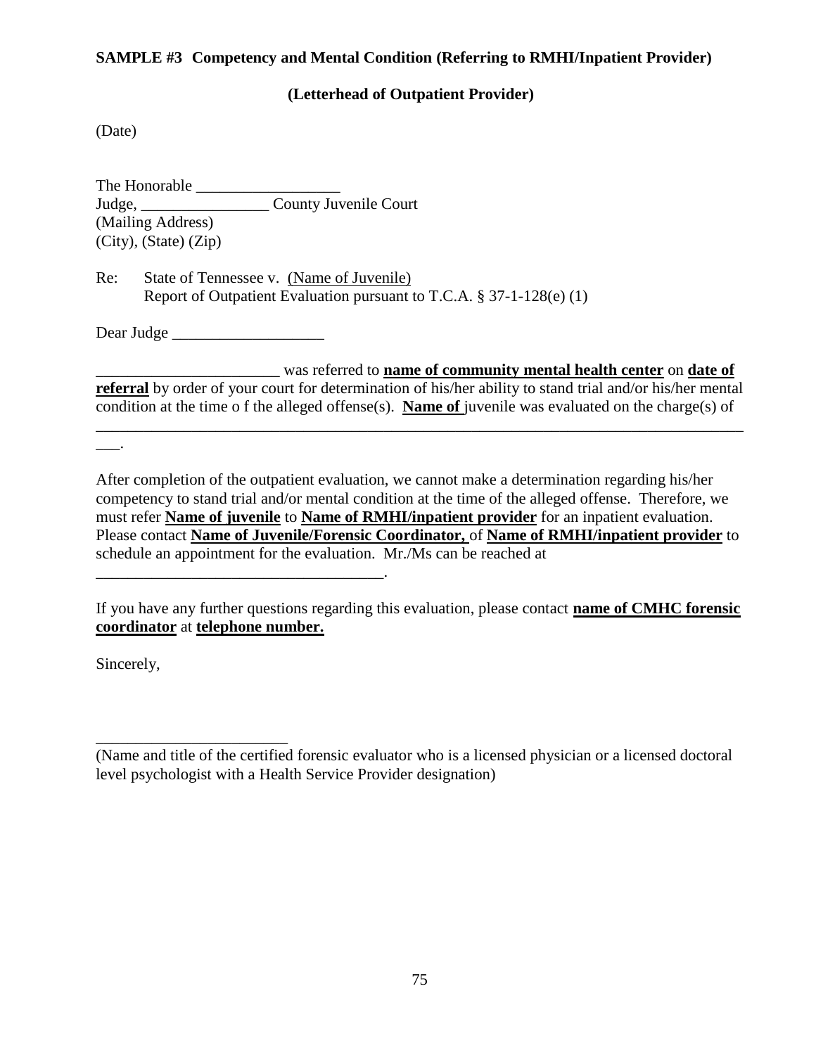**SAMPLE #3 Competency and Mental Condition (Referring to RMHI/Inpatient Provider)**

**(Letterhead of Outpatient Provider)**

(Date)

The Honorable __________________
Judge, ________________ County Juvenile Court
(Mailing Address)
(City), (State) (Zip)

Re: State of Tennessee v. (Name of Juvenile)
Report of Outpatient Evaluation pursuant to T.C.A. § 37-1-128(e) (1)

Dear Judge ___________________

_______________________ was referred to **name of community mental health center** on **date of referral** by order of your court for determination of his/her ability to stand trial and/or his/her mental condition at the time o f the alleged offense(s). **Name of** juvenile was evaluated on the charge(s) of ____________________________________________________________________________________.

After completion of the outpatient evaluation, we cannot make a determination regarding his/her competency to stand trial and/or mental condition at the time of the alleged offense. Therefore, we must refer **Name of juvenile** to **Name of RMHI/inpatient provider** for an inpatient evaluation. Please contact **Name of Juvenile/Forensic Coordinator,** of **Name of RMHI/inpatient provider** to schedule an appointment for the evaluation. Mr./Ms can be reached at ___________________________________.

If you have any further questions regarding this evaluation, please contact **name of CMHC forensic coordinator** at **telephone number.**

Sincerely,

________________________
(Name and title of the certified forensic evaluator who is a licensed physician or a licensed doctoral level psychologist with a Health Service Provider designation)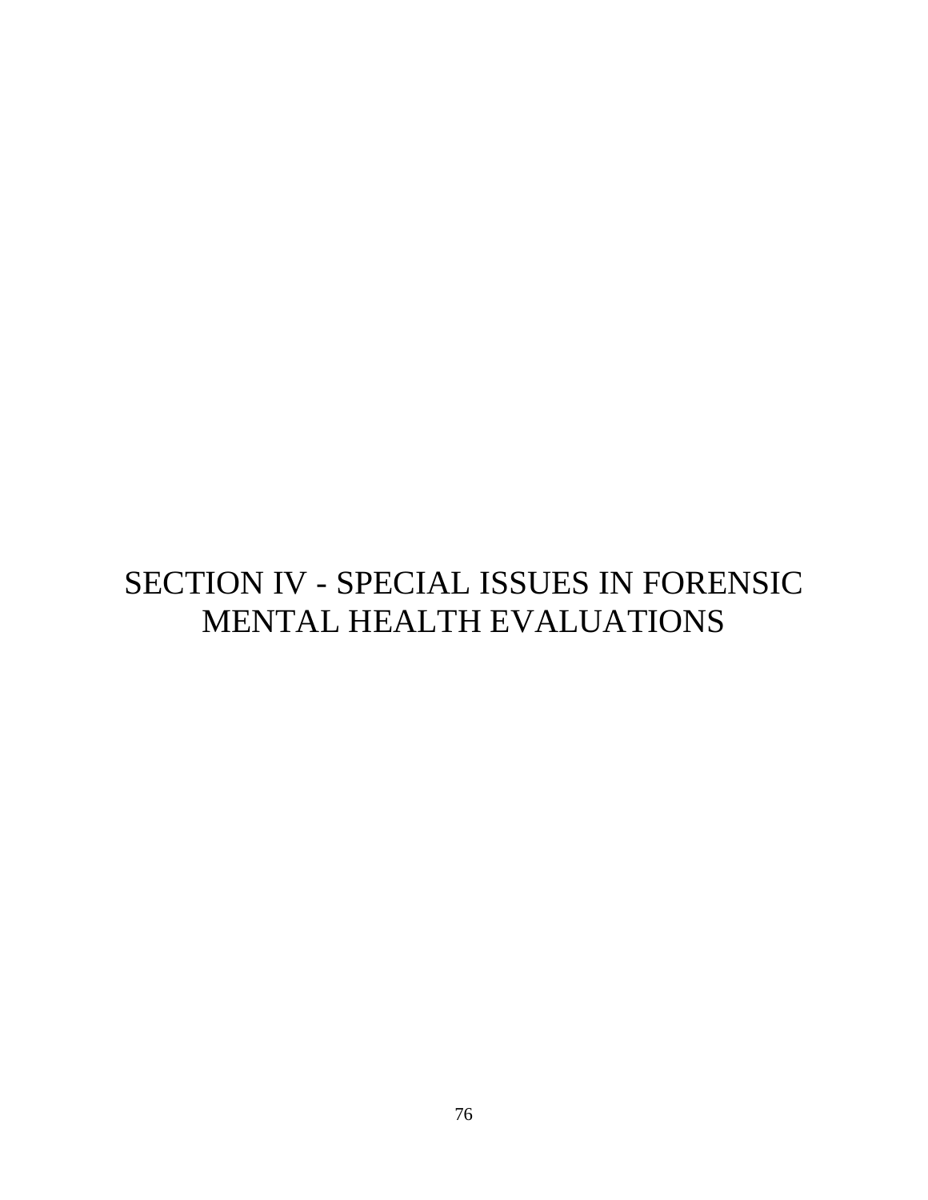# SECTION IV - SPECIAL ISSUES IN FORENSIC MENTAL HEALTH EVALUATIONS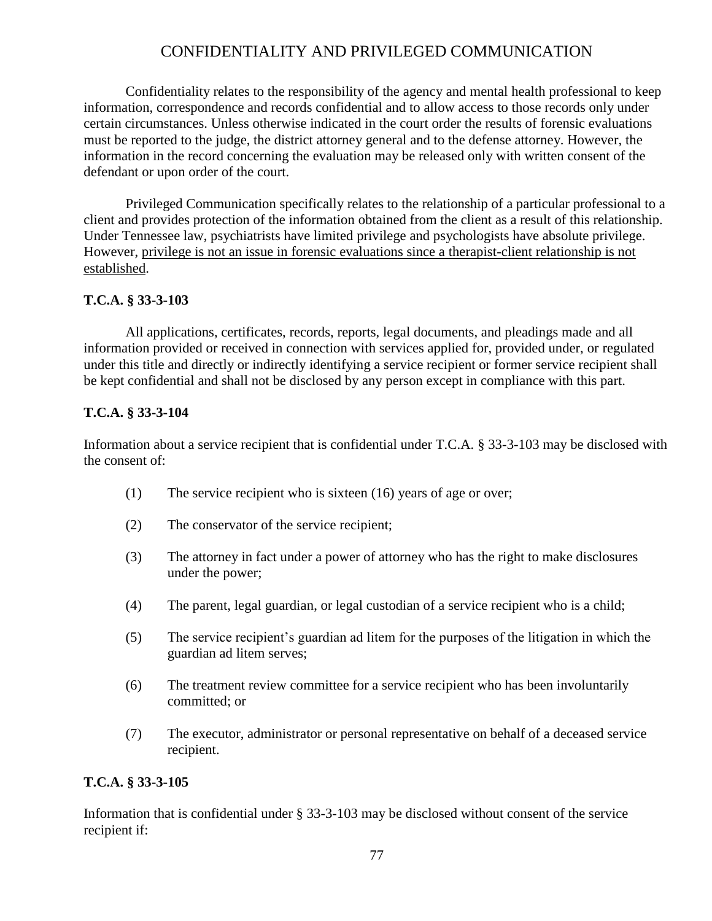# CONFIDENTIALITY AND PRIVILEGED COMMUNICATION

Confidentiality relates to the responsibility of the agency and mental health professional to keep information, correspondence and records confidential and to allow access to those records only under certain circumstances. Unless otherwise indicated in the court order the results of forensic evaluations must be reported to the judge, the district attorney general and to the defense attorney. However, the information in the record concerning the evaluation may be released only with written consent of the defendant or upon order of the court.

Privileged Communication specifically relates to the relationship of a particular professional to a client and provides protection of the information obtained from the client as a result of this relationship. Under Tennessee law, psychiatrists have limited privilege and psychologists have absolute privilege. However, <u>privilege is not an issue in forensic evaluations since a therapist-client relationship is not established</u>.

**T.C.A. § 33-3-103**

All applications, certificates, records, reports, legal documents, and pleadings made and all information provided or received in connection with services applied for, provided under, or regulated under this title and directly or indirectly identifying a service recipient or former service recipient shall be kept confidential and shall not be disclosed by any person except in compliance with this part.

**T.C.A. § 33-3-104**

Information about a service recipient that is confidential under T.C.A. § 33-3-103 may be disclosed with the consent of:

(1) The service recipient who is sixteen (16) years of age or over;

(2) The conservator of the service recipient;

(3) The attorney in fact under a power of attorney who has the right to make disclosures under the power;

(4) The parent, legal guardian, or legal custodian of a service recipient who is a child;

(5) The service recipient's guardian ad litem for the purposes of the litigation in which the guardian ad litem serves;

(6) The treatment review committee for a service recipient who has been involuntarily committed; or

(7) The executor, administrator or personal representative on behalf of a deceased service recipient.

**T.C.A. § 33-3-105**

Information that is confidential under § 33-3-103 may be disclosed without consent of the service recipient if: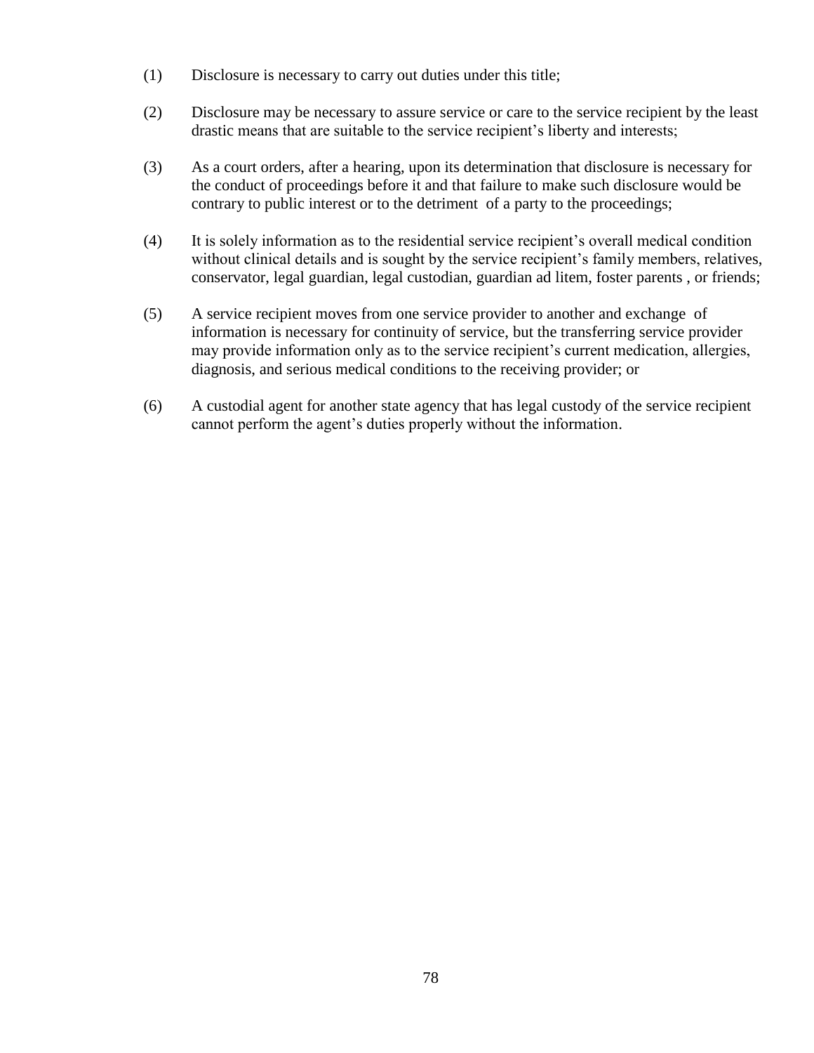(1) Disclosure is necessary to carry out duties under this title;

(2) Disclosure may be necessary to assure service or care to the service recipient by the least drastic means that are suitable to the service recipient's liberty and interests;

(3) As a court orders, after a hearing, upon its determination that disclosure is necessary for the conduct of proceedings before it and that failure to make such disclosure would be contrary to public interest or to the detriment of a party to the proceedings;

(4) It is solely information as to the residential service recipient's overall medical condition without clinical details and is sought by the service recipient's family members, relatives, conservator, legal guardian, legal custodian, guardian ad litem, foster parents , or friends;

(5) A service recipient moves from one service provider to another and exchange of information is necessary for continuity of service, but the transferring service provider may provide information only as to the service recipient's current medication, allergies, diagnosis, and serious medical conditions to the receiving provider; or

(6) A custodial agent for another state agency that has legal custody of the service recipient cannot perform the agent's duties properly without the information.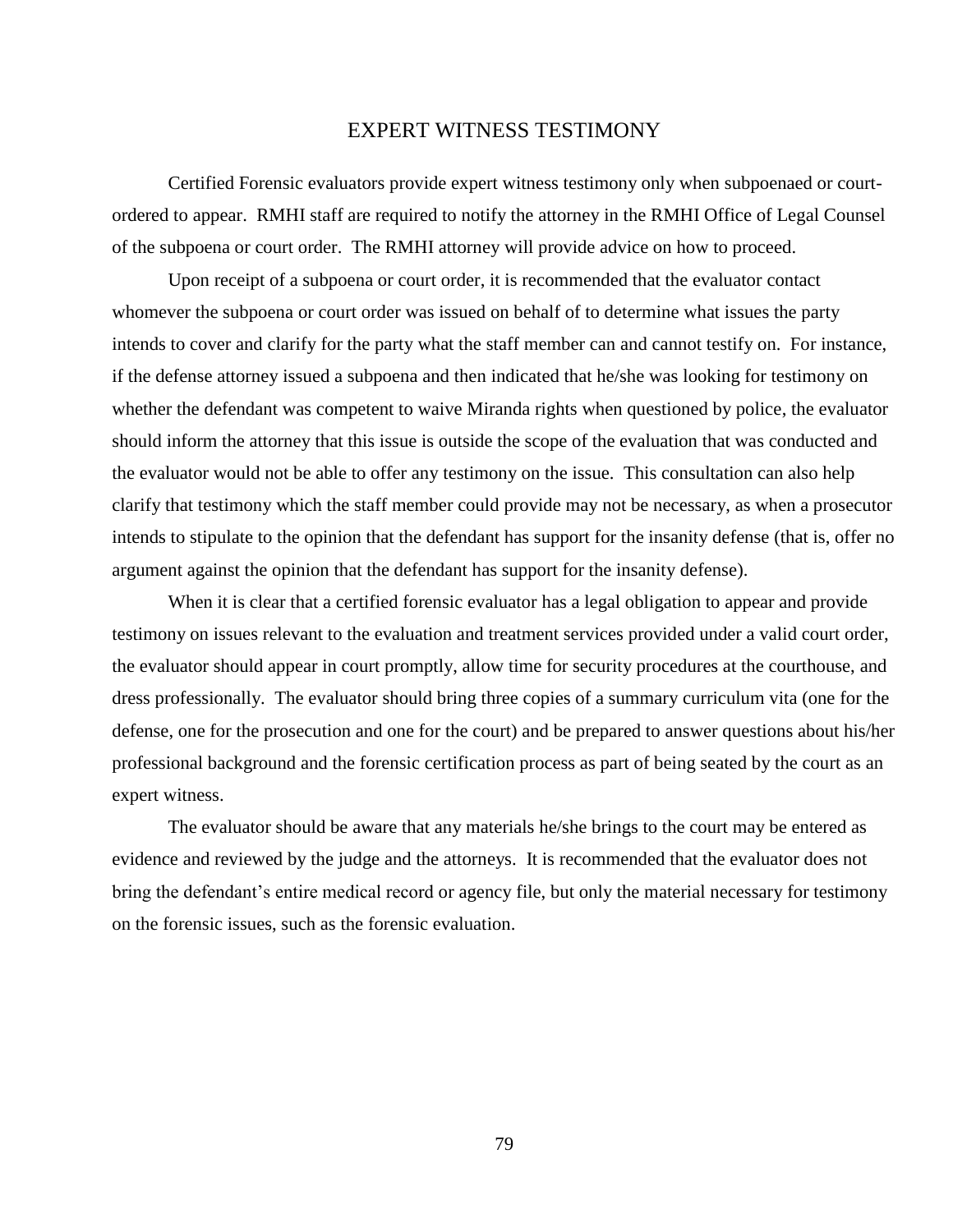# EXPERT WITNESS TESTIMONY

Certified Forensic evaluators provide expert witness testimony only when subpoenaed or court-ordered to appear. RMHI staff are required to notify the attorney in the RMHI Office of Legal Counsel of the subpoena or court order. The RMHI attorney will provide advice on how to proceed.

Upon receipt of a subpoena or court order, it is recommended that the evaluator contact whomever the subpoena or court order was issued on behalf of to determine what issues the party intends to cover and clarify for the party what the staff member can and cannot testify on. For instance, if the defense attorney issued a subpoena and then indicated that he/she was looking for testimony on whether the defendant was competent to waive Miranda rights when questioned by police, the evaluator should inform the attorney that this issue is outside the scope of the evaluation that was conducted and the evaluator would not be able to offer any testimony on the issue. This consultation can also help clarify that testimony which the staff member could provide may not be necessary, as when a prosecutor intends to stipulate to the opinion that the defendant has support for the insanity defense (that is, offer no argument against the opinion that the defendant has support for the insanity defense).

When it is clear that a certified forensic evaluator has a legal obligation to appear and provide testimony on issues relevant to the evaluation and treatment services provided under a valid court order, the evaluator should appear in court promptly, allow time for security procedures at the courthouse, and dress professionally. The evaluator should bring three copies of a summary curriculum vita (one for the defense, one for the prosecution and one for the court) and be prepared to answer questions about his/her professional background and the forensic certification process as part of being seated by the court as an expert witness.

The evaluator should be aware that any materials he/she brings to the court may be entered as evidence and reviewed by the judge and the attorneys. It is recommended that the evaluator does not bring the defendant's entire medical record or agency file, but only the material necessary for testimony on the forensic issues, such as the forensic evaluation.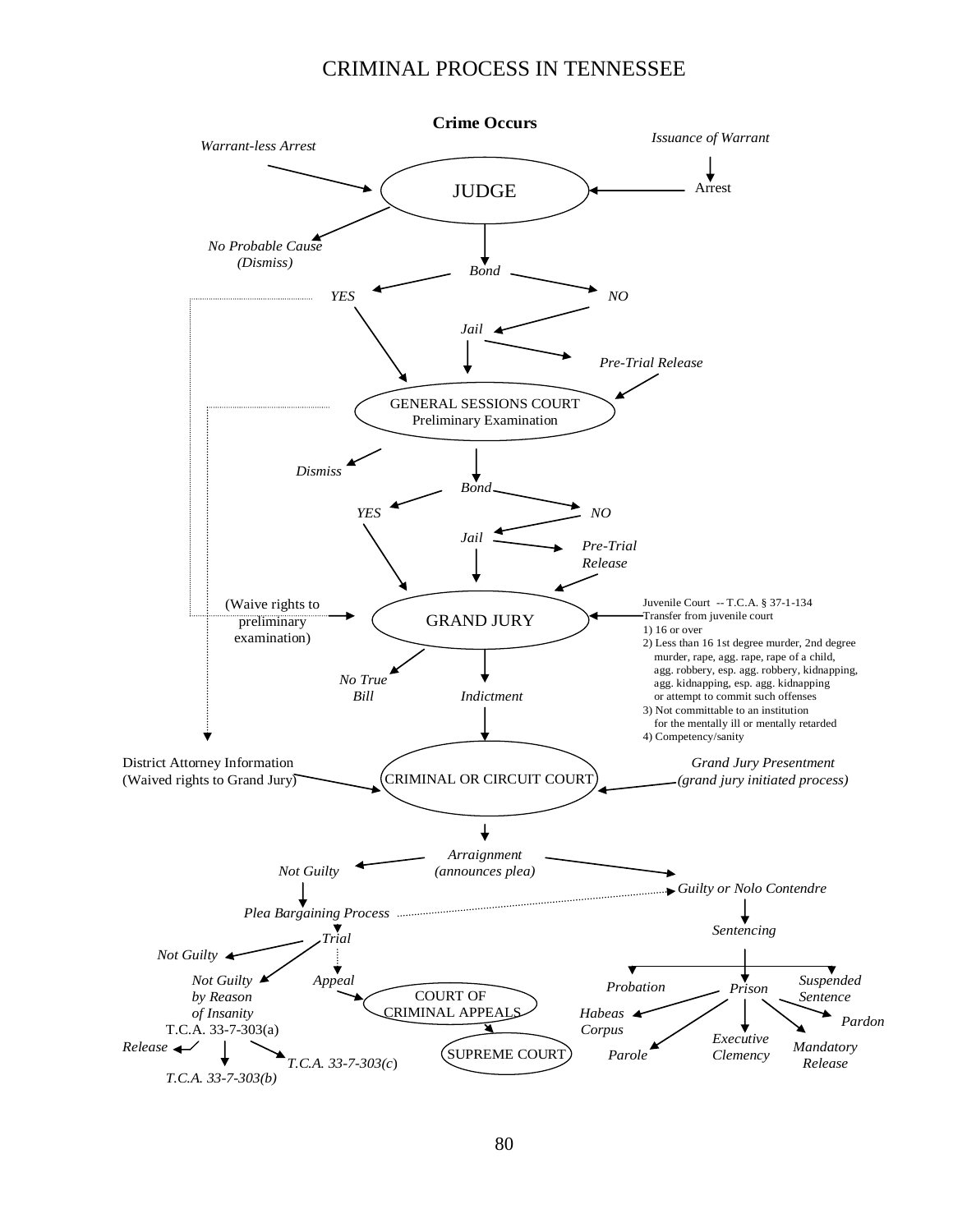# CRIMINAL PROCESS IN TENNESSEE

**Crime Occurs**

*Warrant-less Arrest*

*Issuance of Warrant*

Arrest

JUDGE

*No Probable Cause (Dismiss)*

*Bond*

*YES*

*NO*

*Jail*

*Pre-Trial Release*

GENERAL SESSIONS COURT
Preliminary Examination

*Dismiss*

*Bond*

*YES*

*NO*

*Jail*

*Pre-Trial Release*

(Waive rights to preliminary examination)

GRAND JURY

Juvenile Court -- T.C.A. § 37-1-134
Transfer from juvenile court
1) 16 or over
2) Less than 16 1st degree murder, 2nd degree murder, rape, agg. rape, rape of a child, agg. robbery, esp. agg. robbery, kidnapping, agg. kidnapping, esp. agg. kidnapping or attempt to commit such offenses
3) Not committable to an institution for the mentally ill or mentally retarded
4) Competency/sanity

*No True Bill*

*Indictment*

District Attorney Information
(Waived rights to Grand Jury)

CRIMINAL OR CIRCUIT COURT

*Grand Jury Presentment*
*(grand jury initiated process)*

*Arraignment*
*(announces plea)*

*Not Guilty*

*Guilty or Nolo Contendre*

*Plea Bargaining Process*

*Trial*

*Sentencing*

*Not Guilty*

*Not Guilty by Reason of Insanity*
T.C.A. 33-7-303(a)

*Release*

*T.C.A. 33-7-303(b)*

*T.C.A. 33-7-303(c)*

*Appeal*

COURT OF CRIMINAL APPEALS

SUPREME COURT

*Probation*

*Prison*

*Suspended Sentence*

*Habeas Corpus*

*Parole*

*Executive Clemency*

*Mandatory Release*

*Pardon*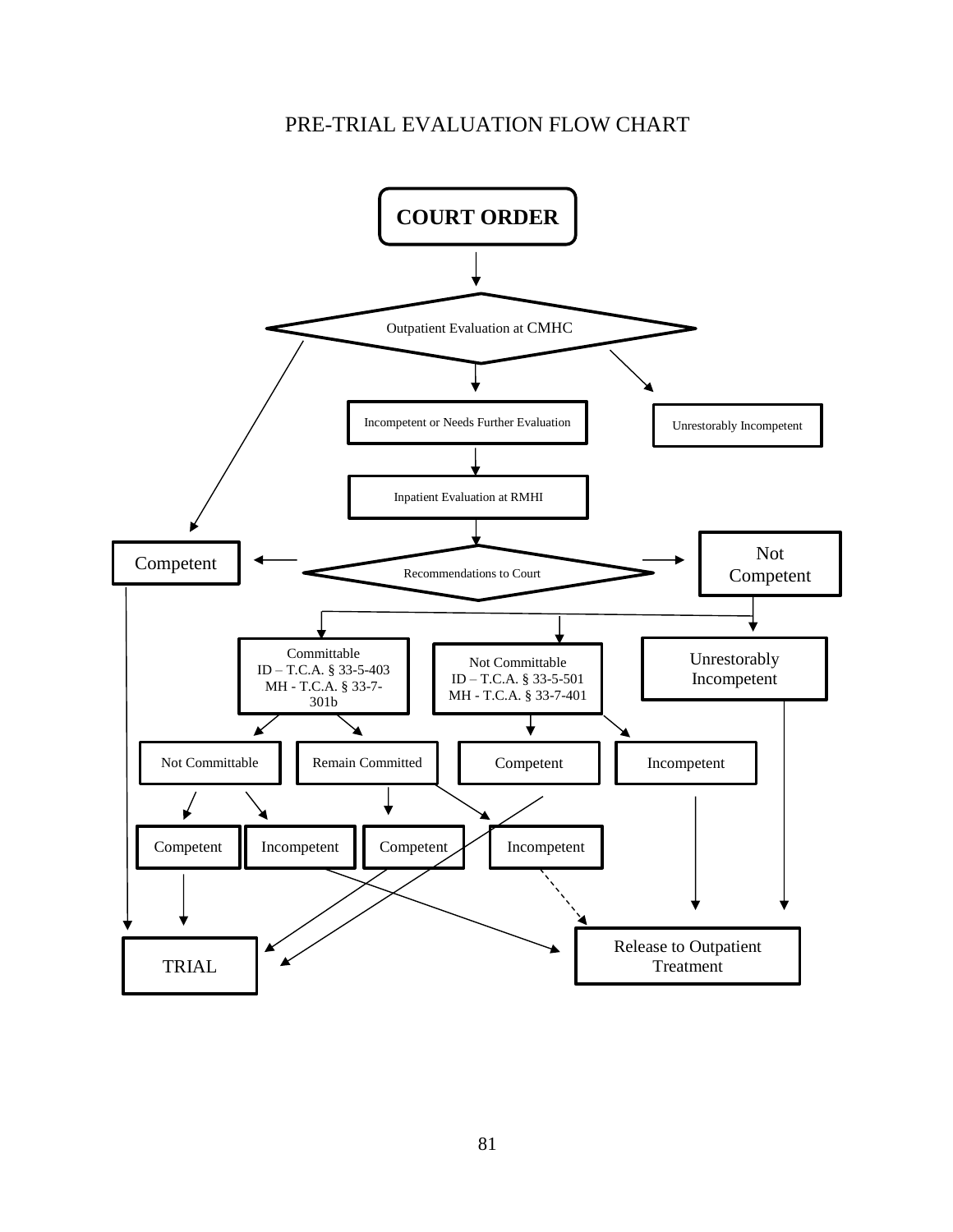# PRE-TRIAL EVALUATION FLOW CHART

**COURT ORDER**

Outpatient Evaluation at CMHC

Incompetent or Needs Further Evaluation

Unrestorably Incompetent

Inpatient Evaluation at RMHI

Competent

Recommendations to Court

Not Competent

Committable
ID – T.C.A. § 33-5-403
MH - T.C.A. § 33-7-301b

Not Committable
ID – T.C.A. § 33-5-501
MH - T.C.A. § 33-7-401

Unrestorably Incompetent

Not Committable

Remain Committed

Competent

Incompetent

Competent

Incompetent

Competent

Incompetent

Release to Outpatient Treatment

TRIAL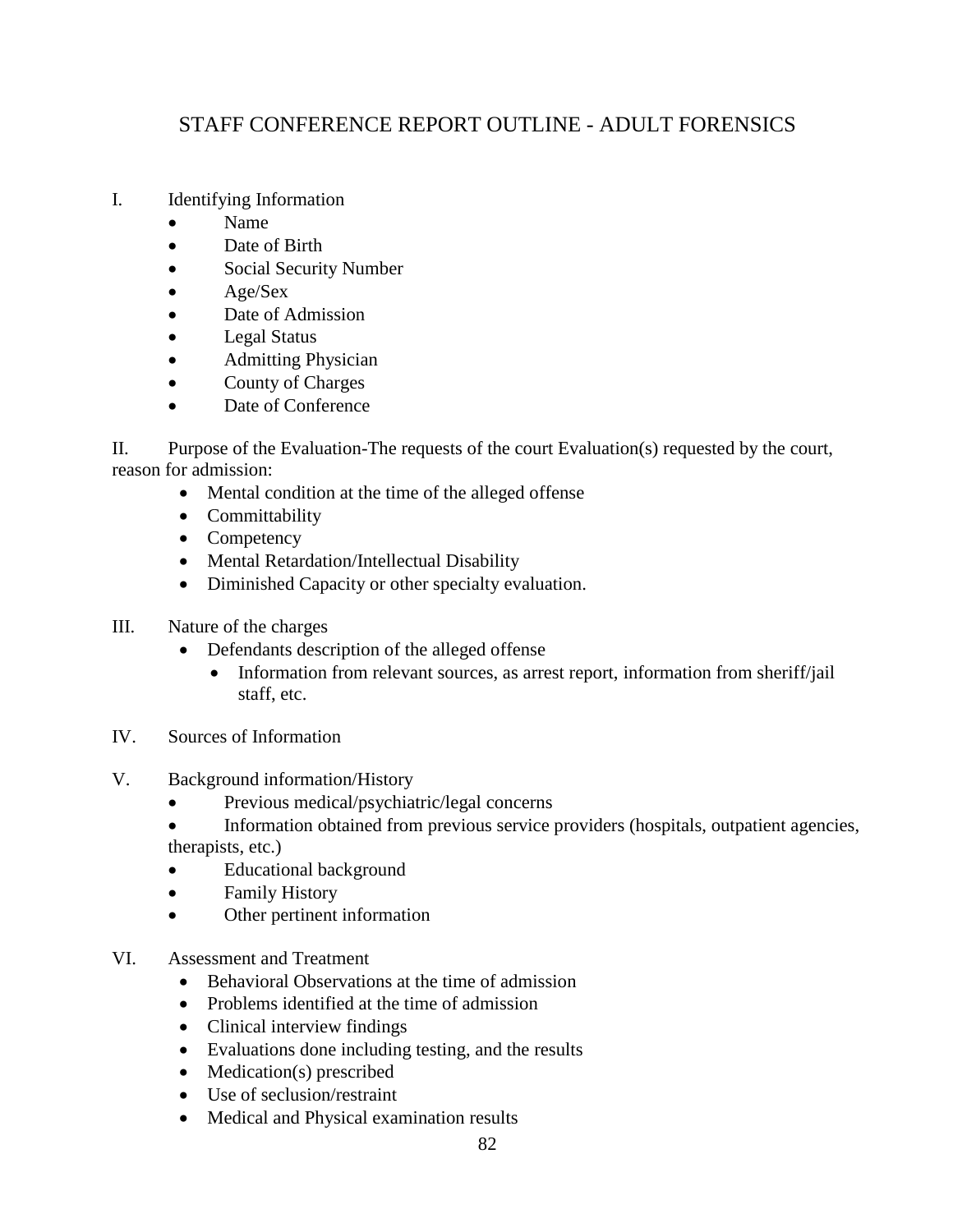# STAFF CONFERENCE REPORT OUTLINE - ADULT FORENSICS

I. Identifying Information
- Name
- Date of Birth
- Social Security Number
- Age/Sex
- Date of Admission
- Legal Status
- Admitting Physician
- County of Charges
- Date of Conference

II. Purpose of the Evaluation-The requests of the court Evaluation(s) requested by the court, reason for admission:
- Mental condition at the time of the alleged offense
- Committability
- Competency
- Mental Retardation/Intellectual Disability
- Diminished Capacity or other specialty evaluation.

III. Nature of the charges
- Defendants description of the alleged offense
    - Information from relevant sources, as arrest report, information from sheriff/jail staff, etc.

IV. Sources of Information

V. Background information/History
- Previous medical/psychiatric/legal concerns
- Information obtained from previous service providers (hospitals, outpatient agencies, therapists, etc.)
- Educational background
- Family History
- Other pertinent information

VI. Assessment and Treatment
- Behavioral Observations at the time of admission
- Problems identified at the time of admission
- Clinical interview findings
- Evaluations done including testing, and the results
- Medication(s) prescribed
- Use of seclusion/restraint
- Medical and Physical examination results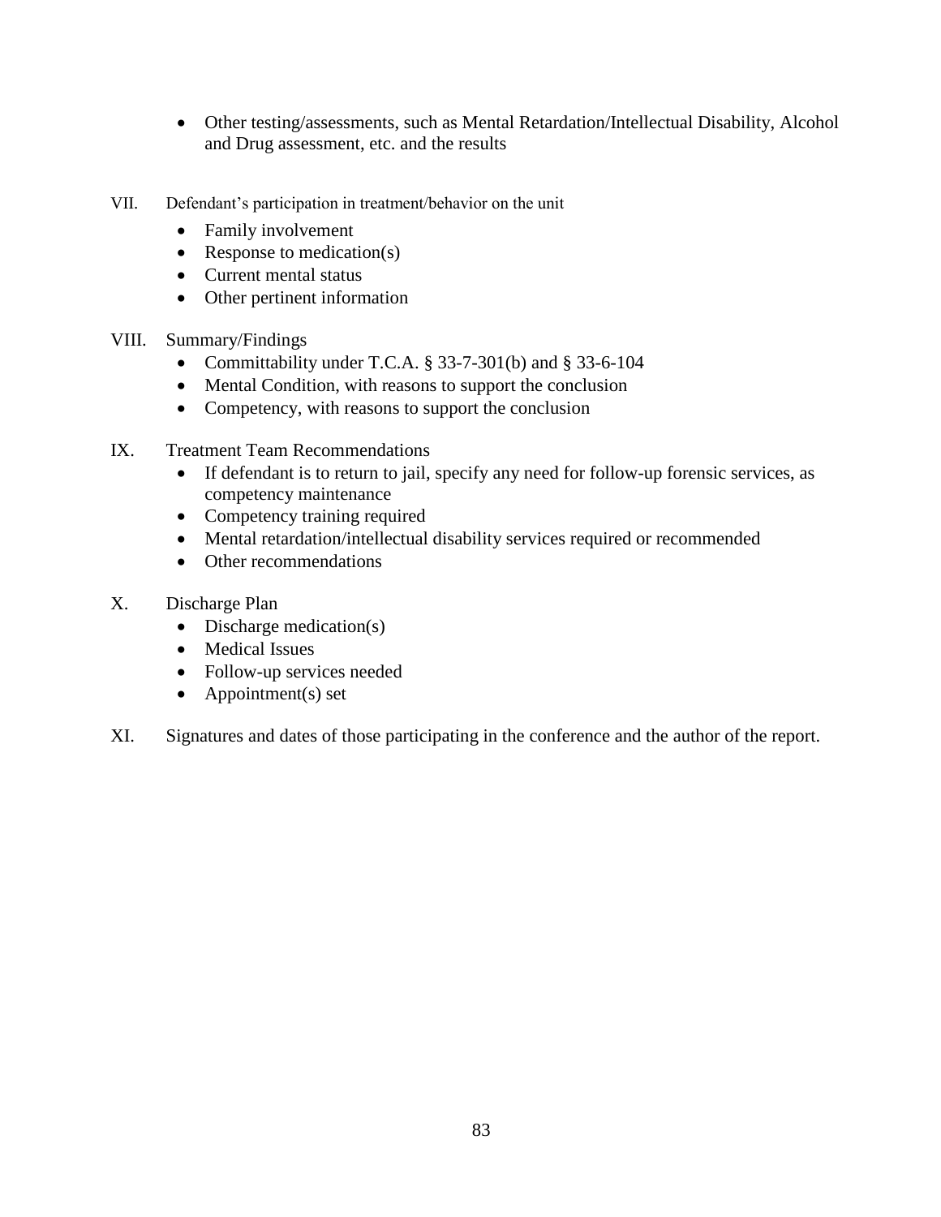- Other testing/assessments, such as Mental Retardation/Intellectual Disability, Alcohol and Drug assessment, etc. and the results

VII. Defendant's participation in treatment/behavior on the unit
- Family involvement
- Response to medication(s)
- Current mental status
- Other pertinent information

VIII. Summary/Findings
- Committability under T.C.A. § 33-7-301(b) and § 33-6-104
- Mental Condition, with reasons to support the conclusion
- Competency, with reasons to support the conclusion

IX. Treatment Team Recommendations
- If defendant is to return to jail, specify any need for follow-up forensic services, as competency maintenance
- Competency training required
- Mental retardation/intellectual disability services required or recommended
- Other recommendations

X. Discharge Plan
- Discharge medication(s)
- Medical Issues
- Follow-up services needed
- Appointment(s) set

XI. Signatures and dates of those participating in the conference and the author of the report.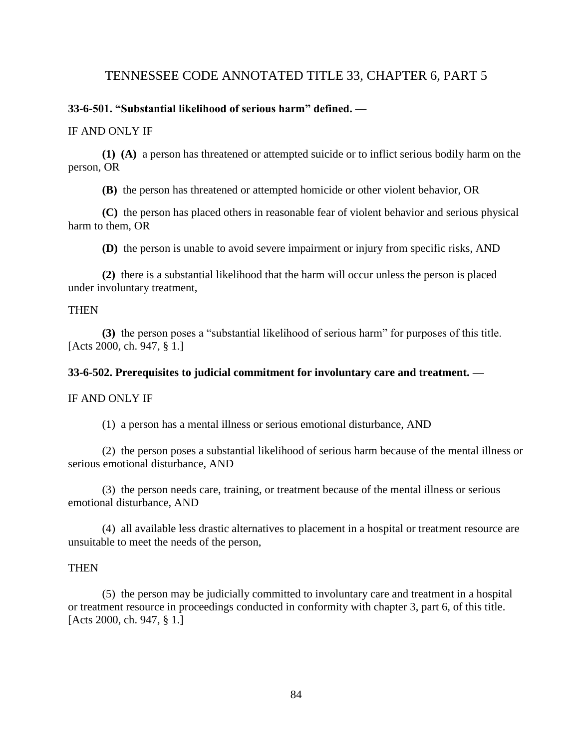# TENNESSEE CODE ANNOTATED TITLE 33, CHAPTER 6, PART 5

**33-6-501. "Substantial likelihood of serious harm" defined. —**

IF AND ONLY IF

**(1) (A)** a person has threatened or attempted suicide or to inflict serious bodily harm on the person, OR

**(B)** the person has threatened or attempted homicide or other violent behavior, OR

**(C)** the person has placed others in reasonable fear of violent behavior and serious physical harm to them, OR

**(D)** the person is unable to avoid severe impairment or injury from specific risks, AND

**(2)** there is a substantial likelihood that the harm will occur unless the person is placed under involuntary treatment,

THEN

**(3)** the person poses a "substantial likelihood of serious harm" for purposes of this title. [Acts 2000, ch. 947, § 1.]

**33-6-502. Prerequisites to judicial commitment for involuntary care and treatment. —**

IF AND ONLY IF

(1) a person has a mental illness or serious emotional disturbance, AND

(2) the person poses a substantial likelihood of serious harm because of the mental illness or serious emotional disturbance, AND

(3) the person needs care, training, or treatment because of the mental illness or serious emotional disturbance, AND

(4) all available less drastic alternatives to placement in a hospital or treatment resource are unsuitable to meet the needs of the person,

THEN

(5) the person may be judicially committed to involuntary care and treatment in a hospital or treatment resource in proceedings conducted in conformity with chapter 3, part 6, of this title. [Acts 2000, ch. 947, § 1.]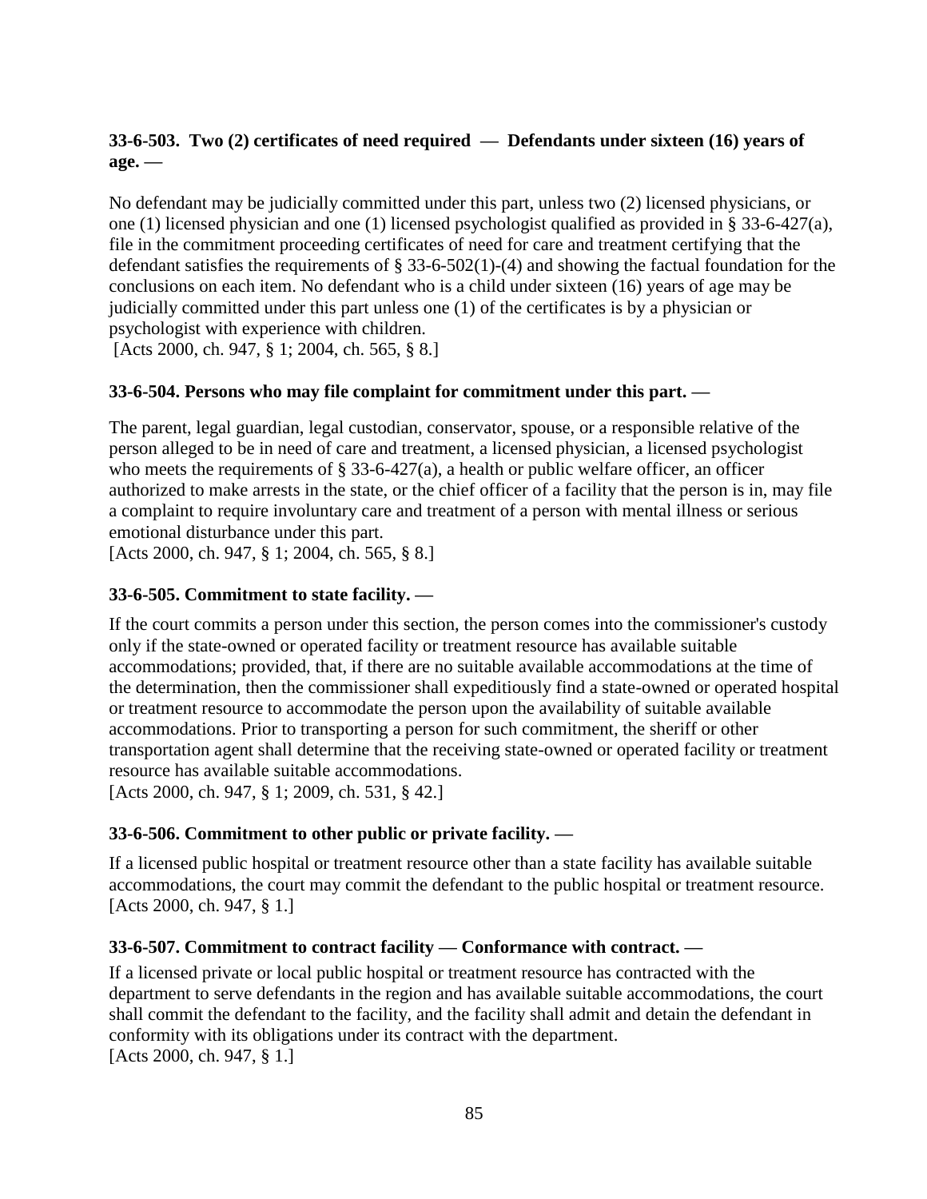**33-6-503. Two (2) certificates of need required — Defendants under sixteen (16) years of age. —**

No defendant may be judicially committed under this part, unless two (2) licensed physicians, or one (1) licensed physician and one (1) licensed psychologist qualified as provided in § 33-6-427(a), file in the commitment proceeding certificates of need for care and treatment certifying that the defendant satisfies the requirements of § 33-6-502(1)-(4) and showing the factual foundation for the conclusions on each item. No defendant who is a child under sixteen (16) years of age may be judicially committed under this part unless one (1) of the certificates is by a physician or psychologist with experience with children.
[Acts 2000, ch. 947, § 1; 2004, ch. 565, § 8.]

**33-6-504. Persons who may file complaint for commitment under this part. —**

The parent, legal guardian, legal custodian, conservator, spouse, or a responsible relative of the person alleged to be in need of care and treatment, a licensed physician, a licensed psychologist who meets the requirements of § 33-6-427(a), a health or public welfare officer, an officer authorized to make arrests in the state, or the chief officer of a facility that the person is in, may file a complaint to require involuntary care and treatment of a person with mental illness or serious emotional disturbance under this part.
[Acts 2000, ch. 947, § 1; 2004, ch. 565, § 8.]

**33-6-505. Commitment to state facility. —**

If the court commits a person under this section, the person comes into the commissioner's custody only if the state-owned or operated facility or treatment resource has available suitable accommodations; provided, that, if there are no suitable available accommodations at the time of the determination, then the commissioner shall expeditiously find a state-owned or operated hospital or treatment resource to accommodate the person upon the availability of suitable available accommodations. Prior to transporting a person for such commitment, the sheriff or other transportation agent shall determine that the receiving state-owned or operated facility or treatment resource has available suitable accommodations.
[Acts 2000, ch. 947, § 1; 2009, ch. 531, § 42.]

**33-6-506. Commitment to other public or private facility. —**

If a licensed public hospital or treatment resource other than a state facility has available suitable accommodations, the court may commit the defendant to the public hospital or treatment resource.
[Acts 2000, ch. 947, § 1.]

**33-6-507. Commitment to contract facility — Conformance with contract. —**

If a licensed private or local public hospital or treatment resource has contracted with the department to serve defendants in the region and has available suitable accommodations, the court shall commit the defendant to the facility, and the facility shall admit and detain the defendant in conformity with its obligations under its contract with the department.
[Acts 2000, ch. 947, § 1.]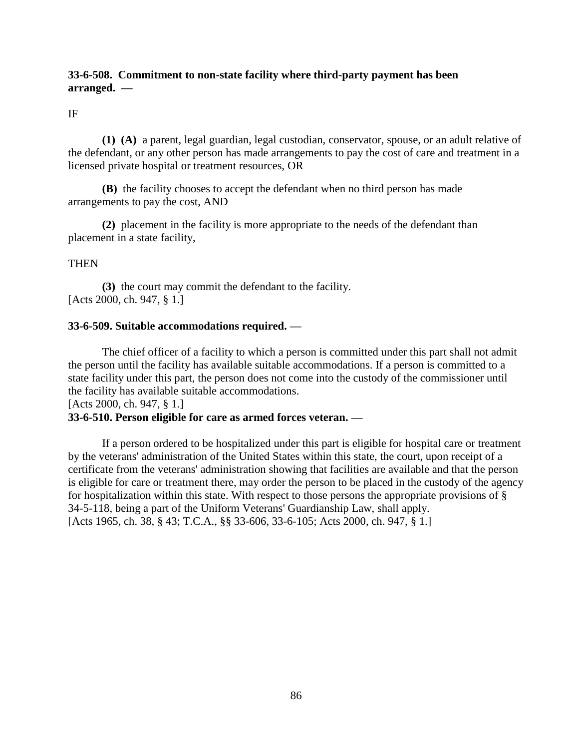**33-6-508. Commitment to non-state facility where third-party payment has been arranged. —**

IF

**(1) (A)** a parent, legal guardian, legal custodian, conservator, spouse, or an adult relative of the defendant, or any other person has made arrangements to pay the cost of care and treatment in a licensed private hospital or treatment resources, OR

**(B)** the facility chooses to accept the defendant when no third person has made arrangements to pay the cost, AND

**(2)** placement in the facility is more appropriate to the needs of the defendant than placement in a state facility,

THEN

**(3)** the court may commit the defendant to the facility.
[Acts 2000, ch. 947, § 1.]

**33-6-509. Suitable accommodations required. —**

The chief officer of a facility to which a person is committed under this part shall not admit the person until the facility has available suitable accommodations. If a person is committed to a state facility under this part, the person does not come into the custody of the commissioner until the facility has available suitable accommodations.
[Acts 2000, ch. 947, § 1.]

**33-6-510. Person eligible for care as armed forces veteran. —**

If a person ordered to be hospitalized under this part is eligible for hospital care or treatment by the veterans' administration of the United States within this state, the court, upon receipt of a certificate from the veterans' administration showing that facilities are available and that the person is eligible for care or treatment there, may order the person to be placed in the custody of the agency for hospitalization within this state. With respect to those persons the appropriate provisions of § 34-5-118, being a part of the Uniform Veterans' Guardianship Law, shall apply.
[Acts 1965, ch. 38, § 43; T.C.A., §§ 33-606, 33-6-105; Acts 2000, ch. 947, § 1.]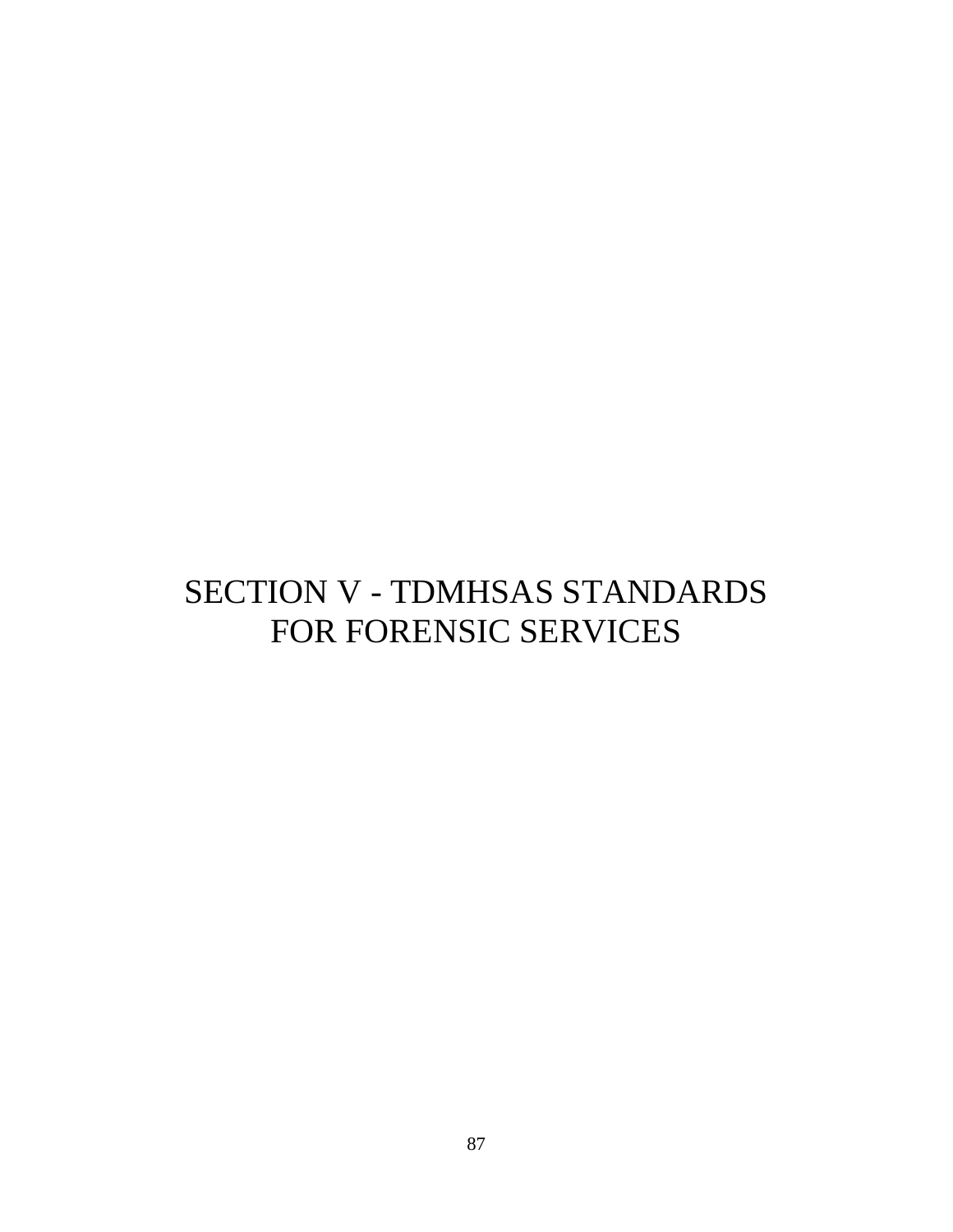# SECTION V - TDMHSAS STANDARDS FOR FORENSIC SERVICES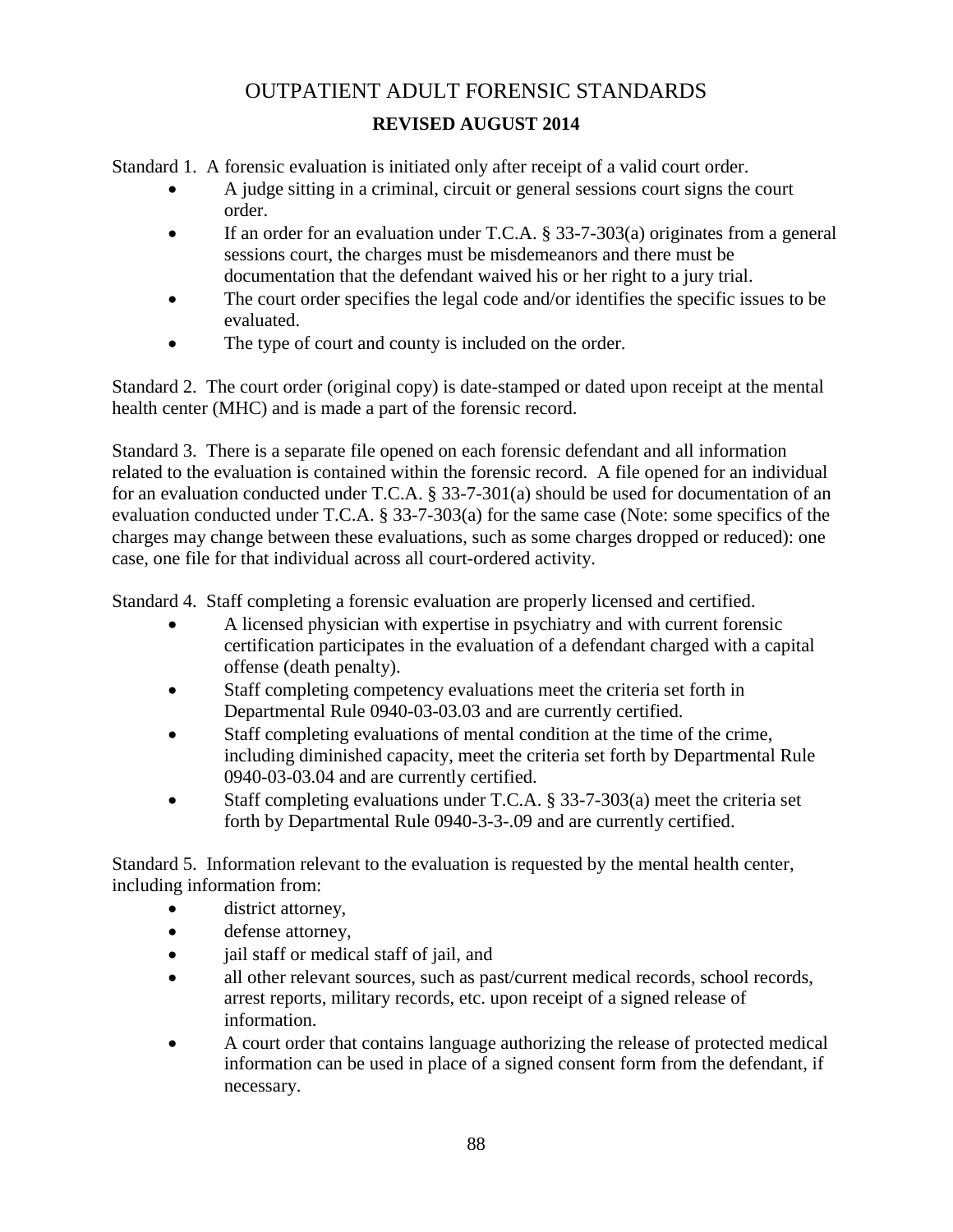# OUTPATIENT ADULT FORENSIC STANDARDS

**REVISED AUGUST 2014**

Standard 1. A forensic evaluation is initiated only after receipt of a valid court order.

- A judge sitting in a criminal, circuit or general sessions court signs the court order.
- If an order for an evaluation under T.C.A. § 33-7-303(a) originates from a general sessions court, the charges must be misdemeanors and there must be documentation that the defendant waived his or her right to a jury trial.
- The court order specifies the legal code and/or identifies the specific issues to be evaluated.
- The type of court and county is included on the order.

Standard 2. The court order (original copy) is date-stamped or dated upon receipt at the mental health center (MHC) and is made a part of the forensic record.

Standard 3. There is a separate file opened on each forensic defendant and all information related to the evaluation is contained within the forensic record. A file opened for an individual for an evaluation conducted under T.C.A. § 33-7-301(a) should be used for documentation of an evaluation conducted under T.C.A. § 33-7-303(a) for the same case (Note: some specifics of the charges may change between these evaluations, such as some charges dropped or reduced): one case, one file for that individual across all court-ordered activity.

Standard 4. Staff completing a forensic evaluation are properly licensed and certified.

- A licensed physician with expertise in psychiatry and with current forensic certification participates in the evaluation of a defendant charged with a capital offense (death penalty).
- Staff completing competency evaluations meet the criteria set forth in Departmental Rule 0940-03-03.03 and are currently certified.
- Staff completing evaluations of mental condition at the time of the crime, including diminished capacity, meet the criteria set forth by Departmental Rule 0940-03-03.04 and are currently certified.
- Staff completing evaluations under T.C.A. § 33-7-303(a) meet the criteria set forth by Departmental Rule 0940-3-3-.09 and are currently certified.

Standard 5. Information relevant to the evaluation is requested by the mental health center, including information from:

- district attorney,
- defense attorney,
- jail staff or medical staff of jail, and
- all other relevant sources, such as past/current medical records, school records, arrest reports, military records, etc. upon receipt of a signed release of information.
- A court order that contains language authorizing the release of protected medical information can be used in place of a signed consent form from the defendant, if necessary.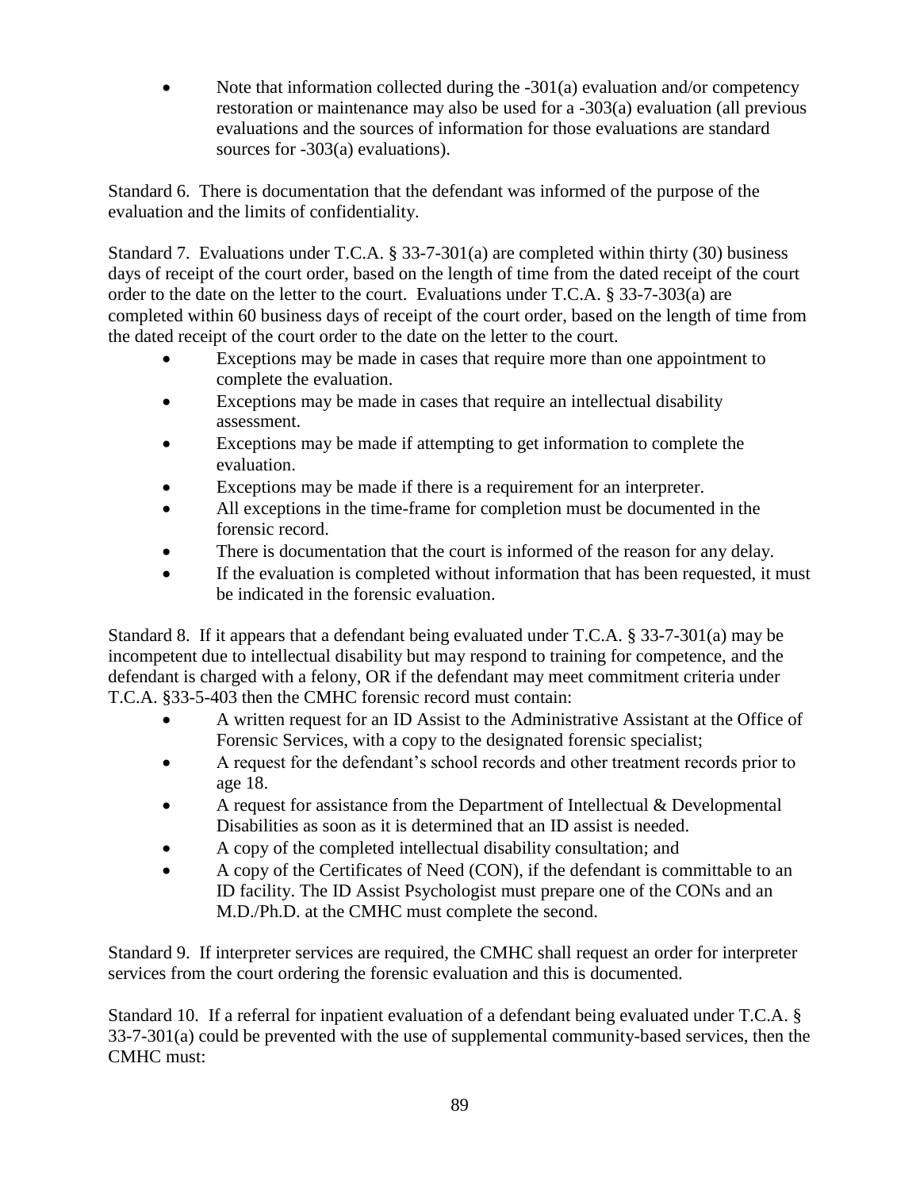- Note that information collected during the -301(a) evaluation and/or competency restoration or maintenance may also be used for a -303(a) evaluation (all previous evaluations and the sources of information for those evaluations are standard sources for -303(a) evaluations).

Standard 6. There is documentation that the defendant was informed of the purpose of the evaluation and the limits of confidentiality.

Standard 7. Evaluations under T.C.A. § 33-7-301(a) are completed within thirty (30) business days of receipt of the court order, based on the length of time from the dated receipt of the court order to the date on the letter to the court. Evaluations under T.C.A. § 33-7-303(a) are completed within 60 business days of receipt of the court order, based on the length of time from the dated receipt of the court order to the date on the letter to the court.

- Exceptions may be made in cases that require more than one appointment to complete the evaluation.
- Exceptions may be made in cases that require an intellectual disability assessment.
- Exceptions may be made if attempting to get information to complete the evaluation.
- Exceptions may be made if there is a requirement for an interpreter.
- All exceptions in the time-frame for completion must be documented in the forensic record.
- There is documentation that the court is informed of the reason for any delay.
- If the evaluation is completed without information that has been requested, it must be indicated in the forensic evaluation.

Standard 8. If it appears that a defendant being evaluated under T.C.A. § 33-7-301(a) may be incompetent due to intellectual disability but may respond to training for competence, and the defendant is charged with a felony, OR if the defendant may meet commitment criteria under T.C.A. §33-5-403 then the CMHC forensic record must contain:

- A written request for an ID Assist to the Administrative Assistant at the Office of Forensic Services, with a copy to the designated forensic specialist;
- A request for the defendant's school records and other treatment records prior to age 18.
- A request for assistance from the Department of Intellectual & Developmental Disabilities as soon as it is determined that an ID assist is needed.
- A copy of the completed intellectual disability consultation; and
- A copy of the Certificates of Need (CON), if the defendant is committable to an ID facility. The ID Assist Psychologist must prepare one of the CONs and an M.D./Ph.D. at the CMHC must complete the second.

Standard 9. If interpreter services are required, the CMHC shall request an order for interpreter services from the court ordering the forensic evaluation and this is documented.

Standard 10. If a referral for inpatient evaluation of a defendant being evaluated under T.C.A. § 33-7-301(a) could be prevented with the use of supplemental community-based services, then the CMHC must: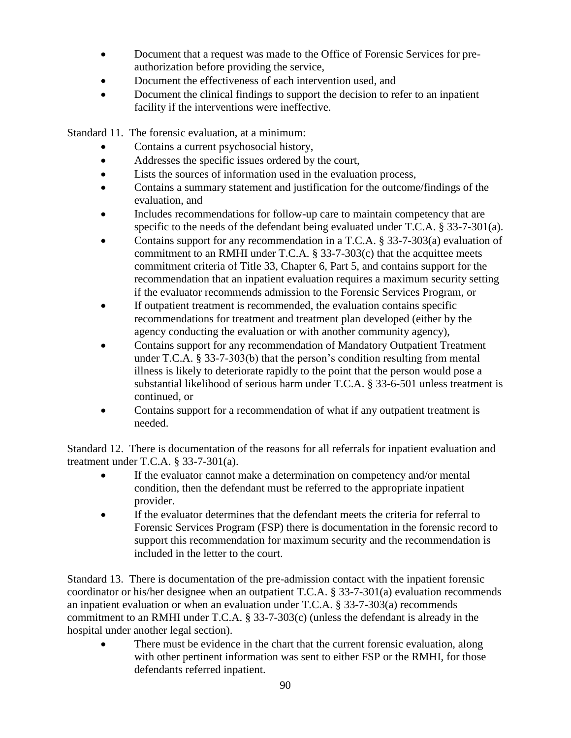- Document that a request was made to the Office of Forensic Services for pre-authorization before providing the service,
- Document the effectiveness of each intervention used, and
- Document the clinical findings to support the decision to refer to an inpatient facility if the interventions were ineffective.

Standard 11. The forensic evaluation, at a minimum:

- Contains a current psychosocial history,
- Addresses the specific issues ordered by the court,
- Lists the sources of information used in the evaluation process,
- Contains a summary statement and justification for the outcome/findings of the evaluation, and
- Includes recommendations for follow-up care to maintain competency that are specific to the needs of the defendant being evaluated under T.C.A. § 33-7-301(a).
- Contains support for any recommendation in a T.C.A. § 33-7-303(a) evaluation of commitment to an RMHI under T.C.A. § 33-7-303(c) that the acquittee meets commitment criteria of Title 33, Chapter 6, Part 5, and contains support for the recommendation that an inpatient evaluation requires a maximum security setting if the evaluator recommends admission to the Forensic Services Program, or
- If outpatient treatment is recommended, the evaluation contains specific recommendations for treatment and treatment plan developed (either by the agency conducting the evaluation or with another community agency),
- Contains support for any recommendation of Mandatory Outpatient Treatment under T.C.A. § 33-7-303(b) that the person's condition resulting from mental illness is likely to deteriorate rapidly to the point that the person would pose a substantial likelihood of serious harm under T.C.A. § 33-6-501 unless treatment is continued, or
- Contains support for a recommendation of what if any outpatient treatment is needed.

Standard 12. There is documentation of the reasons for all referrals for inpatient evaluation and treatment under T.C.A. § 33-7-301(a).

- If the evaluator cannot make a determination on competency and/or mental condition, then the defendant must be referred to the appropriate inpatient provider.
- If the evaluator determines that the defendant meets the criteria for referral to Forensic Services Program (FSP) there is documentation in the forensic record to support this recommendation for maximum security and the recommendation is included in the letter to the court.

Standard 13. There is documentation of the pre-admission contact with the inpatient forensic coordinator or his/her designee when an outpatient T.C.A. § 33-7-301(a) evaluation recommends an inpatient evaluation or when an evaluation under T.C.A. § 33-7-303(a) recommends commitment to an RMHI under T.C.A. § 33-7-303(c) (unless the defendant is already in the hospital under another legal section).

- There must be evidence in the chart that the current forensic evaluation, along with other pertinent information was sent to either FSP or the RMHI, for those defendants referred inpatient.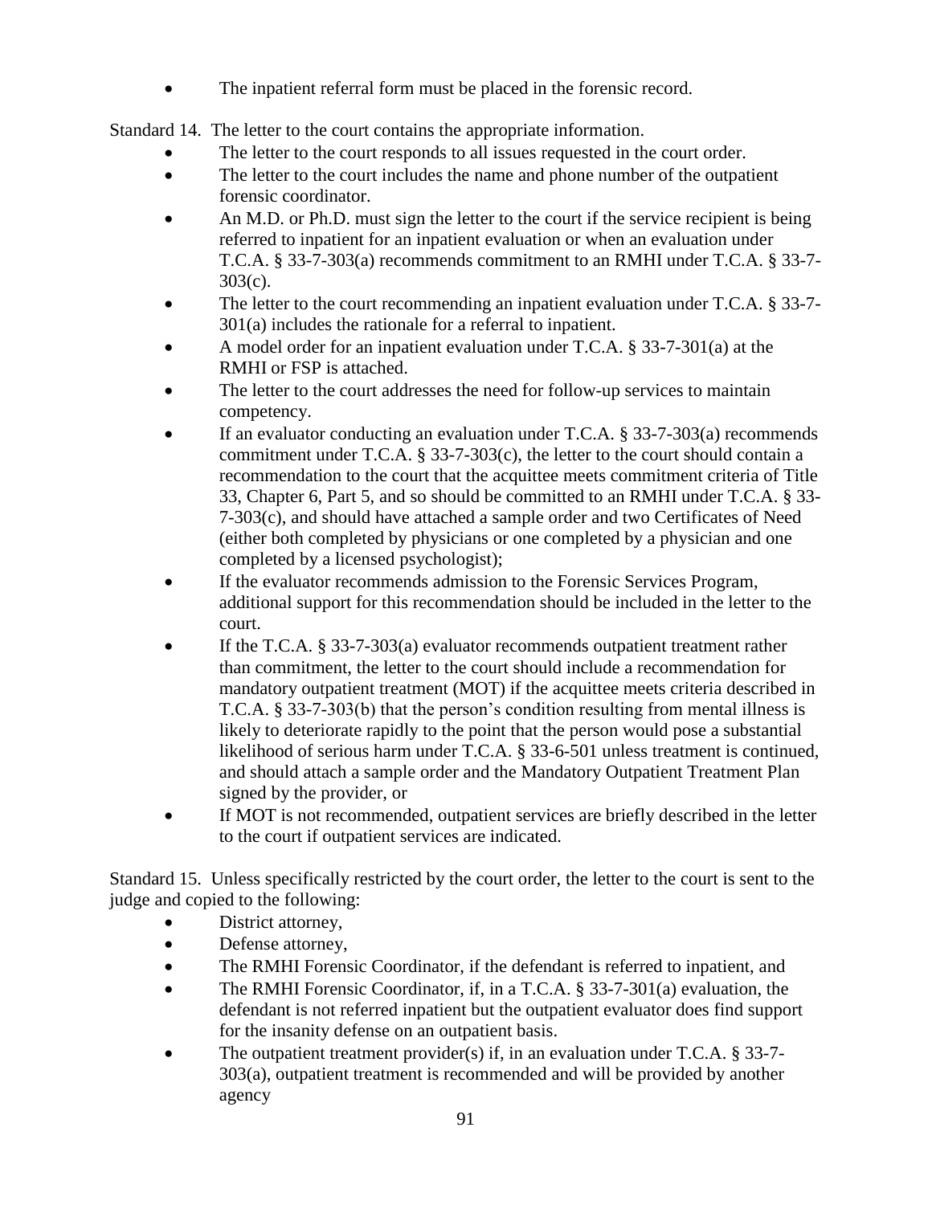- The inpatient referral form must be placed in the forensic record.

Standard 14. The letter to the court contains the appropriate information.

- The letter to the court responds to all issues requested in the court order.
- The letter to the court includes the name and phone number of the outpatient forensic coordinator.
- An M.D. or Ph.D. must sign the letter to the court if the service recipient is being referred to inpatient for an inpatient evaluation or when an evaluation under T.C.A. § 33-7-303(a) recommends commitment to an RMHI under T.C.A. § 33-7-303(c).
- The letter to the court recommending an inpatient evaluation under T.C.A. § 33-7-301(a) includes the rationale for a referral to inpatient.
- A model order for an inpatient evaluation under T.C.A. § 33-7-301(a) at the RMHI or FSP is attached.
- The letter to the court addresses the need for follow-up services to maintain competency.
- If an evaluator conducting an evaluation under T.C.A. § 33-7-303(a) recommends commitment under T.C.A. § 33-7-303(c), the letter to the court should contain a recommendation to the court that the acquittee meets commitment criteria of Title 33, Chapter 6, Part 5, and so should be committed to an RMHI under T.C.A. § 33-7-303(c), and should have attached a sample order and two Certificates of Need (either both completed by physicians or one completed by a physician and one completed by a licensed psychologist);
- If the evaluator recommends admission to the Forensic Services Program, additional support for this recommendation should be included in the letter to the court.
- If the T.C.A. § 33-7-303(a) evaluator recommends outpatient treatment rather than commitment, the letter to the court should include a recommendation for mandatory outpatient treatment (MOT) if the acquittee meets criteria described in T.C.A. § 33-7-303(b) that the person's condition resulting from mental illness is likely to deteriorate rapidly to the point that the person would pose a substantial likelihood of serious harm under T.C.A. § 33-6-501 unless treatment is continued, and should attach a sample order and the Mandatory Outpatient Treatment Plan signed by the provider, or
- If MOT is not recommended, outpatient services are briefly described in the letter to the court if outpatient services are indicated.

Standard 15. Unless specifically restricted by the court order, the letter to the court is sent to the judge and copied to the following:

- District attorney,
- Defense attorney,
- The RMHI Forensic Coordinator, if the defendant is referred to inpatient, and
- The RMHI Forensic Coordinator, if, in a T.C.A. § 33-7-301(a) evaluation, the defendant is not referred inpatient but the outpatient evaluator does find support for the insanity defense on an outpatient basis.
- The outpatient treatment provider(s) if, in an evaluation under T.C.A. § 33-7-303(a), outpatient treatment is recommended and will be provided by another agency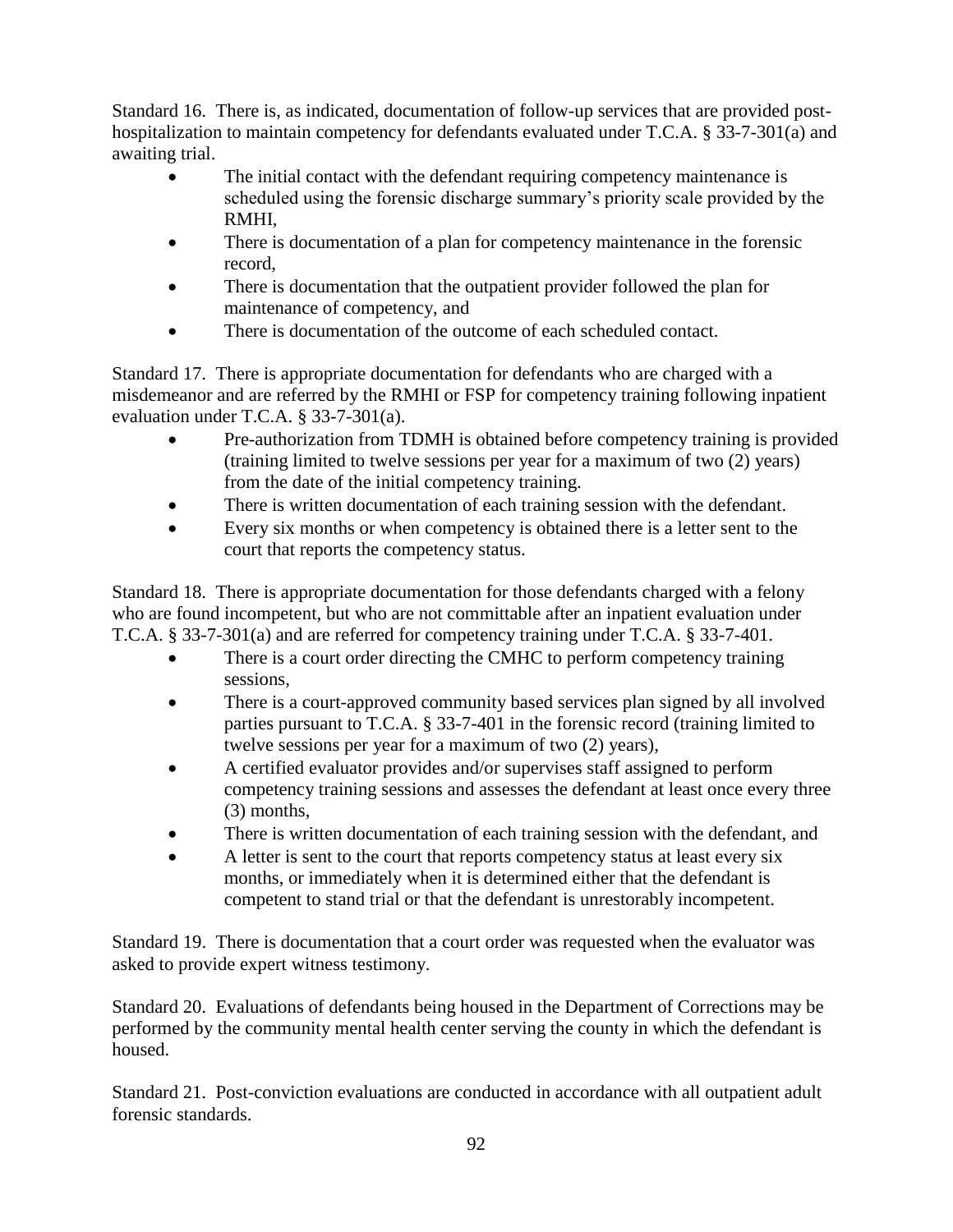Standard 16. There is, as indicated, documentation of follow-up services that are provided post-hospitalization to maintain competency for defendants evaluated under T.C.A. § 33-7-301(a) and awaiting trial.

- The initial contact with the defendant requiring competency maintenance is scheduled using the forensic discharge summary's priority scale provided by the RMHI,
- There is documentation of a plan for competency maintenance in the forensic record,
- There is documentation that the outpatient provider followed the plan for maintenance of competency, and
- There is documentation of the outcome of each scheduled contact.

Standard 17. There is appropriate documentation for defendants who are charged with a misdemeanor and are referred by the RMHI or FSP for competency training following inpatient evaluation under T.C.A. § 33-7-301(a).

- Pre-authorization from TDMH is obtained before competency training is provided (training limited to twelve sessions per year for a maximum of two (2) years) from the date of the initial competency training.
- There is written documentation of each training session with the defendant.
- Every six months or when competency is obtained there is a letter sent to the court that reports the competency status.

Standard 18. There is appropriate documentation for those defendants charged with a felony who are found incompetent, but who are not committable after an inpatient evaluation under T.C.A. § 33-7-301(a) and are referred for competency training under T.C.A. § 33-7-401.

- There is a court order directing the CMHC to perform competency training sessions,
- There is a court-approved community based services plan signed by all involved parties pursuant to T.C.A. § 33-7-401 in the forensic record (training limited to twelve sessions per year for a maximum of two (2) years),
- A certified evaluator provides and/or supervises staff assigned to perform competency training sessions and assesses the defendant at least once every three (3) months,
- There is written documentation of each training session with the defendant, and
- A letter is sent to the court that reports competency status at least every six months, or immediately when it is determined either that the defendant is competent to stand trial or that the defendant is unrestorably incompetent.

Standard 19. There is documentation that a court order was requested when the evaluator was asked to provide expert witness testimony.

Standard 20. Evaluations of defendants being housed in the Department of Corrections may be performed by the community mental health center serving the county in which the defendant is housed.

Standard 21. Post-conviction evaluations are conducted in accordance with all outpatient adult forensic standards.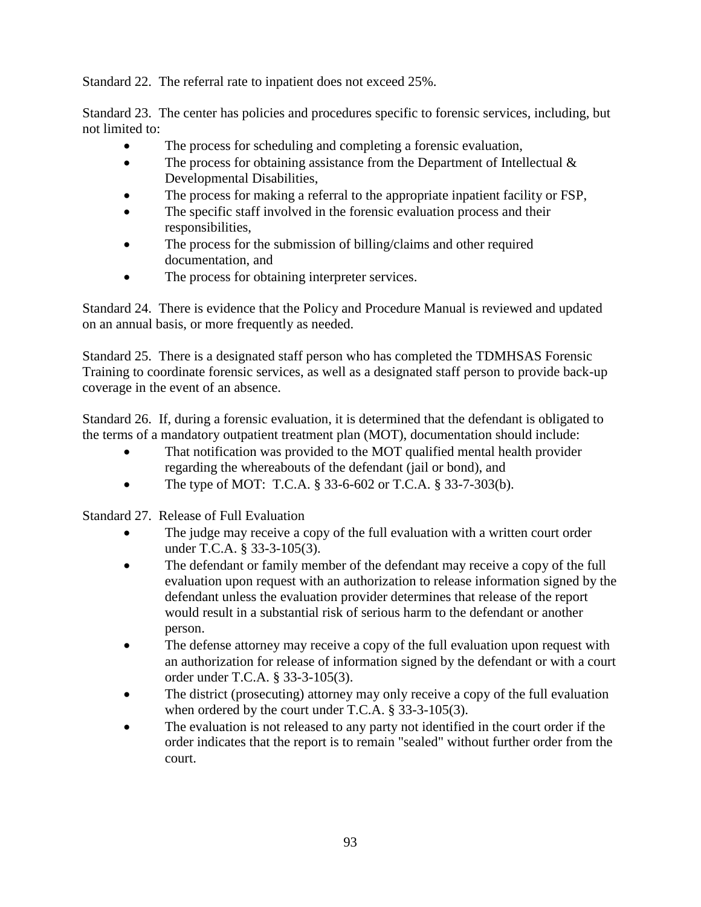Standard 22. The referral rate to inpatient does not exceed 25%.

Standard 23. The center has policies and procedures specific to forensic services, including, but not limited to:

- The process for scheduling and completing a forensic evaluation,
- The process for obtaining assistance from the Department of Intellectual & Developmental Disabilities,
- The process for making a referral to the appropriate inpatient facility or FSP,
- The specific staff involved in the forensic evaluation process and their responsibilities,
- The process for the submission of billing/claims and other required documentation, and
- The process for obtaining interpreter services.

Standard 24. There is evidence that the Policy and Procedure Manual is reviewed and updated on an annual basis, or more frequently as needed.

Standard 25. There is a designated staff person who has completed the TDMHSAS Forensic Training to coordinate forensic services, as well as a designated staff person to provide back-up coverage in the event of an absence.

Standard 26. If, during a forensic evaluation, it is determined that the defendant is obligated to the terms of a mandatory outpatient treatment plan (MOT), documentation should include:

- That notification was provided to the MOT qualified mental health provider regarding the whereabouts of the defendant (jail or bond), and
- The type of MOT: T.C.A. § 33-6-602 or T.C.A. § 33-7-303(b).

Standard 27. Release of Full Evaluation

- The judge may receive a copy of the full evaluation with a written court order under T.C.A. § 33-3-105(3).
- The defendant or family member of the defendant may receive a copy of the full evaluation upon request with an authorization to release information signed by the defendant unless the evaluation provider determines that release of the report would result in a substantial risk of serious harm to the defendant or another person.
- The defense attorney may receive a copy of the full evaluation upon request with an authorization for release of information signed by the defendant or with a court order under T.C.A. § 33-3-105(3).
- The district (prosecuting) attorney may only receive a copy of the full evaluation when ordered by the court under T.C.A. § 33-3-105(3).
- The evaluation is not released to any party not identified in the court order if the order indicates that the report is to remain "sealed" without further order from the court.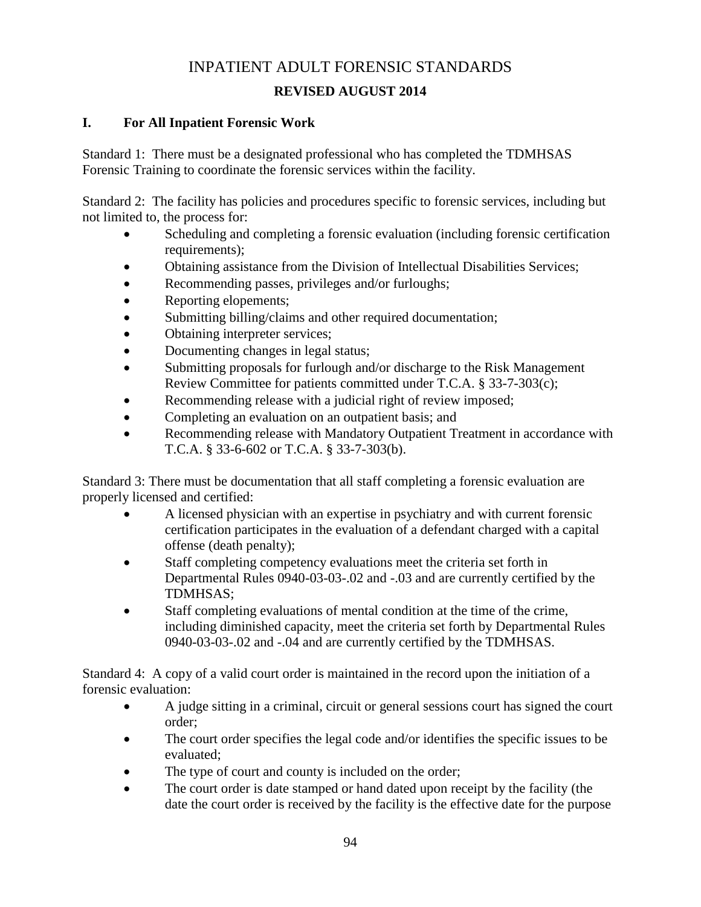# INPATIENT ADULT FORENSIC STANDARDS

## REVISED AUGUST 2014

### I. For All Inpatient Forensic Work

Standard 1: There must be a designated professional who has completed the TDMHSAS Forensic Training to coordinate the forensic services within the facility.

Standard 2: The facility has policies and procedures specific to forensic services, including but not limited to, the process for:

- Scheduling and completing a forensic evaluation (including forensic certification requirements);
- Obtaining assistance from the Division of Intellectual Disabilities Services;
- Recommending passes, privileges and/or furloughs;
- Reporting elopements;
- Submitting billing/claims and other required documentation;
- Obtaining interpreter services;
- Documenting changes in legal status;
- Submitting proposals for furlough and/or discharge to the Risk Management Review Committee for patients committed under T.C.A. § 33-7-303(c);
- Recommending release with a judicial right of review imposed;
- Completing an evaluation on an outpatient basis; and
- Recommending release with Mandatory Outpatient Treatment in accordance with T.C.A. § 33-6-602 or T.C.A. § 33-7-303(b).

Standard 3: There must be documentation that all staff completing a forensic evaluation are properly licensed and certified:

- A licensed physician with an expertise in psychiatry and with current forensic certification participates in the evaluation of a defendant charged with a capital offense (death penalty);
- Staff completing competency evaluations meet the criteria set forth in Departmental Rules 0940-03-03-.02 and -.03 and are currently certified by the TDMHSAS;
- Staff completing evaluations of mental condition at the time of the crime, including diminished capacity, meet the criteria set forth by Departmental Rules 0940-03-03-.02 and -.04 and are currently certified by the TDMHSAS.

Standard 4: A copy of a valid court order is maintained in the record upon the initiation of a forensic evaluation:

- A judge sitting in a criminal, circuit or general sessions court has signed the court order;
- The court order specifies the legal code and/or identifies the specific issues to be evaluated;
- The type of court and county is included on the order;
- The court order is date stamped or hand dated upon receipt by the facility (the date the court order is received by the facility is the effective date for the purpose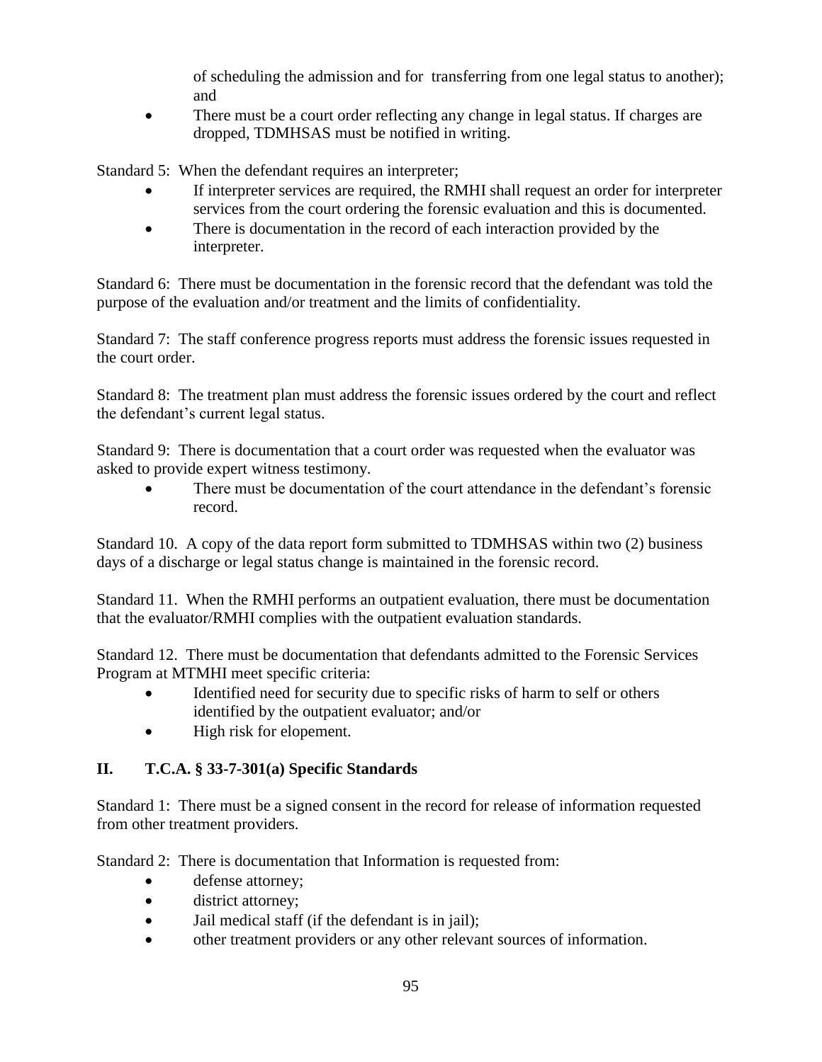of scheduling the admission and for transferring from one legal status to another); and

- There must be a court order reflecting any change in legal status. If charges are dropped, TDMHSAS must be notified in writing.

Standard 5: When the defendant requires an interpreter;

- If interpreter services are required, the RMHI shall request an order for interpreter services from the court ordering the forensic evaluation and this is documented.
- There is documentation in the record of each interaction provided by the interpreter.

Standard 6: There must be documentation in the forensic record that the defendant was told the purpose of the evaluation and/or treatment and the limits of confidentiality.

Standard 7: The staff conference progress reports must address the forensic issues requested in the court order.

Standard 8: The treatment plan must address the forensic issues ordered by the court and reflect the defendant's current legal status.

Standard 9: There is documentation that a court order was requested when the evaluator was asked to provide expert witness testimony.

- There must be documentation of the court attendance in the defendant's forensic record.

Standard 10. A copy of the data report form submitted to TDMHSAS within two (2) business days of a discharge or legal status change is maintained in the forensic record.

Standard 11. When the RMHI performs an outpatient evaluation, there must be documentation that the evaluator/RMHI complies with the outpatient evaluation standards.

Standard 12. There must be documentation that defendants admitted to the Forensic Services Program at MTMHI meet specific criteria:

- Identified need for security due to specific risks of harm to self or others identified by the outpatient evaluator; and/or
- High risk for elopement.

## II. T.C.A. § 33-7-301(a) Specific Standards

Standard 1: There must be a signed consent in the record for release of information requested from other treatment providers.

Standard 2: There is documentation that Information is requested from:

- defense attorney;
- district attorney;
- Jail medical staff (if the defendant is in jail);
- other treatment providers or any other relevant sources of information.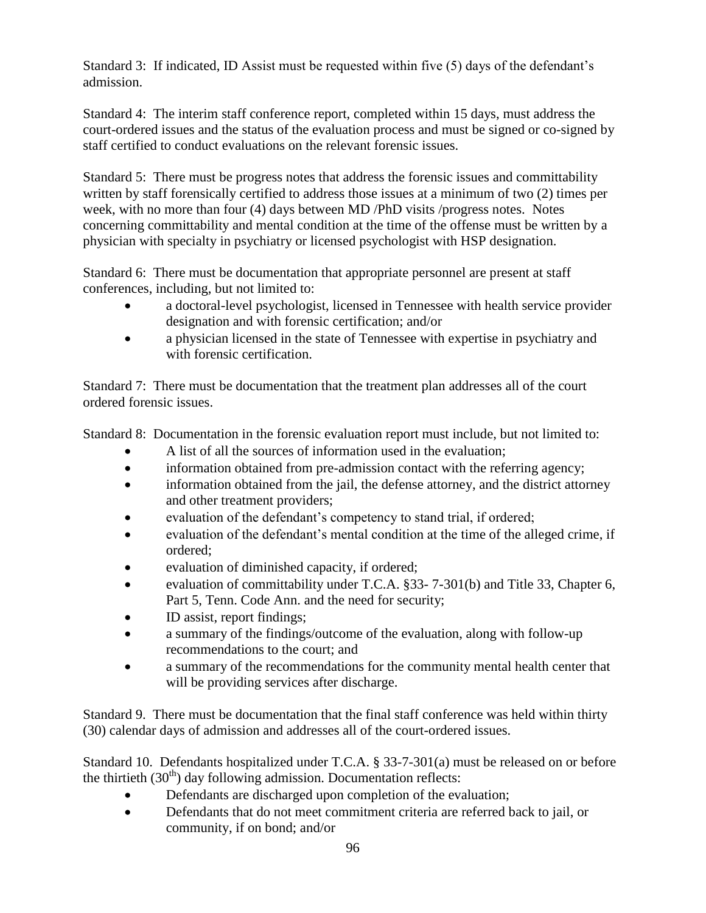Standard 3: If indicated, ID Assist must be requested within five (5) days of the defendant's admission.

Standard 4: The interim staff conference report, completed within 15 days, must address the court-ordered issues and the status of the evaluation process and must be signed or co-signed by staff certified to conduct evaluations on the relevant forensic issues.

Standard 5: There must be progress notes that address the forensic issues and committability written by staff forensically certified to address those issues at a minimum of two (2) times per week, with no more than four (4) days between MD /PhD visits /progress notes. Notes concerning committability and mental condition at the time of the offense must be written by a physician with specialty in psychiatry or licensed psychologist with HSP designation.

Standard 6: There must be documentation that appropriate personnel are present at staff conferences, including, but not limited to:

- a doctoral-level psychologist, licensed in Tennessee with health service provider designation and with forensic certification; and/or
- a physician licensed in the state of Tennessee with expertise in psychiatry and with forensic certification.

Standard 7: There must be documentation that the treatment plan addresses all of the court ordered forensic issues.

Standard 8: Documentation in the forensic evaluation report must include, but not limited to:

- A list of all the sources of information used in the evaluation;
- information obtained from pre-admission contact with the referring agency;
- information obtained from the jail, the defense attorney, and the district attorney and other treatment providers;
- evaluation of the defendant's competency to stand trial, if ordered;
- evaluation of the defendant's mental condition at the time of the alleged crime, if ordered;
- evaluation of diminished capacity, if ordered;
- evaluation of committability under T.C.A. §33- 7-301(b) and Title 33, Chapter 6, Part 5, Tenn. Code Ann. and the need for security;
- ID assist, report findings;
- a summary of the findings/outcome of the evaluation, along with follow-up recommendations to the court; and
- a summary of the recommendations for the community mental health center that will be providing services after discharge.

Standard 9. There must be documentation that the final staff conference was held within thirty (30) calendar days of admission and addresses all of the court-ordered issues.

Standard 10. Defendants hospitalized under T.C.A. § 33-7-301(a) must be released on or before the thirtieth (30th) day following admission. Documentation reflects:

- Defendants are discharged upon completion of the evaluation;
- Defendants that do not meet commitment criteria are referred back to jail, or community, if on bond; and/or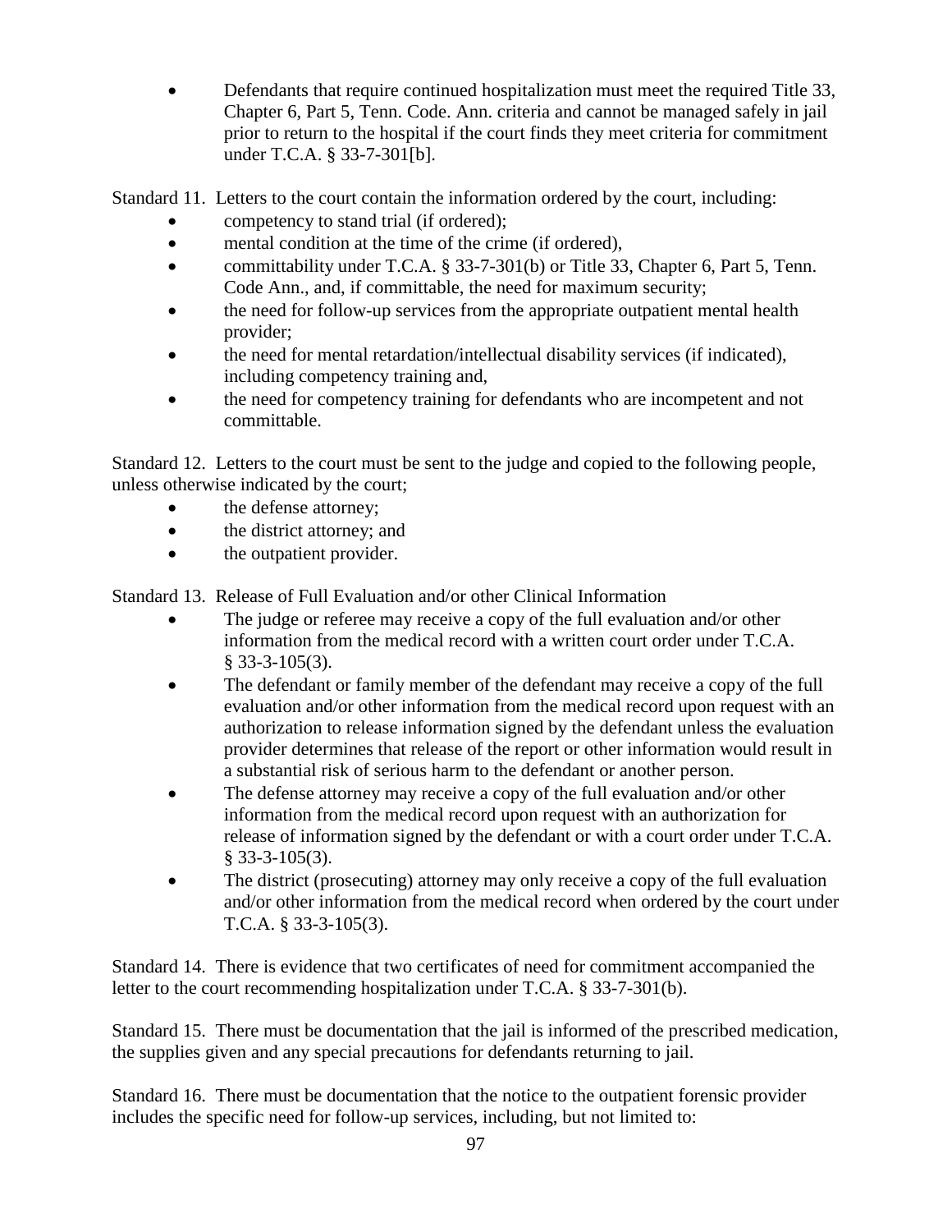- Defendants that require continued hospitalization must meet the required Title 33, Chapter 6, Part 5, Tenn. Code. Ann. criteria and cannot be managed safely in jail prior to return to the hospital if the court finds they meet criteria for commitment under T.C.A. § 33-7-301[b].

Standard 11. Letters to the court contain the information ordered by the court, including:

- competency to stand trial (if ordered);
- mental condition at the time of the crime (if ordered),
- committability under T.C.A. § 33-7-301(b) or Title 33, Chapter 6, Part 5, Tenn. Code Ann., and, if committable, the need for maximum security;
- the need for follow-up services from the appropriate outpatient mental health provider;
- the need for mental retardation/intellectual disability services (if indicated), including competency training and,
- the need for competency training for defendants who are incompetent and not committable.

Standard 12. Letters to the court must be sent to the judge and copied to the following people, unless otherwise indicated by the court;

- the defense attorney;
- the district attorney; and
- the outpatient provider.

Standard 13. Release of Full Evaluation and/or other Clinical Information

- The judge or referee may receive a copy of the full evaluation and/or other information from the medical record with a written court order under T.C.A. § 33-3-105(3).
- The defendant or family member of the defendant may receive a copy of the full evaluation and/or other information from the medical record upon request with an authorization to release information signed by the defendant unless the evaluation provider determines that release of the report or other information would result in a substantial risk of serious harm to the defendant or another person.
- The defense attorney may receive a copy of the full evaluation and/or other information from the medical record upon request with an authorization for release of information signed by the defendant or with a court order under T.C.A. § 33-3-105(3).
- The district (prosecuting) attorney may only receive a copy of the full evaluation and/or other information from the medical record when ordered by the court under T.C.A. § 33-3-105(3).

Standard 14. There is evidence that two certificates of need for commitment accompanied the letter to the court recommending hospitalization under T.C.A. § 33-7-301(b).

Standard 15. There must be documentation that the jail is informed of the prescribed medication, the supplies given and any special precautions for defendants returning to jail.

Standard 16. There must be documentation that the notice to the outpatient forensic provider includes the specific need for follow-up services, including, but not limited to: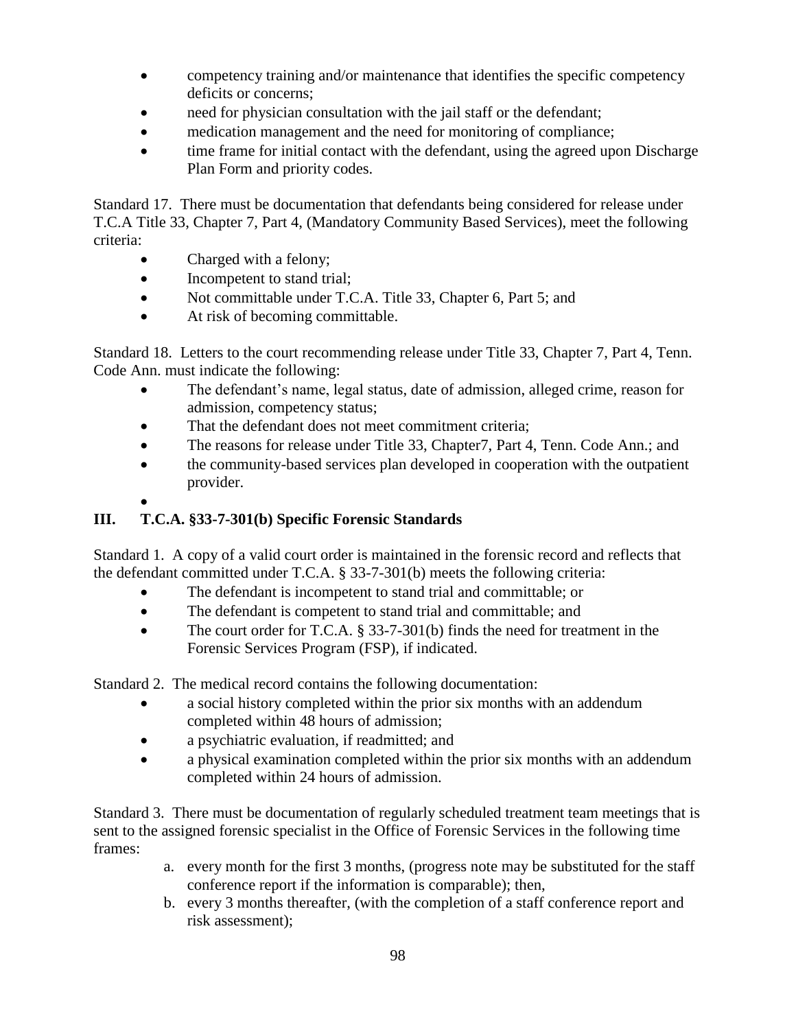- competency training and/or maintenance that identifies the specific competency deficits or concerns;
- need for physician consultation with the jail staff or the defendant;
- medication management and the need for monitoring of compliance;
- time frame for initial contact with the defendant, using the agreed upon Discharge Plan Form and priority codes.

Standard 17. There must be documentation that defendants being considered for release under T.C.A Title 33, Chapter 7, Part 4, (Mandatory Community Based Services), meet the following criteria:

- Charged with a felony;
- Incompetent to stand trial;
- Not committable under T.C.A. Title 33, Chapter 6, Part 5; and
- At risk of becoming committable.

Standard 18. Letters to the court recommending release under Title 33, Chapter 7, Part 4, Tenn. Code Ann. must indicate the following:

- The defendant's name, legal status, date of admission, alleged crime, reason for admission, competency status;
- That the defendant does not meet commitment criteria;
- The reasons for release under Title 33, Chapter7, Part 4, Tenn. Code Ann.; and
- the community-based services plan developed in cooperation with the outpatient provider.

## III. T.C.A. §33-7-301(b) Specific Forensic Standards

Standard 1. A copy of a valid court order is maintained in the forensic record and reflects that the defendant committed under T.C.A. § 33-7-301(b) meets the following criteria:

- The defendant is incompetent to stand trial and committable; or
- The defendant is competent to stand trial and committable; and
- The court order for T.C.A. § 33-7-301(b) finds the need for treatment in the Forensic Services Program (FSP), if indicated.

Standard 2. The medical record contains the following documentation:

- a social history completed within the prior six months with an addendum completed within 48 hours of admission;
- a psychiatric evaluation, if readmitted; and
- a physical examination completed within the prior six months with an addendum completed within 24 hours of admission.

Standard 3. There must be documentation of regularly scheduled treatment team meetings that is sent to the assigned forensic specialist in the Office of Forensic Services in the following time frames:

a. every month for the first 3 months, (progress note may be substituted for the staff conference report if the information is comparable); then,
b. every 3 months thereafter, (with the completion of a staff conference report and risk assessment);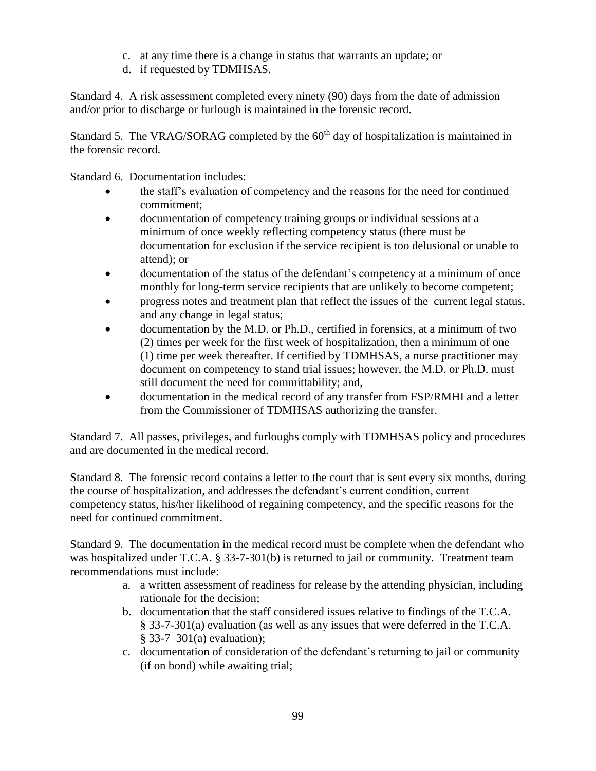c. at any time there is a change in status that warrants an update; or
d. if requested by TDMHSAS.

Standard 4. A risk assessment completed every ninety (90) days from the date of admission and/or prior to discharge or furlough is maintained in the forensic record.

Standard 5. The VRAG/SORAG completed by the 60th day of hospitalization is maintained in the forensic record.

Standard 6. Documentation includes:

- the staff's evaluation of competency and the reasons for the need for continued commitment;
- documentation of competency training groups or individual sessions at a minimum of once weekly reflecting competency status (there must be documentation for exclusion if the service recipient is too delusional or unable to attend); or
- documentation of the status of the defendant's competency at a minimum of once monthly for long-term service recipients that are unlikely to become competent;
- progress notes and treatment plan that reflect the issues of the current legal status, and any change in legal status;
- documentation by the M.D. or Ph.D., certified in forensics, at a minimum of two (2) times per week for the first week of hospitalization, then a minimum of one (1) time per week thereafter. If certified by TDMHSAS, a nurse practitioner may document on competency to stand trial issues; however, the M.D. or Ph.D. must still document the need for committability; and,
- documentation in the medical record of any transfer from FSP/RMHI and a letter from the Commissioner of TDMHSAS authorizing the transfer.

Standard 7. All passes, privileges, and furloughs comply with TDMHSAS policy and procedures and are documented in the medical record.

Standard 8. The forensic record contains a letter to the court that is sent every six months, during the course of hospitalization, and addresses the defendant's current condition, current competency status, his/her likelihood of regaining competency, and the specific reasons for the need for continued commitment.

Standard 9. The documentation in the medical record must be complete when the defendant who was hospitalized under T.C.A. § 33-7-301(b) is returned to jail or community. Treatment team recommendations must include:

a. a written assessment of readiness for release by the attending physician, including rationale for the decision;
b. documentation that the staff considered issues relative to findings of the T.C.A. § 33-7-301(a) evaluation (as well as any issues that were deferred in the T.C.A. § 33-7–301(a) evaluation);
c. documentation of consideration of the defendant's returning to jail or community (if on bond) while awaiting trial;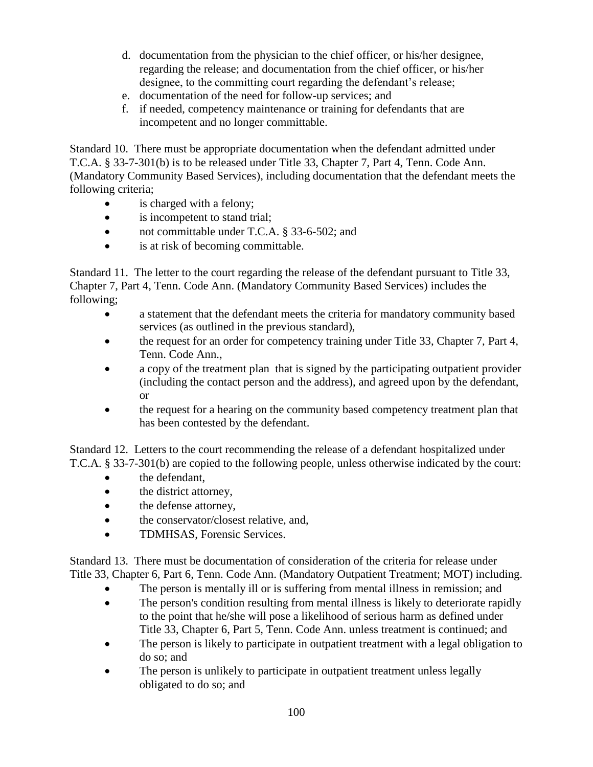d. documentation from the physician to the chief officer, or his/her designee, regarding the release; and documentation from the chief officer, or his/her designee, to the committing court regarding the defendant's release;
e. documentation of the need for follow-up services; and
f. if needed, competency maintenance or training for defendants that are incompetent and no longer committable.

Standard 10. There must be appropriate documentation when the defendant admitted under T.C.A. § 33-7-301(b) is to be released under Title 33, Chapter 7, Part 4, Tenn. Code Ann. (Mandatory Community Based Services), including documentation that the defendant meets the following criteria;

- is charged with a felony;
- is incompetent to stand trial;
- not committable under T.C.A. § 33-6-502; and
- is at risk of becoming committable.

Standard 11. The letter to the court regarding the release of the defendant pursuant to Title 33, Chapter 7, Part 4, Tenn. Code Ann. (Mandatory Community Based Services) includes the following;

- a statement that the defendant meets the criteria for mandatory community based services (as outlined in the previous standard),
- the request for an order for competency training under Title 33, Chapter 7, Part 4, Tenn. Code Ann.,
- a copy of the treatment plan that is signed by the participating outpatient provider (including the contact person and the address), and agreed upon by the defendant, or
- the request for a hearing on the community based competency treatment plan that has been contested by the defendant.

Standard 12. Letters to the court recommending the release of a defendant hospitalized under T.C.A. § 33-7-301(b) are copied to the following people, unless otherwise indicated by the court:

- the defendant,
- the district attorney,
- the defense attorney,
- the conservator/closest relative, and,
- TDMHSAS, Forensic Services.

Standard 13. There must be documentation of consideration of the criteria for release under Title 33, Chapter 6, Part 6, Tenn. Code Ann. (Mandatory Outpatient Treatment; MOT) including.

- The person is mentally ill or is suffering from mental illness in remission; and
- The person's condition resulting from mental illness is likely to deteriorate rapidly to the point that he/she will pose a likelihood of serious harm as defined under Title 33, Chapter 6, Part 5, Tenn. Code Ann. unless treatment is continued; and
- The person is likely to participate in outpatient treatment with a legal obligation to do so; and
- The person is unlikely to participate in outpatient treatment unless legally obligated to do so; and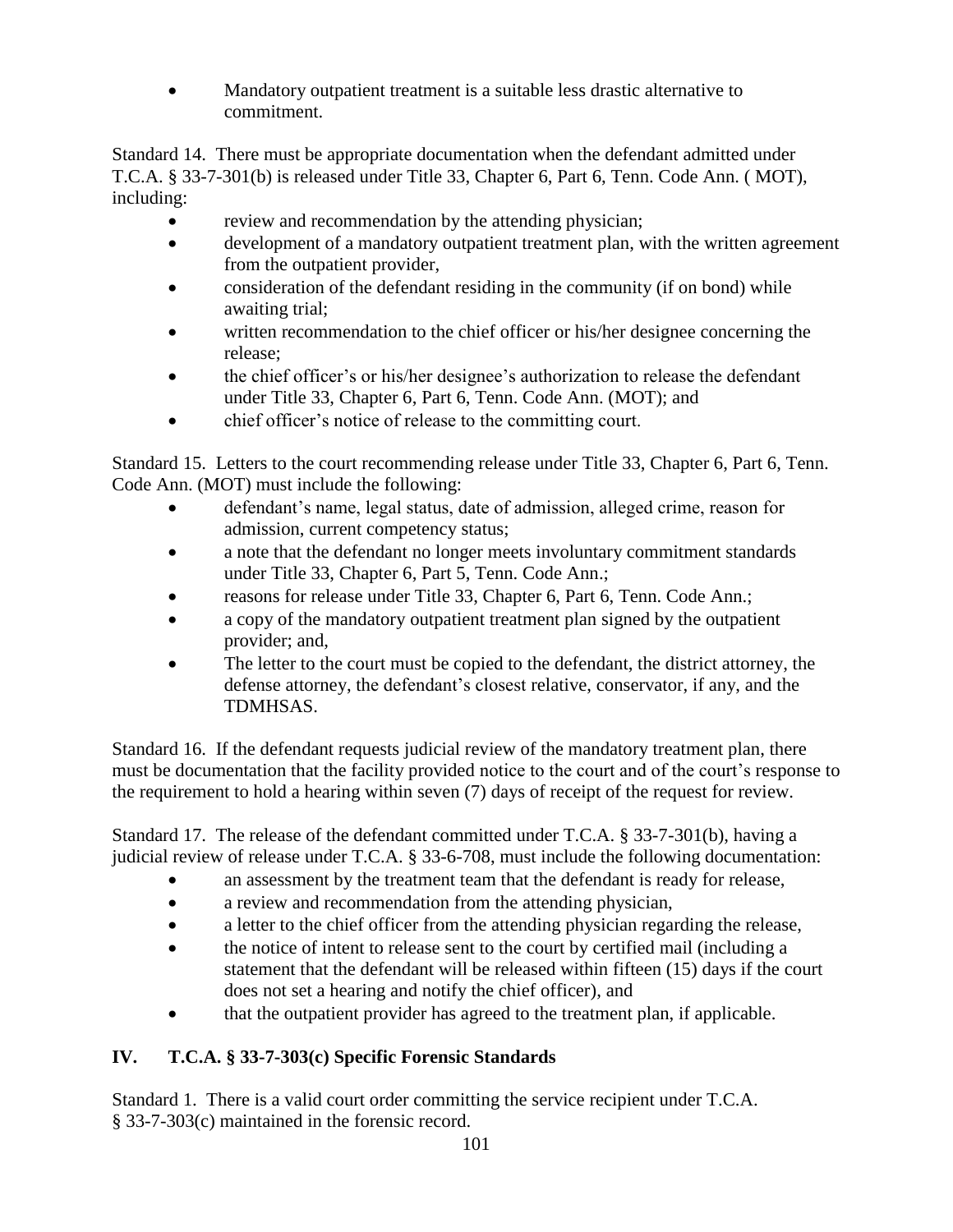- Mandatory outpatient treatment is a suitable less drastic alternative to commitment.

Standard 14. There must be appropriate documentation when the defendant admitted under T.C.A. § 33-7-301(b) is released under Title 33, Chapter 6, Part 6, Tenn. Code Ann. ( MOT), including:

- review and recommendation by the attending physician;
- development of a mandatory outpatient treatment plan, with the written agreement from the outpatient provider,
- consideration of the defendant residing in the community (if on bond) while awaiting trial;
- written recommendation to the chief officer or his/her designee concerning the release;
- the chief officer's or his/her designee's authorization to release the defendant under Title 33, Chapter 6, Part 6, Tenn. Code Ann. (MOT); and
- chief officer's notice of release to the committing court.

Standard 15. Letters to the court recommending release under Title 33, Chapter 6, Part 6, Tenn. Code Ann. (MOT) must include the following:

- defendant's name, legal status, date of admission, alleged crime, reason for admission, current competency status;
- a note that the defendant no longer meets involuntary commitment standards under Title 33, Chapter 6, Part 5, Tenn. Code Ann.;
- reasons for release under Title 33, Chapter 6, Part 6, Tenn. Code Ann.;
- a copy of the mandatory outpatient treatment plan signed by the outpatient provider; and,
- The letter to the court must be copied to the defendant, the district attorney, the defense attorney, the defendant's closest relative, conservator, if any, and the TDMHSAS.

Standard 16. If the defendant requests judicial review of the mandatory treatment plan, there must be documentation that the facility provided notice to the court and of the court's response to the requirement to hold a hearing within seven (7) days of receipt of the request for review.

Standard 17. The release of the defendant committed under T.C.A. § 33-7-301(b), having a judicial review of release under T.C.A. § 33-6-708, must include the following documentation:

- an assessment by the treatment team that the defendant is ready for release,
- a review and recommendation from the attending physician,
- a letter to the chief officer from the attending physician regarding the release,
- the notice of intent to release sent to the court by certified mail (including a statement that the defendant will be released within fifteen (15) days if the court does not set a hearing and notify the chief officer), and
- that the outpatient provider has agreed to the treatment plan, if applicable.

## IV. T.C.A. § 33-7-303(c) Specific Forensic Standards

Standard 1. There is a valid court order committing the service recipient under T.C.A. § 33-7-303(c) maintained in the forensic record.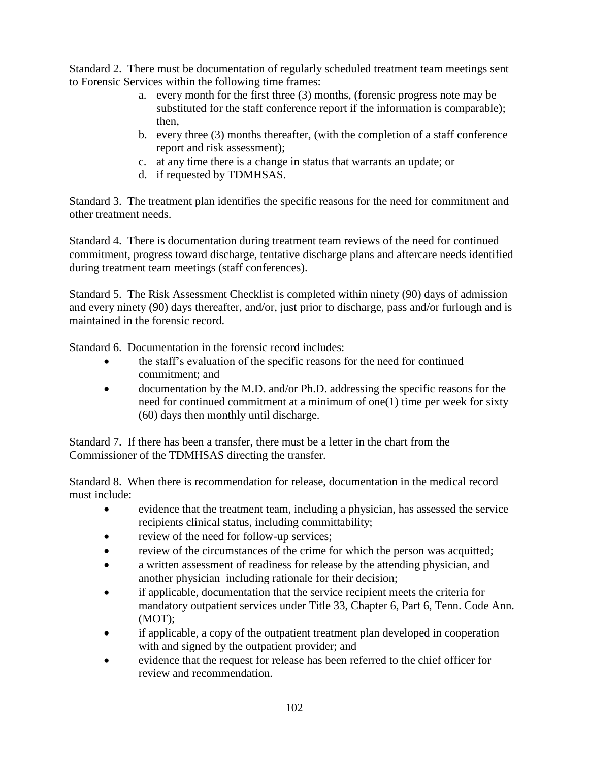Standard 2. There must be documentation of regularly scheduled treatment team meetings sent to Forensic Services within the following time frames:

a. every month for the first three (3) months, (forensic progress note may be substituted for the staff conference report if the information is comparable); then,
b. every three (3) months thereafter, (with the completion of a staff conference report and risk assessment);
c. at any time there is a change in status that warrants an update; or
d. if requested by TDMHSAS.

Standard 3. The treatment plan identifies the specific reasons for the need for commitment and other treatment needs.

Standard 4. There is documentation during treatment team reviews of the need for continued commitment, progress toward discharge, tentative discharge plans and aftercare needs identified during treatment team meetings (staff conferences).

Standard 5. The Risk Assessment Checklist is completed within ninety (90) days of admission and every ninety (90) days thereafter, and/or, just prior to discharge, pass and/or furlough and is maintained in the forensic record.

Standard 6. Documentation in the forensic record includes:

- the staff's evaluation of the specific reasons for the need for continued commitment; and
- documentation by the M.D. and/or Ph.D. addressing the specific reasons for the need for continued commitment at a minimum of one(1) time per week for sixty (60) days then monthly until discharge.

Standard 7. If there has been a transfer, there must be a letter in the chart from the Commissioner of the TDMHSAS directing the transfer.

Standard 8. When there is recommendation for release, documentation in the medical record must include:

- evidence that the treatment team, including a physician, has assessed the service recipients clinical status, including committability;
- review of the need for follow-up services;
- review of the circumstances of the crime for which the person was acquitted;
- a written assessment of readiness for release by the attending physician, and another physician including rationale for their decision;
- if applicable, documentation that the service recipient meets the criteria for mandatory outpatient services under Title 33, Chapter 6, Part 6, Tenn. Code Ann. (MOT);
- if applicable, a copy of the outpatient treatment plan developed in cooperation with and signed by the outpatient provider; and
- evidence that the request for release has been referred to the chief officer for review and recommendation.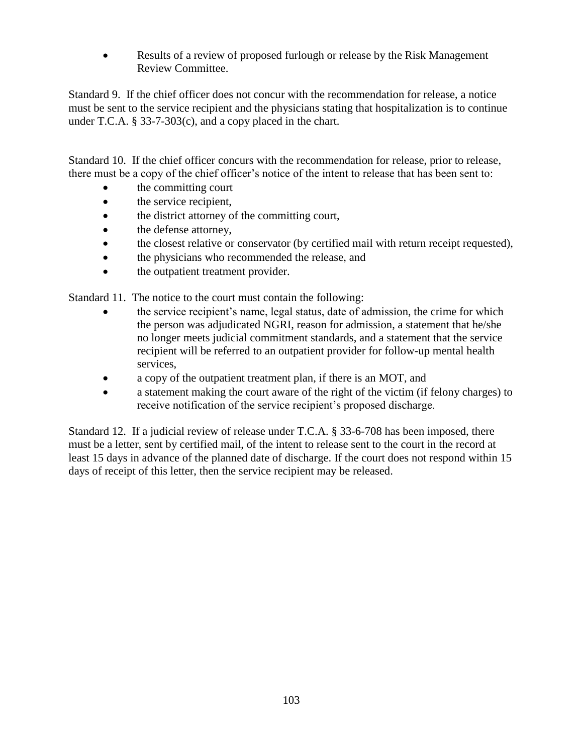- Results of a review of proposed furlough or release by the Risk Management Review Committee.

Standard 9. If the chief officer does not concur with the recommendation for release, a notice must be sent to the service recipient and the physicians stating that hospitalization is to continue under T.C.A. § 33-7-303(c), and a copy placed in the chart.

Standard 10. If the chief officer concurs with the recommendation for release, prior to release, there must be a copy of the chief officer's notice of the intent to release that has been sent to:

- the committing court
- the service recipient,
- the district attorney of the committing court,
- the defense attorney,
- the closest relative or conservator (by certified mail with return receipt requested),
- the physicians who recommended the release, and
- the outpatient treatment provider.

Standard 11. The notice to the court must contain the following:

- the service recipient's name, legal status, date of admission, the crime for which the person was adjudicated NGRI, reason for admission, a statement that he/she no longer meets judicial commitment standards, and a statement that the service recipient will be referred to an outpatient provider for follow-up mental health services,
- a copy of the outpatient treatment plan, if there is an MOT, and
- a statement making the court aware of the right of the victim (if felony charges) to receive notification of the service recipient's proposed discharge.

Standard 12. If a judicial review of release under T.C.A. § 33-6-708 has been imposed, there must be a letter, sent by certified mail, of the intent to release sent to the court in the record at least 15 days in advance of the planned date of discharge. If the court does not respond within 15 days of receipt of this letter, then the service recipient may be released.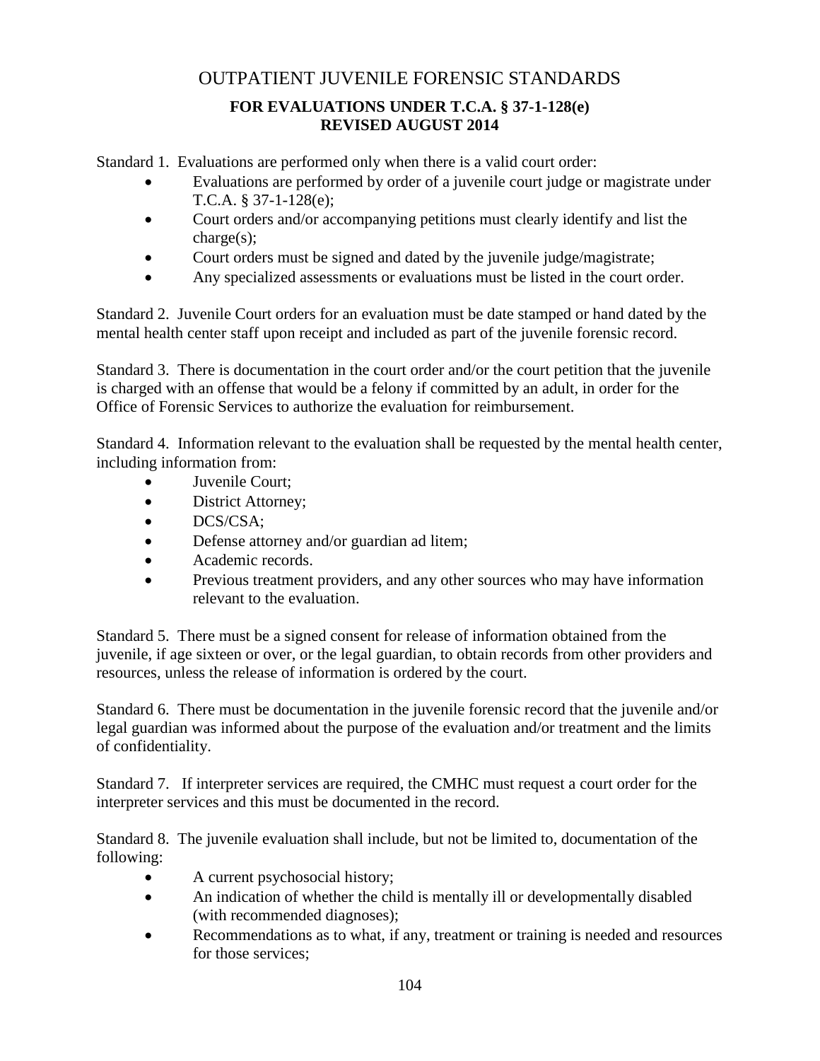# OUTPATIENT JUVENILE FORENSIC STANDARDS

## FOR EVALUATIONS UNDER T.C.A. § 37-1-128(e) REVISED AUGUST 2014

Standard 1. Evaluations are performed only when there is a valid court order:

- Evaluations are performed by order of a juvenile court judge or magistrate under T.C.A. § 37-1-128(e);
- Court orders and/or accompanying petitions must clearly identify and list the charge(s);
- Court orders must be signed and dated by the juvenile judge/magistrate;
- Any specialized assessments or evaluations must be listed in the court order.

Standard 2. Juvenile Court orders for an evaluation must be date stamped or hand dated by the mental health center staff upon receipt and included as part of the juvenile forensic record.

Standard 3. There is documentation in the court order and/or the court petition that the juvenile is charged with an offense that would be a felony if committed by an adult, in order for the Office of Forensic Services to authorize the evaluation for reimbursement.

Standard 4. Information relevant to the evaluation shall be requested by the mental health center, including information from:

- Juvenile Court;
- District Attorney;
- DCS/CSA;
- Defense attorney and/or guardian ad litem;
- Academic records.
- Previous treatment providers, and any other sources who may have information relevant to the evaluation.

Standard 5. There must be a signed consent for release of information obtained from the juvenile, if age sixteen or over, or the legal guardian, to obtain records from other providers and resources, unless the release of information is ordered by the court.

Standard 6. There must be documentation in the juvenile forensic record that the juvenile and/or legal guardian was informed about the purpose of the evaluation and/or treatment and the limits of confidentiality.

Standard 7. If interpreter services are required, the CMHC must request a court order for the interpreter services and this must be documented in the record.

Standard 8. The juvenile evaluation shall include, but not be limited to, documentation of the following:

- A current psychosocial history;
- An indication of whether the child is mentally ill or developmentally disabled (with recommended diagnoses);
- Recommendations as to what, if any, treatment or training is needed and resources for those services;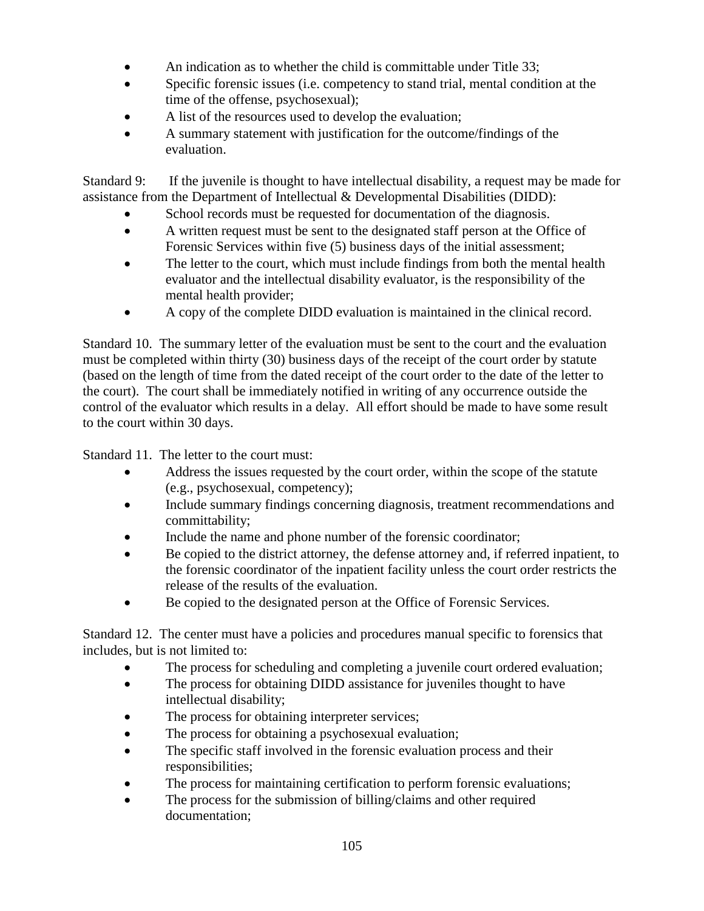- An indication as to whether the child is committable under Title 33;
- Specific forensic issues (i.e. competency to stand trial, mental condition at the time of the offense, psychosexual);
- A list of the resources used to develop the evaluation;
- A summary statement with justification for the outcome/findings of the evaluation.

Standard 9: If the juvenile is thought to have intellectual disability, a request may be made for assistance from the Department of Intellectual & Developmental Disabilities (DIDD):

- School records must be requested for documentation of the diagnosis.
- A written request must be sent to the designated staff person at the Office of Forensic Services within five (5) business days of the initial assessment;
- The letter to the court, which must include findings from both the mental health evaluator and the intellectual disability evaluator, is the responsibility of the mental health provider;
- A copy of the complete DIDD evaluation is maintained in the clinical record.

Standard 10. The summary letter of the evaluation must be sent to the court and the evaluation must be completed within thirty (30) business days of the receipt of the court order by statute (based on the length of time from the dated receipt of the court order to the date of the letter to the court). The court shall be immediately notified in writing of any occurrence outside the control of the evaluator which results in a delay. All effort should be made to have some result to the court within 30 days.

Standard 11. The letter to the court must:

- Address the issues requested by the court order, within the scope of the statute (e.g., psychosexual, competency);
- Include summary findings concerning diagnosis, treatment recommendations and committability;
- Include the name and phone number of the forensic coordinator;
- Be copied to the district attorney, the defense attorney and, if referred inpatient, to the forensic coordinator of the inpatient facility unless the court order restricts the release of the results of the evaluation.
- Be copied to the designated person at the Office of Forensic Services.

Standard 12. The center must have a policies and procedures manual specific to forensics that includes, but is not limited to:

- The process for scheduling and completing a juvenile court ordered evaluation;
- The process for obtaining DIDD assistance for juveniles thought to have intellectual disability;
- The process for obtaining interpreter services;
- The process for obtaining a psychosexual evaluation;
- The specific staff involved in the forensic evaluation process and their responsibilities;
- The process for maintaining certification to perform forensic evaluations;
- The process for the submission of billing/claims and other required documentation;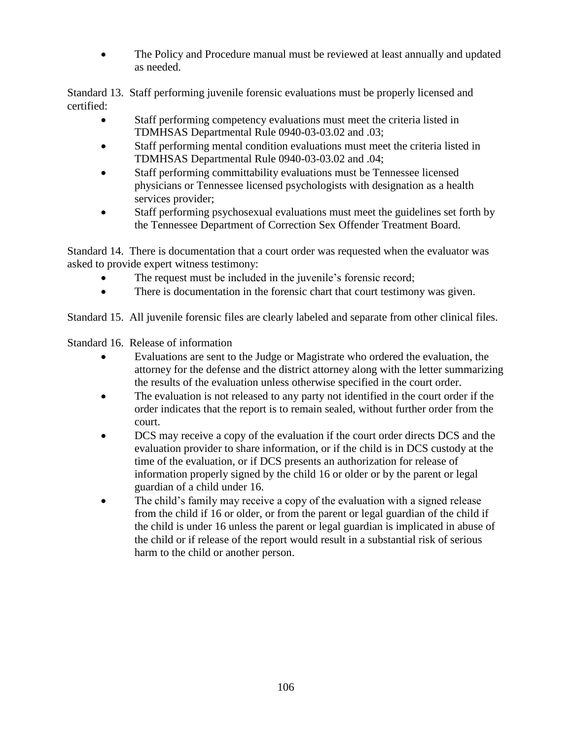- The Policy and Procedure manual must be reviewed at least annually and updated as needed.

Standard 13. Staff performing juvenile forensic evaluations must be properly licensed and certified:

- Staff performing competency evaluations must meet the criteria listed in TDMHSAS Departmental Rule 0940-03-03.02 and .03;
- Staff performing mental condition evaluations must meet the criteria listed in TDMHSAS Departmental Rule 0940-03-03.02 and .04;
- Staff performing committability evaluations must be Tennessee licensed physicians or Tennessee licensed psychologists with designation as a health services provider;
- Staff performing psychosexual evaluations must meet the guidelines set forth by the Tennessee Department of Correction Sex Offender Treatment Board.

Standard 14. There is documentation that a court order was requested when the evaluator was asked to provide expert witness testimony:

- The request must be included in the juvenile's forensic record;
- There is documentation in the forensic chart that court testimony was given.

Standard 15. All juvenile forensic files are clearly labeled and separate from other clinical files.

Standard 16. Release of information

- Evaluations are sent to the Judge or Magistrate who ordered the evaluation, the attorney for the defense and the district attorney along with the letter summarizing the results of the evaluation unless otherwise specified in the court order.
- The evaluation is not released to any party not identified in the court order if the order indicates that the report is to remain sealed, without further order from the court.
- DCS may receive a copy of the evaluation if the court order directs DCS and the evaluation provider to share information, or if the child is in DCS custody at the time of the evaluation, or if DCS presents an authorization for release of information properly signed by the child 16 or older or by the parent or legal guardian of a child under 16.
- The child's family may receive a copy of the evaluation with a signed release from the child if 16 or older, or from the parent or legal guardian of the child if the child is under 16 unless the parent or legal guardian is implicated in abuse of the child or if release of the report would result in a substantial risk of serious harm to the child or another person.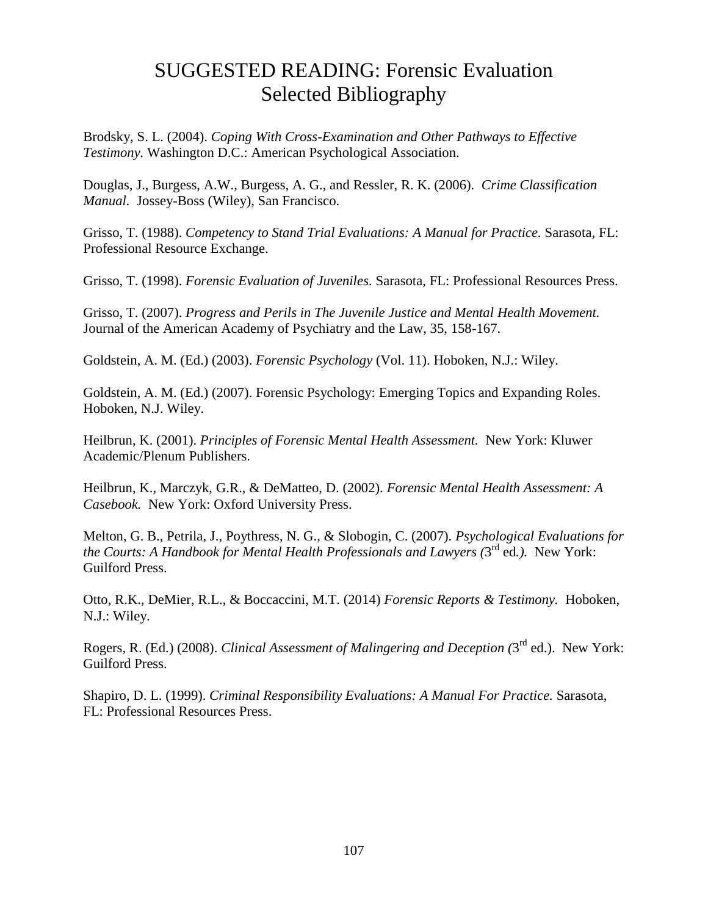# SUGGESTED READING: Forensic Evaluation Selected Bibliography

Brodsky, S. L. (2004). *Coping With Cross-Examination and Other Pathways to Effective Testimony.* Washington D.C.: American Psychological Association.

Douglas, J., Burgess, A.W., Burgess, A. G., and Ressler, R. K. (2006). *Crime Classification Manual.* Jossey-Boss (Wiley), San Francisco.

Grisso, T. (1988). *Competency to Stand Trial Evaluations: A Manual for Practice.* Sarasota, FL: Professional Resource Exchange.

Grisso, T. (1998). *Forensic Evaluation of Juveniles*. Sarasota, FL: Professional Resources Press.

Grisso, T. (2007). *Progress and Perils in The Juvenile Justice and Mental Health Movement.* Journal of the American Academy of Psychiatry and the Law, 35, 158-167.

Goldstein, A. M. (Ed.) (2003). *Forensic Psychology* (Vol. 11). Hoboken, N.J.: Wiley.

Goldstein, A. M. (Ed.) (2007). Forensic Psychology: Emerging Topics and Expanding Roles. Hoboken, N.J. Wiley.

Heilbrun, K. (2001). *Principles of Forensic Mental Health Assessment.* New York: Kluwer Academic/Plenum Publishers.

Heilbrun, K., Marczyk, G.R., & DeMatteo, D. (2002). *Forensic Mental Health Assessment: A Casebook.* New York: Oxford University Press.

Melton, G. B., Petrila, J., Poythress, N. G., & Slobogin, C. (2007). *Psychological Evaluations for the Courts: A Handbook for Mental Health Professionals and Lawyers (*3rd ed*.).* New York: Guilford Press.

Otto, R.K., DeMier, R.L., & Boccaccini, M.T. (2014) *Forensic Reports & Testimony.* Hoboken, N.J.: Wiley.

Rogers, R. (Ed.) (2008). *Clinical Assessment of Malingering and Deception (*3rd ed.). New York: Guilford Press.

Shapiro, D. L. (1999). *Criminal Responsibility Evaluations: A Manual For Practice.* Sarasota, FL: Professional Resources Press.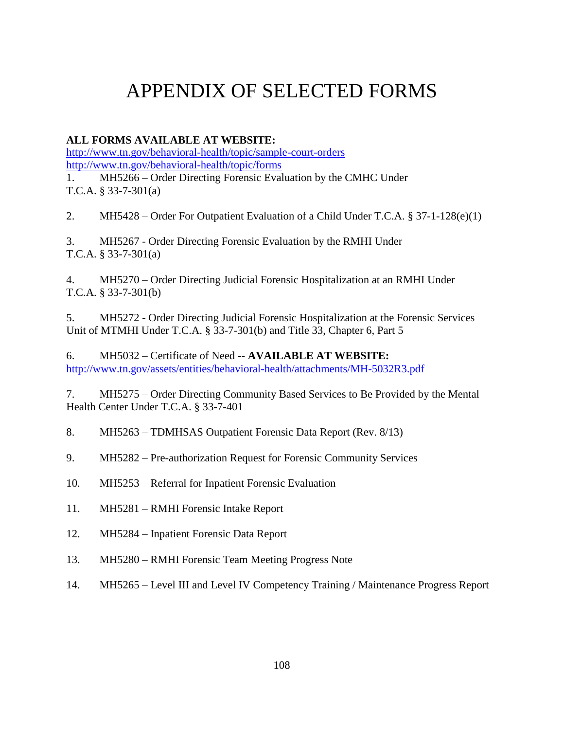# APPENDIX OF SELECTED FORMS

**ALL FORMS AVAILABLE AT WEBSITE:**
http://www.tn.gov/behavioral-health/topic/sample-court-orders
http://www.tn.gov/behavioral-health/topic/forms

1. MH5266 – Order Directing Forensic Evaluation by the CMHC Under T.C.A. § 33-7-301(a)

2. MH5428 – Order For Outpatient Evaluation of a Child Under T.C.A. § 37-1-128(e)(1)

3. MH5267 - Order Directing Forensic Evaluation by the RMHI Under T.C.A. § 33-7-301(a)

4. MH5270 – Order Directing Judicial Forensic Hospitalization at an RMHI Under T.C.A. § 33-7-301(b)

5. MH5272 - Order Directing Judicial Forensic Hospitalization at the Forensic Services Unit of MTMHI Under T.C.A. § 33-7-301(b) and Title 33, Chapter 6, Part 5

6. MH5032 – Certificate of Need -- **AVAILABLE AT WEBSITE:** http://www.tn.gov/assets/entities/behavioral-health/attachments/MH-5032R3.pdf

7. MH5275 – Order Directing Community Based Services to Be Provided by the Mental Health Center Under T.C.A. § 33-7-401

8. MH5263 – TDMHSAS Outpatient Forensic Data Report (Rev. 8/13)

9. MH5282 – Pre-authorization Request for Forensic Community Services

10. MH5253 – Referral for Inpatient Forensic Evaluation

11. MH5281 – RMHI Forensic Intake Report

12. MH5284 – Inpatient Forensic Data Report

13. MH5280 – RMHI Forensic Team Meeting Progress Note

14. MH5265 – Level III and Level IV Competency Training / Maintenance Progress Report